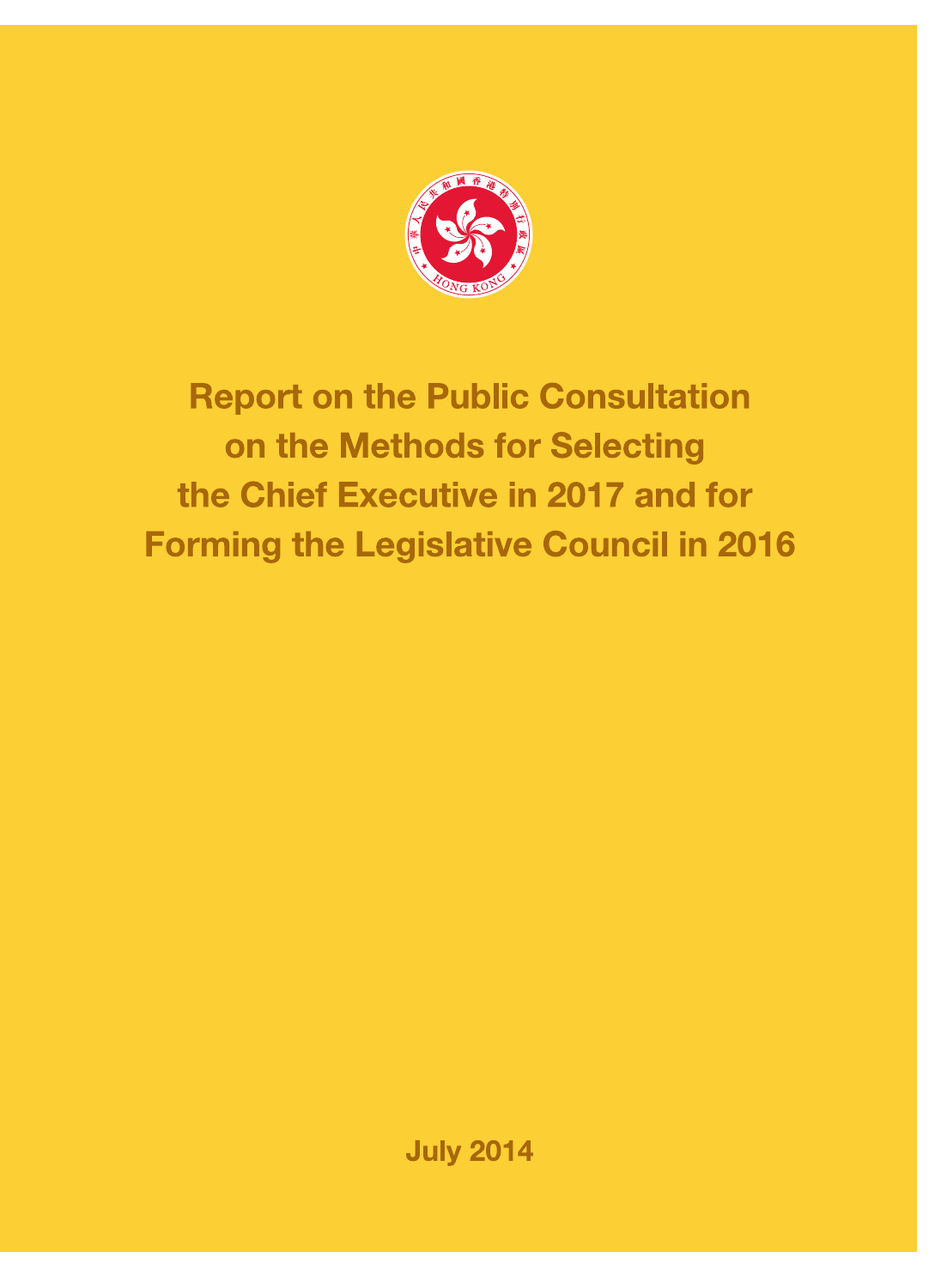# Report on the Public Consultation on the Methods for Selecting the Chief Executive in 2017 and for Forming the Legislative Council in 2016

July 2014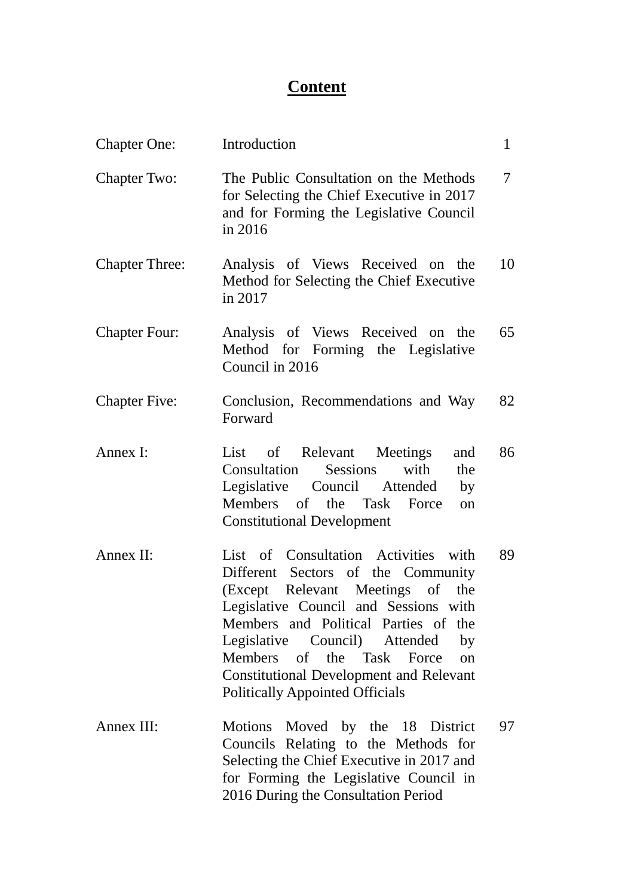# Content

| | | |
|---|---|---|
| Chapter One: | Introduction | 1 |
| Chapter Two: | The Public Consultation on the Methods for Selecting the Chief Executive in 2017 and for Forming the Legislative Council in 2016 | 7 |
| Chapter Three: | Analysis of Views Received on the Method for Selecting the Chief Executive in 2017 | 10 |
| Chapter Four: | Analysis of Views Received on the Method for Forming the Legislative Council in 2016 | 65 |
| Chapter Five: | Conclusion, Recommendations and Way Forward | 82 |
| Annex I: | List of Relevant Meetings and Consultation Sessions with the Legislative Council Attended by Members of the Task Force on Constitutional Development | 86 |
| Annex II: | List of Consultation Activities with Different Sectors of the Community (Except Relevant Meetings of the Legislative Council and Sessions with Members and Political Parties of the Legislative Council) Attended by Members of the Task Force on Constitutional Development and Relevant Politically Appointed Officials | 89 |
| Annex III: | Motions Moved by the 18 District Councils Relating to the Methods for Selecting the Chief Executive in 2017 and for Forming the Legislative Council in 2016 During the Consultation Period | 97 |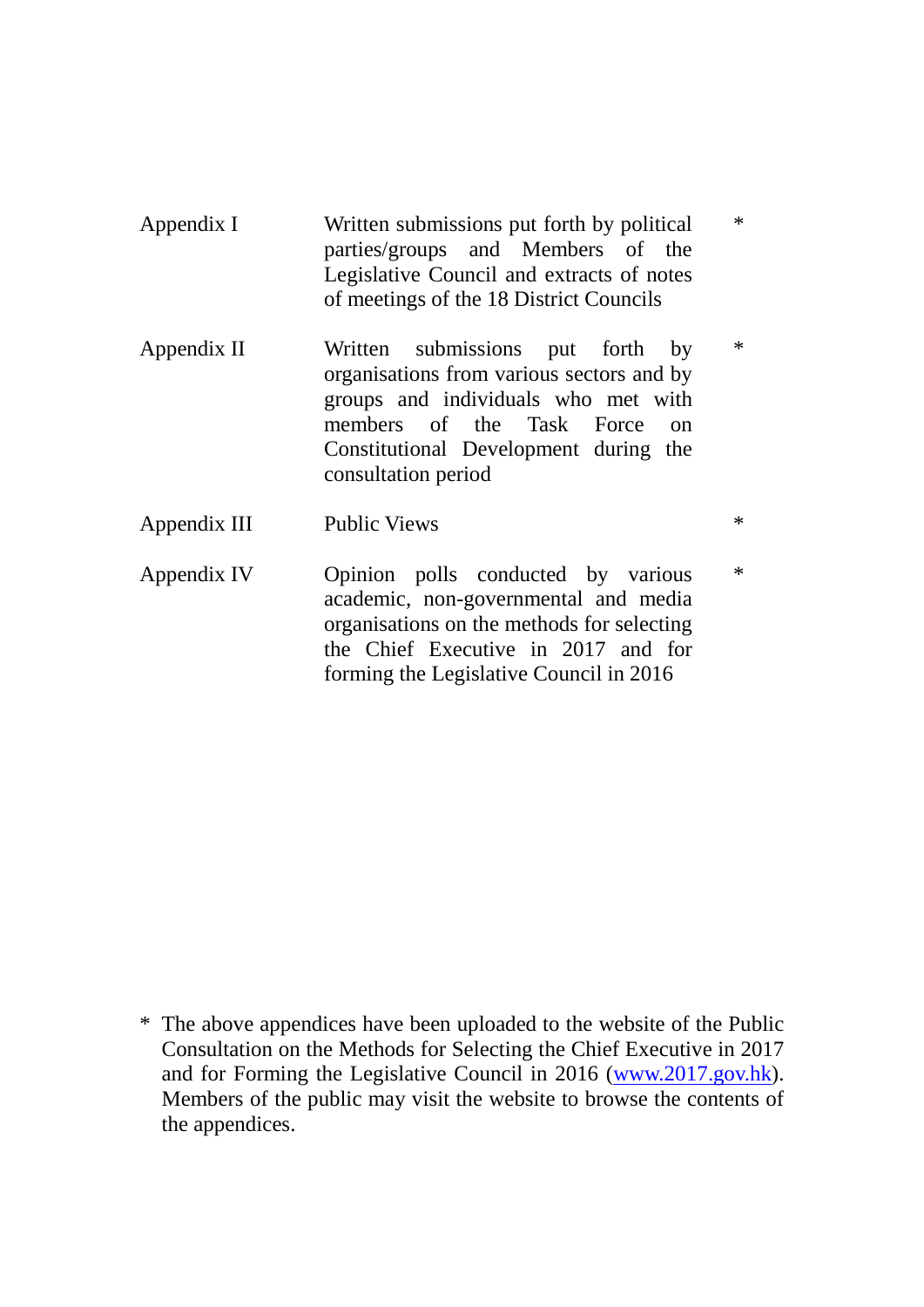| | | |
|---|---|---|
| Appendix I | Written submissions put forth by political parties/groups and Members of the Legislative Council and extracts of notes of meetings of the 18 District Councils | * |
| Appendix II | Written submissions put forth by organisations from various sectors and by groups and individuals who met with members of the Task Force on Constitutional Development during the consultation period | * |
| Appendix III | Public Views | * |
| Appendix IV | Opinion polls conducted by various academic, non-governmental and media organisations on the methods for selecting the Chief Executive in 2017 and for forming the Legislative Council in 2016 | * |

\* The above appendices have been uploaded to the website of the Public Consultation on the Methods for Selecting the Chief Executive in 2017 and for Forming the Legislative Council in 2016 (www.2017.gov.hk). Members of the public may visit the website to browse the contents of the appendices.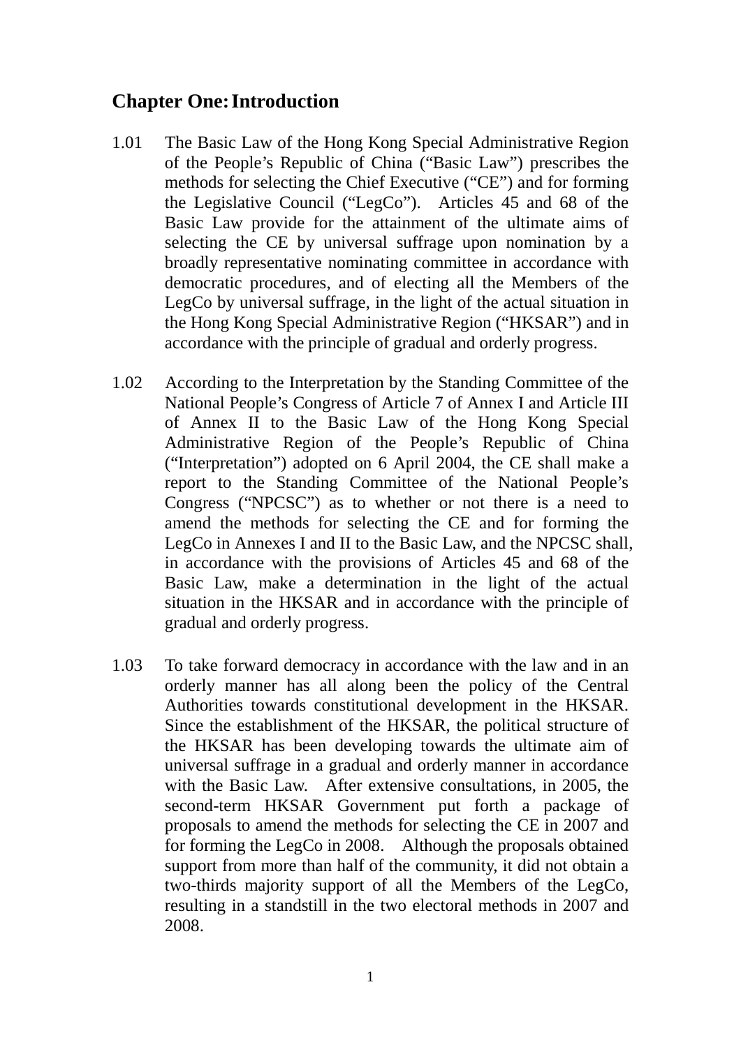## Chapter One: Introduction

1.01 The Basic Law of the Hong Kong Special Administrative Region of the People's Republic of China ("Basic Law") prescribes the methods for selecting the Chief Executive ("CE") and for forming the Legislative Council ("LegCo"). Articles 45 and 68 of the Basic Law provide for the attainment of the ultimate aims of selecting the CE by universal suffrage upon nomination by a broadly representative nominating committee in accordance with democratic procedures, and of electing all the Members of the LegCo by universal suffrage, in the light of the actual situation in the Hong Kong Special Administrative Region ("HKSAR") and in accordance with the principle of gradual and orderly progress.

1.02 According to the Interpretation by the Standing Committee of the National People's Congress of Article 7 of Annex I and Article III of Annex II to the Basic Law of the Hong Kong Special Administrative Region of the People's Republic of China ("Interpretation") adopted on 6 April 2004, the CE shall make a report to the Standing Committee of the National People's Congress ("NPCSC") as to whether or not there is a need to amend the methods for selecting the CE and for forming the LegCo in Annexes I and II to the Basic Law, and the NPCSC shall, in accordance with the provisions of Articles 45 and 68 of the Basic Law, make a determination in the light of the actual situation in the HKSAR and in accordance with the principle of gradual and orderly progress.

1.03 To take forward democracy in accordance with the law and in an orderly manner has all along been the policy of the Central Authorities towards constitutional development in the HKSAR. Since the establishment of the HKSAR, the political structure of the HKSAR has been developing towards the ultimate aim of universal suffrage in a gradual and orderly manner in accordance with the Basic Law. After extensive consultations, in 2005, the second-term HKSAR Government put forth a package of proposals to amend the methods for selecting the CE in 2007 and for forming the LegCo in 2008. Although the proposals obtained support from more than half of the community, it did not obtain a two-thirds majority support of all the Members of the LegCo, resulting in a standstill in the two electoral methods in 2007 and 2008.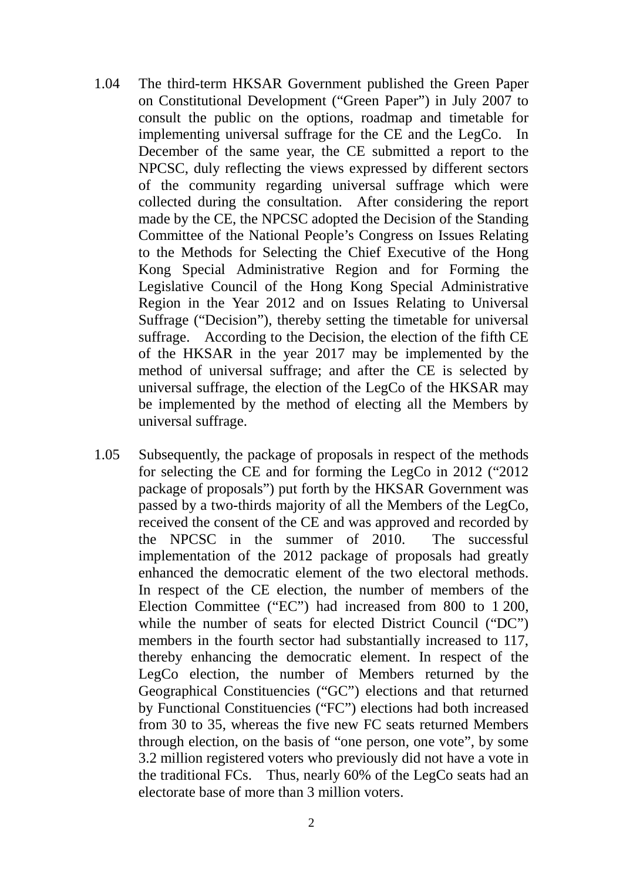1.04 The third-term HKSAR Government published the Green Paper on Constitutional Development ("Green Paper") in July 2007 to consult the public on the options, roadmap and timetable for implementing universal suffrage for the CE and the LegCo. In December of the same year, the CE submitted a report to the NPCSC, duly reflecting the views expressed by different sectors of the community regarding universal suffrage which were collected during the consultation. After considering the report made by the CE, the NPCSC adopted the Decision of the Standing Committee of the National People's Congress on Issues Relating to the Methods for Selecting the Chief Executive of the Hong Kong Special Administrative Region and for Forming the Legislative Council of the Hong Kong Special Administrative Region in the Year 2012 and on Issues Relating to Universal Suffrage ("Decision"), thereby setting the timetable for universal suffrage. According to the Decision, the election of the fifth CE of the HKSAR in the year 2017 may be implemented by the method of universal suffrage; and after the CE is selected by universal suffrage, the election of the LegCo of the HKSAR may be implemented by the method of electing all the Members by universal suffrage.

1.05 Subsequently, the package of proposals in respect of the methods for selecting the CE and for forming the LegCo in 2012 ("2012 package of proposals") put forth by the HKSAR Government was passed by a two-thirds majority of all the Members of the LegCo, received the consent of the CE and was approved and recorded by the NPCSC in the summer of 2010. The successful implementation of the 2012 package of proposals had greatly enhanced the democratic element of the two electoral methods. In respect of the CE election, the number of members of the Election Committee ("EC") had increased from 800 to 1 200, while the number of seats for elected District Council ("DC") members in the fourth sector had substantially increased to 117, thereby enhancing the democratic element. In respect of the LegCo election, the number of Members returned by the Geographical Constituencies ("GC") elections and that returned by Functional Constituencies ("FC") elections had both increased from 30 to 35, whereas the five new FC seats returned Members through election, on the basis of "one person, one vote", by some 3.2 million registered voters who previously did not have a vote in the traditional FCs. Thus, nearly 60% of the LegCo seats had an electorate base of more than 3 million voters.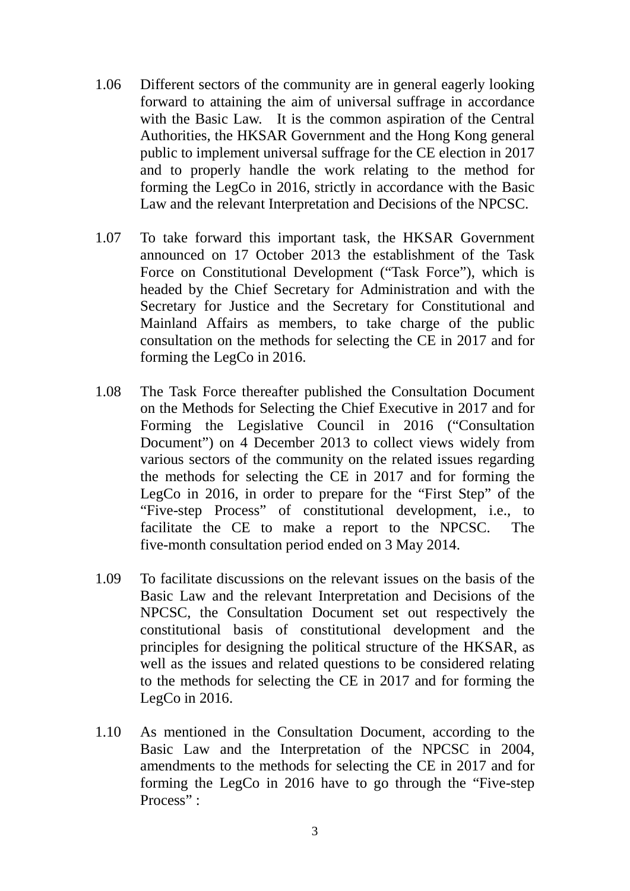1.06 Different sectors of the community are in general eagerly looking forward to attaining the aim of universal suffrage in accordance with the Basic Law. It is the common aspiration of the Central Authorities, the HKSAR Government and the Hong Kong general public to implement universal suffrage for the CE election in 2017 and to properly handle the work relating to the method for forming the LegCo in 2016, strictly in accordance with the Basic Law and the relevant Interpretation and Decisions of the NPCSC.

1.07 To take forward this important task, the HKSAR Government announced on 17 October 2013 the establishment of the Task Force on Constitutional Development ("Task Force"), which is headed by the Chief Secretary for Administration and with the Secretary for Justice and the Secretary for Constitutional and Mainland Affairs as members, to take charge of the public consultation on the methods for selecting the CE in 2017 and for forming the LegCo in 2016.

1.08 The Task Force thereafter published the Consultation Document on the Methods for Selecting the Chief Executive in 2017 and for Forming the Legislative Council in 2016 ("Consultation Document") on 4 December 2013 to collect views widely from various sectors of the community on the related issues regarding the methods for selecting the CE in 2017 and for forming the LegCo in 2016, in order to prepare for the "First Step" of the "Five-step Process" of constitutional development, i.e., to facilitate the CE to make a report to the NPCSC. The five-month consultation period ended on 3 May 2014.

1.09 To facilitate discussions on the relevant issues on the basis of the Basic Law and the relevant Interpretation and Decisions of the NPCSC, the Consultation Document set out respectively the constitutional basis of constitutional development and the principles for designing the political structure of the HKSAR, as well as the issues and related questions to be considered relating to the methods for selecting the CE in 2017 and for forming the LegCo in 2016.

1.10 As mentioned in the Consultation Document, according to the Basic Law and the Interpretation of the NPCSC in 2004, amendments to the methods for selecting the CE in 2017 and for forming the LegCo in 2016 have to go through the "Five-step Process" :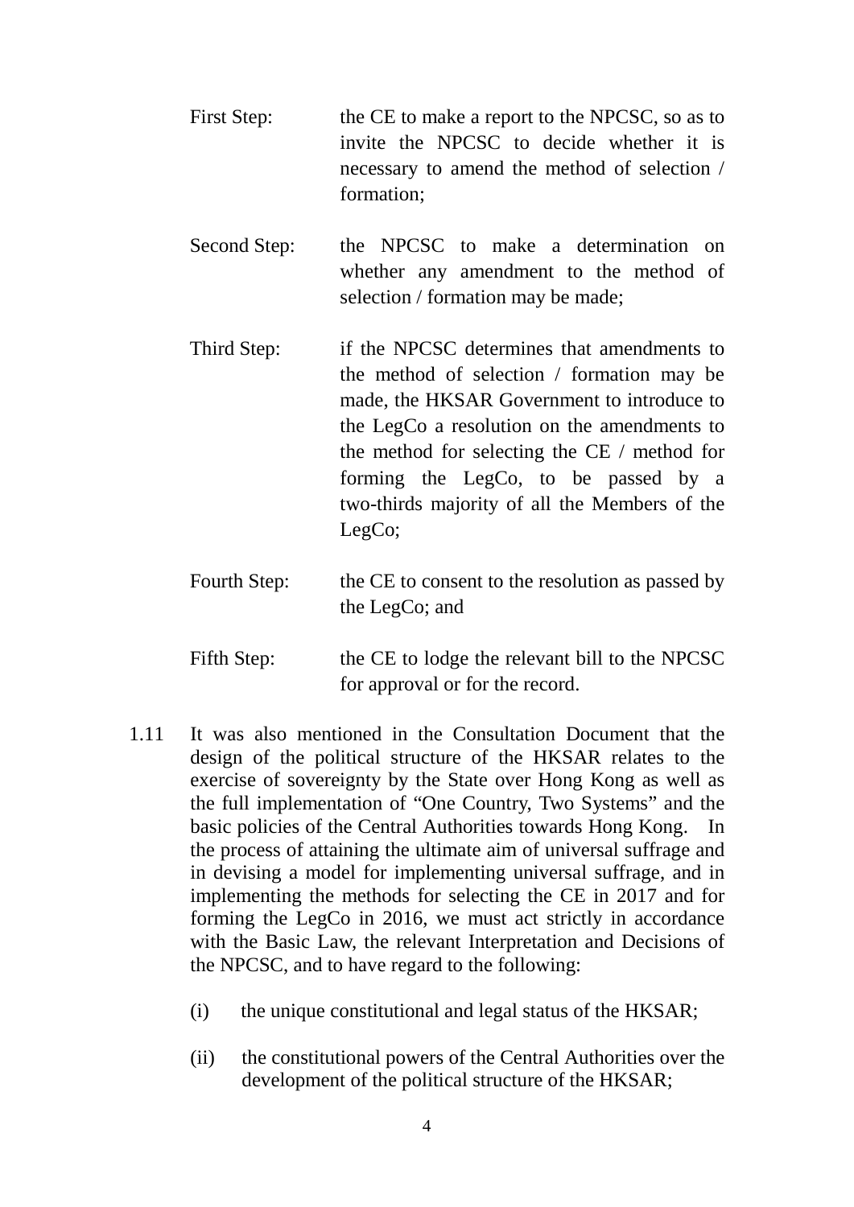First Step: the CE to make a report to the NPCSC, so as to invite the NPCSC to decide whether it is necessary to amend the method of selection / formation;

Second Step: the NPCSC to make a determination on whether any amendment to the method of selection / formation may be made;

Third Step: if the NPCSC determines that amendments to the method of selection / formation may be made, the HKSAR Government to introduce to the LegCo a resolution on the amendments to the method for selecting the CE / method for forming the LegCo, to be passed by a two-thirds majority of all the Members of the LegCo;

Fourth Step: the CE to consent to the resolution as passed by the LegCo; and

Fifth Step: the CE to lodge the relevant bill to the NPCSC for approval or for the record.

1.11 It was also mentioned in the Consultation Document that the design of the political structure of the HKSAR relates to the exercise of sovereignty by the State over Hong Kong as well as the full implementation of “One Country, Two Systems” and the basic policies of the Central Authorities towards Hong Kong. In the process of attaining the ultimate aim of universal suffrage and in devising a model for implementing universal suffrage, and in implementing the methods for selecting the CE in 2017 and for forming the LegCo in 2016, we must act strictly in accordance with the Basic Law, the relevant Interpretation and Decisions of the NPCSC, and to have regard to the following:

(i) the unique constitutional and legal status of the HKSAR;

(ii) the constitutional powers of the Central Authorities over the development of the political structure of the HKSAR;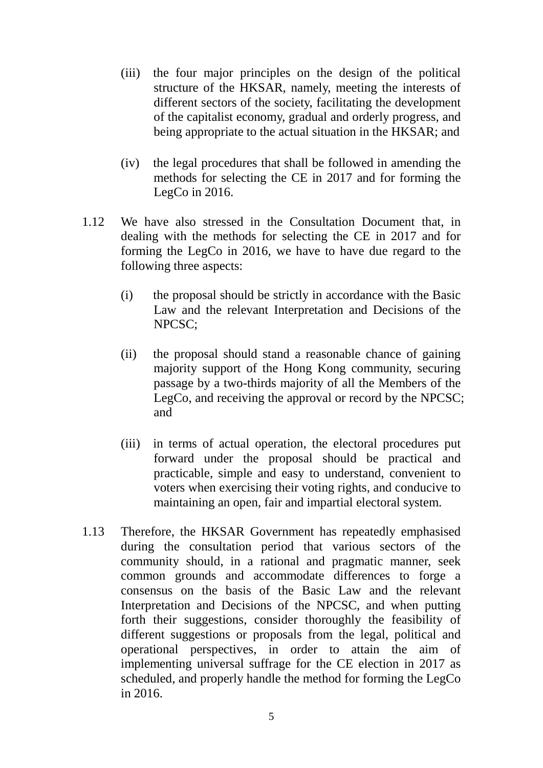(iii) the four major principles on the design of the political structure of the HKSAR, namely, meeting the interests of different sectors of the society, facilitating the development of the capitalist economy, gradual and orderly progress, and being appropriate to the actual situation in the HKSAR; and

(iv) the legal procedures that shall be followed in amending the methods for selecting the CE in 2017 and for forming the LegCo in 2016.

1.12 We have also stressed in the Consultation Document that, in dealing with the methods for selecting the CE in 2017 and for forming the LegCo in 2016, we have to have due regard to the following three aspects:

(i) the proposal should be strictly in accordance with the Basic Law and the relevant Interpretation and Decisions of the NPCSC;

(ii) the proposal should stand a reasonable chance of gaining majority support of the Hong Kong community, securing passage by a two-thirds majority of all the Members of the LegCo, and receiving the approval or record by the NPCSC; and

(iii) in terms of actual operation, the electoral procedures put forward under the proposal should be practical and practicable, simple and easy to understand, convenient to voters when exercising their voting rights, and conducive to maintaining an open, fair and impartial electoral system.

1.13 Therefore, the HKSAR Government has repeatedly emphasised during the consultation period that various sectors of the community should, in a rational and pragmatic manner, seek common grounds and accommodate differences to forge a consensus on the basis of the Basic Law and the relevant Interpretation and Decisions of the NPCSC, and when putting forth their suggestions, consider thoroughly the feasibility of different suggestions or proposals from the legal, political and operational perspectives, in order to attain the aim of implementing universal suffrage for the CE election in 2017 as scheduled, and properly handle the method for forming the LegCo in 2016.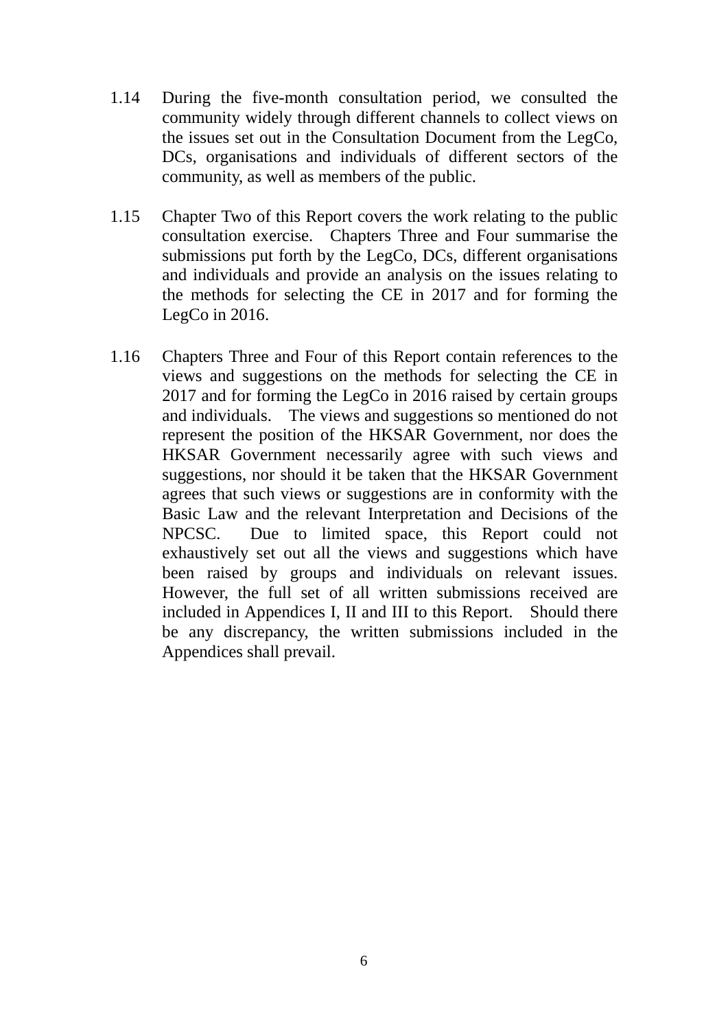1.14 During the five-month consultation period, we consulted the community widely through different channels to collect views on the issues set out in the Consultation Document from the LegCo, DCs, organisations and individuals of different sectors of the community, as well as members of the public.

1.15 Chapter Two of this Report covers the work relating to the public consultation exercise. Chapters Three and Four summarise the submissions put forth by the LegCo, DCs, different organisations and individuals and provide an analysis on the issues relating to the methods for selecting the CE in 2017 and for forming the LegCo in 2016.

1.16 Chapters Three and Four of this Report contain references to the views and suggestions on the methods for selecting the CE in 2017 and for forming the LegCo in 2016 raised by certain groups and individuals. The views and suggestions so mentioned do not represent the position of the HKSAR Government, nor does the HKSAR Government necessarily agree with such views and suggestions, nor should it be taken that the HKSAR Government agrees that such views or suggestions are in conformity with the Basic Law and the relevant Interpretation and Decisions of the NPCSC. Due to limited space, this Report could not exhaustively set out all the views and suggestions which have been raised by groups and individuals on relevant issues. However, the full set of all written submissions received are included in Appendices I, II and III to this Report. Should there be any discrepancy, the written submissions included in the Appendices shall prevail.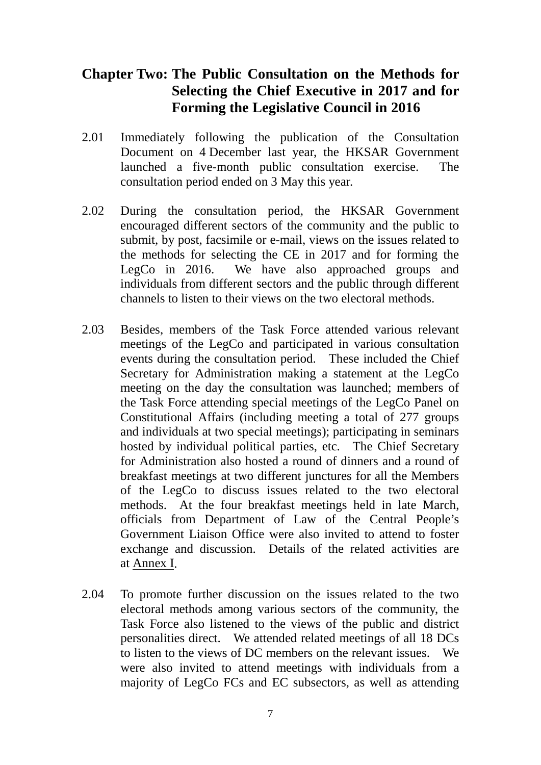## Chapter Two: The Public Consultation on the Methods for Selecting the Chief Executive in 2017 and for Forming the Legislative Council in 2016

2.01 Immediately following the publication of the Consultation Document on 4 December last year, the HKSAR Government launched a five-month public consultation exercise. The consultation period ended on 3 May this year.

2.02 During the consultation period, the HKSAR Government encouraged different sectors of the community and the public to submit, by post, facsimile or e-mail, views on the issues related to the methods for selecting the CE in 2017 and for forming the LegCo in 2016. We have also approached groups and individuals from different sectors and the public through different channels to listen to their views on the two electoral methods.

2.03 Besides, members of the Task Force attended various relevant meetings of the LegCo and participated in various consultation events during the consultation period. These included the Chief Secretary for Administration making a statement at the LegCo meeting on the day the consultation was launched; members of the Task Force attending special meetings of the LegCo Panel on Constitutional Affairs (including meeting a total of 277 groups and individuals at two special meetings); participating in seminars hosted by individual political parties, etc. The Chief Secretary for Administration also hosted a round of dinners and a round of breakfast meetings at two different junctures for all the Members of the LegCo to discuss issues related to the two electoral methods. At the four breakfast meetings held in late March, officials from Department of Law of the Central People's Government Liaison Office were also invited to attend to foster exchange and discussion. Details of the related activities are at Annex I.

2.04 To promote further discussion on the issues related to the two electoral methods among various sectors of the community, the Task Force also listened to the views of the public and district personalities direct. We attended related meetings of all 18 DCs to listen to the views of DC members on the relevant issues. We were also invited to attend meetings with individuals from a majority of LegCo FCs and EC subsectors, as well as attending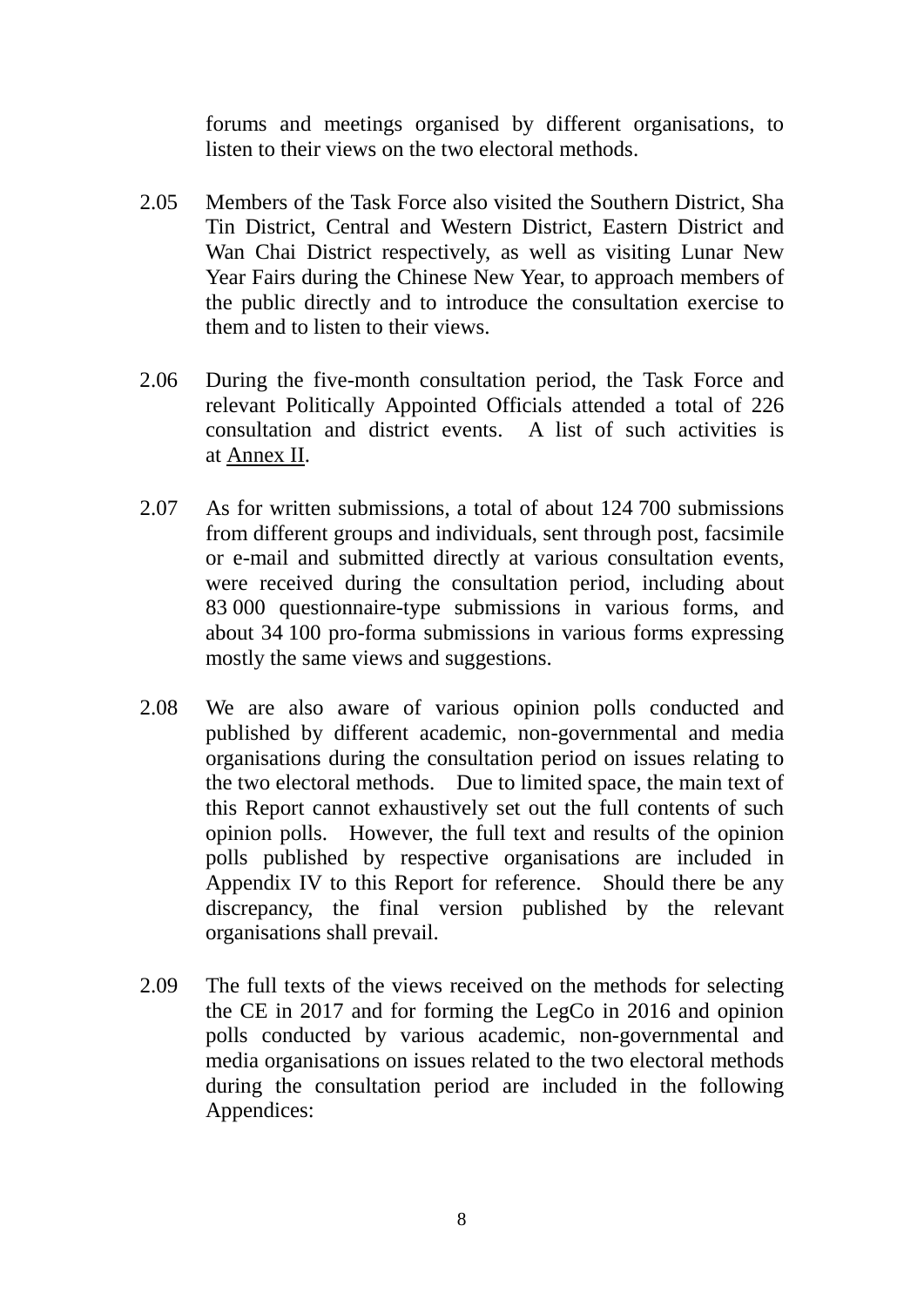forums and meetings organised by different organisations, to listen to their views on the two electoral methods.

2.05 Members of the Task Force also visited the Southern District, Sha Tin District, Central and Western District, Eastern District and Wan Chai District respectively, as well as visiting Lunar New Year Fairs during the Chinese New Year, to approach members of the public directly and to introduce the consultation exercise to them and to listen to their views.

2.06 During the five-month consultation period, the Task Force and relevant Politically Appointed Officials attended a total of 226 consultation and district events. A list of such activities is at Annex II.

2.07 As for written submissions, a total of about 124 700 submissions from different groups and individuals, sent through post, facsimile or e-mail and submitted directly at various consultation events, were received during the consultation period, including about 83 000 questionnaire-type submissions in various forms, and about 34 100 pro-forma submissions in various forms expressing mostly the same views and suggestions.

2.08 We are also aware of various opinion polls conducted and published by different academic, non-governmental and media organisations during the consultation period on issues relating to the two electoral methods. Due to limited space, the main text of this Report cannot exhaustively set out the full contents of such opinion polls. However, the full text and results of the opinion polls published by respective organisations are included in Appendix IV to this Report for reference. Should there be any discrepancy, the final version published by the relevant organisations shall prevail.

2.09 The full texts of the views received on the methods for selecting the CE in 2017 and for forming the LegCo in 2016 and opinion polls conducted by various academic, non-governmental and media organisations on issues related to the two electoral methods during the consultation period are included in the following Appendices: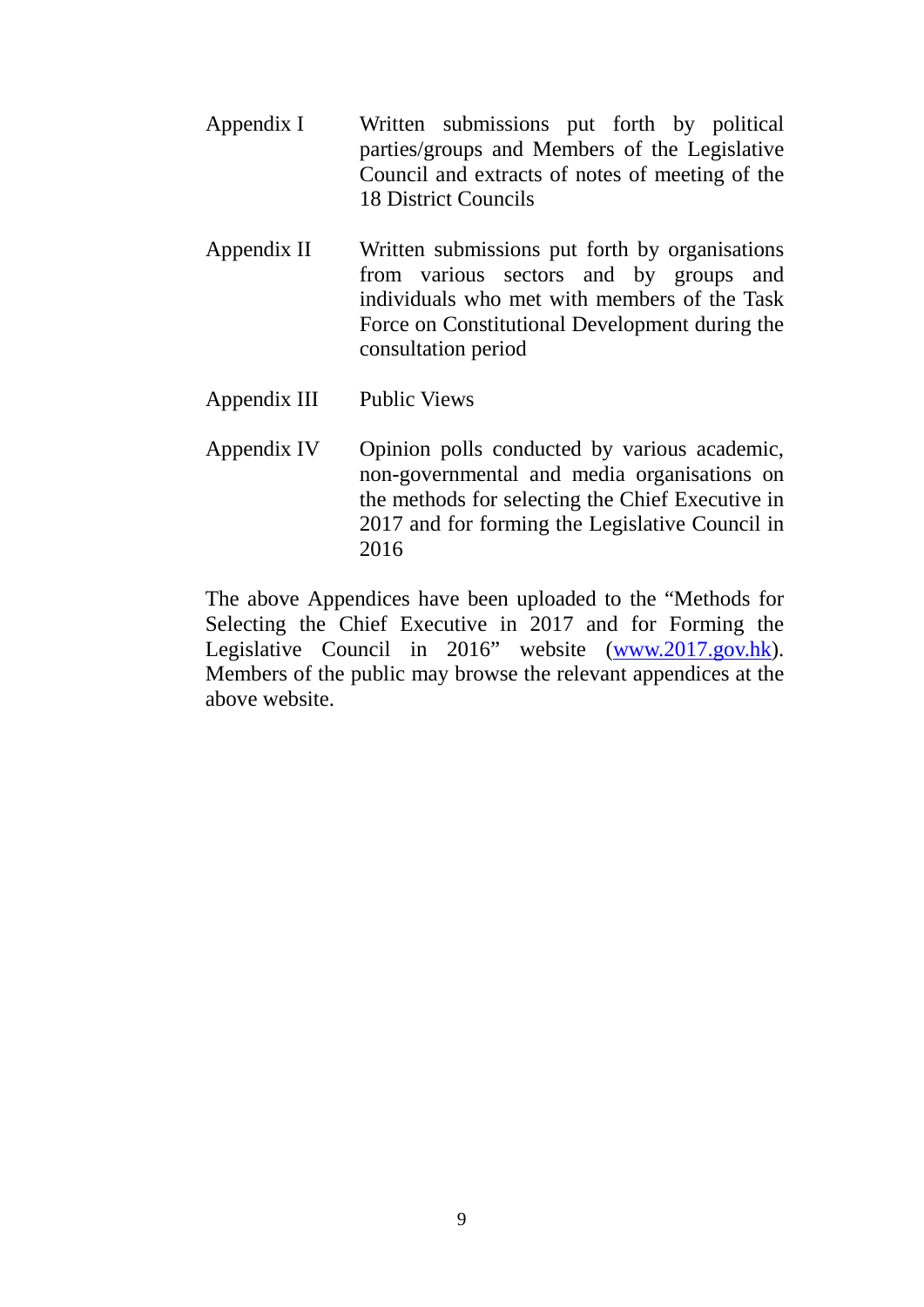| | |
|---|---|
| Appendix I | Written submissions put forth by political parties/groups and Members of the Legislative Council and extracts of notes of meeting of the 18 District Councils |
| Appendix II | Written submissions put forth by organisations from various sectors and by groups and individuals who met with members of the Task Force on Constitutional Development during the consultation period |
| Appendix III | Public Views |
| Appendix IV | Opinion polls conducted by various academic, non-governmental and media organisations on the methods for selecting the Chief Executive in 2017 and for forming the Legislative Council in 2016 |

The above Appendices have been uploaded to the "Methods for Selecting the Chief Executive in 2017 and for Forming the Legislative Council in 2016" website (www.2017.gov.hk). Members of the public may browse the relevant appendices at the above website.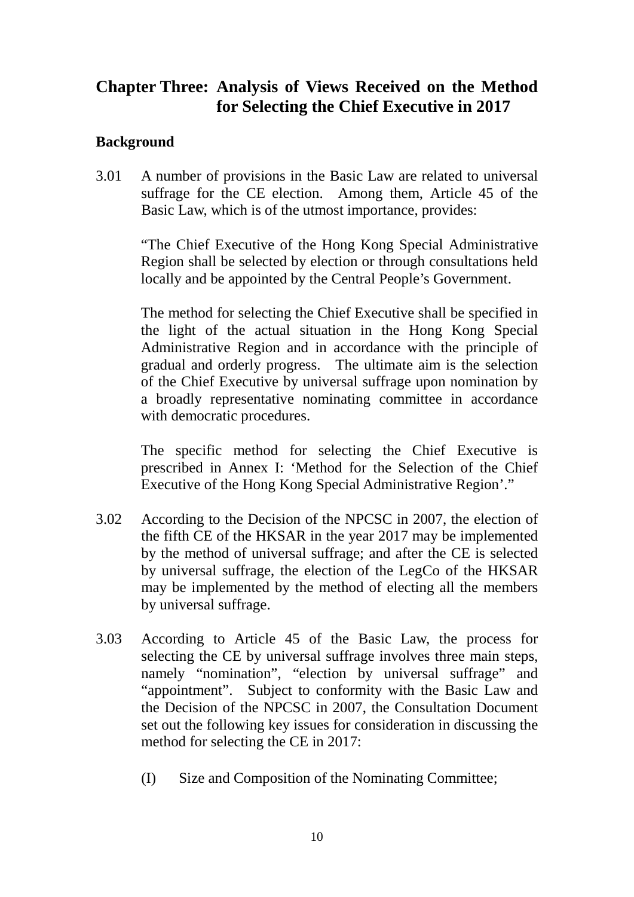# Chapter Three: Analysis of Views Received on the Method for Selecting the Chief Executive in 2017

## Background

3.01 A number of provisions in the Basic Law are related to universal suffrage for the CE election. Among them, Article 45 of the Basic Law, which is of the utmost importance, provides:

"The Chief Executive of the Hong Kong Special Administrative Region shall be selected by election or through consultations held locally and be appointed by the Central People's Government.

The method for selecting the Chief Executive shall be specified in the light of the actual situation in the Hong Kong Special Administrative Region and in accordance with the principle of gradual and orderly progress. The ultimate aim is the selection of the Chief Executive by universal suffrage upon nomination by a broadly representative nominating committee in accordance with democratic procedures.

The specific method for selecting the Chief Executive is prescribed in Annex I: 'Method for the Selection of the Chief Executive of the Hong Kong Special Administrative Region'."

3.02 According to the Decision of the NPCSC in 2007, the election of the fifth CE of the HKSAR in the year 2017 may be implemented by the method of universal suffrage; and after the CE is selected by universal suffrage, the election of the LegCo of the HKSAR may be implemented by the method of electing all the members by universal suffrage.

3.03 According to Article 45 of the Basic Law, the process for selecting the CE by universal suffrage involves three main steps, namely "nomination", "election by universal suffrage" and "appointment". Subject to conformity with the Basic Law and the Decision of the NPCSC in 2007, the Consultation Document set out the following key issues for consideration in discussing the method for selecting the CE in 2017:

(I) Size and Composition of the Nominating Committee;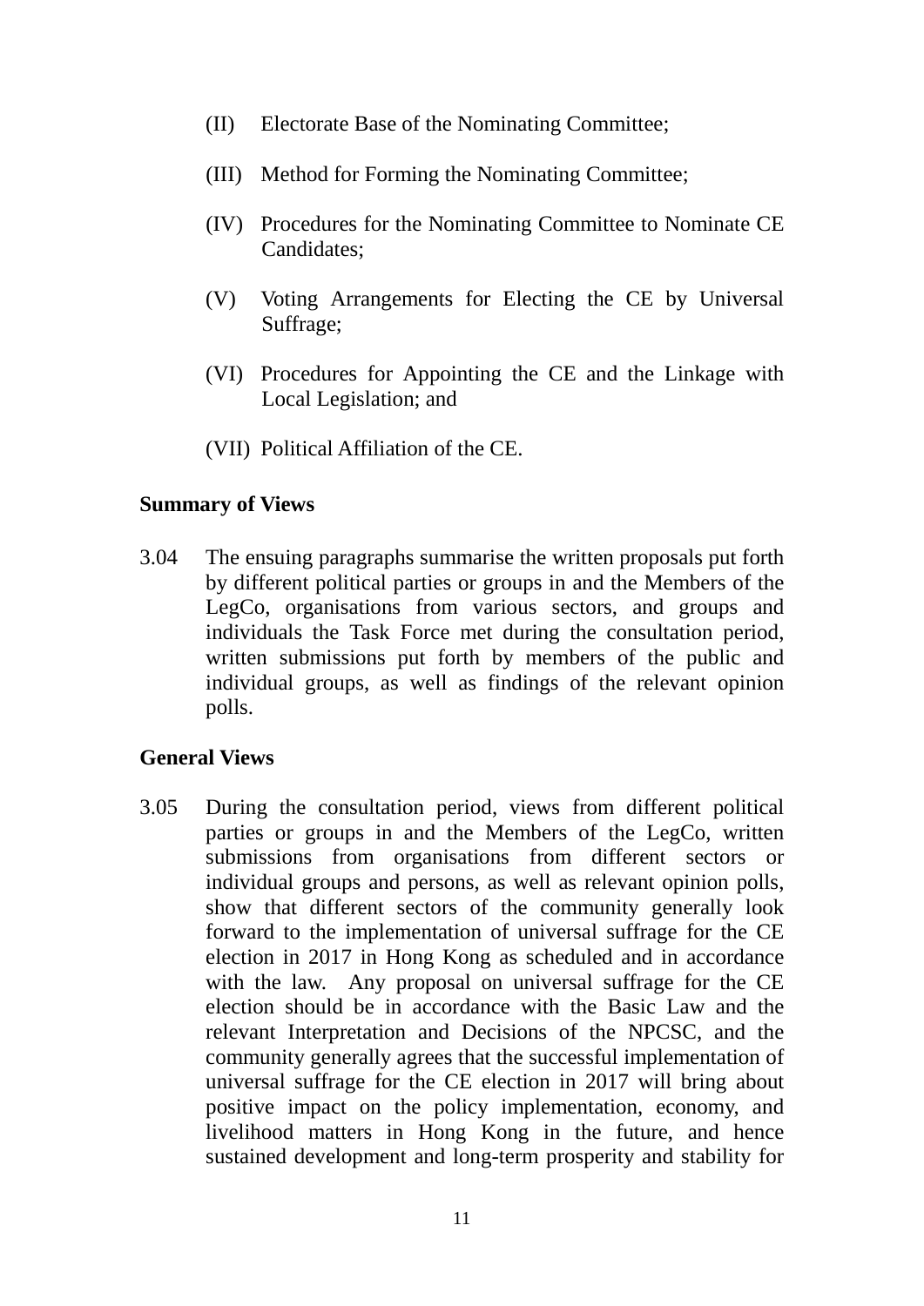(II) Electorate Base of the Nominating Committee;

(III) Method for Forming the Nominating Committee;

(IV) Procedures for the Nominating Committee to Nominate CE Candidates;

(V) Voting Arrangements for Electing the CE by Universal Suffrage;

(VI) Procedures for Appointing the CE and the Linkage with Local Legislation; and

(VII) Political Affiliation of the CE.

**Summary of Views**

3.04 The ensuing paragraphs summarise the written proposals put forth by different political parties or groups in and the Members of the LegCo, organisations from various sectors, and groups and individuals the Task Force met during the consultation period, written submissions put forth by members of the public and individual groups, as well as findings of the relevant opinion polls.

**General Views**

3.05 During the consultation period, views from different political parties or groups in and the Members of the LegCo, written submissions from organisations from different sectors or individual groups and persons, as well as relevant opinion polls, show that different sectors of the community generally look forward to the implementation of universal suffrage for the CE election in 2017 in Hong Kong as scheduled and in accordance with the law. Any proposal on universal suffrage for the CE election should be in accordance with the Basic Law and the relevant Interpretation and Decisions of the NPCSC, and the community generally agrees that the successful implementation of universal suffrage for the CE election in 2017 will bring about positive impact on the policy implementation, economy, and livelihood matters in Hong Kong in the future, and hence sustained development and long-term prosperity and stability for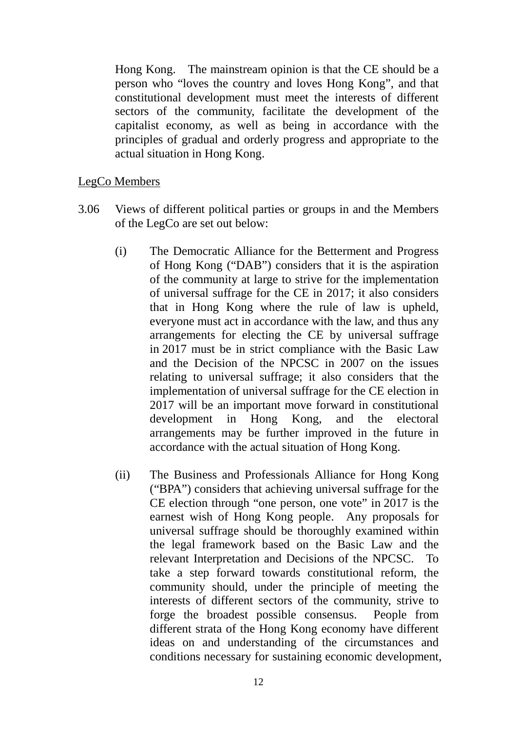Hong Kong. The mainstream opinion is that the CE should be a person who "loves the country and loves Hong Kong", and that constitutional development must meet the interests of different sectors of the community, facilitate the development of the capitalist economy, as well as being in accordance with the principles of gradual and orderly progress and appropriate to the actual situation in Hong Kong.

<u>LegCo Members</u>

3.06 Views of different political parties or groups in and the Members of the LegCo are set out below:

(i) The Democratic Alliance for the Betterment and Progress of Hong Kong ("DAB") considers that it is the aspiration of the community at large to strive for the implementation of universal suffrage for the CE in 2017; it also considers that in Hong Kong where the rule of law is upheld, everyone must act in accordance with the law, and thus any arrangements for electing the CE by universal suffrage in 2017 must be in strict compliance with the Basic Law and the Decision of the NPCSC in 2007 on the issues relating to universal suffrage; it also considers that the implementation of universal suffrage for the CE election in 2017 will be an important move forward in constitutional development in Hong Kong, and the electoral arrangements may be further improved in the future in accordance with the actual situation of Hong Kong.

(ii) The Business and Professionals Alliance for Hong Kong ("BPA") considers that achieving universal suffrage for the CE election through "one person, one vote" in 2017 is the earnest wish of Hong Kong people. Any proposals for universal suffrage should be thoroughly examined within the legal framework based on the Basic Law and the relevant Interpretation and Decisions of the NPCSC. To take a step forward towards constitutional reform, the community should, under the principle of meeting the interests of different sectors of the community, strive to forge the broadest possible consensus. People from different strata of the Hong Kong economy have different ideas on and understanding of the circumstances and conditions necessary for sustaining economic development,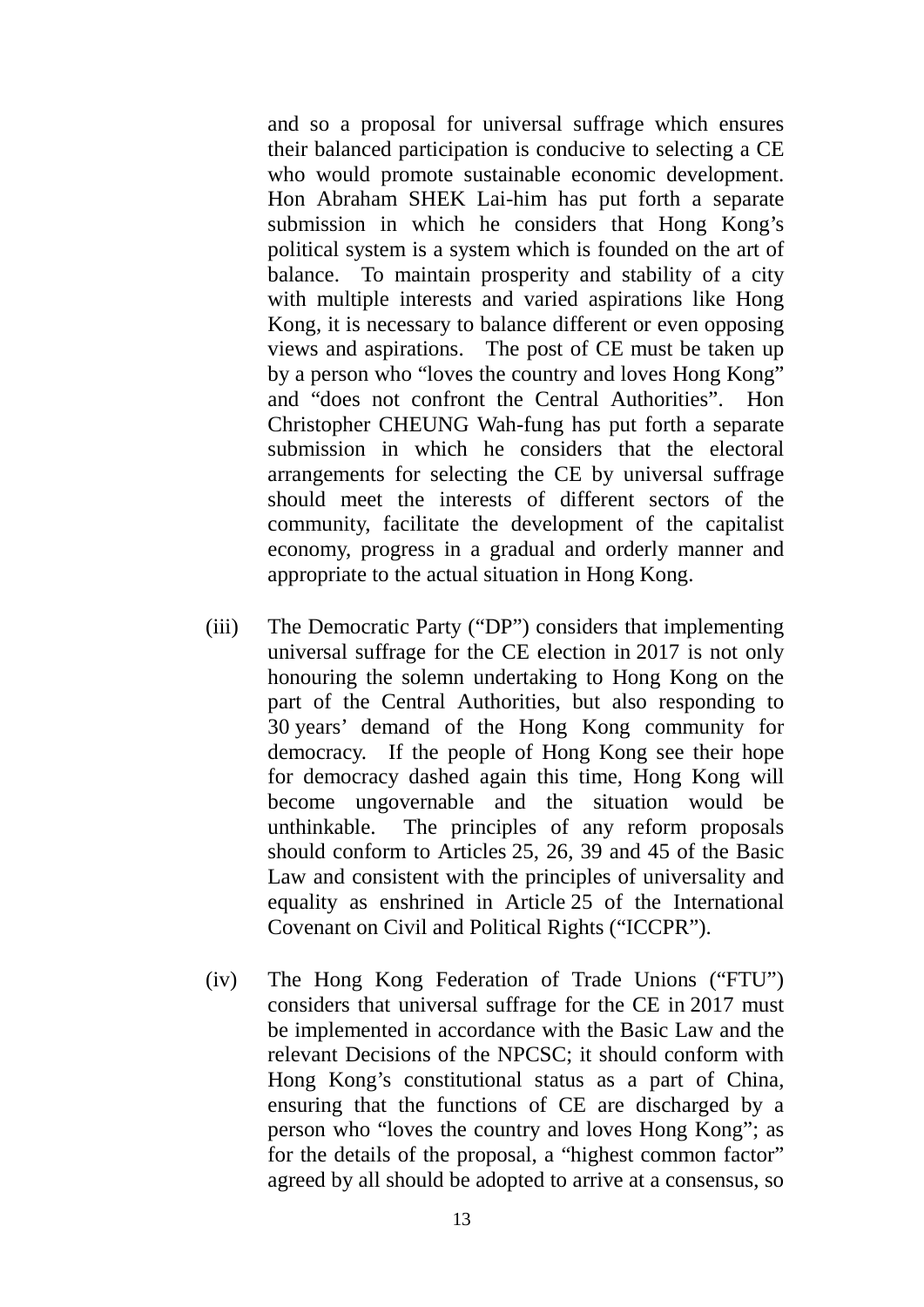and so a proposal for universal suffrage which ensures their balanced participation is conducive to selecting a CE who would promote sustainable economic development. Hon Abraham SHEK Lai-him has put forth a separate submission in which he considers that Hong Kong's political system is a system which is founded on the art of balance. To maintain prosperity and stability of a city with multiple interests and varied aspirations like Hong Kong, it is necessary to balance different or even opposing views and aspirations. The post of CE must be taken up by a person who "loves the country and loves Hong Kong" and "does not confront the Central Authorities". Hon Christopher CHEUNG Wah-fung has put forth a separate submission in which he considers that the electoral arrangements for selecting the CE by universal suffrage should meet the interests of different sectors of the community, facilitate the development of the capitalist economy, progress in a gradual and orderly manner and appropriate to the actual situation in Hong Kong.

(iii) The Democratic Party ("DP") considers that implementing universal suffrage for the CE election in 2017 is not only honouring the solemn undertaking to Hong Kong on the part of the Central Authorities, but also responding to 30 years' demand of the Hong Kong community for democracy. If the people of Hong Kong see their hope for democracy dashed again this time, Hong Kong will become ungovernable and the situation would be unthinkable. The principles of any reform proposals should conform to Articles 25, 26, 39 and 45 of the Basic Law and consistent with the principles of universality and equality as enshrined in Article 25 of the International Covenant on Civil and Political Rights ("ICCPR").

(iv) The Hong Kong Federation of Trade Unions ("FTU") considers that universal suffrage for the CE in 2017 must be implemented in accordance with the Basic Law and the relevant Decisions of the NPCSC; it should conform with Hong Kong's constitutional status as a part of China, ensuring that the functions of CE are discharged by a person who "loves the country and loves Hong Kong"; as for the details of the proposal, a "highest common factor" agreed by all should be adopted to arrive at a consensus, so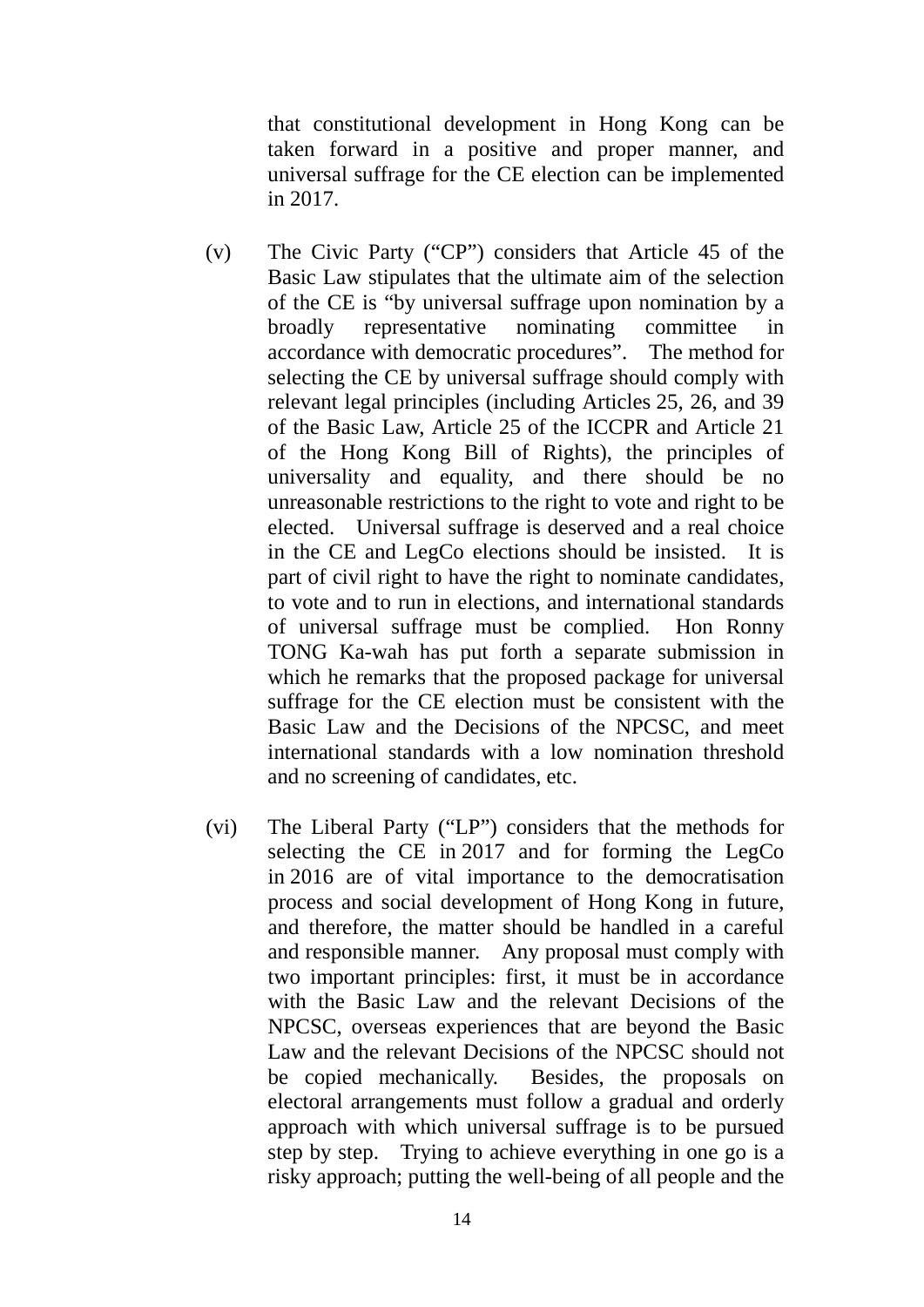that constitutional development in Hong Kong can be taken forward in a positive and proper manner, and universal suffrage for the CE election can be implemented in 2017.

(v) The Civic Party ("CP") considers that Article 45 of the Basic Law stipulates that the ultimate aim of the selection of the CE is "by universal suffrage upon nomination by a broadly representative nominating committee in accordance with democratic procedures". The method for selecting the CE by universal suffrage should comply with relevant legal principles (including Articles 25, 26, and 39 of the Basic Law, Article 25 of the ICCPR and Article 21 of the Hong Kong Bill of Rights), the principles of universality and equality, and there should be no unreasonable restrictions to the right to vote and right to be elected. Universal suffrage is deserved and a real choice in the CE and LegCo elections should be insisted. It is part of civil right to have the right to nominate candidates, to vote and to run in elections, and international standards of universal suffrage must be complied. Hon Ronny TONG Ka-wah has put forth a separate submission in which he remarks that the proposed package for universal suffrage for the CE election must be consistent with the Basic Law and the Decisions of the NPCSC, and meet international standards with a low nomination threshold and no screening of candidates, etc.

(vi) The Liberal Party ("LP") considers that the methods for selecting the CE in 2017 and for forming the LegCo in 2016 are of vital importance to the democratisation process and social development of Hong Kong in future, and therefore, the matter should be handled in a careful and responsible manner. Any proposal must comply with two important principles: first, it must be in accordance with the Basic Law and the relevant Decisions of the NPCSC, overseas experiences that are beyond the Basic Law and the relevant Decisions of the NPCSC should not be copied mechanically. Besides, the proposals on electoral arrangements must follow a gradual and orderly approach with which universal suffrage is to be pursued step by step. Trying to achieve everything in one go is a risky approach; putting the well-being of all people and the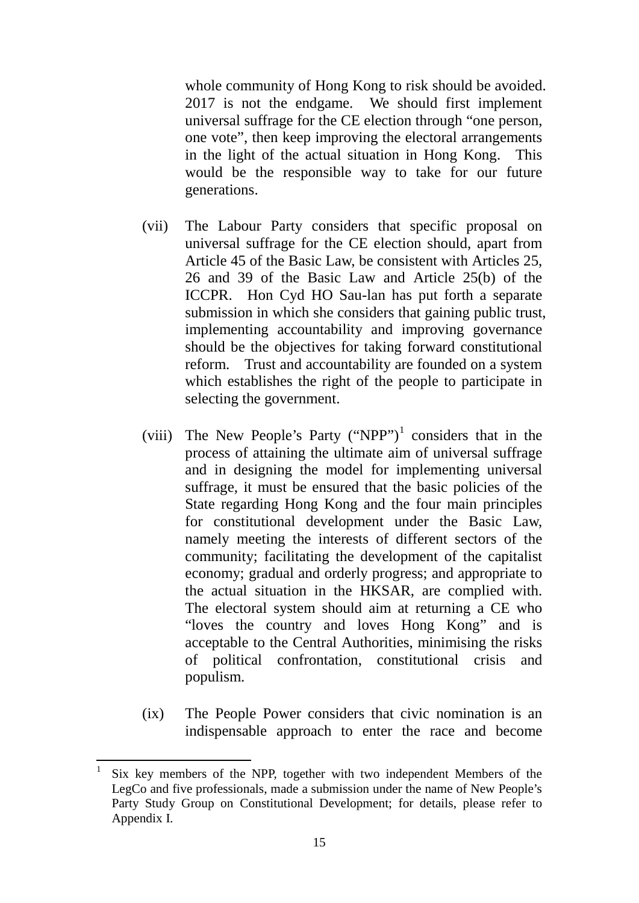whole community of Hong Kong to risk should be avoided. 2017 is not the endgame. We should first implement universal suffrage for the CE election through "one person, one vote", then keep improving the electoral arrangements in the light of the actual situation in Hong Kong. This would be the responsible way to take for our future generations.

(vii) The Labour Party considers that specific proposal on universal suffrage for the CE election should, apart from Article 45 of the Basic Law, be consistent with Articles 25, 26 and 39 of the Basic Law and Article 25(b) of the ICCPR. Hon Cyd HO Sau-lan has put forth a separate submission in which she considers that gaining public trust, implementing accountability and improving governance should be the objectives for taking forward constitutional reform. Trust and accountability are founded on a system which establishes the right of the people to participate in selecting the government.

(viii) The New People's Party ("NPP")[1] considers that in the process of attaining the ultimate aim of universal suffrage and in designing the model for implementing universal suffrage, it must be ensured that the basic policies of the State regarding Hong Kong and the four main principles for constitutional development under the Basic Law, namely meeting the interests of different sectors of the community; facilitating the development of the capitalist economy; gradual and orderly progress; and appropriate to the actual situation in the HKSAR, are complied with. The electoral system should aim at returning a CE who "loves the country and loves Hong Kong" and is acceptable to the Central Authorities, minimising the risks of political confrontation, constitutional crisis and populism.

(ix) The People Power considers that civic nomination is an indispensable approach to enter the race and become

---

[1] Six key members of the NPP, together with two independent Members of the LegCo and five professionals, made a submission under the name of New People's Party Study Group on Constitutional Development; for details, please refer to Appendix I.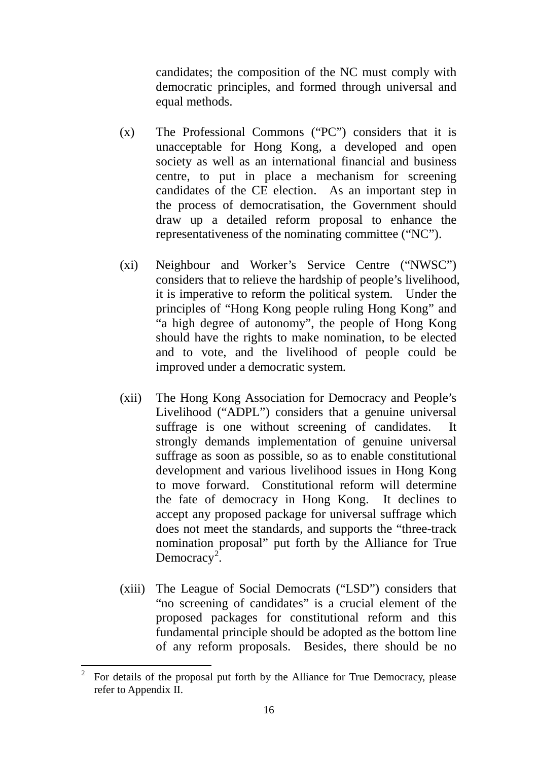candidates; the composition of the NC must comply with democratic principles, and formed through universal and equal methods.

(x) The Professional Commons ("PC") considers that it is unacceptable for Hong Kong, a developed and open society as well as an international financial and business centre, to put in place a mechanism for screening candidates of the CE election. As an important step in the process of democratisation, the Government should draw up a detailed reform proposal to enhance the representativeness of the nominating committee ("NC").

(xi) Neighbour and Worker's Service Centre ("NWSC") considers that to relieve the hardship of people's livelihood, it is imperative to reform the political system. Under the principles of "Hong Kong people ruling Hong Kong" and "a high degree of autonomy", the people of Hong Kong should have the rights to make nomination, to be elected and to vote, and the livelihood of people could be improved under a democratic system.

(xii) The Hong Kong Association for Democracy and People's Livelihood ("ADPL") considers that a genuine universal suffrage is one without screening of candidates. It strongly demands implementation of genuine universal suffrage as soon as possible, so as to enable constitutional development and various livelihood issues in Hong Kong to move forward. Constitutional reform will determine the fate of democracy in Hong Kong. It declines to accept any proposed package for universal suffrage which does not meet the standards, and supports the "three-track nomination proposal" put forth by the Alliance for True Democracy[2].

(xiii) The League of Social Democrats ("LSD") considers that "no screening of candidates" is a crucial element of the proposed packages for constitutional reform and this fundamental principle should be adopted as the bottom line of any reform proposals. Besides, there should be no

---

[2] For details of the proposal put forth by the Alliance for True Democracy, please refer to Appendix II.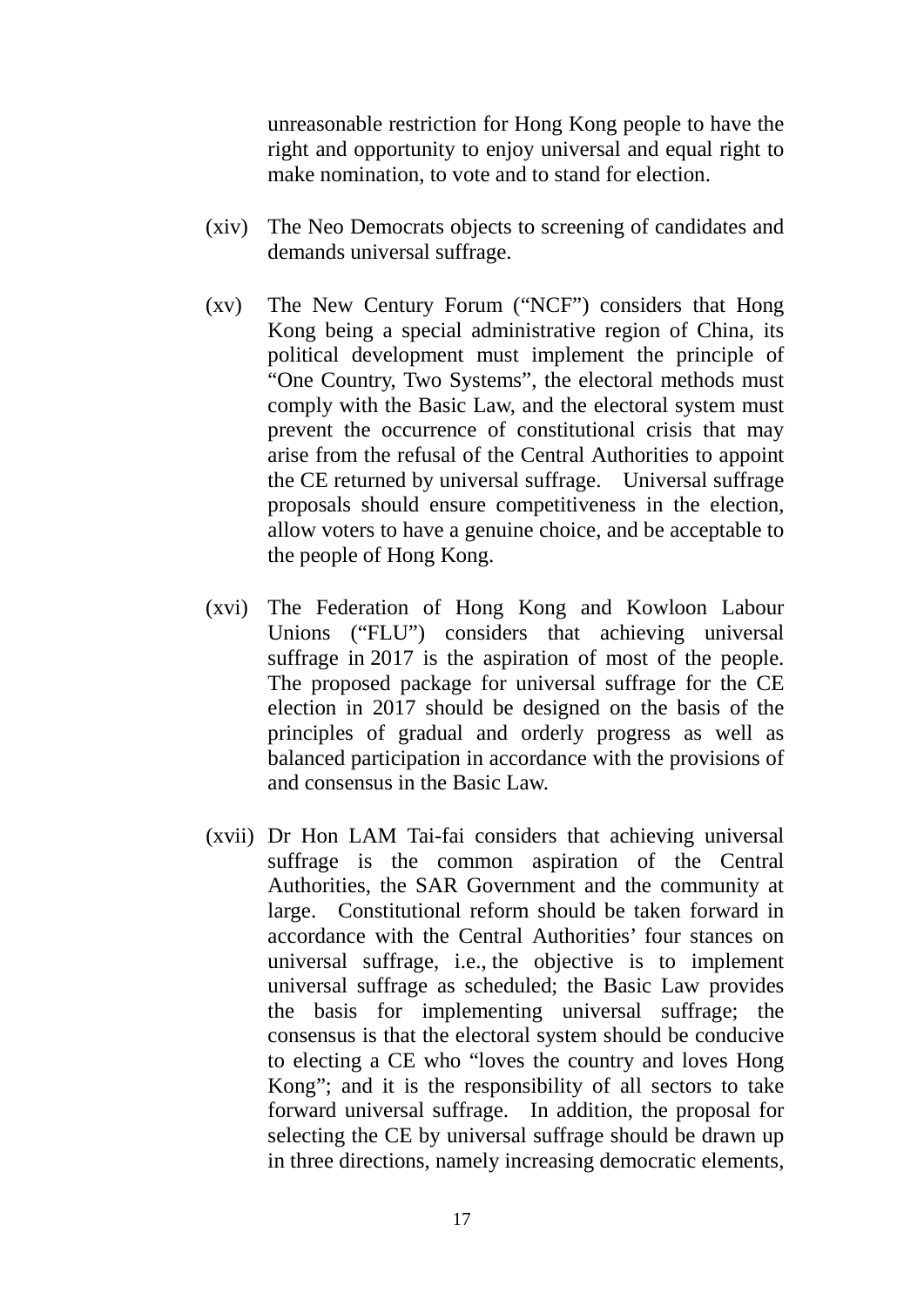unreasonable restriction for Hong Kong people to have the right and opportunity to enjoy universal and equal right to make nomination, to vote and to stand for election.

(xiv) The Neo Democrats objects to screening of candidates and demands universal suffrage.

(xv) The New Century Forum ("NCF") considers that Hong Kong being a special administrative region of China, its political development must implement the principle of "One Country, Two Systems", the electoral methods must comply with the Basic Law, and the electoral system must prevent the occurrence of constitutional crisis that may arise from the refusal of the Central Authorities to appoint the CE returned by universal suffrage. Universal suffrage proposals should ensure competitiveness in the election, allow voters to have a genuine choice, and be acceptable to the people of Hong Kong.

(xvi) The Federation of Hong Kong and Kowloon Labour Unions ("FLU") considers that achieving universal suffrage in 2017 is the aspiration of most of the people. The proposed package for universal suffrage for the CE election in 2017 should be designed on the basis of the principles of gradual and orderly progress as well as balanced participation in accordance with the provisions of and consensus in the Basic Law.

(xvii) Dr Hon LAM Tai-fai considers that achieving universal suffrage is the common aspiration of the Central Authorities, the SAR Government and the community at large. Constitutional reform should be taken forward in accordance with the Central Authorities' four stances on universal suffrage, i.e., the objective is to implement universal suffrage as scheduled; the Basic Law provides the basis for implementing universal suffrage; the consensus is that the electoral system should be conducive to electing a CE who "loves the country and loves Hong Kong"; and it is the responsibility of all sectors to take forward universal suffrage. In addition, the proposal for selecting the CE by universal suffrage should be drawn up in three directions, namely increasing democratic elements,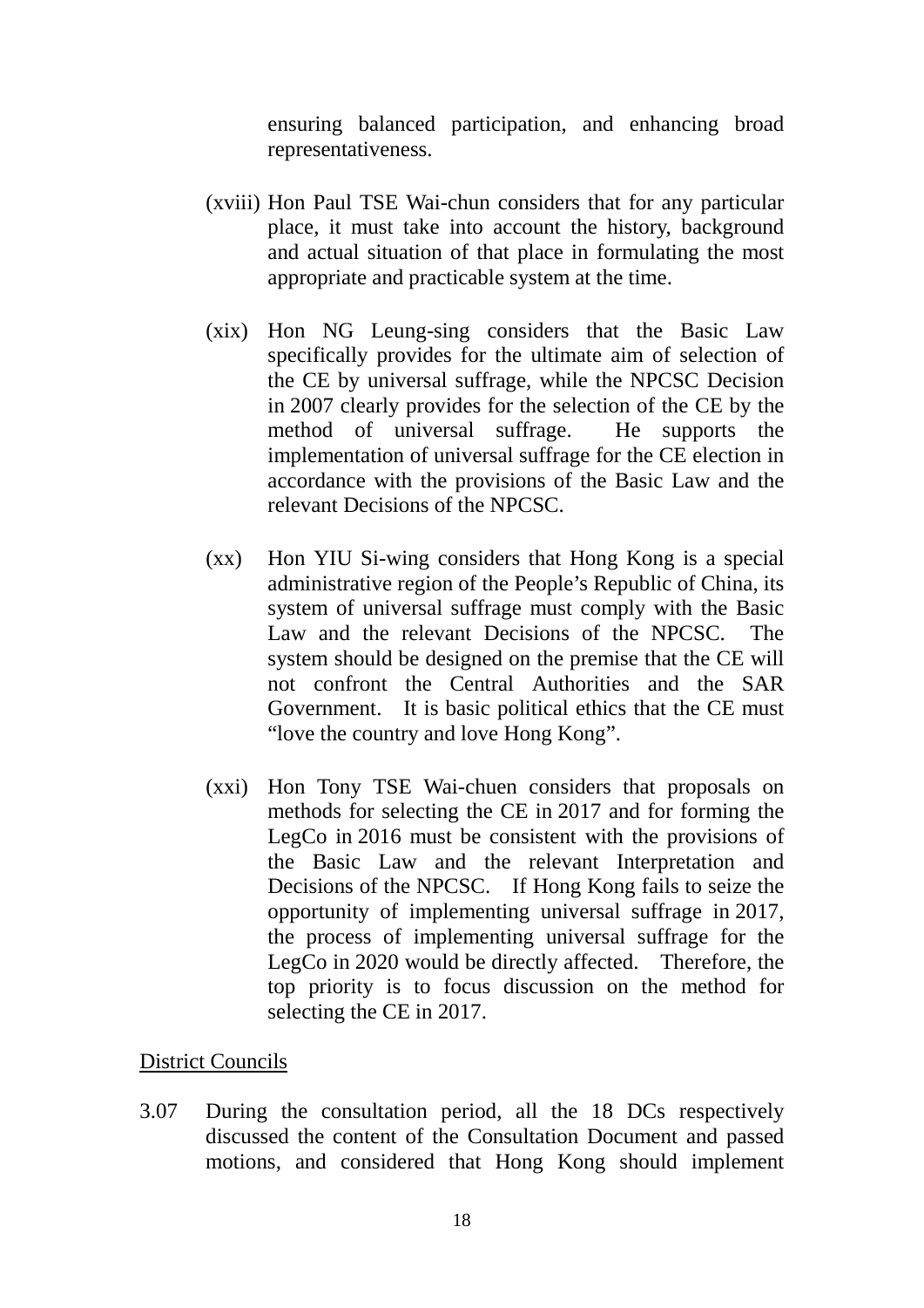ensuring balanced participation, and enhancing broad representativeness.

(xviii) Hon Paul TSE Wai-chun considers that for any particular place, it must take into account the history, background and actual situation of that place in formulating the most appropriate and practicable system at the time.

(xix) Hon NG Leung-sing considers that the Basic Law specifically provides for the ultimate aim of selection of the CE by universal suffrage, while the NPCSC Decision in 2007 clearly provides for the selection of the CE by the method of universal suffrage. He supports the implementation of universal suffrage for the CE election in accordance with the provisions of the Basic Law and the relevant Decisions of the NPCSC.

(xx) Hon YIU Si-wing considers that Hong Kong is a special administrative region of the People's Republic of China, its system of universal suffrage must comply with the Basic Law and the relevant Decisions of the NPCSC. The system should be designed on the premise that the CE will not confront the Central Authorities and the SAR Government. It is basic political ethics that the CE must "love the country and love Hong Kong".

(xxi) Hon Tony TSE Wai-chuen considers that proposals on methods for selecting the CE in 2017 and for forming the LegCo in 2016 must be consistent with the provisions of the Basic Law and the relevant Interpretation and Decisions of the NPCSC. If Hong Kong fails to seize the opportunity of implementing universal suffrage in 2017, the process of implementing universal suffrage for the LegCo in 2020 would be directly affected. Therefore, the top priority is to focus discussion on the method for selecting the CE in 2017.

<u>District Councils</u>

3.07 During the consultation period, all the 18 DCs respectively discussed the content of the Consultation Document and passed motions, and considered that Hong Kong should implement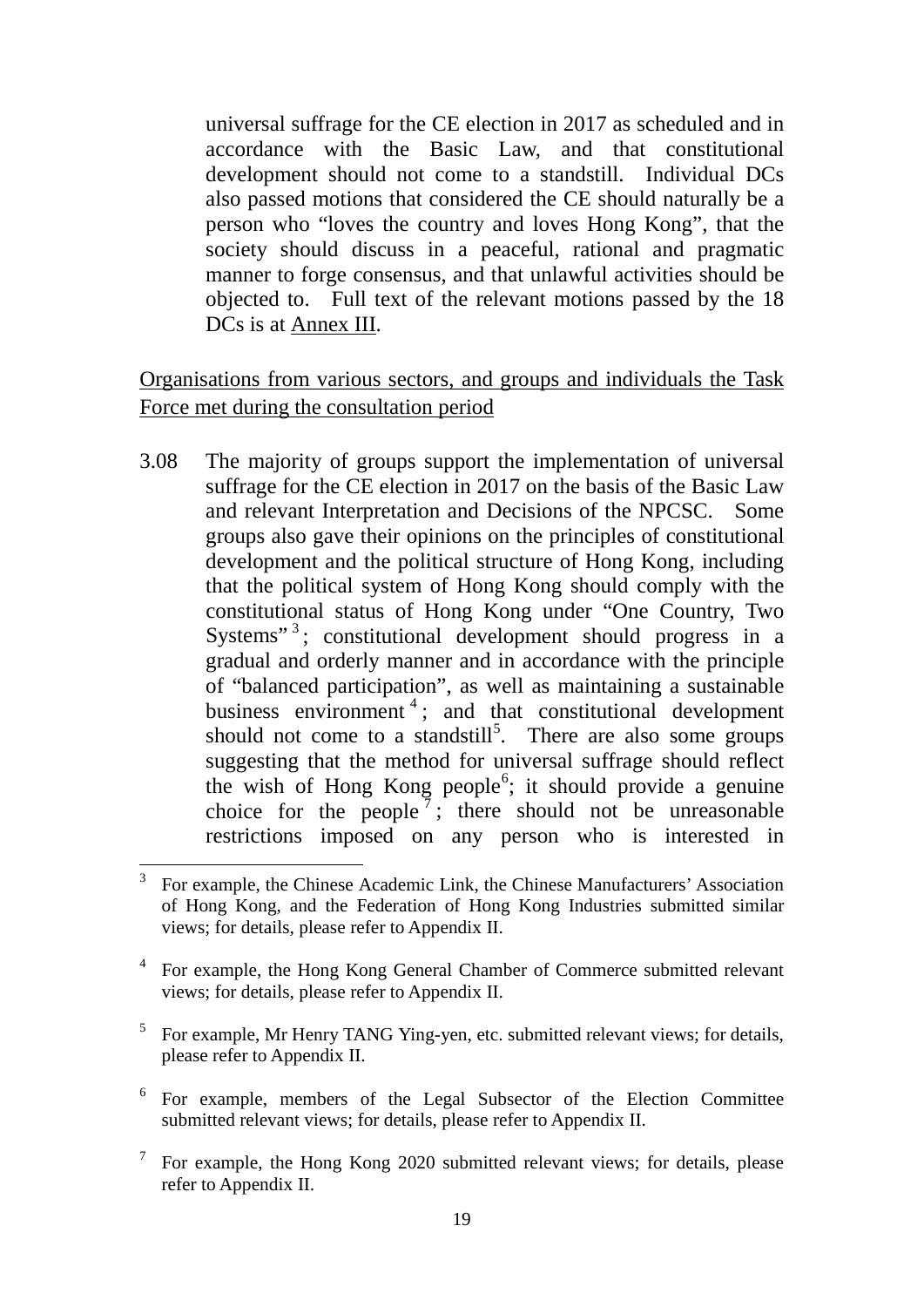universal suffrage for the CE election in 2017 as scheduled and in accordance with the Basic Law, and that constitutional development should not come to a standstill. Individual DCs also passed motions that considered the CE should naturally be a person who "loves the country and loves Hong Kong", that the society should discuss in a peaceful, rational and pragmatic manner to forge consensus, and that unlawful activities should be objected to. Full text of the relevant motions passed by the 18 DCs is at Annex III.

Organisations from various sectors, and groups and individuals the Task Force met during the consultation period

3.08 The majority of groups support the implementation of universal suffrage for the CE election in 2017 on the basis of the Basic Law and relevant Interpretation and Decisions of the NPCSC. Some groups also gave their opinions on the principles of constitutional development and the political structure of Hong Kong, including that the political system of Hong Kong should comply with the constitutional status of Hong Kong under "One Country, Two Systems"[3]; constitutional development should progress in a gradual and orderly manner and in accordance with the principle of "balanced participation", as well as maintaining a sustainable business environment[4]; and that constitutional development should not come to a standstill[5]. There are also some groups suggesting that the method for universal suffrage should reflect the wish of Hong Kong people[6]; it should provide a genuine choice for the people[7]; there should not be unreasonable restrictions imposed on any person who is interested in

---

[3] For example, the Chinese Academic Link, the Chinese Manufacturers' Association of Hong Kong, and the Federation of Hong Kong Industries submitted similar views; for details, please refer to Appendix II.

[4] For example, the Hong Kong General Chamber of Commerce submitted relevant views; for details, please refer to Appendix II.

[5] For example, Mr Henry TANG Ying-yen, etc. submitted relevant views; for details, please refer to Appendix II.

[6] For example, members of the Legal Subsector of the Election Committee submitted relevant views; for details, please refer to Appendix II.

[7] For example, the Hong Kong 2020 submitted relevant views; for details, please refer to Appendix II.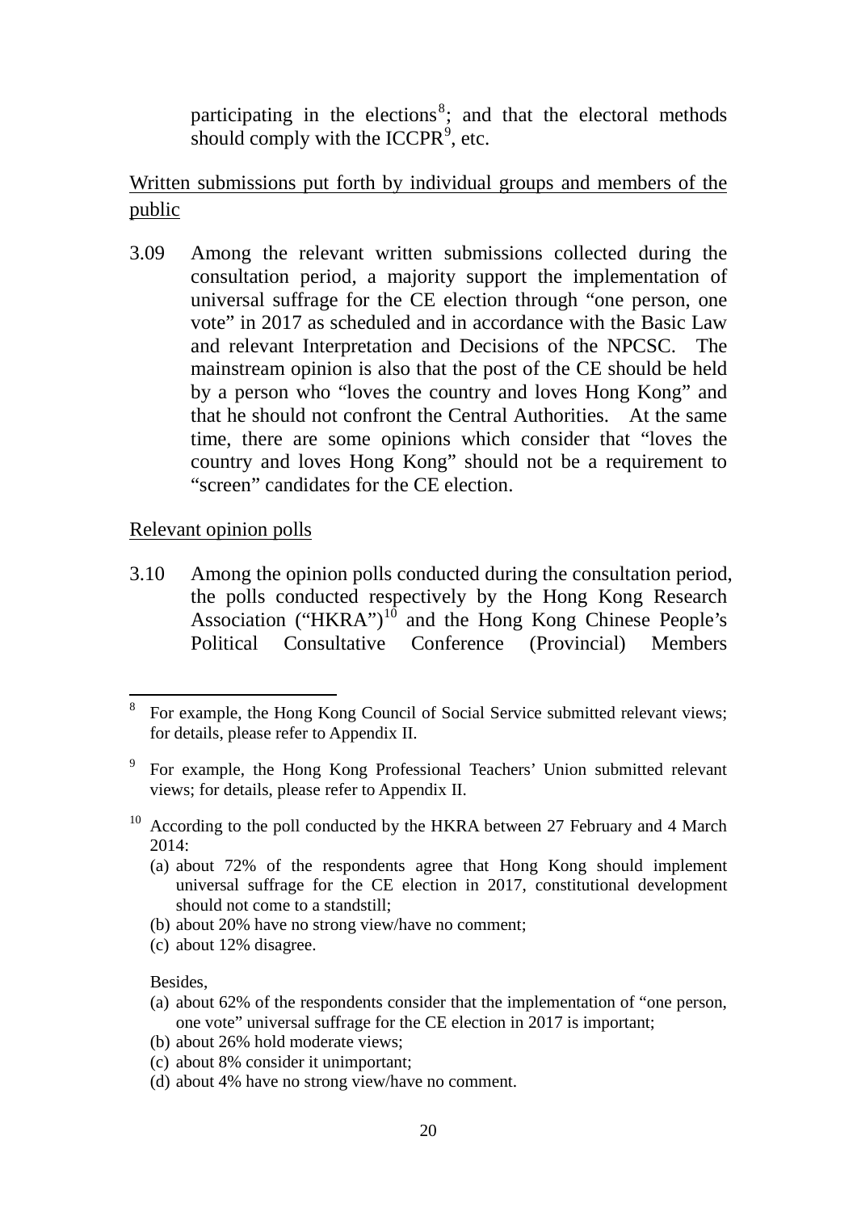participating in the elections[8]; and that the electoral methods should comply with the ICCPR[9], etc.

Written submissions put forth by individual groups and members of the public

3.09 Among the relevant written submissions collected during the consultation period, a majority support the implementation of universal suffrage for the CE election through "one person, one vote" in 2017 as scheduled and in accordance with the Basic Law and relevant Interpretation and Decisions of the NPCSC. The mainstream opinion is also that the post of the CE should be held by a person who "loves the country and loves Hong Kong" and that he should not confront the Central Authorities. At the same time, there are some opinions which consider that "loves the country and loves Hong Kong" should not be a requirement to "screen" candidates for the CE election.

Relevant opinion polls

3.10 Among the opinion polls conducted during the consultation period, the polls conducted respectively by the Hong Kong Research Association ("HKRA")[10] and the Hong Kong Chinese People's Political Consultative Conference (Provincial) Members

---

[8] For example, the Hong Kong Council of Social Service submitted relevant views; for details, please refer to Appendix II.

[9] For example, the Hong Kong Professional Teachers' Union submitted relevant views; for details, please refer to Appendix II.

[10] According to the poll conducted by the HKRA between 27 February and 4 March 2014:

(a) about 72% of the respondents agree that Hong Kong should implement universal suffrage for the CE election in 2017, constitutional development should not come to a standstill;
(b) about 20% have no strong view/have no comment;
(c) about 12% disagree.

Besides,

(a) about 62% of the respondents consider that the implementation of "one person, one vote" universal suffrage for the CE election in 2017 is important;
(b) about 26% hold moderate views;
(c) about 8% consider it unimportant;
(d) about 4% have no strong view/have no comment.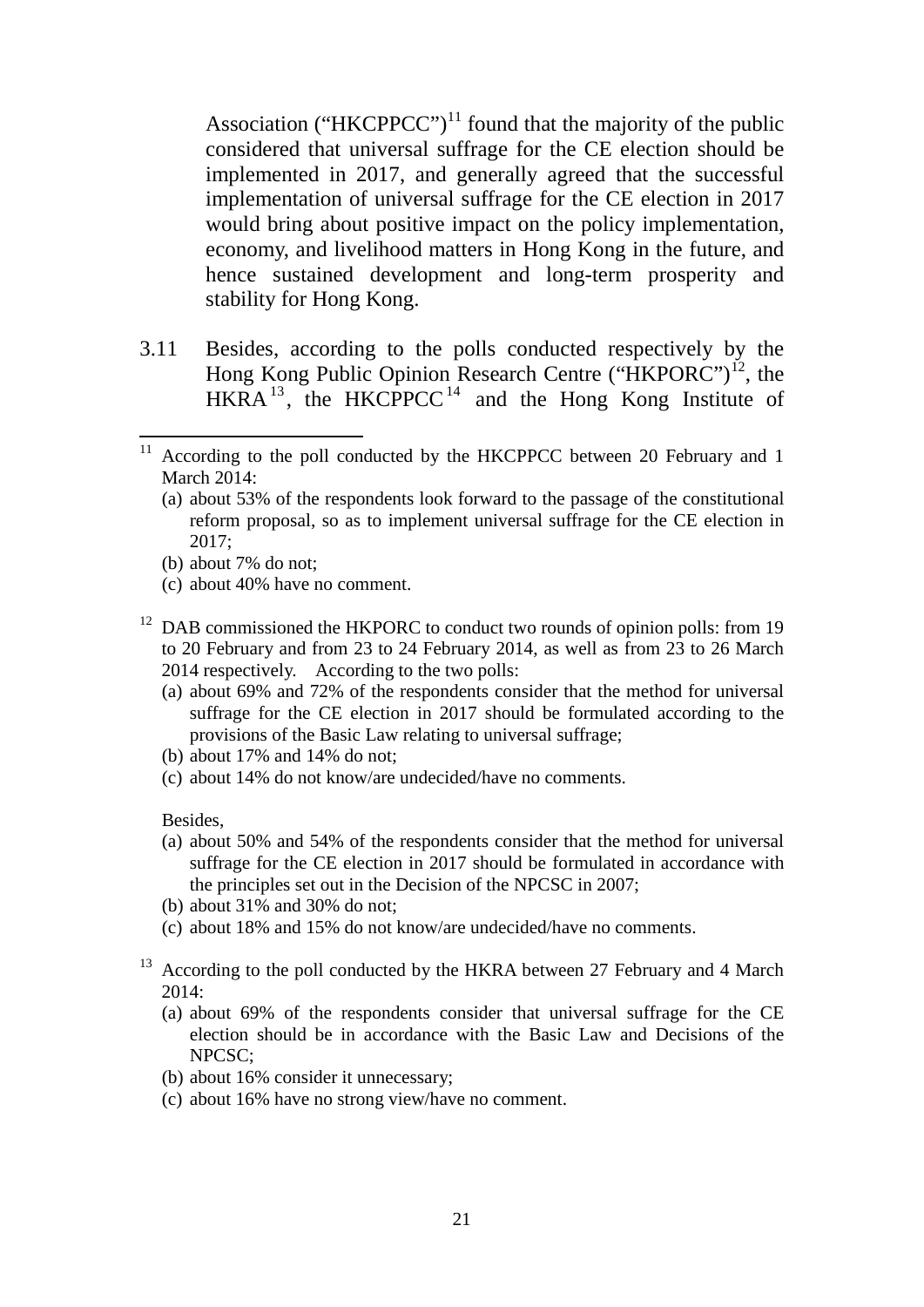Association ("HKCPPCC")[11] found that the majority of the public considered that universal suffrage for the CE election should be implemented in 2017, and generally agreed that the successful implementation of universal suffrage for the CE election in 2017 would bring about positive impact on the policy implementation, economy, and livelihood matters in Hong Kong in the future, and hence sustained development and long-term prosperity and stability for Hong Kong.

3.11 Besides, according to the polls conducted respectively by the Hong Kong Public Opinion Research Centre ("HKPORC")[12], the HKRA[13], the HKCPPCC[14] and the Hong Kong Institute of

---

[11] According to the poll conducted by the HKCPPCC between 20 February and 1 March 2014:

(a) about 53% of the respondents look forward to the passage of the constitutional reform proposal, so as to implement universal suffrage for the CE election in 2017;
(b) about 7% do not;
(c) about 40% have no comment.

[12] DAB commissioned the HKPORC to conduct two rounds of opinion polls: from 19 to 20 February and from 23 to 24 February 2014, as well as from 23 to 26 March 2014 respectively. According to the two polls:

(a) about 69% and 72% of the respondents consider that the method for universal suffrage for the CE election in 2017 should be formulated according to the provisions of the Basic Law relating to universal suffrage;
(b) about 17% and 14% do not;
(c) about 14% do not know/are undecided/have no comments.

Besides,

(a) about 50% and 54% of the respondents consider that the method for universal suffrage for the CE election in 2017 should be formulated in accordance with the principles set out in the Decision of the NPCSC in 2007;
(b) about 31% and 30% do not;
(c) about 18% and 15% do not know/are undecided/have no comments.

[13] According to the poll conducted by the HKRA between 27 February and 4 March 2014:

(a) about 69% of the respondents consider that universal suffrage for the CE election should be in accordance with the Basic Law and Decisions of the NPCSC;
(b) about 16% consider it unnecessary;
(c) about 16% have no strong view/have no comment.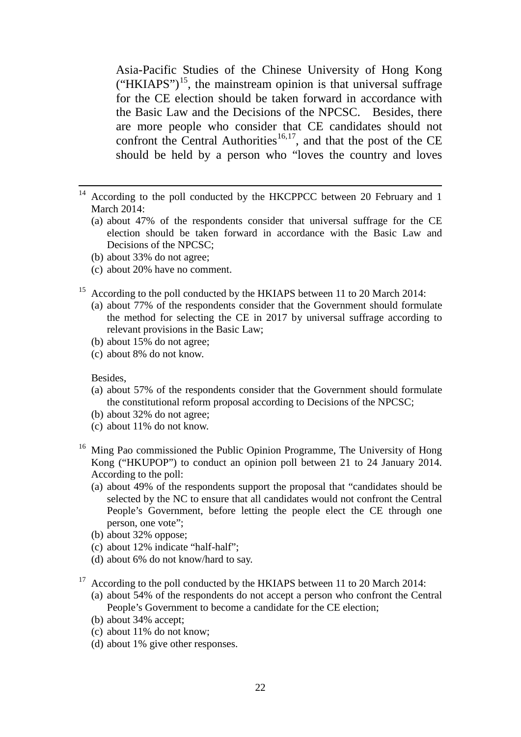Asia-Pacific Studies of the Chinese University of Hong Kong ("HKIAPS")[15], the mainstream opinion is that universal suffrage for the CE election should be taken forward in accordance with the Basic Law and the Decisions of the NPCSC. Besides, there are more people who consider that CE candidates should not confront the Central Authorities[16,17], and that the post of the CE should be held by a person who "loves the country and loves

---

[14] According to the poll conducted by the HKCPPCC between 20 February and 1 March 2014:

(a) about 47% of the respondents consider that universal suffrage for the CE election should be taken forward in accordance with the Basic Law and Decisions of the NPCSC;
(b) about 33% do not agree;
(c) about 20% have no comment.

[15] According to the poll conducted by the HKIAPS between 11 to 20 March 2014:

(a) about 77% of the respondents consider that the Government should formulate the method for selecting the CE in 2017 by universal suffrage according to relevant provisions in the Basic Law;
(b) about 15% do not agree;
(c) about 8% do not know.

Besides,

(a) about 57% of the respondents consider that the Government should formulate the constitutional reform proposal according to Decisions of the NPCSC;
(b) about 32% do not agree;
(c) about 11% do not know.

[16] Ming Pao commissioned the Public Opinion Programme, The University of Hong Kong ("HKUPOP") to conduct an opinion poll between 21 to 24 January 2014. According to the poll:

(a) about 49% of the respondents support the proposal that "candidates should be selected by the NC to ensure that all candidates would not confront the Central People's Government, before letting the people elect the CE through one person, one vote";
(b) about 32% oppose;
(c) about 12% indicate "half-half";
(d) about 6% do not know/hard to say.

[17] According to the poll conducted by the HKIAPS between 11 to 20 March 2014:

(a) about 54% of the respondents do not accept a person who confront the Central People's Government to become a candidate for the CE election;
(b) about 34% accept;
(c) about 11% do not know;
(d) about 1% give other responses.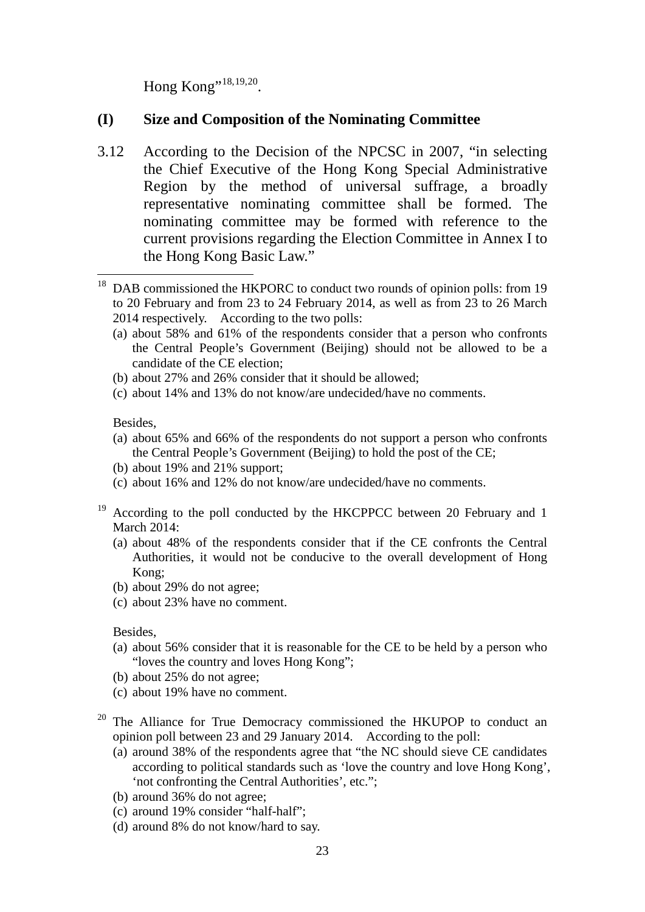Hong Kong"[18,19,20].

## (I) Size and Composition of the Nominating Committee

3.12 According to the Decision of the NPCSC in 2007, "in selecting the Chief Executive of the Hong Kong Special Administrative Region by the method of universal suffrage, a broadly representative nominating committee shall be formed. The nominating committee may be formed with reference to the current provisions regarding the Election Committee in Annex I to the Hong Kong Basic Law."

---

[18] DAB commissioned the HKPORC to conduct two rounds of opinion polls: from 19 to 20 February and from 23 to 24 February 2014, as well as from 23 to 26 March 2014 respectively. According to the two polls:

(a) about 58% and 61% of the respondents consider that a person who confronts the Central People's Government (Beijing) should not be allowed to be a candidate of the CE election;
(b) about 27% and 26% consider that it should be allowed;
(c) about 14% and 13% do not know/are undecided/have no comments.

Besides,

(a) about 65% and 66% of the respondents do not support a person who confronts the Central People's Government (Beijing) to hold the post of the CE;
(b) about 19% and 21% support;
(c) about 16% and 12% do not know/are undecided/have no comments.

[19] According to the poll conducted by the HKCPPCC between 20 February and 1 March 2014:

(a) about 48% of the respondents consider that if the CE confronts the Central Authorities, it would not be conducive to the overall development of Hong Kong;
(b) about 29% do not agree;
(c) about 23% have no comment.

Besides,

(a) about 56% consider that it is reasonable for the CE to be held by a person who "loves the country and loves Hong Kong";
(b) about 25% do not agree;
(c) about 19% have no comment.

[20] The Alliance for True Democracy commissioned the HKUPOP to conduct an opinion poll between 23 and 29 January 2014. According to the poll:

(a) around 38% of the respondents agree that "the NC should sieve CE candidates according to political standards such as 'love the country and love Hong Kong', 'not confronting the Central Authorities', etc.";
(b) around 36% do not agree;
(c) around 19% consider "half-half";
(d) around 8% do not know/hard to say.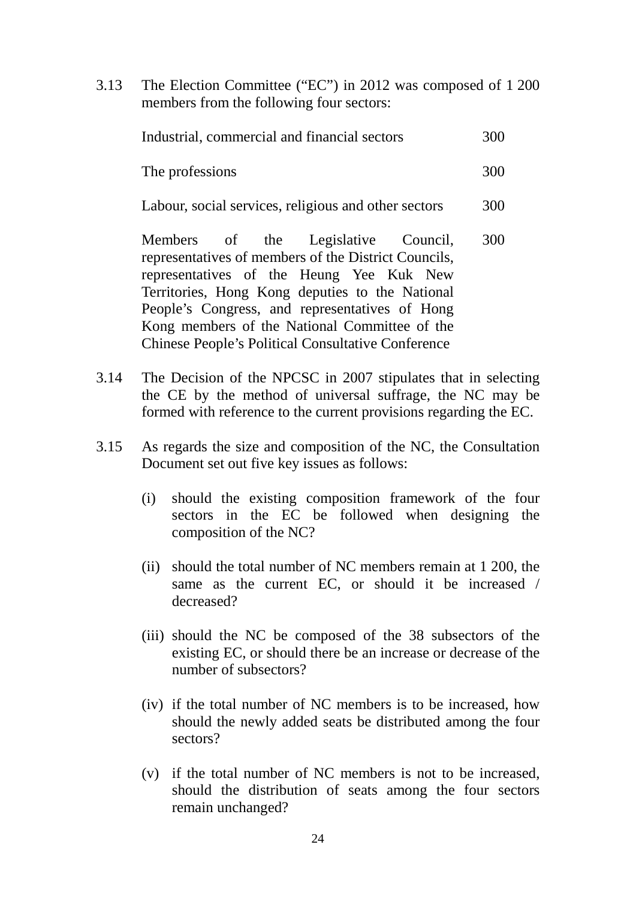3.13 The Election Committee ("EC") in 2012 was composed of 1 200 members from the following four sectors:

| | |
|---|---|
| Industrial, commercial and financial sectors | 300 |
| The professions | 300 |
| Labour, social services, religious and other sectors | 300 |
| Members of the Legislative Council, representatives of members of the District Councils, representatives of the Heung Yee Kuk New Territories, Hong Kong deputies to the National People's Congress, and representatives of Hong Kong members of the National Committee of the Chinese People's Political Consultative Conference | 300 |

3.14 The Decision of the NPCSC in 2007 stipulates that in selecting the CE by the method of universal suffrage, the NC may be formed with reference to the current provisions regarding the EC.

3.15 As regards the size and composition of the NC, the Consultation Document set out five key issues as follows:

(i) should the existing composition framework of the four sectors in the EC be followed when designing the composition of the NC?

(ii) should the total number of NC members remain at 1 200, the same as the current EC, or should it be increased / decreased?

(iii) should the NC be composed of the 38 subsectors of the existing EC, or should there be an increase or decrease of the number of subsectors?

(iv) if the total number of NC members is to be increased, how should the newly added seats be distributed among the four sectors?

(v) if the total number of NC members is not to be increased, should the distribution of seats among the four sectors remain unchanged?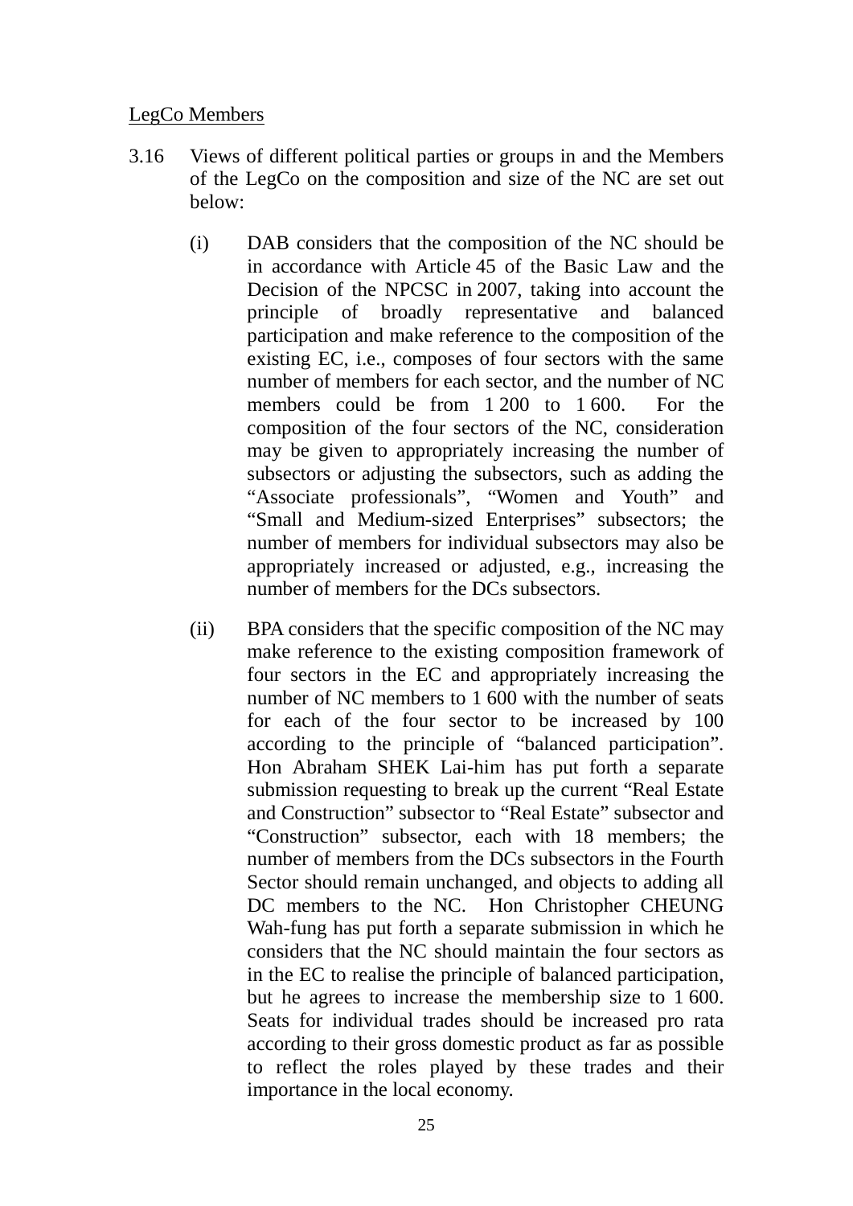<u>LegCo Members</u>

3.16 Views of different political parties or groups in and the Members of the LegCo on the composition and size of the NC are set out below:

(i) DAB considers that the composition of the NC should be in accordance with Article 45 of the Basic Law and the Decision of the NPCSC in 2007, taking into account the principle of broadly representative and balanced participation and make reference to the composition of the existing EC, i.e., composes of four sectors with the same number of members for each sector, and the number of NC members could be from 1 200 to 1 600. For the composition of the four sectors of the NC, consideration may be given to appropriately increasing the number of subsectors or adjusting the subsectors, such as adding the "Associate professionals", "Women and Youth" and "Small and Medium-sized Enterprises" subsectors; the number of members for individual subsectors may also be appropriately increased or adjusted, e.g., increasing the number of members for the DCs subsectors.

(ii) BPA considers that the specific composition of the NC may make reference to the existing composition framework of four sectors in the EC and appropriately increasing the number of NC members to 1 600 with the number of seats for each of the four sector to be increased by 100 according to the principle of "balanced participation". Hon Abraham SHEK Lai-him has put forth a separate submission requesting to break up the current "Real Estate and Construction" subsector to "Real Estate" subsector and "Construction" subsector, each with 18 members; the number of members from the DCs subsectors in the Fourth Sector should remain unchanged, and objects to adding all DC members to the NC. Hon Christopher CHEUNG Wah-fung has put forth a separate submission in which he considers that the NC should maintain the four sectors as in the EC to realise the principle of balanced participation, but he agrees to increase the membership size to 1 600. Seats for individual trades should be increased pro rata according to their gross domestic product as far as possible to reflect the roles played by these trades and their importance in the local economy.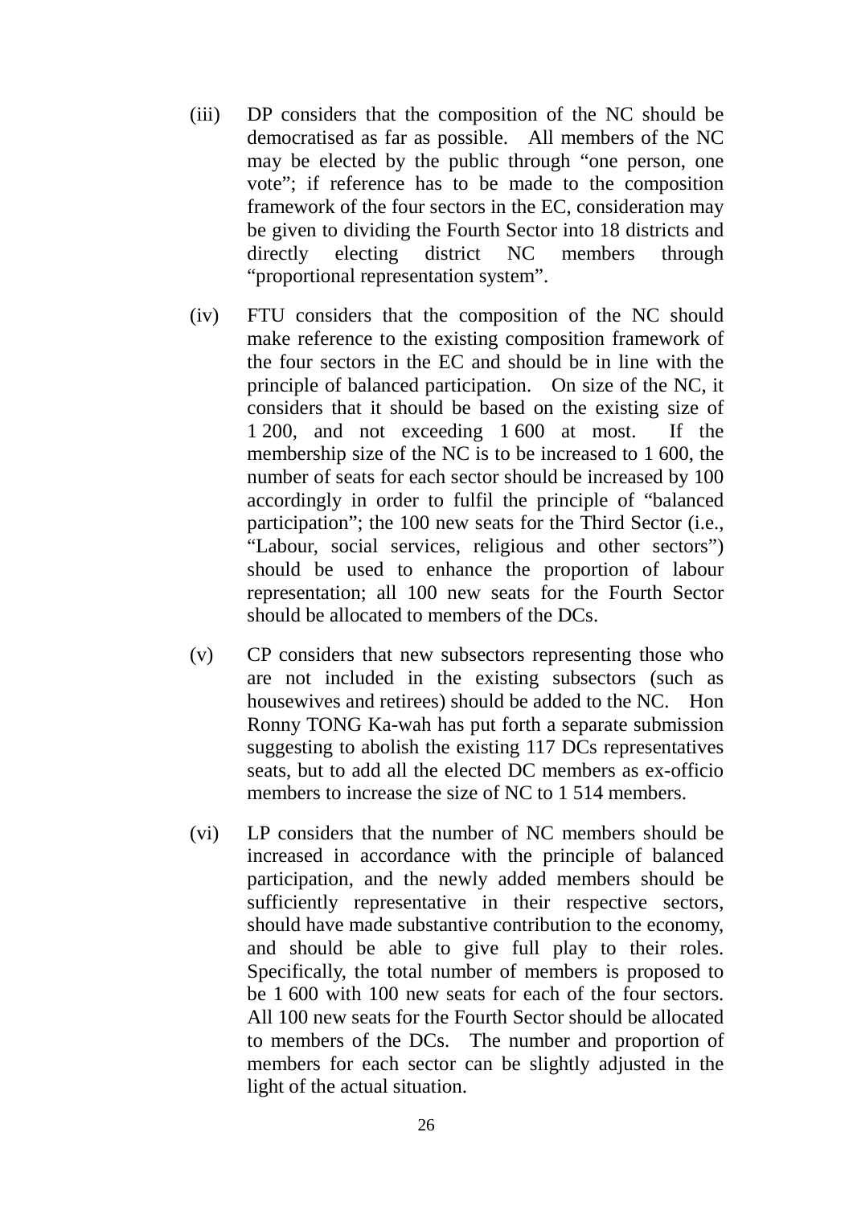(iii) DP considers that the composition of the NC should be democratised as far as possible. All members of the NC may be elected by the public through "one person, one vote"; if reference has to be made to the composition framework of the four sectors in the EC, consideration may be given to dividing the Fourth Sector into 18 districts and directly electing district NC members through "proportional representation system".

(iv) FTU considers that the composition of the NC should make reference to the existing composition framework of the four sectors in the EC and should be in line with the principle of balanced participation. On size of the NC, it considers that it should be based on the existing size of 1 200, and not exceeding 1 600 at most. If the membership size of the NC is to be increased to 1 600, the number of seats for each sector should be increased by 100 accordingly in order to fulfil the principle of "balanced participation"; the 100 new seats for the Third Sector (i.e., "Labour, social services, religious and other sectors") should be used to enhance the proportion of labour representation; all 100 new seats for the Fourth Sector should be allocated to members of the DCs.

(v) CP considers that new subsectors representing those who are not included in the existing subsectors (such as housewives and retirees) should be added to the NC. Hon Ronny TONG Ka-wah has put forth a separate submission suggesting to abolish the existing 117 DCs representatives seats, but to add all the elected DC members as ex-officio members to increase the size of NC to 1 514 members.

(vi) LP considers that the number of NC members should be increased in accordance with the principle of balanced participation, and the newly added members should be sufficiently representative in their respective sectors, should have made substantive contribution to the economy, and should be able to give full play to their roles. Specifically, the total number of members is proposed to be 1 600 with 100 new seats for each of the four sectors. All 100 new seats for the Fourth Sector should be allocated to members of the DCs. The number and proportion of members for each sector can be slightly adjusted in the light of the actual situation.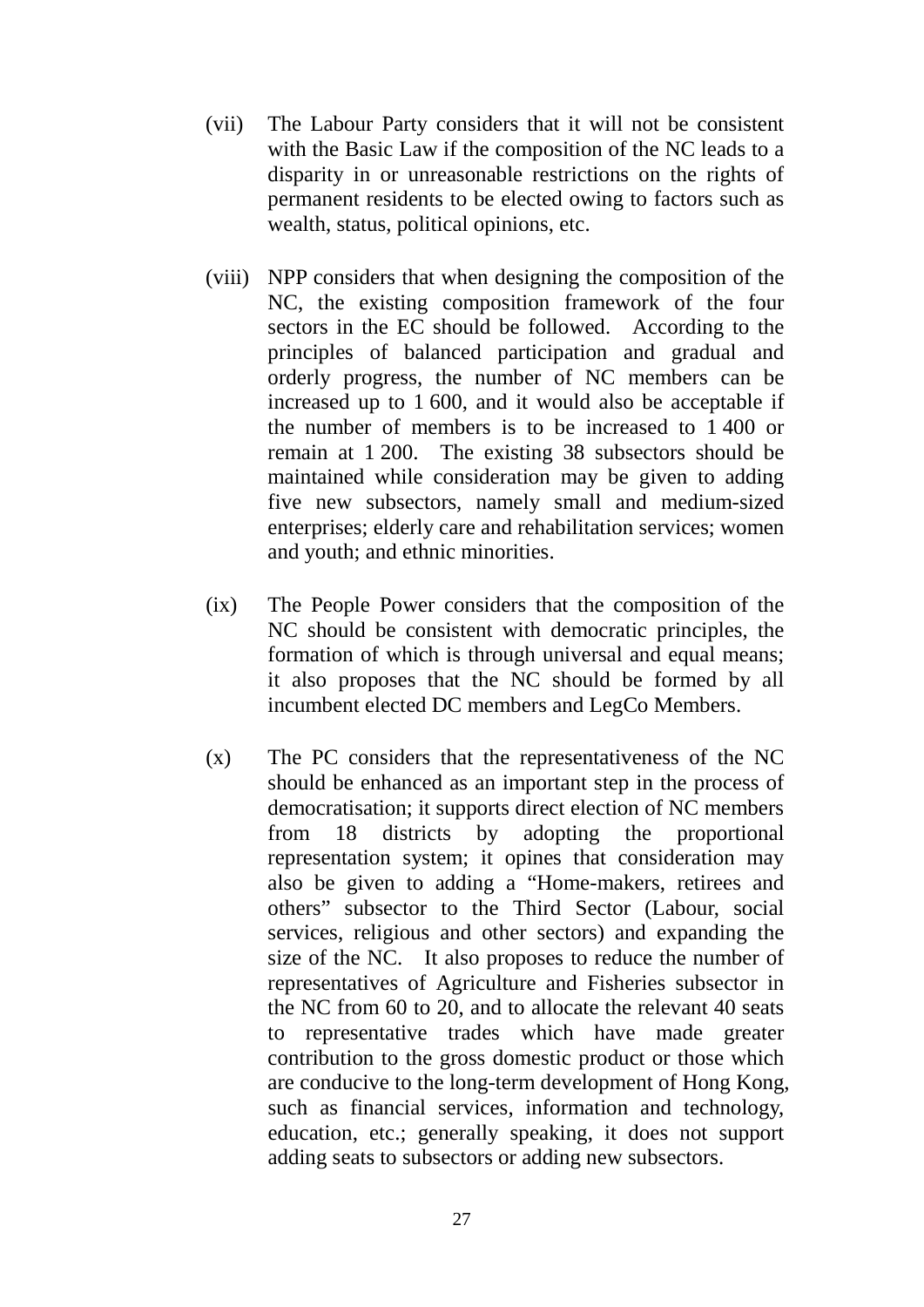(vii) The Labour Party considers that it will not be consistent with the Basic Law if the composition of the NC leads to a disparity in or unreasonable restrictions on the rights of permanent residents to be elected owing to factors such as wealth, status, political opinions, etc.

(viii) NPP considers that when designing the composition of the NC, the existing composition framework of the four sectors in the EC should be followed. According to the principles of balanced participation and gradual and orderly progress, the number of NC members can be increased up to 1 600, and it would also be acceptable if the number of members is to be increased to 1 400 or remain at 1 200. The existing 38 subsectors should be maintained while consideration may be given to adding five new subsectors, namely small and medium-sized enterprises; elderly care and rehabilitation services; women and youth; and ethnic minorities.

(ix) The People Power considers that the composition of the NC should be consistent with democratic principles, the formation of which is through universal and equal means; it also proposes that the NC should be formed by all incumbent elected DC members and LegCo Members.

(x) The PC considers that the representativeness of the NC should be enhanced as an important step in the process of democratisation; it supports direct election of NC members from 18 districts by adopting the proportional representation system; it opines that consideration may also be given to adding a "Home-makers, retirees and others" subsector to the Third Sector (Labour, social services, religious and other sectors) and expanding the size of the NC. It also proposes to reduce the number of representatives of Agriculture and Fisheries subsector in the NC from 60 to 20, and to allocate the relevant 40 seats to representative trades which have made greater contribution to the gross domestic product or those which are conducive to the long-term development of Hong Kong, such as financial services, information and technology, education, etc.; generally speaking, it does not support adding seats to subsectors or adding new subsectors.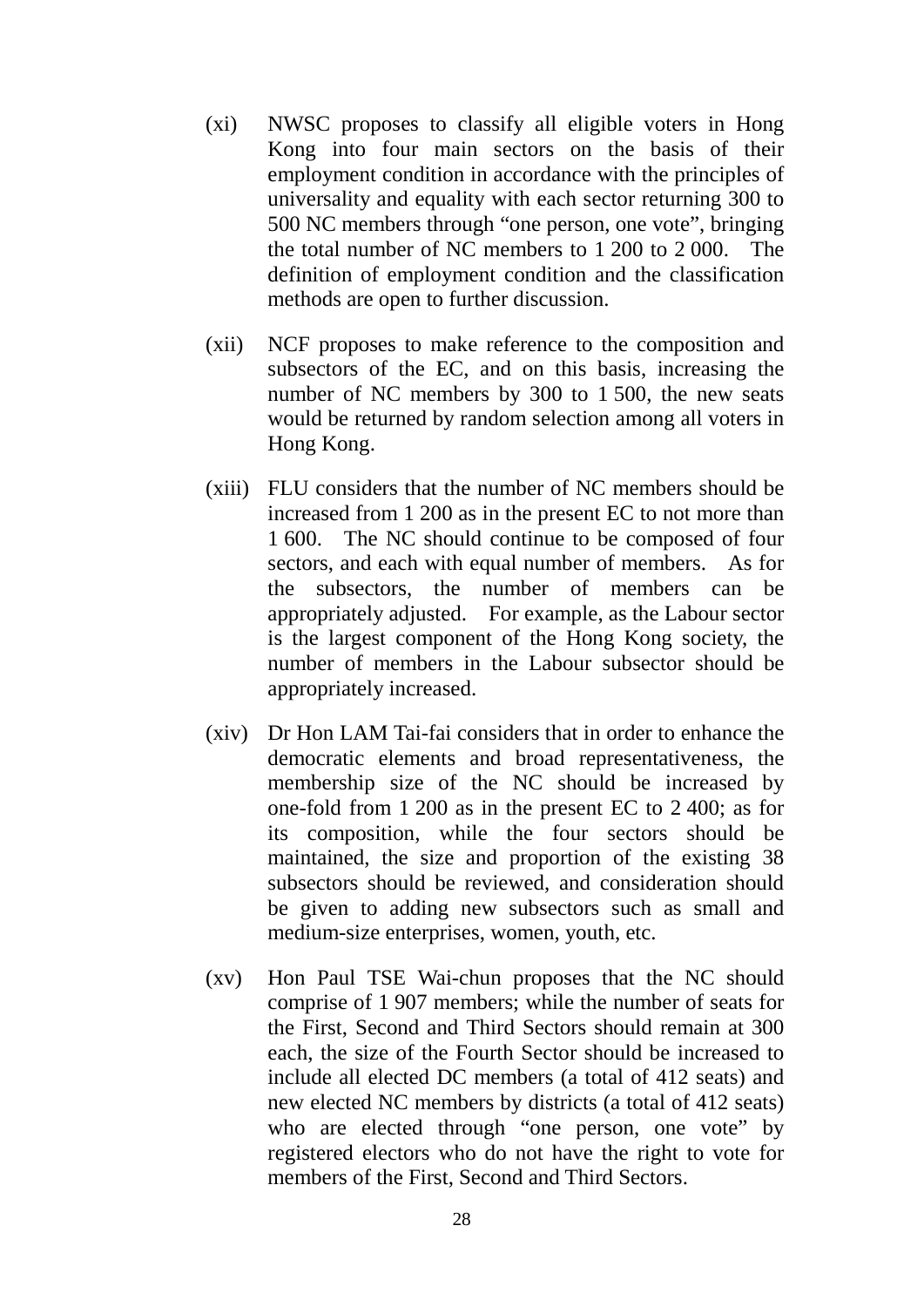(xi) NWSC proposes to classify all eligible voters in Hong Kong into four main sectors on the basis of their employment condition in accordance with the principles of universality and equality with each sector returning 300 to 500 NC members through "one person, one vote", bringing the total number of NC members to 1 200 to 2 000. The definition of employment condition and the classification methods are open to further discussion.

(xii) NCF proposes to make reference to the composition and subsectors of the EC, and on this basis, increasing the number of NC members by 300 to 1 500, the new seats would be returned by random selection among all voters in Hong Kong.

(xiii) FLU considers that the number of NC members should be increased from 1 200 as in the present EC to not more than 1 600. The NC should continue to be composed of four sectors, and each with equal number of members. As for the subsectors, the number of members can be appropriately adjusted. For example, as the Labour sector is the largest component of the Hong Kong society, the number of members in the Labour subsector should be appropriately increased.

(xiv) Dr Hon LAM Tai-fai considers that in order to enhance the democratic elements and broad representativeness, the membership size of the NC should be increased by one-fold from 1 200 as in the present EC to 2 400; as for its composition, while the four sectors should be maintained, the size and proportion of the existing 38 subsectors should be reviewed, and consideration should be given to adding new subsectors such as small and medium-size enterprises, women, youth, etc.

(xv) Hon Paul TSE Wai-chun proposes that the NC should comprise of 1 907 members; while the number of seats for the First, Second and Third Sectors should remain at 300 each, the size of the Fourth Sector should be increased to include all elected DC members (a total of 412 seats) and new elected NC members by districts (a total of 412 seats) who are elected through "one person, one vote" by registered electors who do not have the right to vote for members of the First, Second and Third Sectors.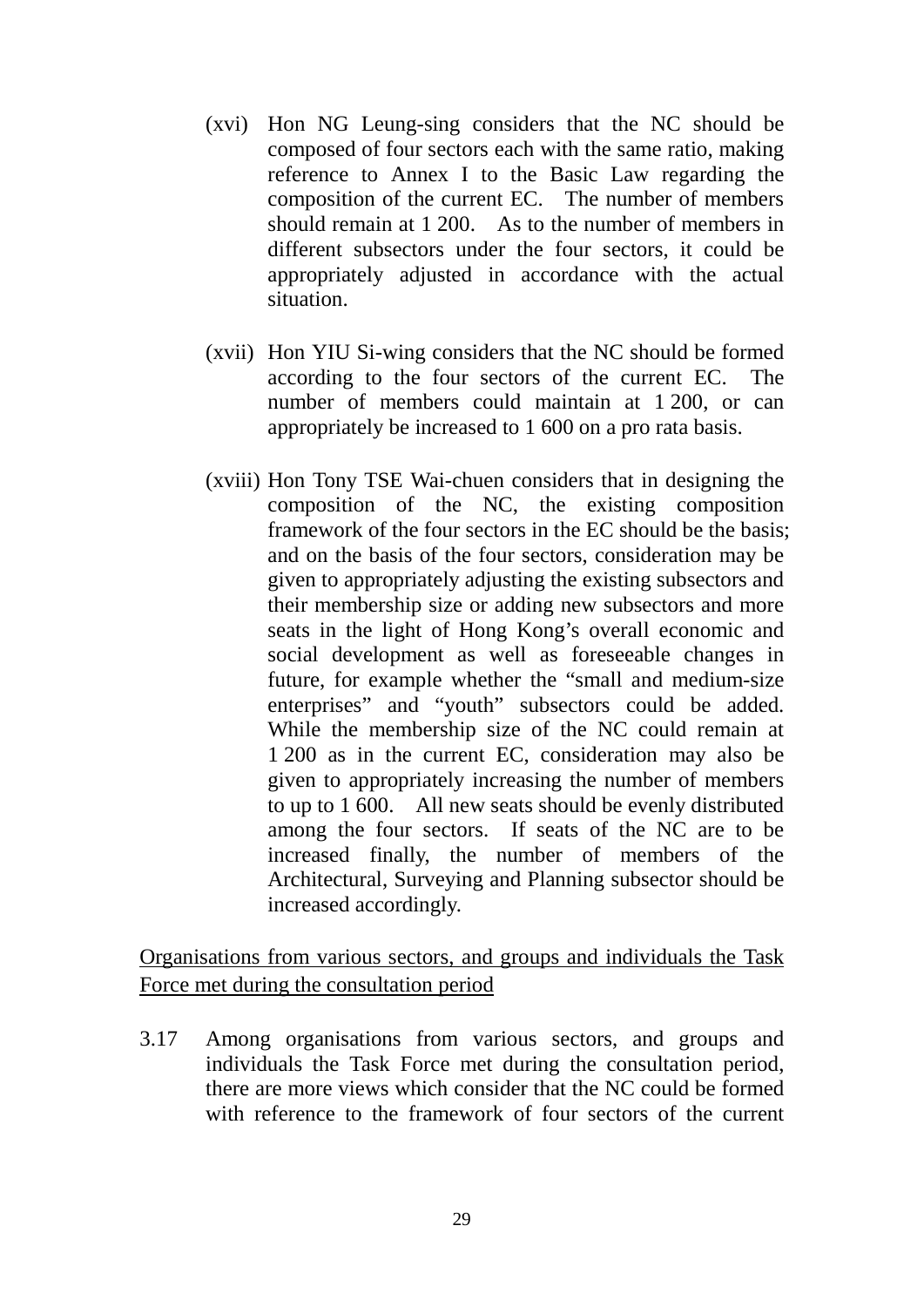(xvi) Hon NG Leung-sing considers that the NC should be composed of four sectors each with the same ratio, making reference to Annex I to the Basic Law regarding the composition of the current EC. The number of members should remain at 1 200. As to the number of members in different subsectors under the four sectors, it could be appropriately adjusted in accordance with the actual situation.

(xvii) Hon YIU Si-wing considers that the NC should be formed according to the four sectors of the current EC. The number of members could maintain at 1 200, or can appropriately be increased to 1 600 on a pro rata basis.

(xviii) Hon Tony TSE Wai-chuen considers that in designing the composition of the NC, the existing composition framework of the four sectors in the EC should be the basis; and on the basis of the four sectors, consideration may be given to appropriately adjusting the existing subsectors and their membership size or adding new subsectors and more seats in the light of Hong Kong's overall economic and social development as well as foreseeable changes in future, for example whether the "small and medium-size enterprises" and "youth" subsectors could be added. While the membership size of the NC could remain at 1 200 as in the current EC, consideration may also be given to appropriately increasing the number of members to up to 1 600. All new seats should be evenly distributed among the four sectors. If seats of the NC are to be increased finally, the number of members of the Architectural, Surveying and Planning subsector should be increased accordingly.

<u>Organisations from various sectors, and groups and individuals the Task Force met during the consultation period</u>

3.17 Among organisations from various sectors, and groups and individuals the Task Force met during the consultation period, there are more views which consider that the NC could be formed with reference to the framework of four sectors of the current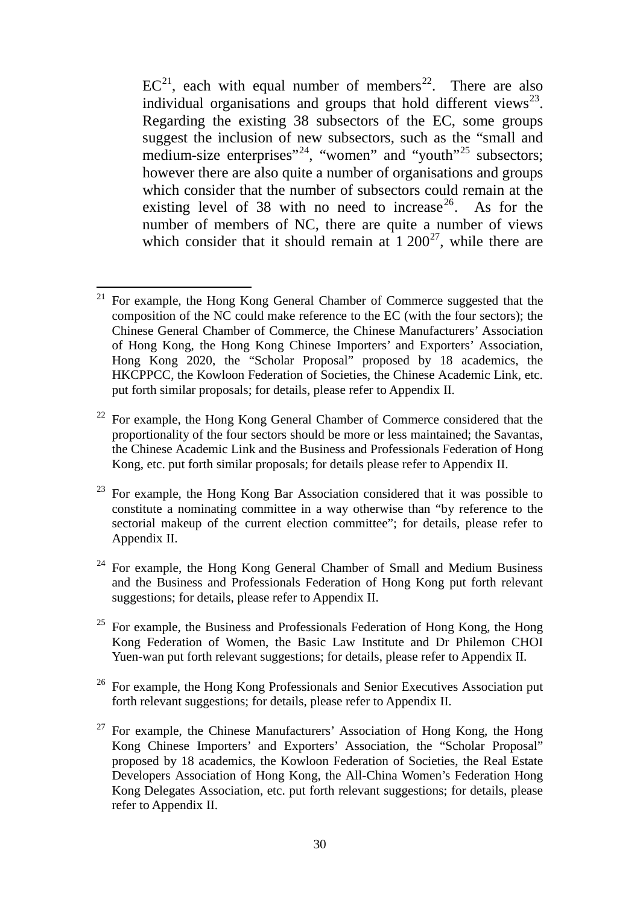EC[21], each with equal number of members[22]. There are also individual organisations and groups that hold different views[23]. Regarding the existing 38 subsectors of the EC, some groups suggest the inclusion of new subsectors, such as the "small and medium-size enterprises"[24], "women" and "youth"[25] subsectors; however there are also quite a number of organisations and groups which consider that the number of subsectors could remain at the existing level of 38 with no need to increase[26]. As for the number of members of NC, there are quite a number of views which consider that it should remain at 1 200[27], while there are

---

[21] For example, the Hong Kong General Chamber of Commerce suggested that the composition of the NC could make reference to the EC (with the four sectors); the Chinese General Chamber of Commerce, the Chinese Manufacturers' Association of Hong Kong, the Hong Kong Chinese Importers' and Exporters' Association, Hong Kong 2020, the "Scholar Proposal" proposed by 18 academics, the HKCPPCC, the Kowloon Federation of Societies, the Chinese Academic Link, etc. put forth similar proposals; for details, please refer to Appendix II.

[22] For example, the Hong Kong General Chamber of Commerce considered that the proportionality of the four sectors should be more or less maintained; the Savantas, the Chinese Academic Link and the Business and Professionals Federation of Hong Kong, etc. put forth similar proposals; for details please refer to Appendix II.

[23] For example, the Hong Kong Bar Association considered that it was possible to constitute a nominating committee in a way otherwise than "by reference to the sectorial makeup of the current election committee"; for details, please refer to Appendix II.

[24] For example, the Hong Kong General Chamber of Small and Medium Business and the Business and Professionals Federation of Hong Kong put forth relevant suggestions; for details, please refer to Appendix II.

[25] For example, the Business and Professionals Federation of Hong Kong, the Hong Kong Federation of Women, the Basic Law Institute and Dr Philemon CHOI Yuen-wan put forth relevant suggestions; for details, please refer to Appendix II.

[26] For example, the Hong Kong Professionals and Senior Executives Association put forth relevant suggestions; for details, please refer to Appendix II.

[27] For example, the Chinese Manufacturers' Association of Hong Kong, the Hong Kong Chinese Importers' and Exporters' Association, the "Scholar Proposal" proposed by 18 academics, the Kowloon Federation of Societies, the Real Estate Developers Association of Hong Kong, the All-China Women's Federation Hong Kong Delegates Association, etc. put forth relevant suggestions; for details, please refer to Appendix II.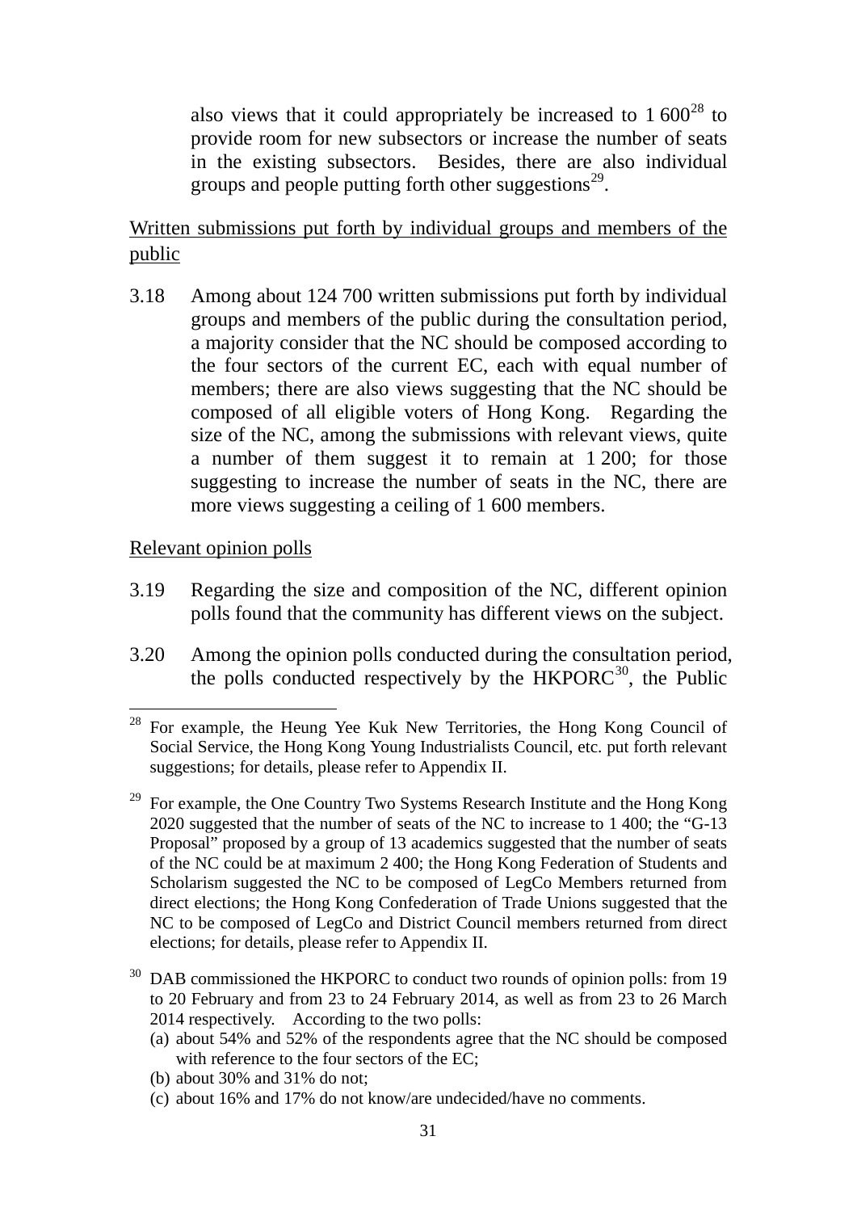also views that it could appropriately be increased to 1 600[28] to provide room for new subsectors or increase the number of seats in the existing subsectors. Besides, there are also individual groups and people putting forth other suggestions[29].

Written submissions put forth by individual groups and members of the public

3.18 Among about 124 700 written submissions put forth by individual groups and members of the public during the consultation period, a majority consider that the NC should be composed according to the four sectors of the current EC, each with equal number of members; there are also views suggesting that the NC should be composed of all eligible voters of Hong Kong. Regarding the size of the NC, among the submissions with relevant views, quite a number of them suggest it to remain at 1 200; for those suggesting to increase the number of seats in the NC, there are more views suggesting a ceiling of 1 600 members.

Relevant opinion polls

3.19 Regarding the size and composition of the NC, different opinion polls found that the community has different views on the subject.

3.20 Among the opinion polls conducted during the consultation period, the polls conducted respectively by the HKPORC[30], the Public

---

[28] For example, the Heung Yee Kuk New Territories, the Hong Kong Council of Social Service, the Hong Kong Young Industrialists Council, etc. put forth relevant suggestions; for details, please refer to Appendix II.

[29] For example, the One Country Two Systems Research Institute and the Hong Kong 2020 suggested that the number of seats of the NC to increase to 1 400; the "G-13 Proposal" proposed by a group of 13 academics suggested that the number of seats of the NC could be at maximum 2 400; the Hong Kong Federation of Students and Scholarism suggested the NC to be composed of LegCo Members returned from direct elections; the Hong Kong Confederation of Trade Unions suggested that the NC to be composed of LegCo and District Council members returned from direct elections; for details, please refer to Appendix II.

[30] DAB commissioned the HKPORC to conduct two rounds of opinion polls: from 19 to 20 February and from 23 to 24 February 2014, as well as from 23 to 26 March 2014 respectively. According to the two polls:
(a) about 54% and 52% of the respondents agree that the NC should be composed with reference to the four sectors of the EC;
(b) about 30% and 31% do not;
(c) about 16% and 17% do not know/are undecided/have no comments.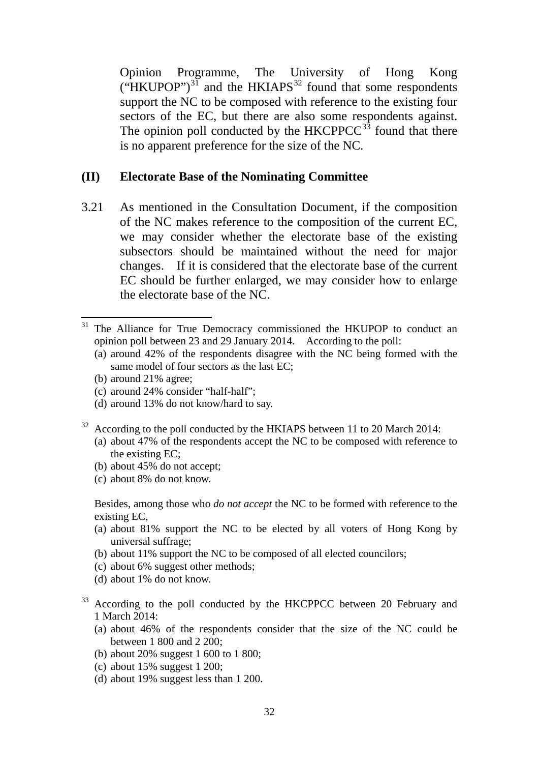Opinion Programme, The University of Hong Kong ("HKUPOP")[31] and the HKIAPS[32] found that some respondents support the NC to be composed with reference to the existing four sectors of the EC, but there are also some respondents against. The opinion poll conducted by the HKCPPCC[33] found that there is no apparent preference for the size of the NC.

## (II) Electorate Base of the Nominating Committee

3.21 As mentioned in the Consultation Document, if the composition of the NC makes reference to the composition of the current EC, we may consider whether the electorate base of the existing subsectors should be maintained without the need for major changes. If it is considered that the electorate base of the current EC should be further enlarged, we may consider how to enlarge the electorate base of the NC.

---

[31] The Alliance for True Democracy commissioned the HKUPOP to conduct an opinion poll between 23 and 29 January 2014. According to the poll:

(a) around 42% of the respondents disagree with the NC being formed with the same model of four sectors as the last EC;
(b) around 21% agree;
(c) around 24% consider "half-half";
(d) around 13% do not know/hard to say.

[32] According to the poll conducted by the HKIAPS between 11 to 20 March 2014:

(a) about 47% of the respondents accept the NC to be composed with reference to the existing EC;
(b) about 45% do not accept;
(c) about 8% do not know.

Besides, among those who *do not accept* the NC to be formed with reference to the existing EC,

(a) about 81% support the NC to be elected by all voters of Hong Kong by universal suffrage;
(b) about 11% support the NC to be composed of all elected councilors;
(c) about 6% suggest other methods;
(d) about 1% do not know.

[33] According to the poll conducted by the HKCPPCC between 20 February and 1 March 2014:

(a) about 46% of the respondents consider that the size of the NC could be between 1 800 and 2 200;
(b) about 20% suggest 1 600 to 1 800;
(c) about 15% suggest 1 200;
(d) about 19% suggest less than 1 200.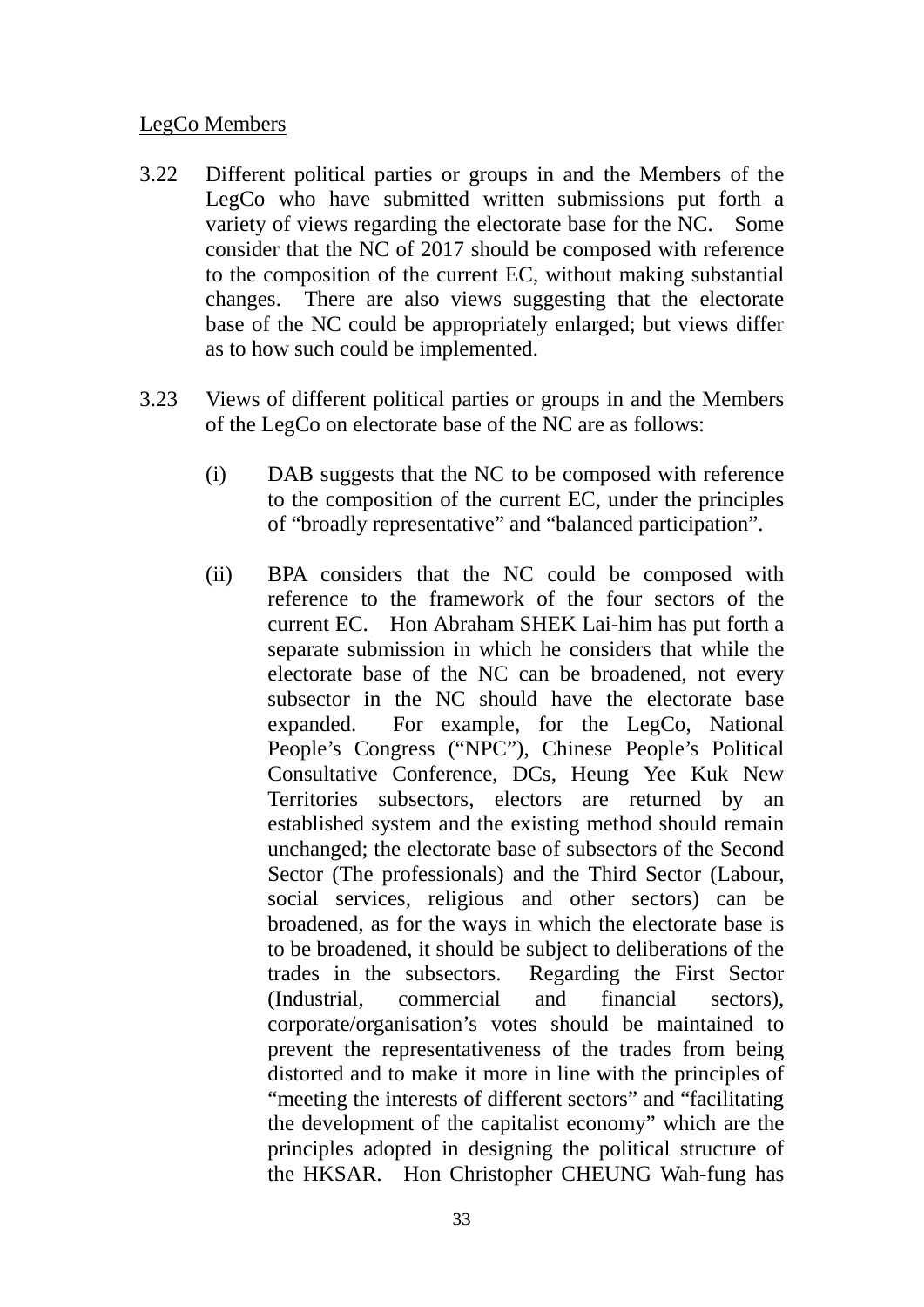LegCo Members

3.22 Different political parties or groups in and the Members of the LegCo who have submitted written submissions put forth a variety of views regarding the electorate base for the NC. Some consider that the NC of 2017 should be composed with reference to the composition of the current EC, without making substantial changes. There are also views suggesting that the electorate base of the NC could be appropriately enlarged; but views differ as to how such could be implemented.

3.23 Views of different political parties or groups in and the Members of the LegCo on electorate base of the NC are as follows:

(i) DAB suggests that the NC to be composed with reference to the composition of the current EC, under the principles of "broadly representative" and "balanced participation".

(ii) BPA considers that the NC could be composed with reference to the framework of the four sectors of the current EC. Hon Abraham SHEK Lai-him has put forth a separate submission in which he considers that while the electorate base of the NC can be broadened, not every subsector in the NC should have the electorate base expanded. For example, for the LegCo, National People's Congress ("NPC"), Chinese People's Political Consultative Conference, DCs, Heung Yee Kuk New Territories subsectors, electors are returned by an established system and the existing method should remain unchanged; the electorate base of subsectors of the Second Sector (The professionals) and the Third Sector (Labour, social services, religious and other sectors) can be broadened, as for the ways in which the electorate base is to be broadened, it should be subject to deliberations of the trades in the subsectors. Regarding the First Sector (Industrial, commercial and financial sectors), corporate/organisation's votes should be maintained to prevent the representativeness of the trades from being distorted and to make it more in line with the principles of "meeting the interests of different sectors" and "facilitating the development of the capitalist economy" which are the principles adopted in designing the political structure of the HKSAR. Hon Christopher CHEUNG Wah-fung has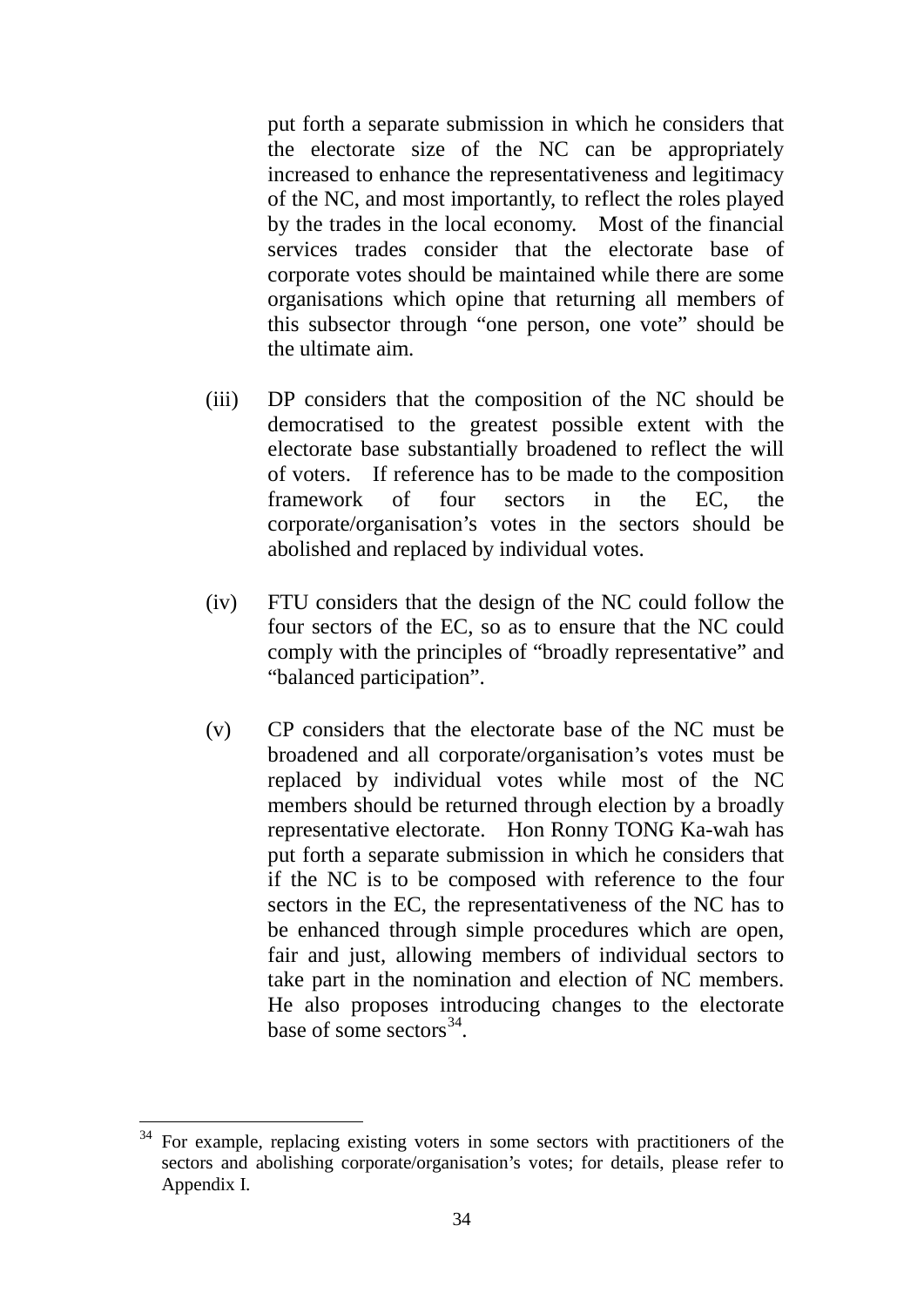put forth a separate submission in which he considers that the electorate size of the NC can be appropriately increased to enhance the representativeness and legitimacy of the NC, and most importantly, to reflect the roles played by the trades in the local economy. Most of the financial services trades consider that the electorate base of corporate votes should be maintained while there are some organisations which opine that returning all members of this subsector through "one person, one vote" should be the ultimate aim.

(iii) DP considers that the composition of the NC should be democratised to the greatest possible extent with the electorate base substantially broadened to reflect the will of voters. If reference has to be made to the composition framework of four sectors in the EC, the corporate/organisation's votes in the sectors should be abolished and replaced by individual votes.

(iv) FTU considers that the design of the NC could follow the four sectors of the EC, so as to ensure that the NC could comply with the principles of "broadly representative" and "balanced participation".

(v) CP considers that the electorate base of the NC must be broadened and all corporate/organisation's votes must be replaced by individual votes while most of the NC members should be returned through election by a broadly representative electorate. Hon Ronny TONG Ka-wah has put forth a separate submission in which he considers that if the NC is to be composed with reference to the four sectors in the EC, the representativeness of the NC has to be enhanced through simple procedures which are open, fair and just, allowing members of individual sectors to take part in the nomination and election of NC members. He also proposes introducing changes to the electorate base of some sectors[34].

---

[34] For example, replacing existing voters in some sectors with practitioners of the sectors and abolishing corporate/organisation's votes; for details, please refer to Appendix I.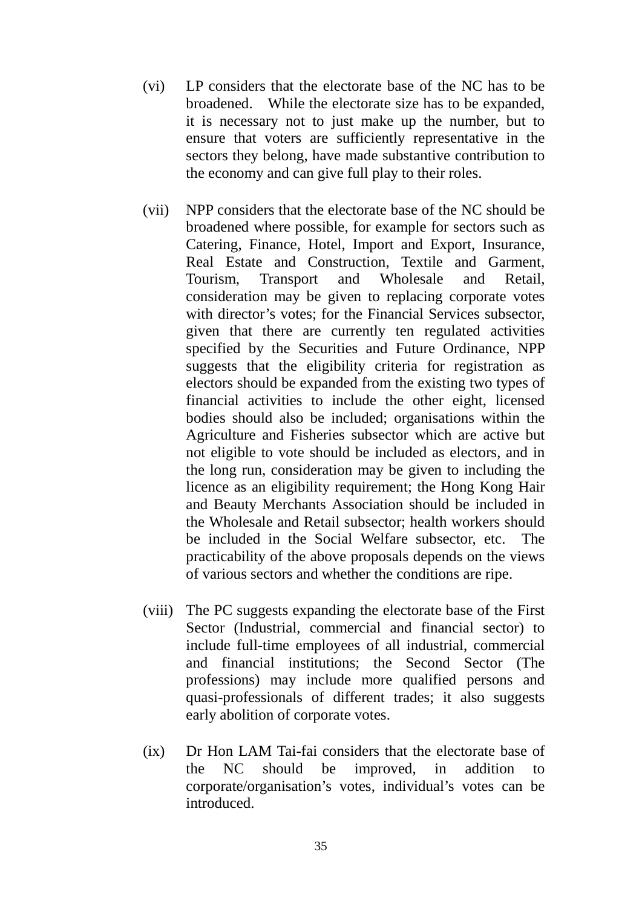(vi) LP considers that the electorate base of the NC has to be broadened. While the electorate size has to be expanded, it is necessary not to just make up the number, but to ensure that voters are sufficiently representative in the sectors they belong, have made substantive contribution to the economy and can give full play to their roles.

(vii) NPP considers that the electorate base of the NC should be broadened where possible, for example for sectors such as Catering, Finance, Hotel, Import and Export, Insurance, Real Estate and Construction, Textile and Garment, Tourism, Transport and Wholesale and Retail, consideration may be given to replacing corporate votes with director's votes; for the Financial Services subsector, given that there are currently ten regulated activities specified by the Securities and Future Ordinance, NPP suggests that the eligibility criteria for registration as electors should be expanded from the existing two types of financial activities to include the other eight, licensed bodies should also be included; organisations within the Agriculture and Fisheries subsector which are active but not eligible to vote should be included as electors, and in the long run, consideration may be given to including the licence as an eligibility requirement; the Hong Kong Hair and Beauty Merchants Association should be included in the Wholesale and Retail subsector; health workers should be included in the Social Welfare subsector, etc. The practicability of the above proposals depends on the views of various sectors and whether the conditions are ripe.

(viii) The PC suggests expanding the electorate base of the First Sector (Industrial, commercial and financial sector) to include full-time employees of all industrial, commercial and financial institutions; the Second Sector (The professions) may include more qualified persons and quasi-professionals of different trades; it also suggests early abolition of corporate votes.

(ix) Dr Hon LAM Tai-fai considers that the electorate base of the NC should be improved, in addition to corporate/organisation's votes, individual's votes can be introduced.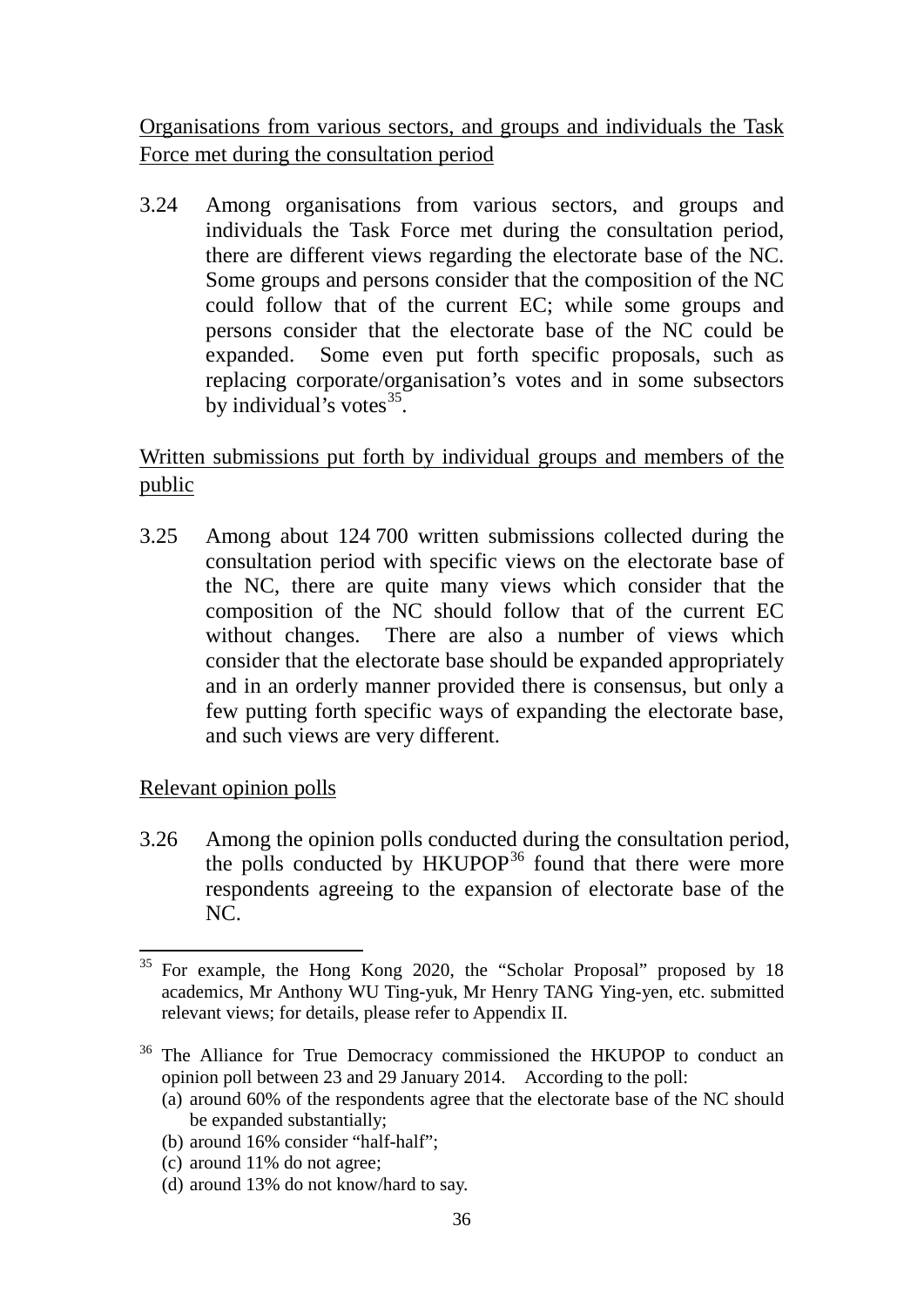<u>Organisations from various sectors, and groups and individuals the Task Force met during the consultation period</u>

3.24 Among organisations from various sectors, and groups and individuals the Task Force met during the consultation period, there are different views regarding the electorate base of the NC. Some groups and persons consider that the composition of the NC could follow that of the current EC; while some groups and persons consider that the electorate base of the NC could be expanded. Some even put forth specific proposals, such as replacing corporate/organisation's votes and in some subsectors by individual's votes[35].

<u>Written submissions put forth by individual groups and members of the public</u>

3.25 Among about 124 700 written submissions collected during the consultation period with specific views on the electorate base of the NC, there are quite many views which consider that the composition of the NC should follow that of the current EC without changes. There are also a number of views which consider that the electorate base should be expanded appropriately and in an orderly manner provided there is consensus, but only a few putting forth specific ways of expanding the electorate base, and such views are very different.

<u>Relevant opinion polls</u>

3.26 Among the opinion polls conducted during the consultation period, the polls conducted by HKUPOP[36] found that there were more respondents agreeing to the expansion of electorate base of the NC.

---

[35] For example, the Hong Kong 2020, the "Scholar Proposal" proposed by 18 academics, Mr Anthony WU Ting-yuk, Mr Henry TANG Ying-yen, etc. submitted relevant views; for details, please refer to Appendix II.

[36] The Alliance for True Democracy commissioned the HKUPOP to conduct an opinion poll between 23 and 29 January 2014. According to the poll:
(a) around 60% of the respondents agree that the electorate base of the NC should be expanded substantially;
(b) around 16% consider "half-half";
(c) around 11% do not agree;
(d) around 13% do not know/hard to say.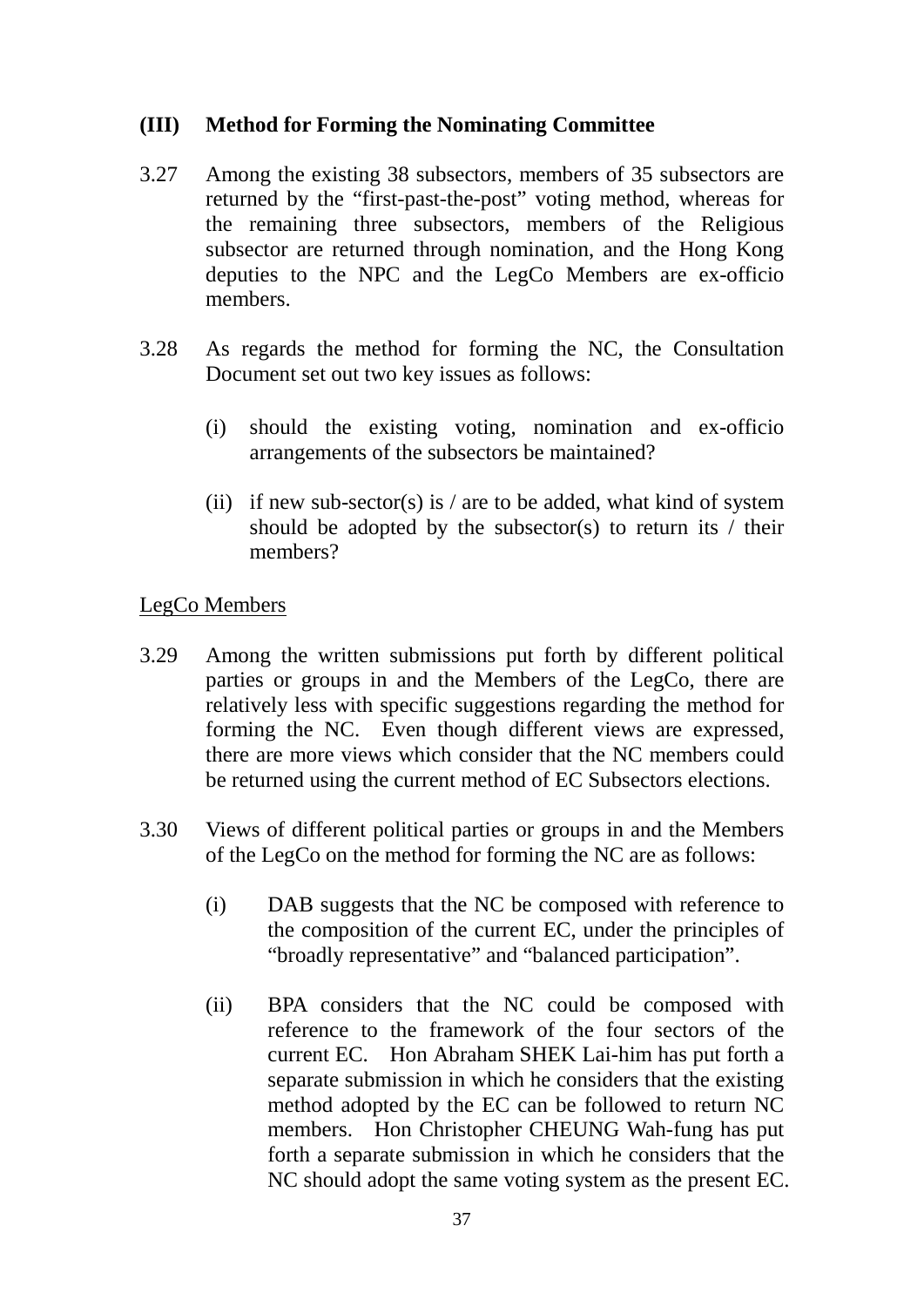## (III) Method for Forming the Nominating Committee

3.27 Among the existing 38 subsectors, members of 35 subsectors are returned by the "first-past-the-post" voting method, whereas for the remaining three subsectors, members of the Religious subsector are returned through nomination, and the Hong Kong deputies to the NPC and the LegCo Members are ex-officio members.

3.28 As regards the method for forming the NC, the Consultation Document set out two key issues as follows:

(i) should the existing voting, nomination and ex-officio arrangements of the subsectors be maintained?

(ii) if new sub-sector(s) is / are to be added, what kind of system should be adopted by the subsector(s) to return its / their members?

<u>LegCo Members</u>

3.29 Among the written submissions put forth by different political parties or groups in and the Members of the LegCo, there are relatively less with specific suggestions regarding the method for forming the NC. Even though different views are expressed, there are more views which consider that the NC members could be returned using the current method of EC Subsectors elections.

3.30 Views of different political parties or groups in and the Members of the LegCo on the method for forming the NC are as follows:

(i) DAB suggests that the NC be composed with reference to the composition of the current EC, under the principles of "broadly representative" and "balanced participation".

(ii) BPA considers that the NC could be composed with reference to the framework of the four sectors of the current EC. Hon Abraham SHEK Lai-him has put forth a separate submission in which he considers that the existing method adopted by the EC can be followed to return NC members. Hon Christopher CHEUNG Wah-fung has put forth a separate submission in which he considers that the NC should adopt the same voting system as the present EC.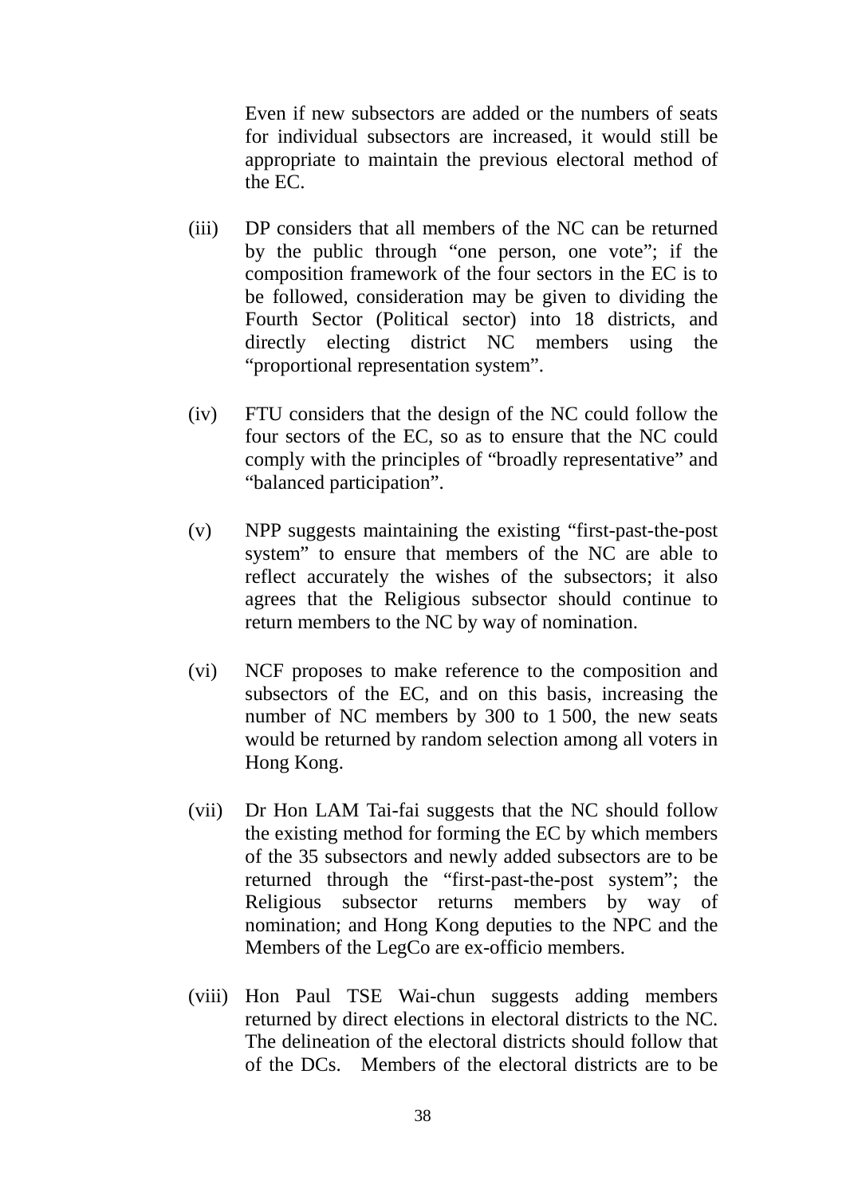Even if new subsectors are added or the numbers of seats for individual subsectors are increased, it would still be appropriate to maintain the previous electoral method of the EC.

(iii) DP considers that all members of the NC can be returned by the public through “one person, one vote”; if the composition framework of the four sectors in the EC is to be followed, consideration may be given to dividing the Fourth Sector (Political sector) into 18 districts, and directly electing district NC members using the “proportional representation system”.

(iv) FTU considers that the design of the NC could follow the four sectors of the EC, so as to ensure that the NC could comply with the principles of “broadly representative” and “balanced participation”.

(v) NPP suggests maintaining the existing “first-past-the-post system” to ensure that members of the NC are able to reflect accurately the wishes of the subsectors; it also agrees that the Religious subsector should continue to return members to the NC by way of nomination.

(vi) NCF proposes to make reference to the composition and subsectors of the EC, and on this basis, increasing the number of NC members by 300 to 1 500, the new seats would be returned by random selection among all voters in Hong Kong.

(vii) Dr Hon LAM Tai-fai suggests that the NC should follow the existing method for forming the EC by which members of the 35 subsectors and newly added subsectors are to be returned through the “first-past-the-post system”; the Religious subsector returns members by way of nomination; and Hong Kong deputies to the NPC and the Members of the LegCo are ex-officio members.

(viii) Hon Paul TSE Wai-chun suggests adding members returned by direct elections in electoral districts to the NC. The delineation of the electoral districts should follow that of the DCs. Members of the electoral districts are to be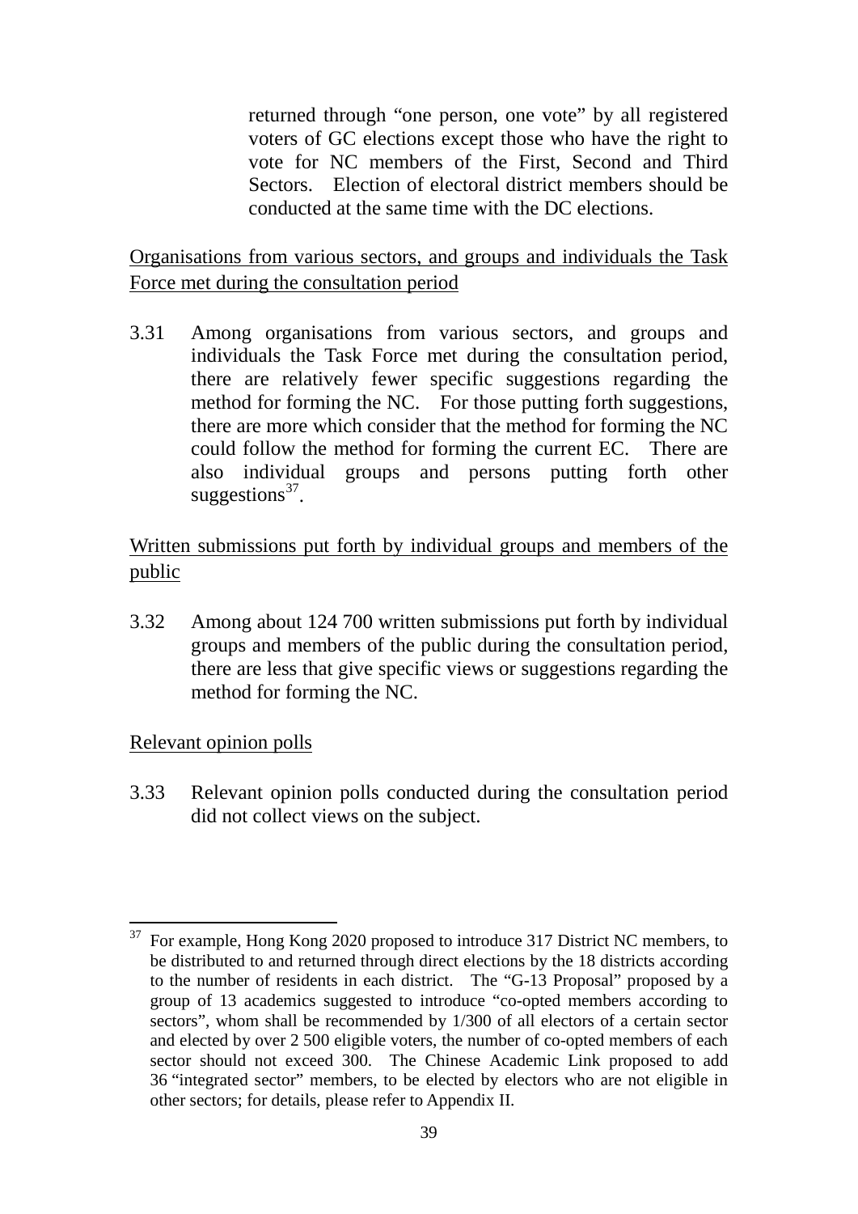returned through "one person, one vote" by all registered voters of GC elections except those who have the right to vote for NC members of the First, Second and Third Sectors. Election of electoral district members should be conducted at the same time with the DC elections.

Organisations from various sectors, and groups and individuals the Task Force met during the consultation period

3.31 Among organisations from various sectors, and groups and individuals the Task Force met during the consultation period, there are relatively fewer specific suggestions regarding the method for forming the NC. For those putting forth suggestions, there are more which consider that the method for forming the NC could follow the method for forming the current EC. There are also individual groups and persons putting forth other suggestions[37].

Written submissions put forth by individual groups and members of the public

3.32 Among about 124 700 written submissions put forth by individual groups and members of the public during the consultation period, there are less that give specific views or suggestions regarding the method for forming the NC.

Relevant opinion polls

3.33 Relevant opinion polls conducted during the consultation period did not collect views on the subject.

---

[37] For example, Hong Kong 2020 proposed to introduce 317 District NC members, to be distributed to and returned through direct elections by the 18 districts according to the number of residents in each district. The "G-13 Proposal" proposed by a group of 13 academics suggested to introduce "co-opted members according to sectors", whom shall be recommended by 1/300 of all electors of a certain sector and elected by over 2 500 eligible voters, the number of co-opted members of each sector should not exceed 300. The Chinese Academic Link proposed to add 36 "integrated sector" members, to be elected by electors who are not eligible in other sectors; for details, please refer to Appendix II.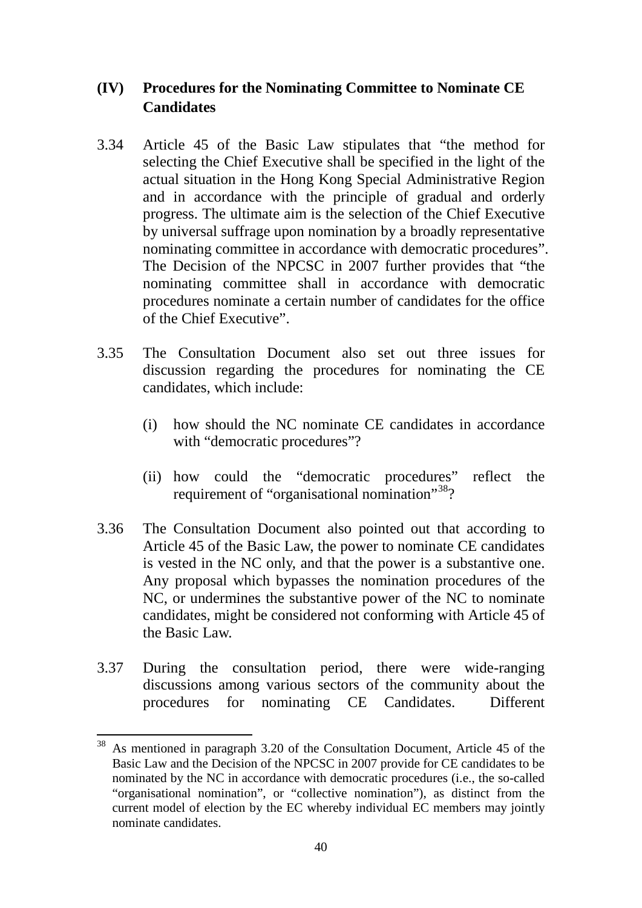## (IV) Procedures for the Nominating Committee to Nominate CE Candidates

3.34 Article 45 of the Basic Law stipulates that "the method for selecting the Chief Executive shall be specified in the light of the actual situation in the Hong Kong Special Administrative Region and in accordance with the principle of gradual and orderly progress. The ultimate aim is the selection of the Chief Executive by universal suffrage upon nomination by a broadly representative nominating committee in accordance with democratic procedures". The Decision of the NPCSC in 2007 further provides that "the nominating committee shall in accordance with democratic procedures nominate a certain number of candidates for the office of the Chief Executive".

3.35 The Consultation Document also set out three issues for discussion regarding the procedures for nominating the CE candidates, which include:

(i) how should the NC nominate CE candidates in accordance with "democratic procedures"?

(ii) how could the "democratic procedures" reflect the requirement of "organisational nomination"[38]?

3.36 The Consultation Document also pointed out that according to Article 45 of the Basic Law, the power to nominate CE candidates is vested in the NC only, and that the power is a substantive one. Any proposal which bypasses the nomination procedures of the NC, or undermines the substantive power of the NC to nominate candidates, might be considered not conforming with Article 45 of the Basic Law.

3.37 During the consultation period, there were wide-ranging discussions among various sectors of the community about the procedures for nominating CE Candidates. Different

---

[38] As mentioned in paragraph 3.20 of the Consultation Document, Article 45 of the Basic Law and the Decision of the NPCSC in 2007 provide for CE candidates to be nominated by the NC in accordance with democratic procedures (i.e., the so-called "organisational nomination", or "collective nomination"), as distinct from the current model of election by the EC whereby individual EC members may jointly nominate candidates.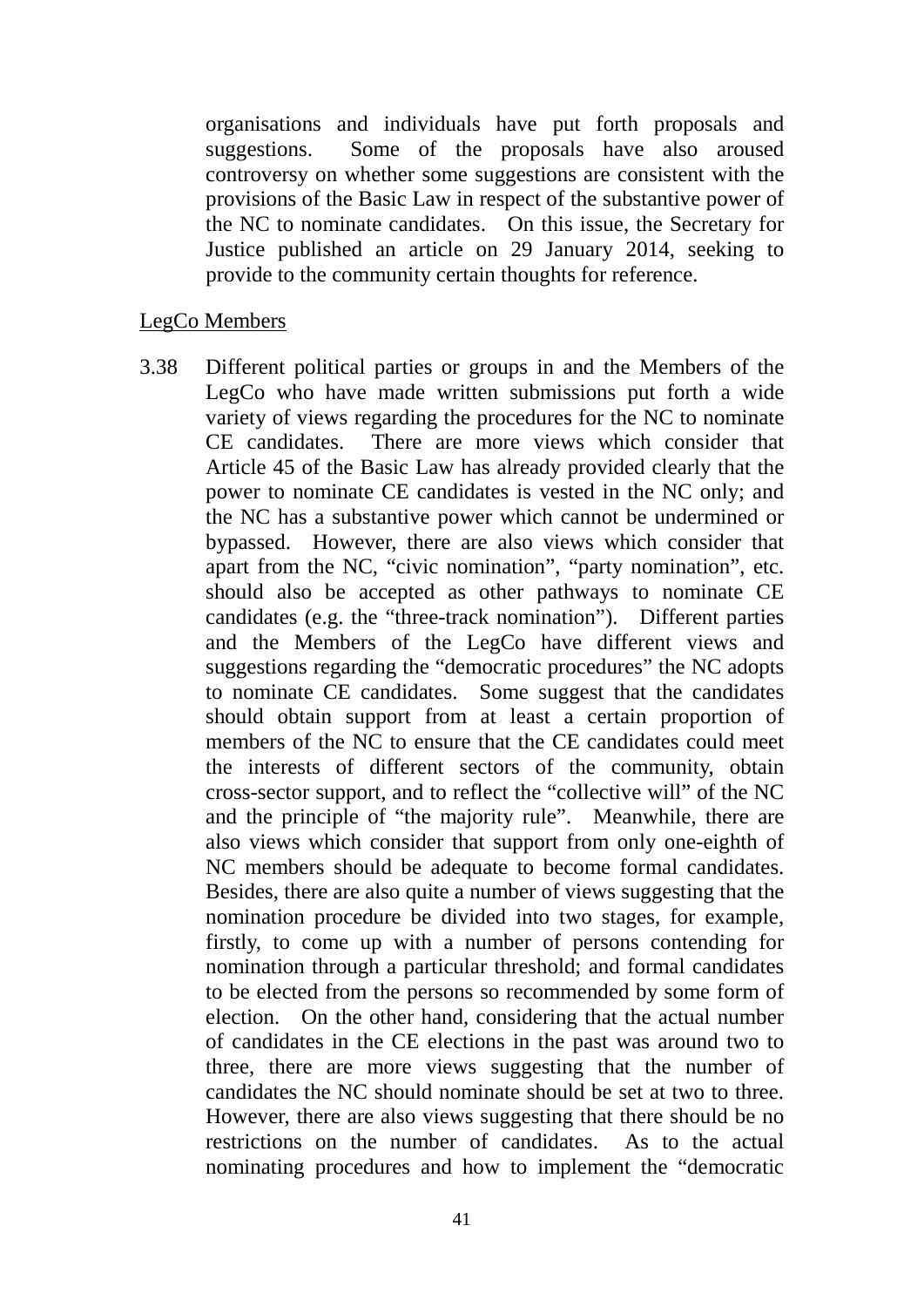organisations and individuals have put forth proposals and suggestions. Some of the proposals have also aroused controversy on whether some suggestions are consistent with the provisions of the Basic Law in respect of the substantive power of the NC to nominate candidates. On this issue, the Secretary for Justice published an article on 29 January 2014, seeking to provide to the community certain thoughts for reference.

<u>LegCo Members</u>

3.38 Different political parties or groups in and the Members of the LegCo who have made written submissions put forth a wide variety of views regarding the procedures for the NC to nominate CE candidates. There are more views which consider that Article 45 of the Basic Law has already provided clearly that the power to nominate CE candidates is vested in the NC only; and the NC has a substantive power which cannot be undermined or bypassed. However, there are also views which consider that apart from the NC, "civic nomination", "party nomination", etc. should also be accepted as other pathways to nominate CE candidates (e.g. the "three-track nomination"). Different parties and the Members of the LegCo have different views and suggestions regarding the "democratic procedures" the NC adopts to nominate CE candidates. Some suggest that the candidates should obtain support from at least a certain proportion of members of the NC to ensure that the CE candidates could meet the interests of different sectors of the community, obtain cross-sector support, and to reflect the "collective will" of the NC and the principle of "the majority rule". Meanwhile, there are also views which consider that support from only one-eighth of NC members should be adequate to become formal candidates. Besides, there are also quite a number of views suggesting that the nomination procedure be divided into two stages, for example, firstly, to come up with a number of persons contending for nomination through a particular threshold; and formal candidates to be elected from the persons so recommended by some form of election. On the other hand, considering that the actual number of candidates in the CE elections in the past was around two to three, there are more views suggesting that the number of candidates the NC should nominate should be set at two to three. However, there are also views suggesting that there should be no restrictions on the number of candidates. As to the actual nominating procedures and how to implement the "democratic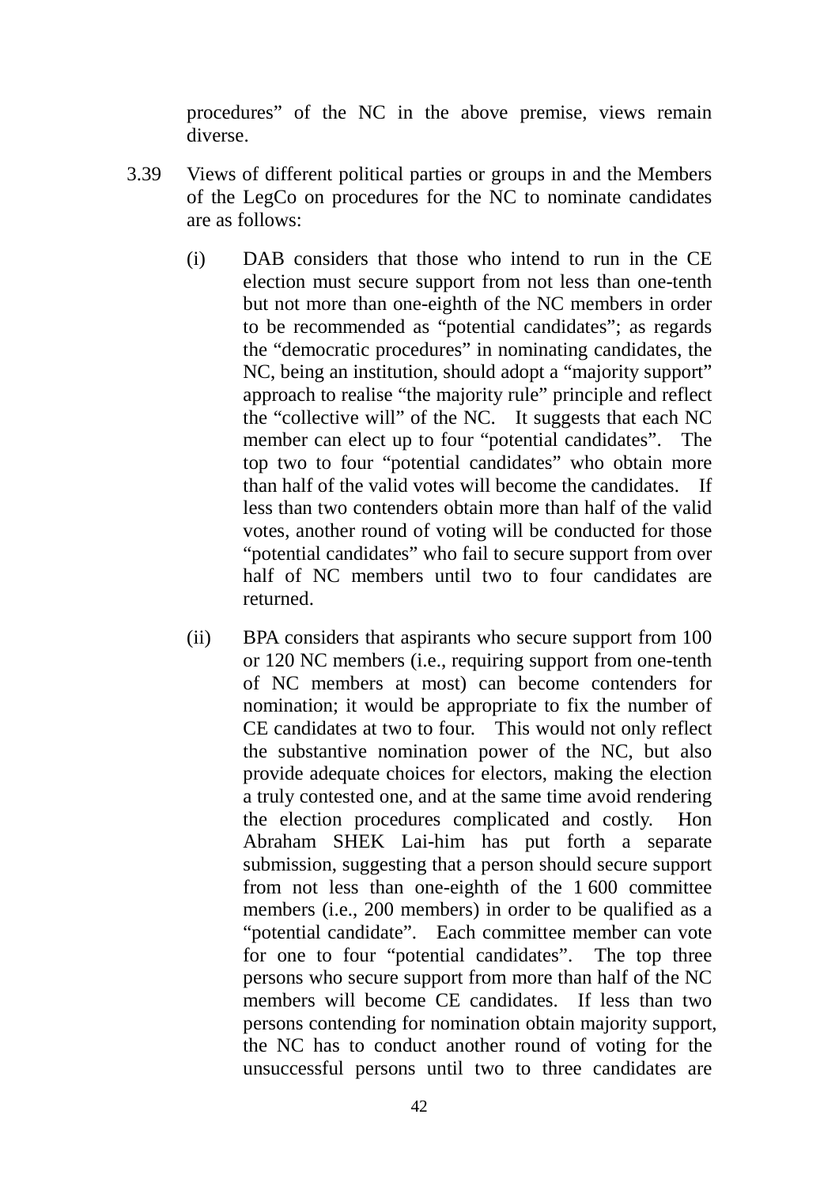procedures" of the NC in the above premise, views remain diverse.

3.39 Views of different political parties or groups in and the Members of the LegCo on procedures for the NC to nominate candidates are as follows:

(i) DAB considers that those who intend to run in the CE election must secure support from not less than one-tenth but not more than one-eighth of the NC members in order to be recommended as "potential candidates"; as regards the "democratic procedures" in nominating candidates, the NC, being an institution, should adopt a "majority support" approach to realise "the majority rule" principle and reflect the "collective will" of the NC. It suggests that each NC member can elect up to four "potential candidates". The top two to four "potential candidates" who obtain more than half of the valid votes will become the candidates. If less than two contenders obtain more than half of the valid votes, another round of voting will be conducted for those "potential candidates" who fail to secure support from over half of NC members until two to four candidates are returned.

(ii) BPA considers that aspirants who secure support from 100 or 120 NC members (i.e., requiring support from one-tenth of NC members at most) can become contenders for nomination; it would be appropriate to fix the number of CE candidates at two to four. This would not only reflect the substantive nomination power of the NC, but also provide adequate choices for electors, making the election a truly contested one, and at the same time avoid rendering the election procedures complicated and costly. Hon Abraham SHEK Lai-him has put forth a separate submission, suggesting that a person should secure support from not less than one-eighth of the 1 600 committee members (i.e., 200 members) in order to be qualified as a "potential candidate". Each committee member can vote for one to four "potential candidates". The top three persons who secure support from more than half of the NC members will become CE candidates. If less than two persons contending for nomination obtain majority support, the NC has to conduct another round of voting for the unsuccessful persons until two to three candidates are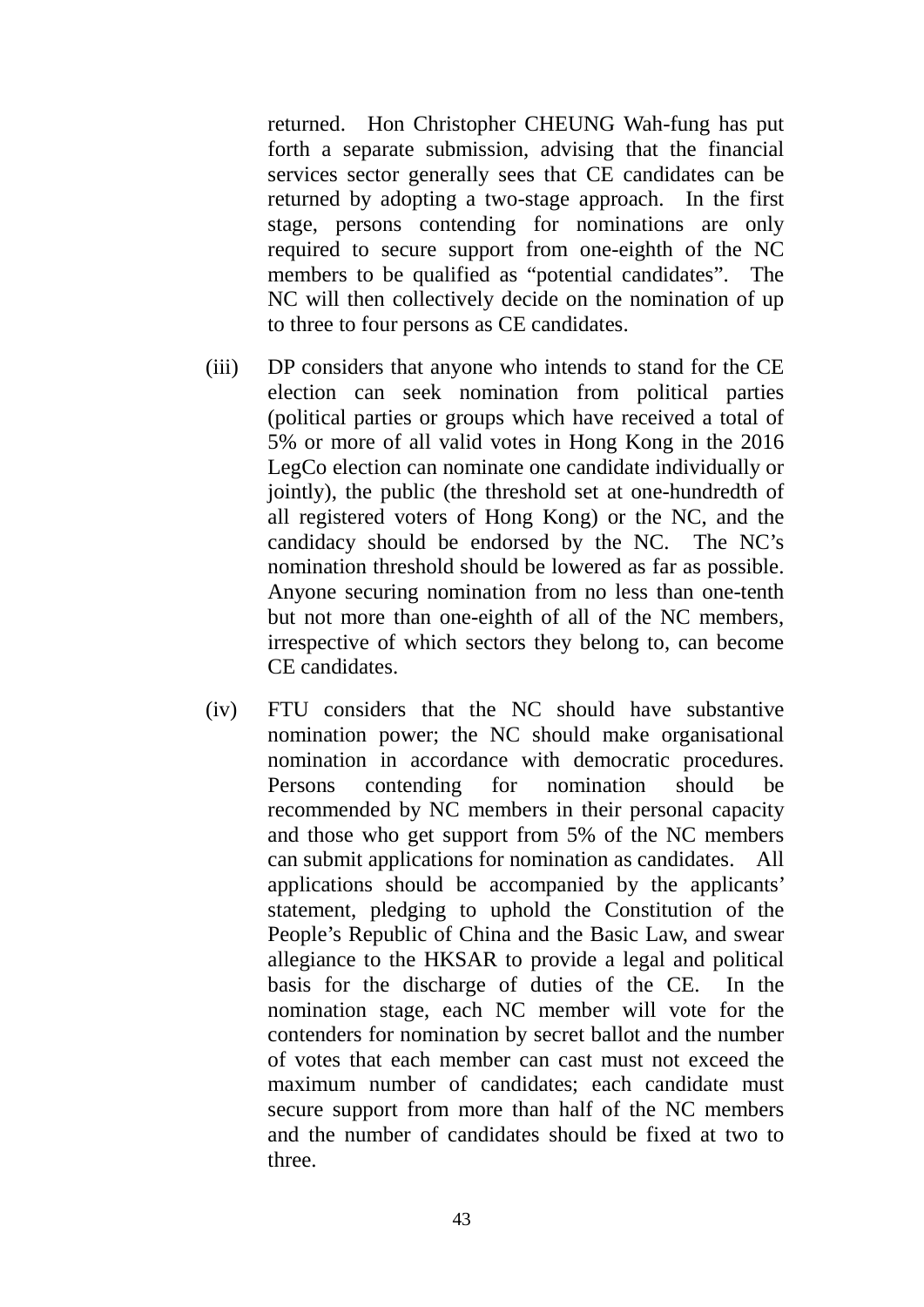returned. Hon Christopher CHEUNG Wah-fung has put forth a separate submission, advising that the financial services sector generally sees that CE candidates can be returned by adopting a two-stage approach. In the first stage, persons contending for nominations are only required to secure support from one-eighth of the NC members to be qualified as "potential candidates". The NC will then collectively decide on the nomination of up to three to four persons as CE candidates.

(iii) DP considers that anyone who intends to stand for the CE election can seek nomination from political parties (political parties or groups which have received a total of 5% or more of all valid votes in Hong Kong in the 2016 LegCo election can nominate one candidate individually or jointly), the public (the threshold set at one-hundredth of all registered voters of Hong Kong) or the NC, and the candidacy should be endorsed by the NC. The NC's nomination threshold should be lowered as far as possible. Anyone securing nomination from no less than one-tenth but not more than one-eighth of all of the NC members, irrespective of which sectors they belong to, can become CE candidates.

(iv) FTU considers that the NC should have substantive nomination power; the NC should make organisational nomination in accordance with democratic procedures. Persons contending for nomination should be recommended by NC members in their personal capacity and those who get support from 5% of the NC members can submit applications for nomination as candidates. All applications should be accompanied by the applicants' statement, pledging to uphold the Constitution of the People's Republic of China and the Basic Law, and swear allegiance to the HKSAR to provide a legal and political basis for the discharge of duties of the CE. In the nomination stage, each NC member will vote for the contenders for nomination by secret ballot and the number of votes that each member can cast must not exceed the maximum number of candidates; each candidate must secure support from more than half of the NC members and the number of candidates should be fixed at two to three.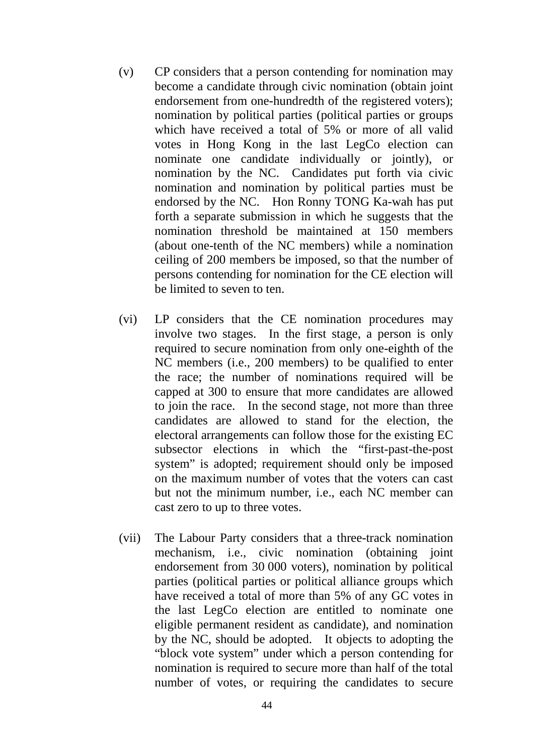(v) CP considers that a person contending for nomination may become a candidate through civic nomination (obtain joint endorsement from one-hundredth of the registered voters); nomination by political parties (political parties or groups which have received a total of 5% or more of all valid votes in Hong Kong in the last LegCo election can nominate one candidate individually or jointly), or nomination by the NC. Candidates put forth via civic nomination and nomination by political parties must be endorsed by the NC. Hon Ronny TONG Ka-wah has put forth a separate submission in which he suggests that the nomination threshold be maintained at 150 members (about one-tenth of the NC members) while a nomination ceiling of 200 members be imposed, so that the number of persons contending for nomination for the CE election will be limited to seven to ten.

(vi) LP considers that the CE nomination procedures may involve two stages. In the first stage, a person is only required to secure nomination from only one-eighth of the NC members (i.e., 200 members) to be qualified to enter the race; the number of nominations required will be capped at 300 to ensure that more candidates are allowed to join the race. In the second stage, not more than three candidates are allowed to stand for the election, the electoral arrangements can follow those for the existing EC subsector elections in which the "first-past-the-post system" is adopted; requirement should only be imposed on the maximum number of votes that the voters can cast but not the minimum number, i.e., each NC member can cast zero to up to three votes.

(vii) The Labour Party considers that a three-track nomination mechanism, i.e., civic nomination (obtaining joint endorsement from 30 000 voters), nomination by political parties (political parties or political alliance groups which have received a total of more than 5% of any GC votes in the last LegCo election are entitled to nominate one eligible permanent resident as candidate), and nomination by the NC, should be adopted. It objects to adopting the "block vote system" under which a person contending for nomination is required to secure more than half of the total number of votes, or requiring the candidates to secure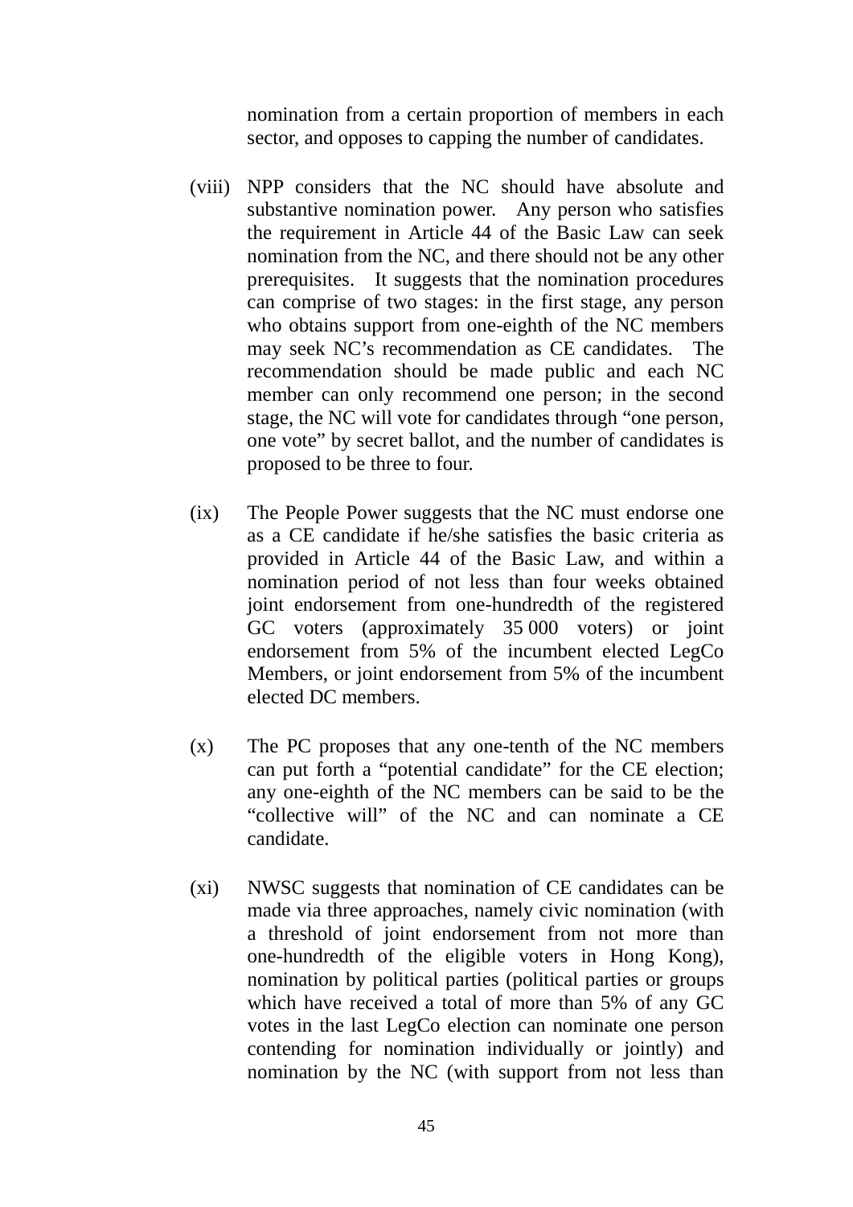nomination from a certain proportion of members in each sector, and opposes to capping the number of candidates.

(viii) NPP considers that the NC should have absolute and substantive nomination power. Any person who satisfies the requirement in Article 44 of the Basic Law can seek nomination from the NC, and there should not be any other prerequisites. It suggests that the nomination procedures can comprise of two stages: in the first stage, any person who obtains support from one-eighth of the NC members may seek NC's recommendation as CE candidates. The recommendation should be made public and each NC member can only recommend one person; in the second stage, the NC will vote for candidates through "one person, one vote" by secret ballot, and the number of candidates is proposed to be three to four.

(ix) The People Power suggests that the NC must endorse one as a CE candidate if he/she satisfies the basic criteria as provided in Article 44 of the Basic Law, and within a nomination period of not less than four weeks obtained joint endorsement from one-hundredth of the registered GC voters (approximately 35 000 voters) or joint endorsement from 5% of the incumbent elected LegCo Members, or joint endorsement from 5% of the incumbent elected DC members.

(x) The PC proposes that any one-tenth of the NC members can put forth a "potential candidate" for the CE election; any one-eighth of the NC members can be said to be the "collective will" of the NC and can nominate a CE candidate.

(xi) NWSC suggests that nomination of CE candidates can be made via three approaches, namely civic nomination (with a threshold of joint endorsement from not more than one-hundredth of the eligible voters in Hong Kong), nomination by political parties (political parties or groups which have received a total of more than 5% of any GC votes in the last LegCo election can nominate one person contending for nomination individually or jointly) and nomination by the NC (with support from not less than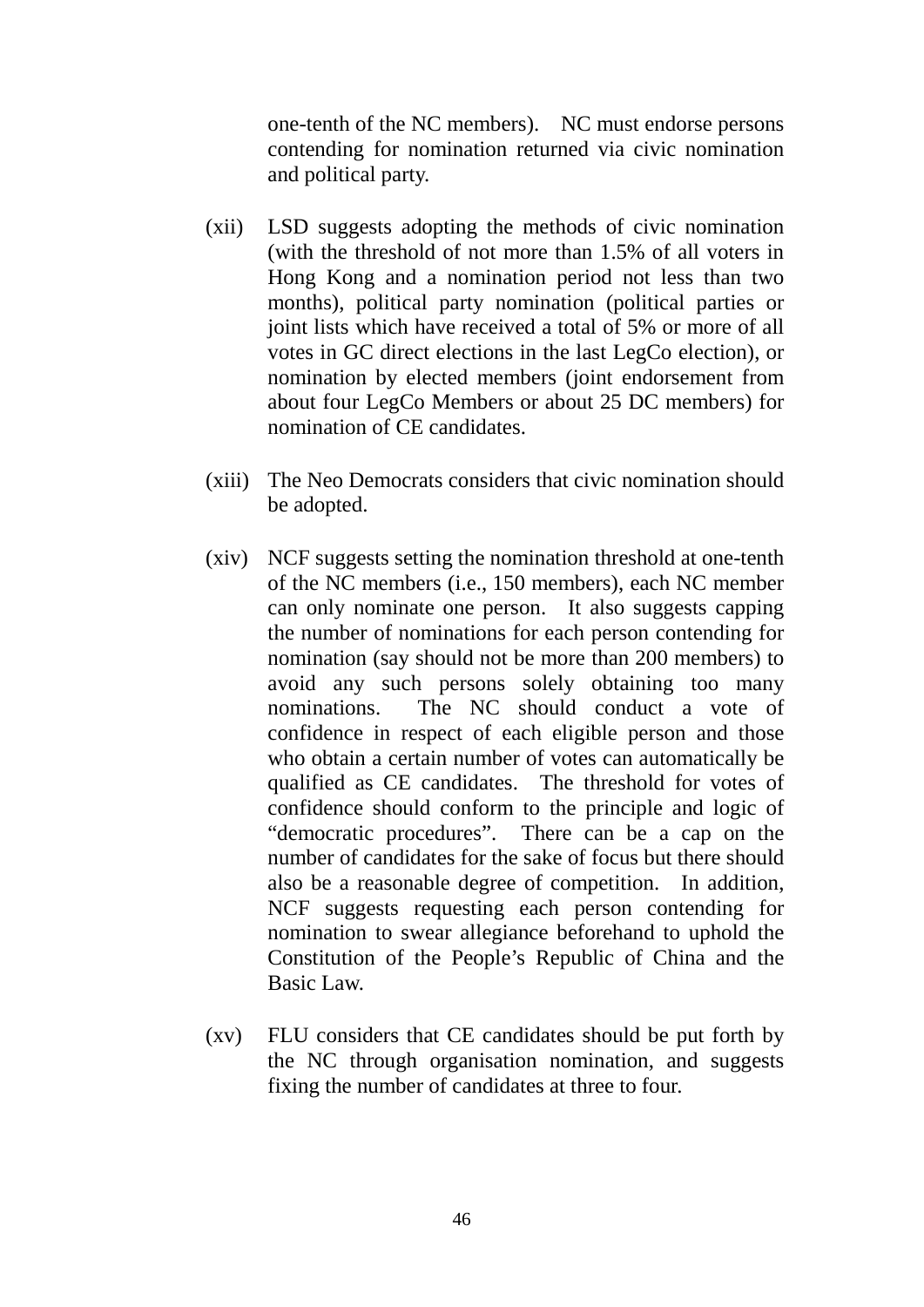one-tenth of the NC members). NC must endorse persons contending for nomination returned via civic nomination and political party.

(xii) LSD suggests adopting the methods of civic nomination (with the threshold of not more than 1.5% of all voters in Hong Kong and a nomination period not less than two months), political party nomination (political parties or joint lists which have received a total of 5% or more of all votes in GC direct elections in the last LegCo election), or nomination by elected members (joint endorsement from about four LegCo Members or about 25 DC members) for nomination of CE candidates.

(xiii) The Neo Democrats considers that civic nomination should be adopted.

(xiv) NCF suggests setting the nomination threshold at one-tenth of the NC members (i.e., 150 members), each NC member can only nominate one person. It also suggests capping the number of nominations for each person contending for nomination (say should not be more than 200 members) to avoid any such persons solely obtaining too many nominations. The NC should conduct a vote of confidence in respect of each eligible person and those who obtain a certain number of votes can automatically be qualified as CE candidates. The threshold for votes of confidence should conform to the principle and logic of "democratic procedures". There can be a cap on the number of candidates for the sake of focus but there should also be a reasonable degree of competition. In addition, NCF suggests requesting each person contending for nomination to swear allegiance beforehand to uphold the Constitution of the People's Republic of China and the Basic Law.

(xv) FLU considers that CE candidates should be put forth by the NC through organisation nomination, and suggests fixing the number of candidates at three to four.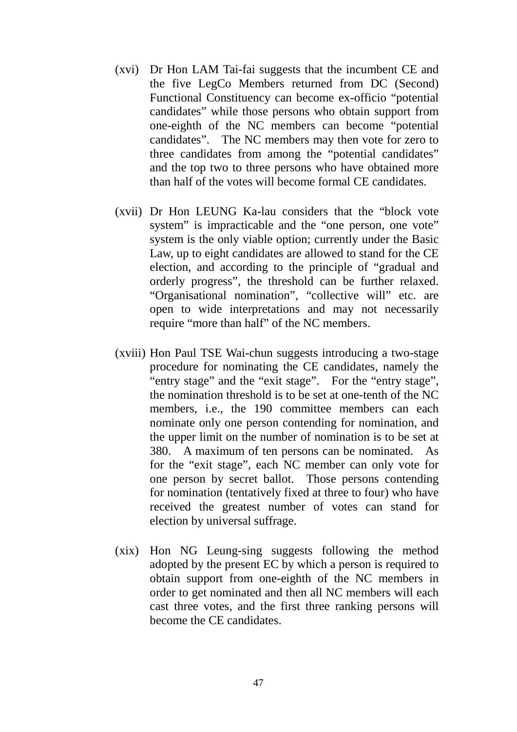(xvi) Dr Hon LAM Tai-fai suggests that the incumbent CE and the five LegCo Members returned from DC (Second) Functional Constituency can become ex-officio "potential candidates" while those persons who obtain support from one-eighth of the NC members can become "potential candidates". The NC members may then vote for zero to three candidates from among the "potential candidates" and the top two to three persons who have obtained more than half of the votes will become formal CE candidates.

(xvii) Dr Hon LEUNG Ka-lau considers that the "block vote system" is impracticable and the "one person, one vote" system is the only viable option; currently under the Basic Law, up to eight candidates are allowed to stand for the CE election, and according to the principle of "gradual and orderly progress", the threshold can be further relaxed. "Organisational nomination", "collective will" etc. are open to wide interpretations and may not necessarily require "more than half" of the NC members.

(xviii) Hon Paul TSE Wai-chun suggests introducing a two-stage procedure for nominating the CE candidates, namely the "entry stage" and the "exit stage". For the "entry stage", the nomination threshold is to be set at one-tenth of the NC members, i.e., the 190 committee members can each nominate only one person contending for nomination, and the upper limit on the number of nomination is to be set at 380. A maximum of ten persons can be nominated. As for the "exit stage", each NC member can only vote for one person by secret ballot. Those persons contending for nomination (tentatively fixed at three to four) who have received the greatest number of votes can stand for election by universal suffrage.

(xix) Hon NG Leung-sing suggests following the method adopted by the present EC by which a person is required to obtain support from one-eighth of the NC members in order to get nominated and then all NC members will each cast three votes, and the first three ranking persons will become the CE candidates.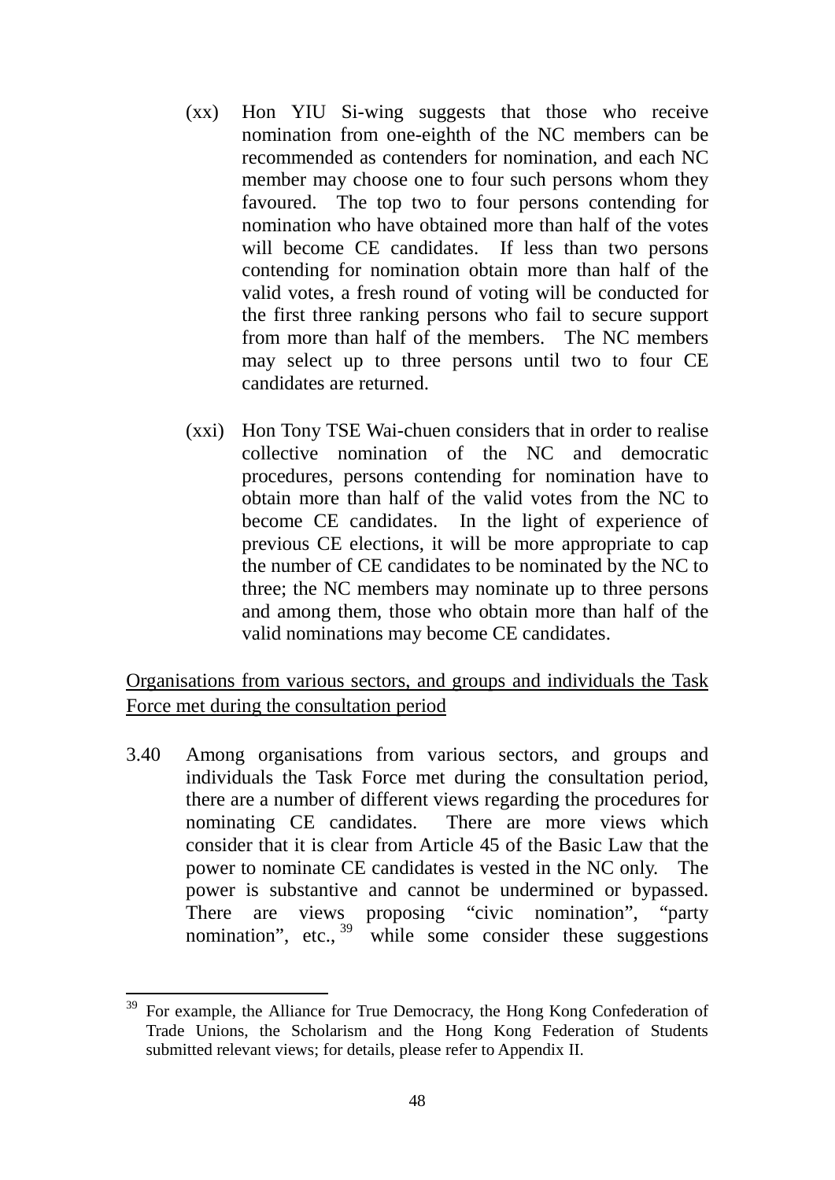(xx) Hon YIU Si-wing suggests that those who receive nomination from one-eighth of the NC members can be recommended as contenders for nomination, and each NC member may choose one to four such persons whom they favoured. The top two to four persons contending for nomination who have obtained more than half of the votes will become CE candidates. If less than two persons contending for nomination obtain more than half of the valid votes, a fresh round of voting will be conducted for the first three ranking persons who fail to secure support from more than half of the members. The NC members may select up to three persons until two to four CE candidates are returned.

(xxi) Hon Tony TSE Wai-chuen considers that in order to realise collective nomination of the NC and democratic procedures, persons contending for nomination have to obtain more than half of the valid votes from the NC to become CE candidates. In the light of experience of previous CE elections, it will be more appropriate to cap the number of CE candidates to be nominated by the NC to three; the NC members may nominate up to three persons and among them, those who obtain more than half of the valid nominations may become CE candidates.

<u>Organisations from various sectors, and groups and individuals the Task Force met during the consultation period</u>

3.40 Among organisations from various sectors, and groups and individuals the Task Force met during the consultation period, there are a number of different views regarding the procedures for nominating CE candidates. There are more views which consider that it is clear from Article 45 of the Basic Law that the power to nominate CE candidates is vested in the NC only. The power is substantive and cannot be undermined or bypassed. There are views proposing "civic nomination", "party nomination", etc.,[39] while some consider these suggestions

---

[39] For example, the Alliance for True Democracy, the Hong Kong Confederation of Trade Unions, the Scholarism and the Hong Kong Federation of Students submitted relevant views; for details, please refer to Appendix II.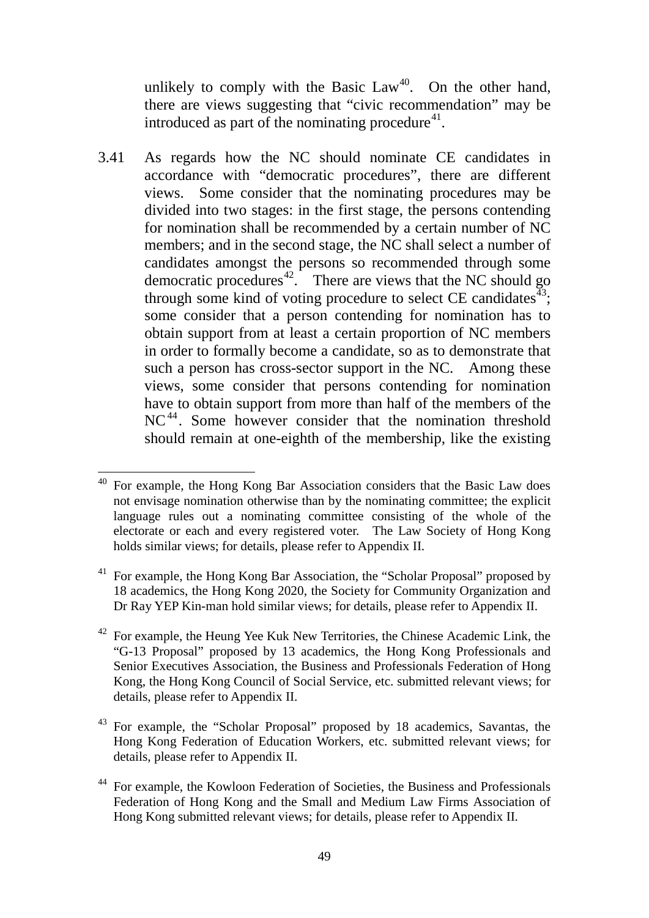unlikely to comply with the Basic Law[40]. On the other hand, there are views suggesting that "civic recommendation" may be introduced as part of the nominating procedure[41].

3.41 As regards how the NC should nominate CE candidates in accordance with "democratic procedures", there are different views. Some consider that the nominating procedures may be divided into two stages: in the first stage, the persons contending for nomination shall be recommended by a certain number of NC members; and in the second stage, the NC shall select a number of candidates amongst the persons so recommended through some democratic procedures[42]. There are views that the NC should go through some kind of voting procedure to select CE candidates[43]; some consider that a person contending for nomination has to obtain support from at least a certain proportion of NC members in order to formally become a candidate, so as to demonstrate that such a person has cross-sector support in the NC. Among these views, some consider that persons contending for nomination have to obtain support from more than half of the members of the NC[44]. Some however consider that the nomination threshold should remain at one-eighth of the membership, like the existing

---

[40] For example, the Hong Kong Bar Association considers that the Basic Law does not envisage nomination otherwise than by the nominating committee; the explicit language rules out a nominating committee consisting of the whole of the electorate or each and every registered voter. The Law Society of Hong Kong holds similar views; for details, please refer to Appendix II.

[41] For example, the Hong Kong Bar Association, the "Scholar Proposal" proposed by 18 academics, the Hong Kong 2020, the Society for Community Organization and Dr Ray YEP Kin-man hold similar views; for details, please refer to Appendix II.

[42] For example, the Heung Yee Kuk New Territories, the Chinese Academic Link, the "G-13 Proposal" proposed by 13 academics, the Hong Kong Professionals and Senior Executives Association, the Business and Professionals Federation of Hong Kong, the Hong Kong Council of Social Service, etc. submitted relevant views; for details, please refer to Appendix II.

[43] For example, the "Scholar Proposal" proposed by 18 academics, Savantas, the Hong Kong Federation of Education Workers, etc. submitted relevant views; for details, please refer to Appendix II.

[44] For example, the Kowloon Federation of Societies, the Business and Professionals Federation of Hong Kong and the Small and Medium Law Firms Association of Hong Kong submitted relevant views; for details, please refer to Appendix II.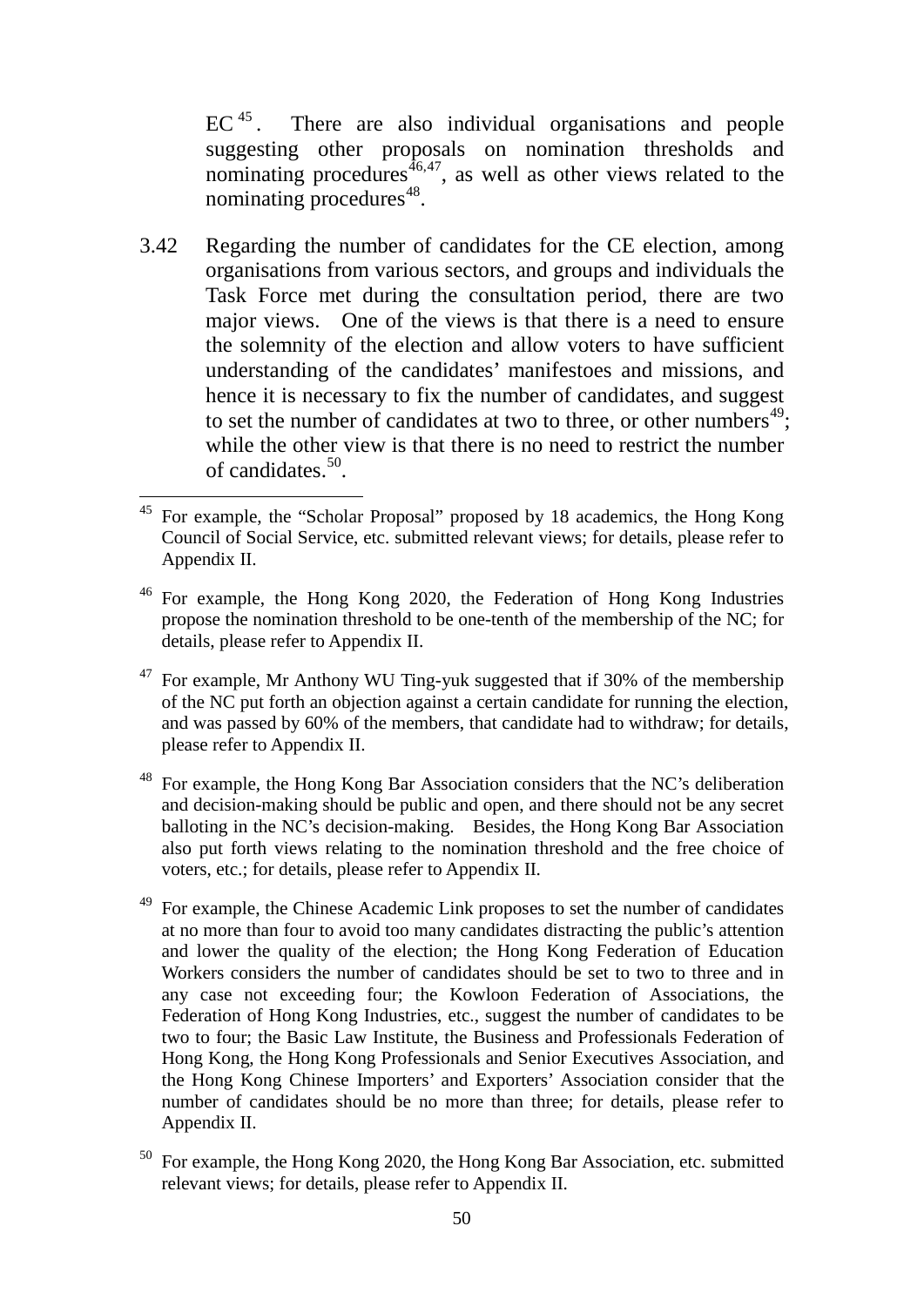EC [45]. There are also individual organisations and people suggesting other proposals on nomination thresholds and nominating procedures[46,47], as well as other views related to the nominating procedures[48].

3.42 Regarding the number of candidates for the CE election, among organisations from various sectors, and groups and individuals the Task Force met during the consultation period, there are two major views. One of the views is that there is a need to ensure the solemnity of the election and allow voters to have sufficient understanding of the candidates' manifestoes and missions, and hence it is necessary to fix the number of candidates, and suggest to set the number of candidates at two to three, or other numbers[49]; while the other view is that there is no need to restrict the number of candidates.[50].

---

[45] For example, the "Scholar Proposal" proposed by 18 academics, the Hong Kong Council of Social Service, etc. submitted relevant views; for details, please refer to Appendix II.

[46] For example, the Hong Kong 2020, the Federation of Hong Kong Industries propose the nomination threshold to be one-tenth of the membership of the NC; for details, please refer to Appendix II.

[47] For example, Mr Anthony WU Ting-yuk suggested that if 30% of the membership of the NC put forth an objection against a certain candidate for running the election, and was passed by 60% of the members, that candidate had to withdraw; for details, please refer to Appendix II.

[48] For example, the Hong Kong Bar Association considers that the NC's deliberation and decision-making should be public and open, and there should not be any secret balloting in the NC's decision-making. Besides, the Hong Kong Bar Association also put forth views relating to the nomination threshold and the free choice of voters, etc.; for details, please refer to Appendix II.

[49] For example, the Chinese Academic Link proposes to set the number of candidates at no more than four to avoid too many candidates distracting the public's attention and lower the quality of the election; the Hong Kong Federation of Education Workers considers the number of candidates should be set to two to three and in any case not exceeding four; the Kowloon Federation of Associations, the Federation of Hong Kong Industries, etc., suggest the number of candidates to be two to four; the Basic Law Institute, the Business and Professionals Federation of Hong Kong, the Hong Kong Professionals and Senior Executives Association, and the Hong Kong Chinese Importers' and Exporters' Association consider that the number of candidates should be no more than three; for details, please refer to Appendix II.

[50] For example, the Hong Kong 2020, the Hong Kong Bar Association, etc. submitted relevant views; for details, please refer to Appendix II.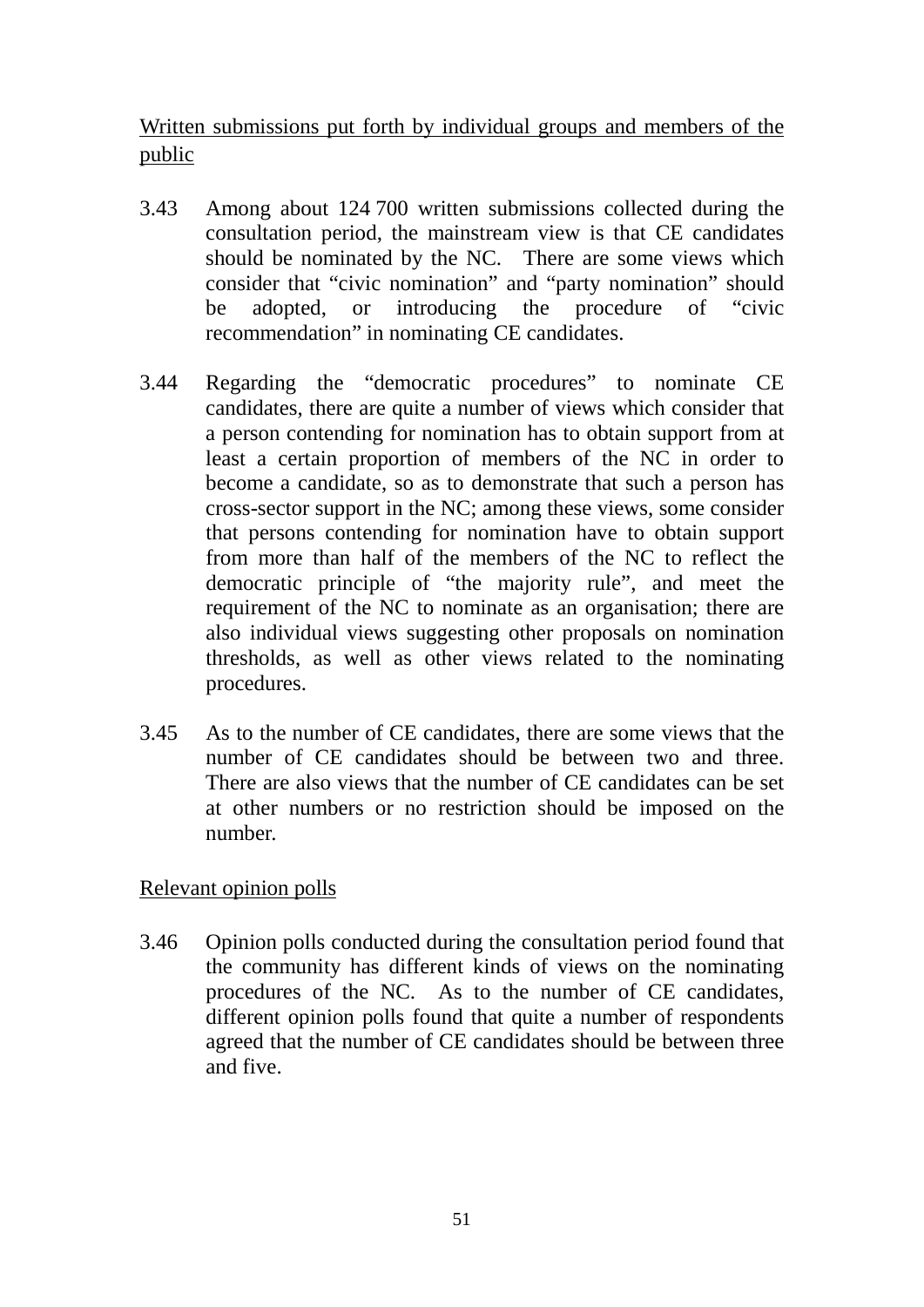<u>Written submissions put forth by individual groups and members of the public</u>

3.43 Among about 124 700 written submissions collected during the consultation period, the mainstream view is that CE candidates should be nominated by the NC. There are some views which consider that “civic nomination” and “party nomination” should be adopted, or introducing the procedure of “civic recommendation” in nominating CE candidates.

3.44 Regarding the “democratic procedures” to nominate CE candidates, there are quite a number of views which consider that a person contending for nomination has to obtain support from at least a certain proportion of members of the NC in order to become a candidate, so as to demonstrate that such a person has cross-sector support in the NC; among these views, some consider that persons contending for nomination have to obtain support from more than half of the members of the NC to reflect the democratic principle of “the majority rule”, and meet the requirement of the NC to nominate as an organisation; there are also individual views suggesting other proposals on nomination thresholds, as well as other views related to the nominating procedures.

3.45 As to the number of CE candidates, there are some views that the number of CE candidates should be between two and three. There are also views that the number of CE candidates can be set at other numbers or no restriction should be imposed on the number.

<u>Relevant opinion polls</u>

3.46 Opinion polls conducted during the consultation period found that the community has different kinds of views on the nominating procedures of the NC. As to the number of CE candidates, different opinion polls found that quite a number of respondents agreed that the number of CE candidates should be between three and five.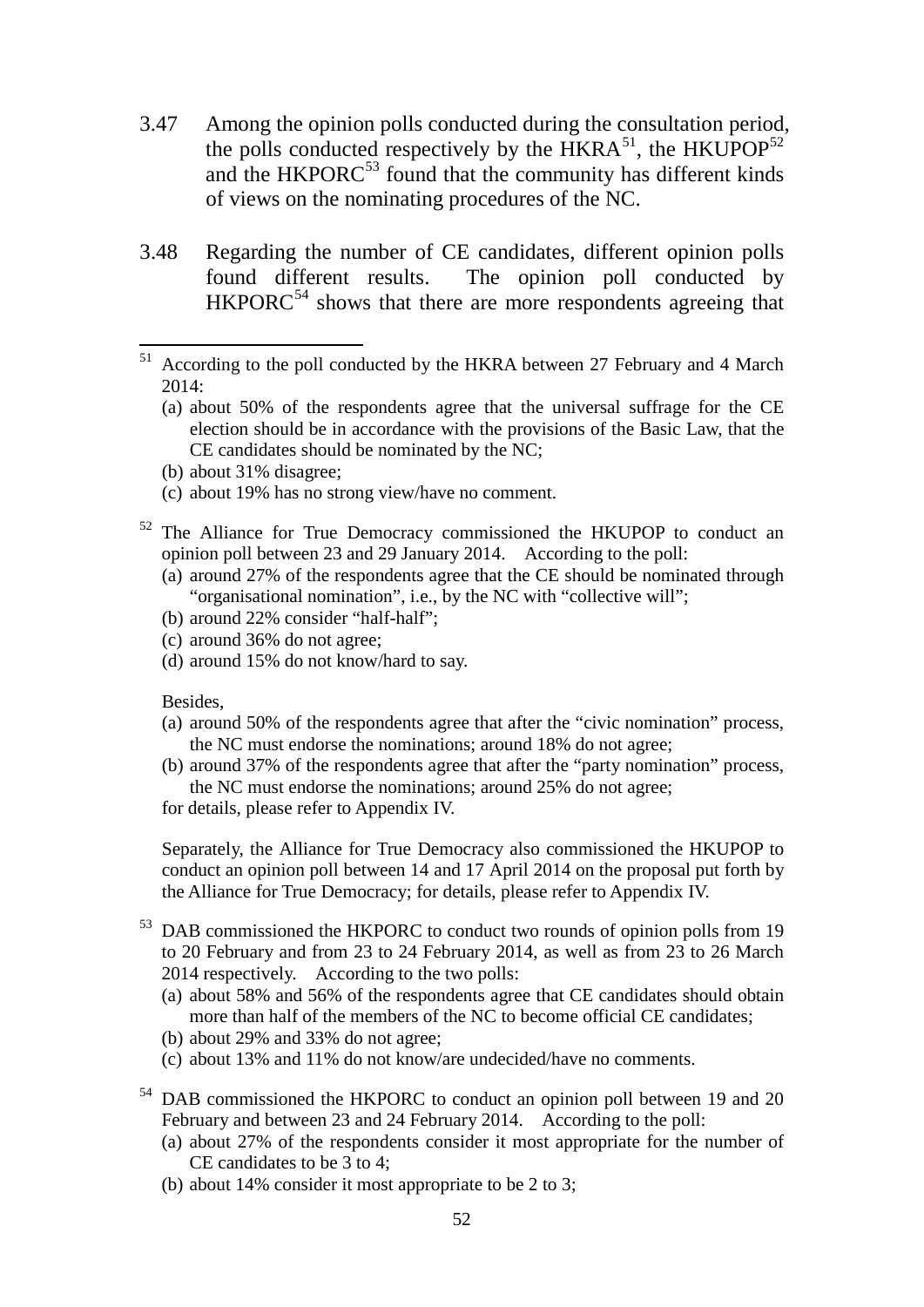3.47 Among the opinion polls conducted during the consultation period, the polls conducted respectively by the HKRA[51], the HKUPOP[52] and the HKPORC[53] found that the community has different kinds of views on the nominating procedures of the NC.

3.48 Regarding the number of CE candidates, different opinion polls found different results. The opinion poll conducted by HKPORC[54] shows that there are more respondents agreeing that

---

[51] According to the poll conducted by the HKRA between 27 February and 4 March 2014:

(a) about 50% of the respondents agree that the universal suffrage for the CE election should be in accordance with the provisions of the Basic Law, that the CE candidates should be nominated by the NC;

(b) about 31% disagree;

(c) about 19% has no strong view/have no comment.

[52] The Alliance for True Democracy commissioned the HKUPOP to conduct an opinion poll between 23 and 29 January 2014. According to the poll:

(a) around 27% of the respondents agree that the CE should be nominated through "organisational nomination", i.e., by the NC with "collective will";

(b) around 22% consider "half-half";

(c) around 36% do not agree;

(d) around 15% do not know/hard to say.

Besides,

(a) around 50% of the respondents agree that after the "civic nomination" process, the NC must endorse the nominations; around 18% do not agree;

(b) around 37% of the respondents agree that after the "party nomination" process, the NC must endorse the nominations; around 25% do not agree;

for details, please refer to Appendix IV.

Separately, the Alliance for True Democracy also commissioned the HKUPOP to conduct an opinion poll between 14 and 17 April 2014 on the proposal put forth by the Alliance for True Democracy; for details, please refer to Appendix IV.

[53] DAB commissioned the HKPORC to conduct two rounds of opinion polls from 19 to 20 February and from 23 to 24 February 2014, as well as from 23 to 26 March 2014 respectively. According to the two polls:

(a) about 58% and 56% of the respondents agree that CE candidates should obtain more than half of the members of the NC to become official CE candidates;

(b) about 29% and 33% do not agree;

(c) about 13% and 11% do not know/are undecided/have no comments.

[54] DAB commissioned the HKPORC to conduct an opinion poll between 19 and 20 February and between 23 and 24 February 2014. According to the poll:

(a) about 27% of the respondents consider it most appropriate for the number of CE candidates to be 3 to 4;

(b) about 14% consider it most appropriate to be 2 to 3;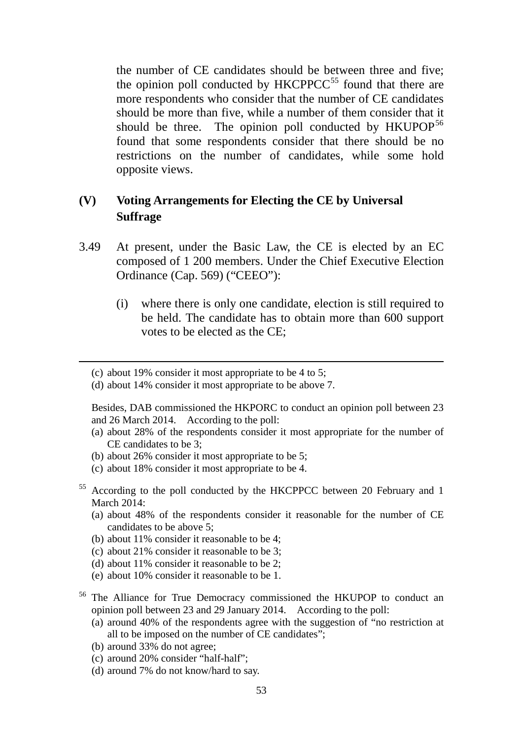the number of CE candidates should be between three and five; the opinion poll conducted by HKCPPCC[55] found that there are more respondents who consider that the number of CE candidates should be more than five, while a number of them consider that it should be three. The opinion poll conducted by HKUPOP[56] found that some respondents consider that there should be no restrictions on the number of candidates, while some hold opposite views.

## (V) Voting Arrangements for Electing the CE by Universal Suffrage

3.49 At present, under the Basic Law, the CE is elected by an EC composed of 1 200 members. Under the Chief Executive Election Ordinance (Cap. 569) ("CEEO"):

(i) where there is only one candidate, election is still required to be held. The candidate has to obtain more than 600 support votes to be elected as the CE;

---

(c) about 19% consider it most appropriate to be 4 to 5;
(d) about 14% consider it most appropriate to be above 7.

Besides, DAB commissioned the HKPORC to conduct an opinion poll between 23 and 26 March 2014. According to the poll:
(a) about 28% of the respondents consider it most appropriate for the number of CE candidates to be 3;
(b) about 26% consider it most appropriate to be 5;
(c) about 18% consider it most appropriate to be 4.

[55] According to the poll conducted by the HKCPPCC between 20 February and 1 March 2014:
(a) about 48% of the respondents consider it reasonable for the number of CE candidates to be above 5;
(b) about 11% consider it reasonable to be 4;
(c) about 21% consider it reasonable to be 3;
(d) about 11% consider it reasonable to be 2;
(e) about 10% consider it reasonable to be 1.

[56] The Alliance for True Democracy commissioned the HKUPOP to conduct an opinion poll between 23 and 29 January 2014. According to the poll:
(a) around 40% of the respondents agree with the suggestion of "no restriction at all to be imposed on the number of CE candidates";
(b) around 33% do not agree;
(c) around 20% consider "half-half";
(d) around 7% do not know/hard to say.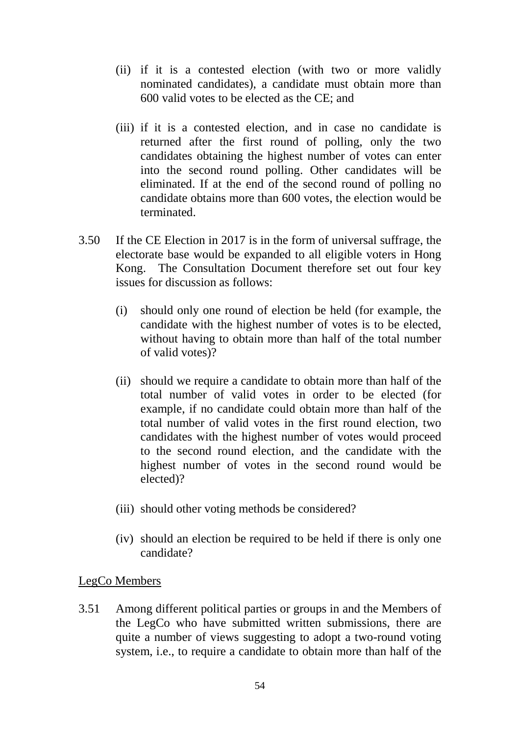(ii) if it is a contested election (with two or more validly nominated candidates), a candidate must obtain more than 600 valid votes to be elected as the CE; and

(iii) if it is a contested election, and in case no candidate is returned after the first round of polling, only the two candidates obtaining the highest number of votes can enter into the second round polling. Other candidates will be eliminated. If at the end of the second round of polling no candidate obtains more than 600 votes, the election would be terminated.

3.50 If the CE Election in 2017 is in the form of universal suffrage, the electorate base would be expanded to all eligible voters in Hong Kong. The Consultation Document therefore set out four key issues for discussion as follows:

(i) should only one round of election be held (for example, the candidate with the highest number of votes is to be elected, without having to obtain more than half of the total number of valid votes)?

(ii) should we require a candidate to obtain more than half of the total number of valid votes in order to be elected (for example, if no candidate could obtain more than half of the total number of valid votes in the first round election, two candidates with the highest number of votes would proceed to the second round election, and the candidate with the highest number of votes in the second round would be elected)?

(iii) should other voting methods be considered?

(iv) should an election be required to be held if there is only one candidate?

<u>LegCo Members</u>

3.51 Among different political parties or groups in and the Members of the LegCo who have submitted written submissions, there are quite a number of views suggesting to adopt a two-round voting system, i.e., to require a candidate to obtain more than half of the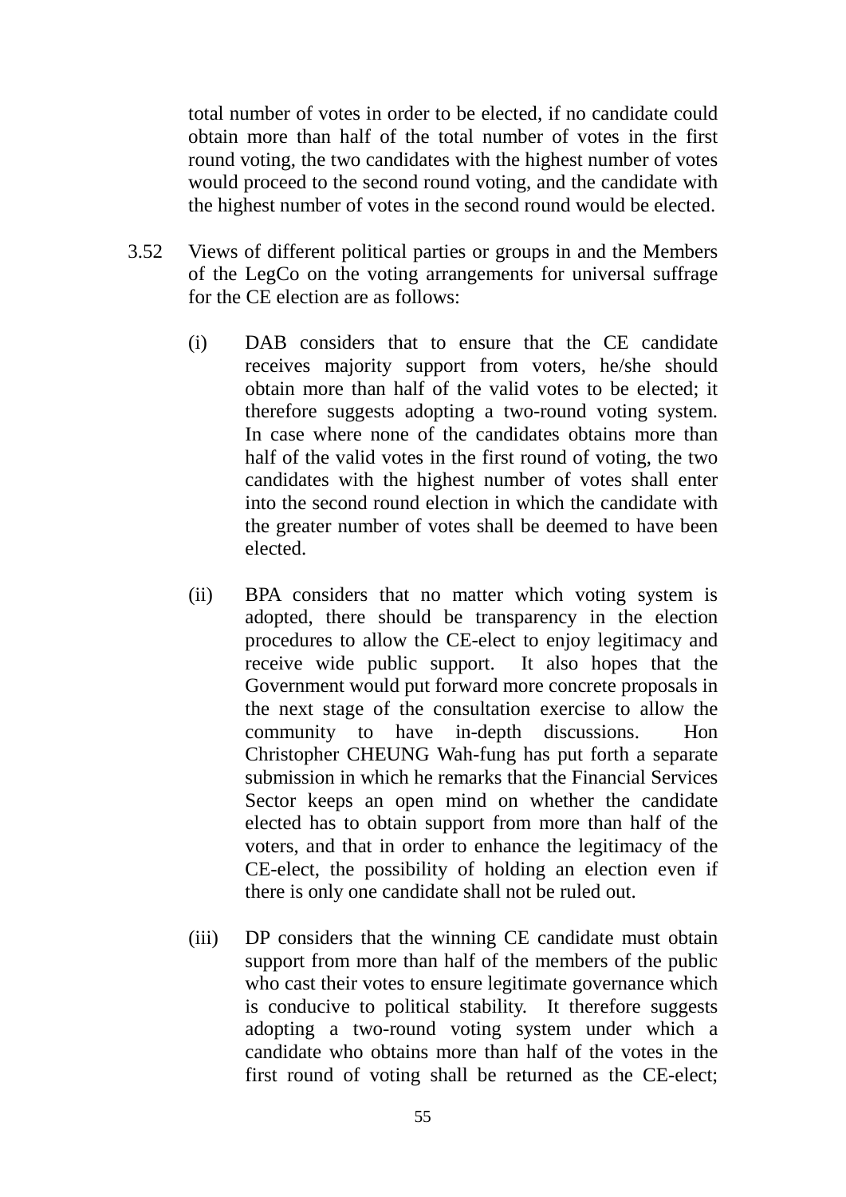total number of votes in order to be elected, if no candidate could obtain more than half of the total number of votes in the first round voting, the two candidates with the highest number of votes would proceed to the second round voting, and the candidate with the highest number of votes in the second round would be elected.

3.52 Views of different political parties or groups in and the Members of the LegCo on the voting arrangements for universal suffrage for the CE election are as follows:

(i) DAB considers that to ensure that the CE candidate receives majority support from voters, he/she should obtain more than half of the valid votes to be elected; it therefore suggests adopting a two-round voting system. In case where none of the candidates obtains more than half of the valid votes in the first round of voting, the two candidates with the highest number of votes shall enter into the second round election in which the candidate with the greater number of votes shall be deemed to have been elected.

(ii) BPA considers that no matter which voting system is adopted, there should be transparency in the election procedures to allow the CE-elect to enjoy legitimacy and receive wide public support. It also hopes that the Government would put forward more concrete proposals in the next stage of the consultation exercise to allow the community to have in-depth discussions. Hon Christopher CHEUNG Wah-fung has put forth a separate submission in which he remarks that the Financial Services Sector keeps an open mind on whether the candidate elected has to obtain support from more than half of the voters, and that in order to enhance the legitimacy of the CE-elect, the possibility of holding an election even if there is only one candidate shall not be ruled out.

(iii) DP considers that the winning CE candidate must obtain support from more than half of the members of the public who cast their votes to ensure legitimate governance which is conducive to political stability. It therefore suggests adopting a two-round voting system under which a candidate who obtains more than half of the votes in the first round of voting shall be returned as the CE-elect;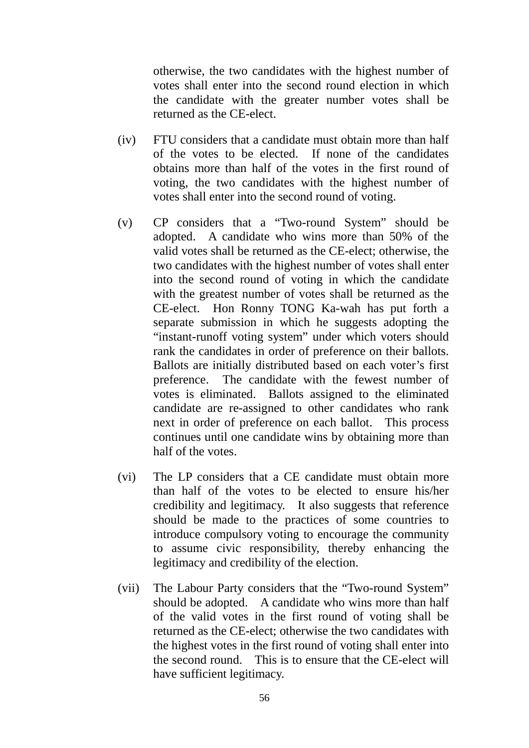otherwise, the two candidates with the highest number of votes shall enter into the second round election in which the candidate with the greater number votes shall be returned as the CE-elect.

(iv) FTU considers that a candidate must obtain more than half of the votes to be elected. If none of the candidates obtains more than half of the votes in the first round of voting, the two candidates with the highest number of votes shall enter into the second round of voting.

(v) CP considers that a "Two-round System" should be adopted. A candidate who wins more than 50% of the valid votes shall be returned as the CE-elect; otherwise, the two candidates with the highest number of votes shall enter into the second round of voting in which the candidate with the greatest number of votes shall be returned as the CE-elect. Hon Ronny TONG Ka-wah has put forth a separate submission in which he suggests adopting the "instant-runoff voting system" under which voters should rank the candidates in order of preference on their ballots. Ballots are initially distributed based on each voter's first preference. The candidate with the fewest number of votes is eliminated. Ballots assigned to the eliminated candidate are re-assigned to other candidates who rank next in order of preference on each ballot. This process continues until one candidate wins by obtaining more than half of the votes.

(vi) The LP considers that a CE candidate must obtain more than half of the votes to be elected to ensure his/her credibility and legitimacy. It also suggests that reference should be made to the practices of some countries to introduce compulsory voting to encourage the community to assume civic responsibility, thereby enhancing the legitimacy and credibility of the election.

(vii) The Labour Party considers that the "Two-round System" should be adopted. A candidate who wins more than half of the valid votes in the first round of voting shall be returned as the CE-elect; otherwise the two candidates with the highest votes in the first round of voting shall enter into the second round. This is to ensure that the CE-elect will have sufficient legitimacy.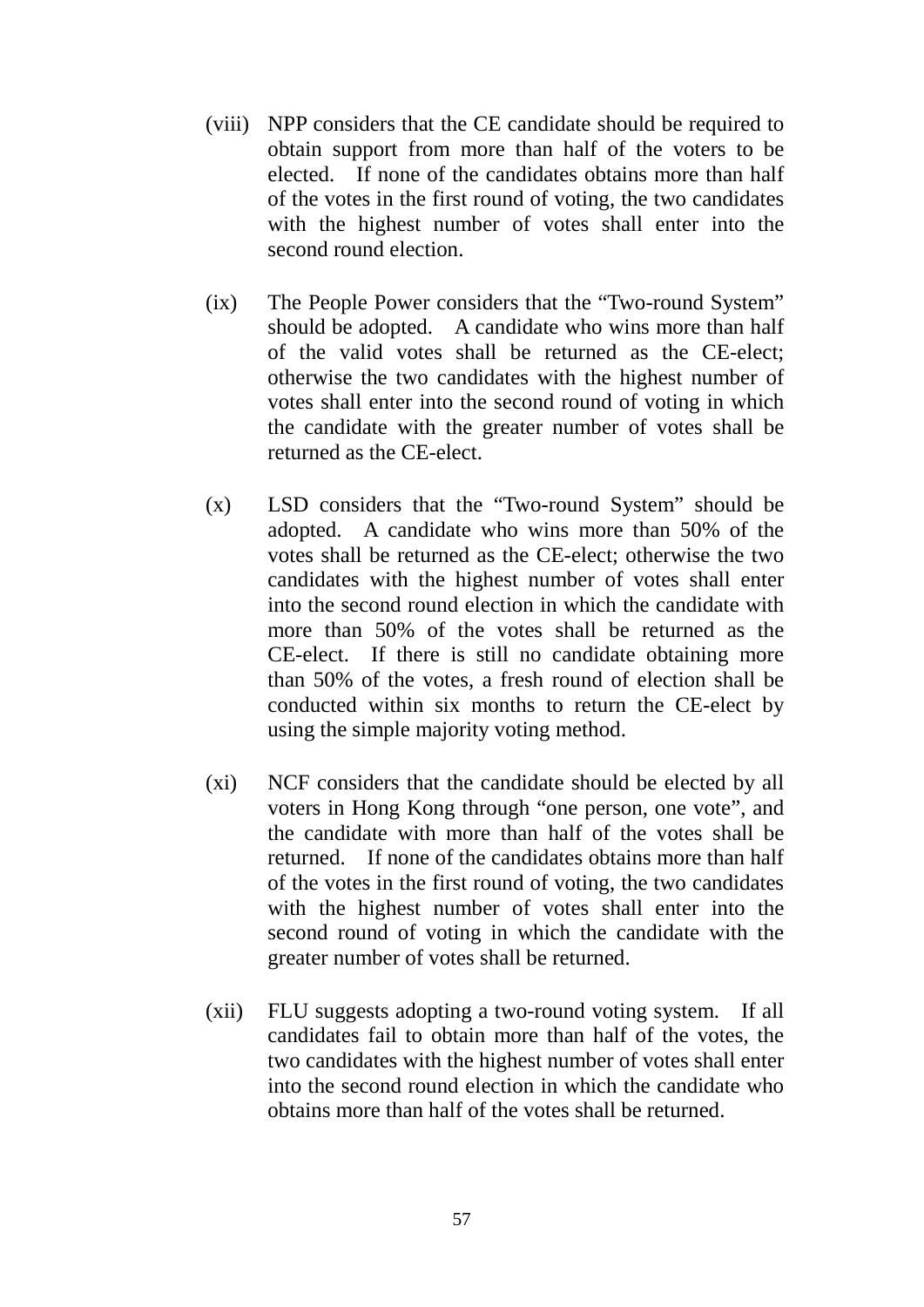(viii) NPP considers that the CE candidate should be required to obtain support from more than half of the voters to be elected. If none of the candidates obtains more than half of the votes in the first round of voting, the two candidates with the highest number of votes shall enter into the second round election.

(ix) The People Power considers that the "Two-round System" should be adopted. A candidate who wins more than half of the valid votes shall be returned as the CE-elect; otherwise the two candidates with the highest number of votes shall enter into the second round of voting in which the candidate with the greater number of votes shall be returned as the CE-elect.

(x) LSD considers that the "Two-round System" should be adopted. A candidate who wins more than 50% of the votes shall be returned as the CE-elect; otherwise the two candidates with the highest number of votes shall enter into the second round election in which the candidate with more than 50% of the votes shall be returned as the CE-elect. If there is still no candidate obtaining more than 50% of the votes, a fresh round of election shall be conducted within six months to return the CE-elect by using the simple majority voting method.

(xi) NCF considers that the candidate should be elected by all voters in Hong Kong through "one person, one vote", and the candidate with more than half of the votes shall be returned. If none of the candidates obtains more than half of the votes in the first round of voting, the two candidates with the highest number of votes shall enter into the second round of voting in which the candidate with the greater number of votes shall be returned.

(xii) FLU suggests adopting a two-round voting system. If all candidates fail to obtain more than half of the votes, the two candidates with the highest number of votes shall enter into the second round election in which the candidate who obtains more than half of the votes shall be returned.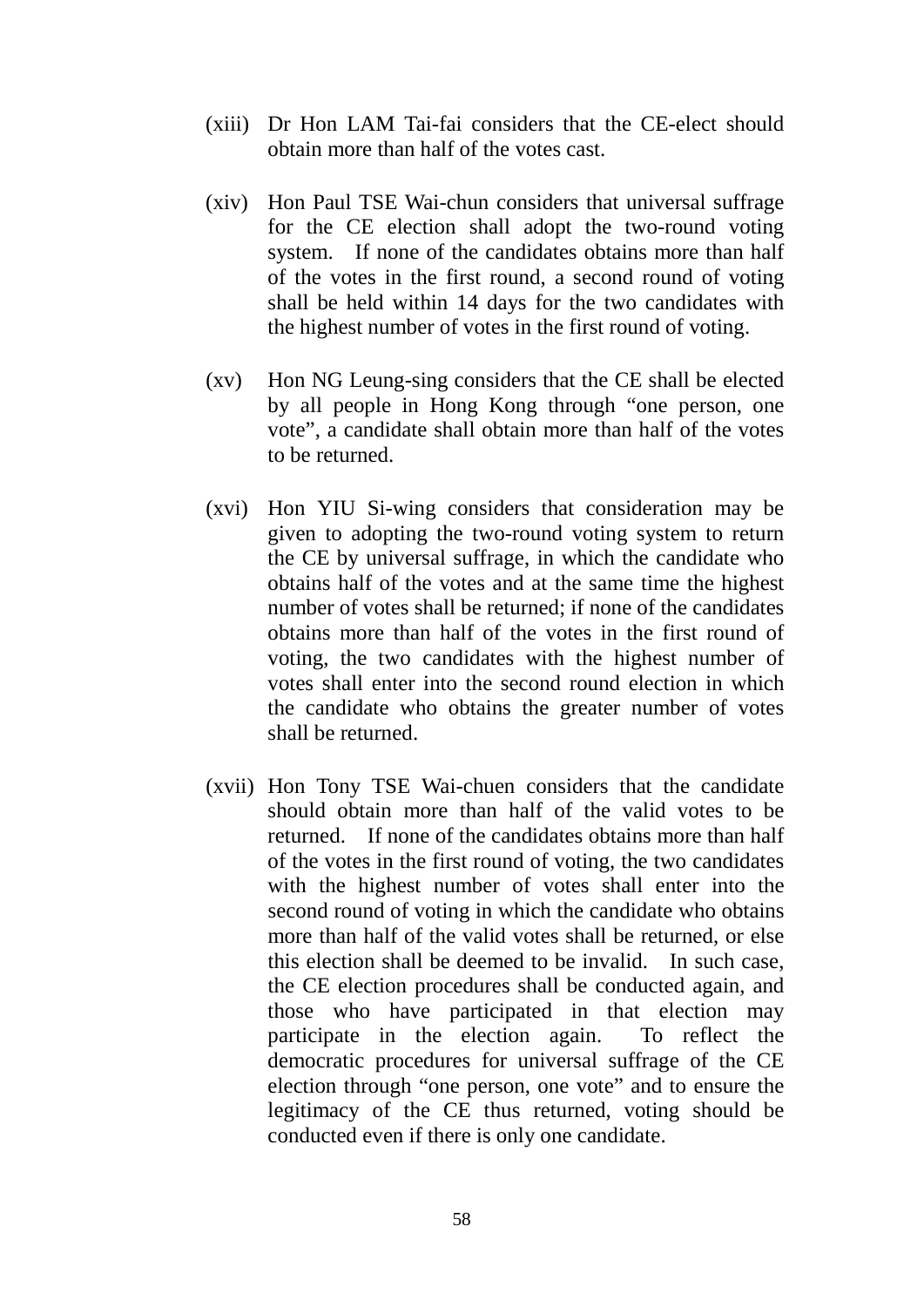(xiii) Dr Hon LAM Tai-fai considers that the CE-elect should obtain more than half of the votes cast.

(xiv) Hon Paul TSE Wai-chun considers that universal suffrage for the CE election shall adopt the two-round voting system. If none of the candidates obtains more than half of the votes in the first round, a second round of voting shall be held within 14 days for the two candidates with the highest number of votes in the first round of voting.

(xv) Hon NG Leung-sing considers that the CE shall be elected by all people in Hong Kong through "one person, one vote", a candidate shall obtain more than half of the votes to be returned.

(xvi) Hon YIU Si-wing considers that consideration may be given to adopting the two-round voting system to return the CE by universal suffrage, in which the candidate who obtains half of the votes and at the same time the highest number of votes shall be returned; if none of the candidates obtains more than half of the votes in the first round of voting, the two candidates with the highest number of votes shall enter into the second round election in which the candidate who obtains the greater number of votes shall be returned.

(xvii) Hon Tony TSE Wai-chuen considers that the candidate should obtain more than half of the valid votes to be returned. If none of the candidates obtains more than half of the votes in the first round of voting, the two candidates with the highest number of votes shall enter into the second round of voting in which the candidate who obtains more than half of the valid votes shall be returned, or else this election shall be deemed to be invalid. In such case, the CE election procedures shall be conducted again, and those who have participated in that election may participate in the election again. To reflect the democratic procedures for universal suffrage of the CE election through "one person, one vote" and to ensure the legitimacy of the CE thus returned, voting should be conducted even if there is only one candidate.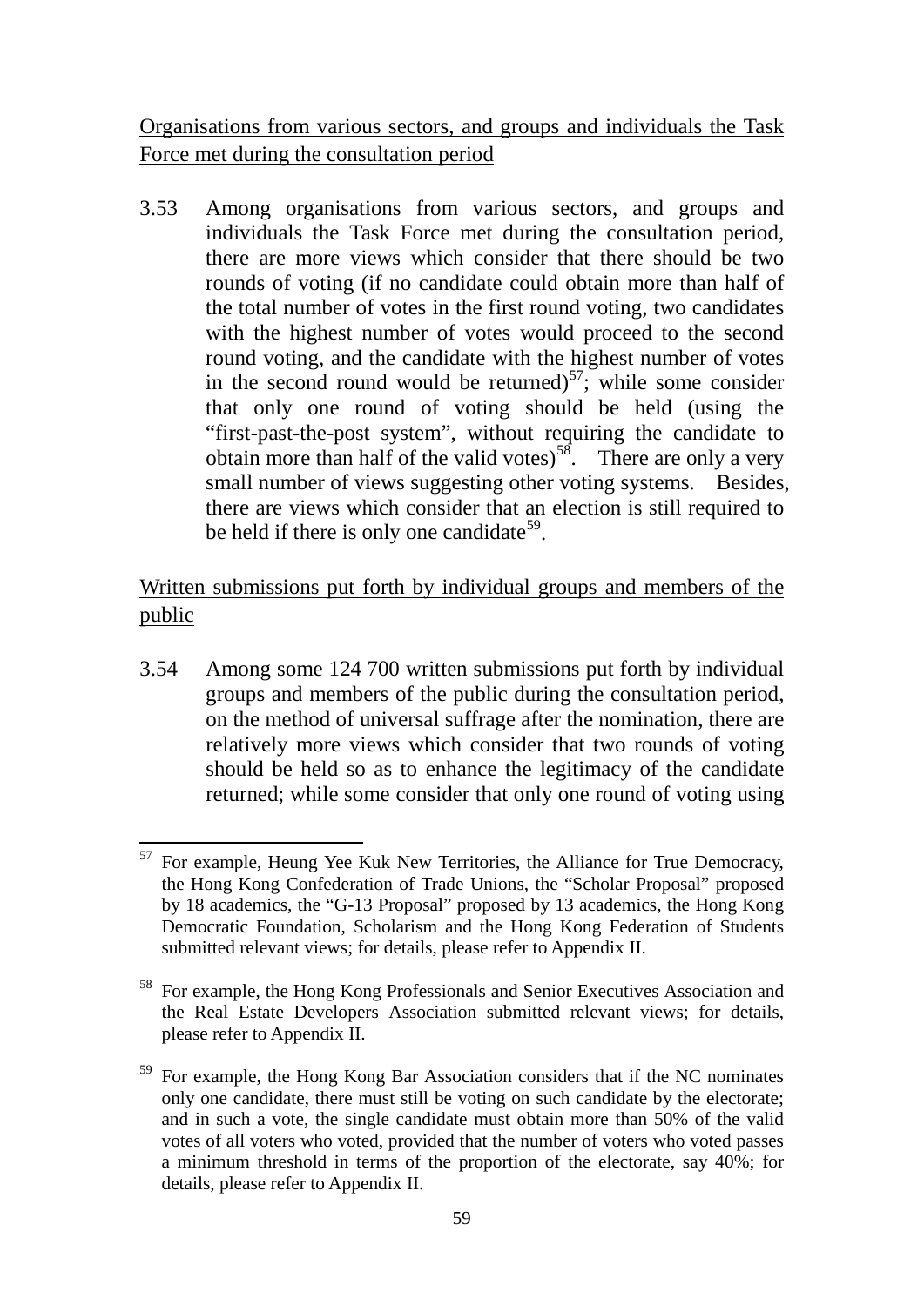<u>Organisations from various sectors, and groups and individuals the Task Force met during the consultation period</u>

3.53 Among organisations from various sectors, and groups and individuals the Task Force met during the consultation period, there are more views which consider that there should be two rounds of voting (if no candidate could obtain more than half of the total number of votes in the first round voting, two candidates with the highest number of votes would proceed to the second round voting, and the candidate with the highest number of votes in the second round would be returned)[57]; while some consider that only one round of voting should be held (using the "first-past-the-post system", without requiring the candidate to obtain more than half of the valid votes)[58]. There are only a very small number of views suggesting other voting systems. Besides, there are views which consider that an election is still required to be held if there is only one candidate[59].

<u>Written submissions put forth by individual groups and members of the public</u>

3.54 Among some 124 700 written submissions put forth by individual groups and members of the public during the consultation period, on the method of universal suffrage after the nomination, there are relatively more views which consider that two rounds of voting should be held so as to enhance the legitimacy of the candidate returned; while some consider that only one round of voting using

---

[57] For example, Heung Yee Kuk New Territories, the Alliance for True Democracy, the Hong Kong Confederation of Trade Unions, the "Scholar Proposal" proposed by 18 academics, the "G-13 Proposal" proposed by 13 academics, the Hong Kong Democratic Foundation, Scholarism and the Hong Kong Federation of Students submitted relevant views; for details, please refer to Appendix II.

[58] For example, the Hong Kong Professionals and Senior Executives Association and the Real Estate Developers Association submitted relevant views; for details, please refer to Appendix II.

[59] For example, the Hong Kong Bar Association considers that if the NC nominates only one candidate, there must still be voting on such candidate by the electorate; and in such a vote, the single candidate must obtain more than 50% of the valid votes of all voters who voted, provided that the number of voters who voted passes a minimum threshold in terms of the proportion of the electorate, say 40%; for details, please refer to Appendix II.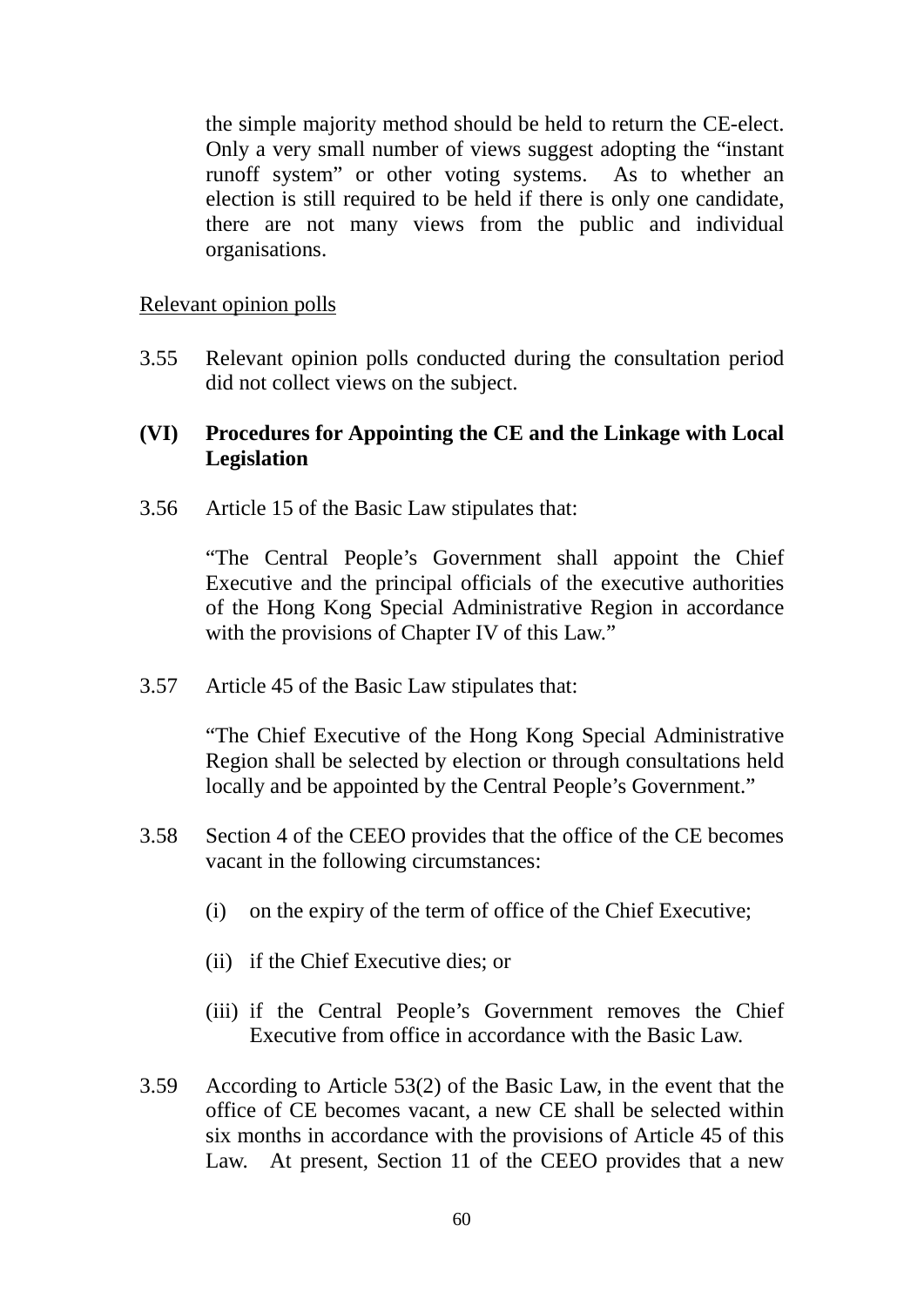the simple majority method should be held to return the CE-elect. Only a very small number of views suggest adopting the "instant runoff system" or other voting systems. As to whether an election is still required to be held if there is only one candidate, there are not many views from the public and individual organisations.

Relevant opinion polls

3.55 Relevant opinion polls conducted during the consultation period did not collect views on the subject.

**(VI) Procedures for Appointing the CE and the Linkage with Local Legislation**

3.56 Article 15 of the Basic Law stipulates that:

"The Central People's Government shall appoint the Chief Executive and the principal officials of the executive authorities of the Hong Kong Special Administrative Region in accordance with the provisions of Chapter IV of this Law."

3.57 Article 45 of the Basic Law stipulates that:

"The Chief Executive of the Hong Kong Special Administrative Region shall be selected by election or through consultations held locally and be appointed by the Central People's Government."

3.58 Section 4 of the CEEO provides that the office of the CE becomes vacant in the following circumstances:

(i) on the expiry of the term of office of the Chief Executive;

(ii) if the Chief Executive dies; or

(iii) if the Central People's Government removes the Chief Executive from office in accordance with the Basic Law.

3.59 According to Article 53(2) of the Basic Law, in the event that the office of CE becomes vacant, a new CE shall be selected within six months in accordance with the provisions of Article 45 of this Law. At present, Section 11 of the CEEO provides that a new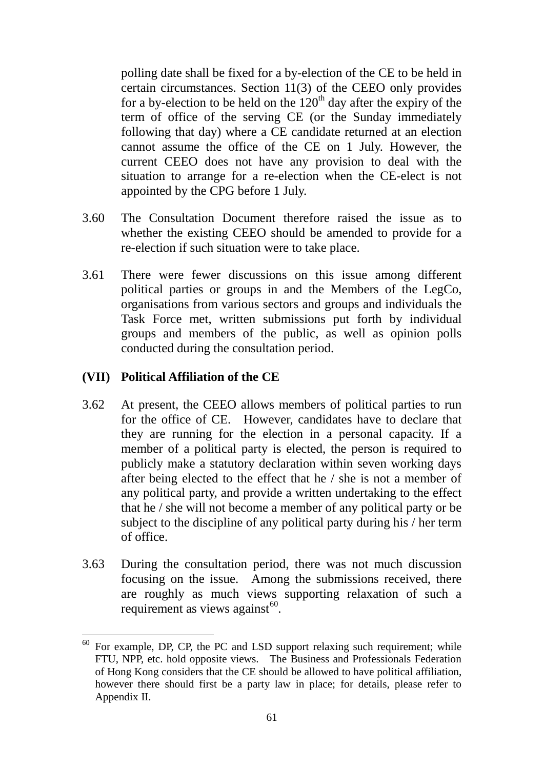polling date shall be fixed for a by-election of the CE to be held in certain circumstances. Section 11(3) of the CEEO only provides for a by-election to be held on the 120th day after the expiry of the term of office of the serving CE (or the Sunday immediately following that day) where a CE candidate returned at an election cannot assume the office of the CE on 1 July. However, the current CEEO does not have any provision to deal with the situation to arrange for a re-election when the CE-elect is not appointed by the CPG before 1 July.

3.60 The Consultation Document therefore raised the issue as to whether the existing CEEO should be amended to provide for a re-election if such situation were to take place.

3.61 There were fewer discussions on this issue among different political parties or groups in and the Members of the LegCo, organisations from various sectors and groups and individuals the Task Force met, written submissions put forth by individual groups and members of the public, as well as opinion polls conducted during the consultation period.

## (VII) Political Affiliation of the CE

3.62 At present, the CEEO allows members of political parties to run for the office of CE. However, candidates have to declare that they are running for the election in a personal capacity. If a member of a political party is elected, the person is required to publicly make a statutory declaration within seven working days after being elected to the effect that he / she is not a member of any political party, and provide a written undertaking to the effect that he / she will not become a member of any political party or be subject to the discipline of any political party during his / her term of office.

3.63 During the consultation period, there was not much discussion focusing on the issue. Among the submissions received, there are roughly as much views supporting relaxation of such a requirement as views against[60].

---

[60] For example, DP, CP, the PC and LSD support relaxing such requirement; while FTU, NPP, etc. hold opposite views. The Business and Professionals Federation of Hong Kong considers that the CE should be allowed to have political affiliation, however there should first be a party law in place; for details, please refer to Appendix II.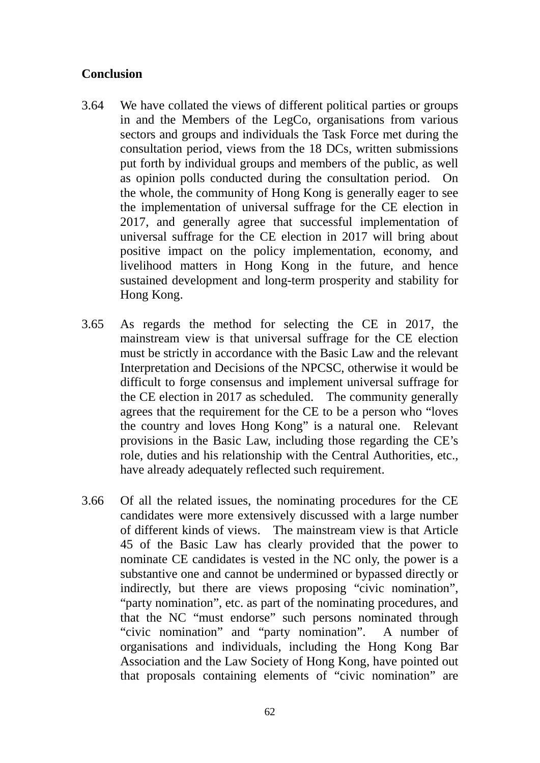## Conclusion

3.64 We have collated the views of different political parties or groups in and the Members of the LegCo, organisations from various sectors and groups and individuals the Task Force met during the consultation period, views from the 18 DCs, written submissions put forth by individual groups and members of the public, as well as opinion polls conducted during the consultation period. On the whole, the community of Hong Kong is generally eager to see the implementation of universal suffrage for the CE election in 2017, and generally agree that successful implementation of universal suffrage for the CE election in 2017 will bring about positive impact on the policy implementation, economy, and livelihood matters in Hong Kong in the future, and hence sustained development and long-term prosperity and stability for Hong Kong.

3.65 As regards the method for selecting the CE in 2017, the mainstream view is that universal suffrage for the CE election must be strictly in accordance with the Basic Law and the relevant Interpretation and Decisions of the NPCSC, otherwise it would be difficult to forge consensus and implement universal suffrage for the CE election in 2017 as scheduled. The community generally agrees that the requirement for the CE to be a person who "loves the country and loves Hong Kong" is a natural one. Relevant provisions in the Basic Law, including those regarding the CE's role, duties and his relationship with the Central Authorities, etc., have already adequately reflected such requirement.

3.66 Of all the related issues, the nominating procedures for the CE candidates were more extensively discussed with a large number of different kinds of views. The mainstream view is that Article 45 of the Basic Law has clearly provided that the power to nominate CE candidates is vested in the NC only, the power is a substantive one and cannot be undermined or bypassed directly or indirectly, but there are views proposing "civic nomination", "party nomination", etc. as part of the nominating procedures, and that the NC "must endorse" such persons nominated through "civic nomination" and "party nomination". A number of organisations and individuals, including the Hong Kong Bar Association and the Law Society of Hong Kong, have pointed out that proposals containing elements of "civic nomination" are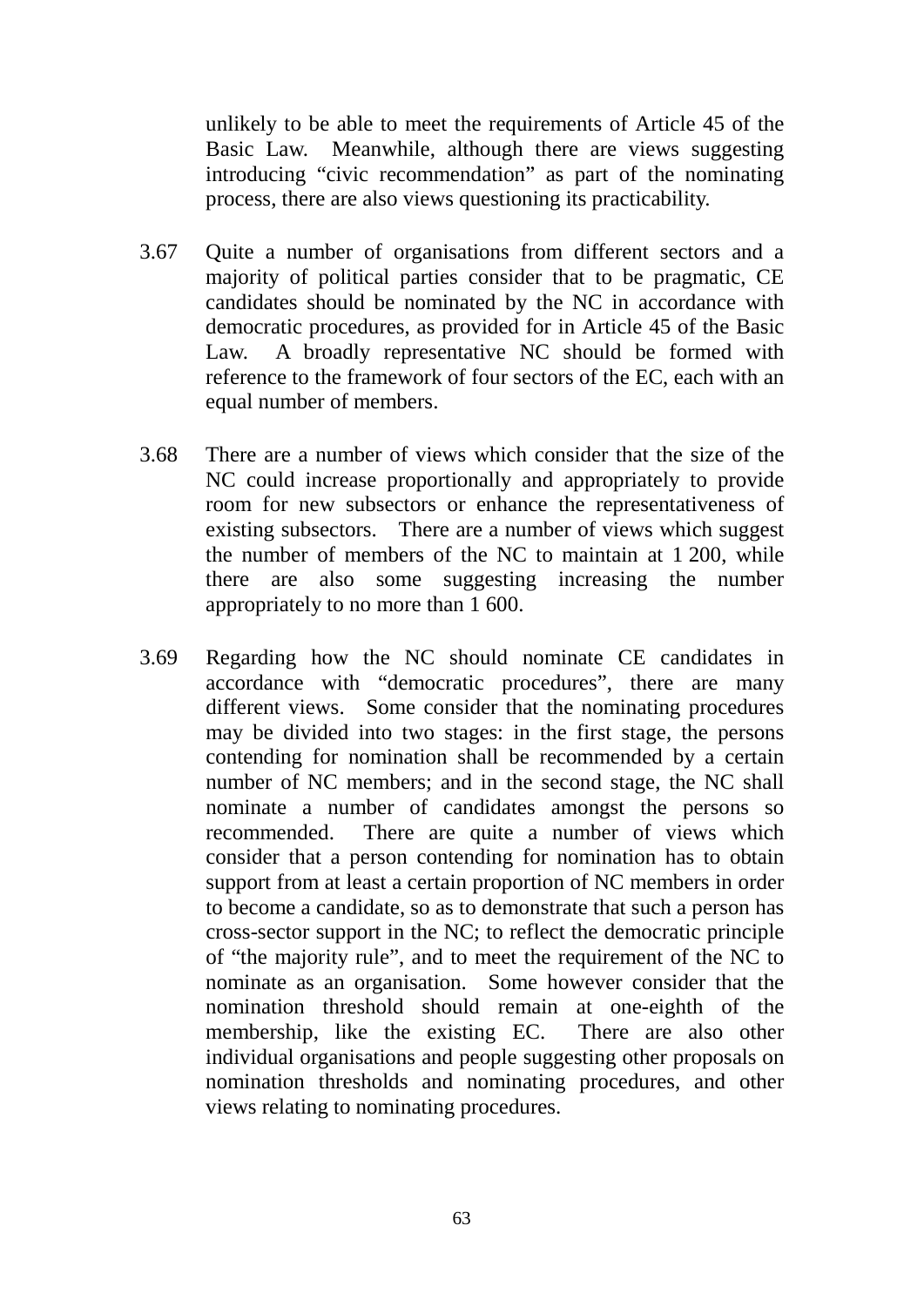unlikely to be able to meet the requirements of Article 45 of the Basic Law. Meanwhile, although there are views suggesting introducing "civic recommendation" as part of the nominating process, there are also views questioning its practicability.

3.67 Quite a number of organisations from different sectors and a majority of political parties consider that to be pragmatic, CE candidates should be nominated by the NC in accordance with democratic procedures, as provided for in Article 45 of the Basic Law. A broadly representative NC should be formed with reference to the framework of four sectors of the EC, each with an equal number of members.

3.68 There are a number of views which consider that the size of the NC could increase proportionally and appropriately to provide room for new subsectors or enhance the representativeness of existing subsectors. There are a number of views which suggest the number of members of the NC to maintain at 1 200, while there are also some suggesting increasing the number appropriately to no more than 1 600.

3.69 Regarding how the NC should nominate CE candidates in accordance with "democratic procedures", there are many different views. Some consider that the nominating procedures may be divided into two stages: in the first stage, the persons contending for nomination shall be recommended by a certain number of NC members; and in the second stage, the NC shall nominate a number of candidates amongst the persons so recommended. There are quite a number of views which consider that a person contending for nomination has to obtain support from at least a certain proportion of NC members in order to become a candidate, so as to demonstrate that such a person has cross-sector support in the NC; to reflect the democratic principle of "the majority rule", and to meet the requirement of the NC to nominate as an organisation. Some however consider that the nomination threshold should remain at one-eighth of the membership, like the existing EC. There are also other individual organisations and people suggesting other proposals on nomination thresholds and nominating procedures, and other views relating to nominating procedures.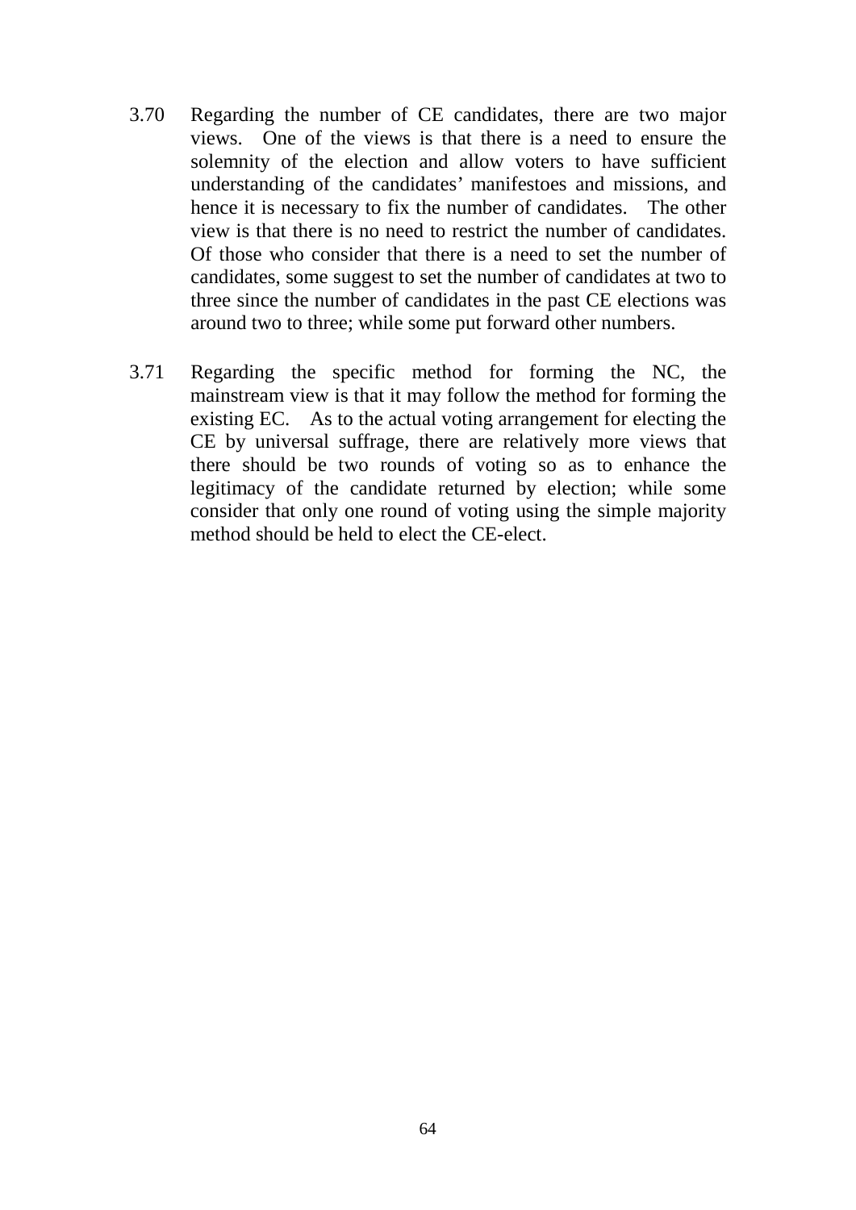3.70 Regarding the number of CE candidates, there are two major views. One of the views is that there is a need to ensure the solemnity of the election and allow voters to have sufficient understanding of the candidates' manifestoes and missions, and hence it is necessary to fix the number of candidates. The other view is that there is no need to restrict the number of candidates. Of those who consider that there is a need to set the number of candidates, some suggest to set the number of candidates at two to three since the number of candidates in the past CE elections was around two to three; while some put forward other numbers.

3.71 Regarding the specific method for forming the NC, the mainstream view is that it may follow the method for forming the existing EC. As to the actual voting arrangement for electing the CE by universal suffrage, there are relatively more views that there should be two rounds of voting so as to enhance the legitimacy of the candidate returned by election; while some consider that only one round of voting using the simple majority method should be held to elect the CE-elect.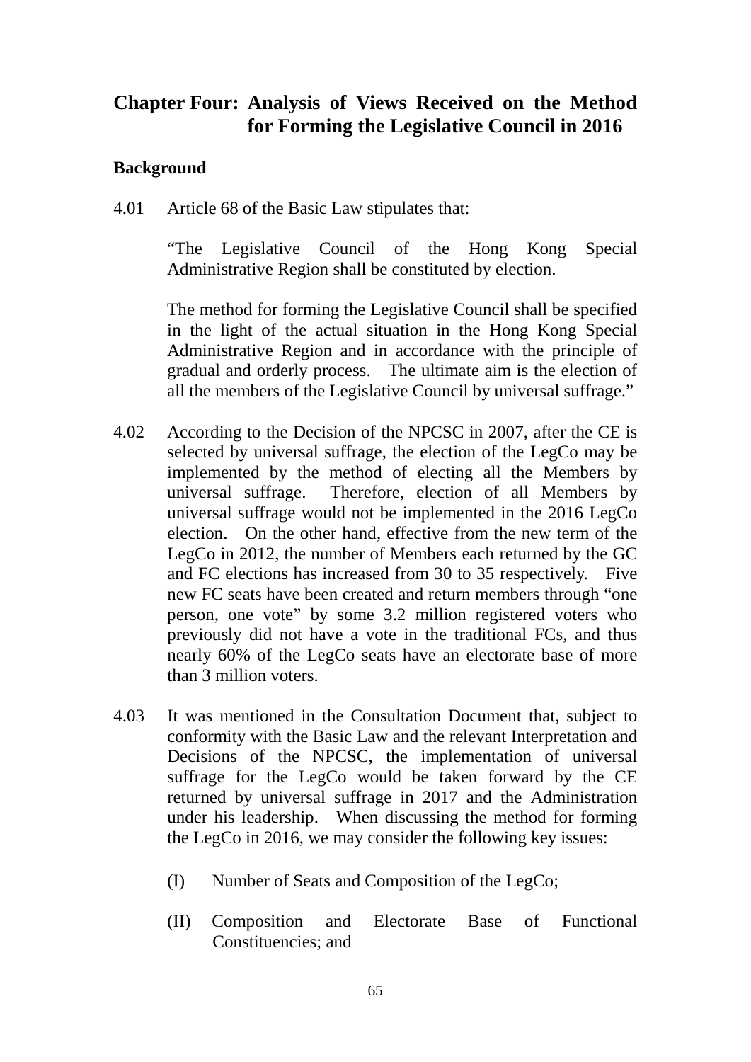# Chapter Four: Analysis of Views Received on the Method for Forming the Legislative Council in 2016

## Background

4.01 Article 68 of the Basic Law stipulates that:

> "The Legislative Council of the Hong Kong Special Administrative Region shall be constituted by election.
>
> The method for forming the Legislative Council shall be specified in the light of the actual situation in the Hong Kong Special Administrative Region and in accordance with the principle of gradual and orderly process. The ultimate aim is the election of all the members of the Legislative Council by universal suffrage."

4.02 According to the Decision of the NPCSC in 2007, after the CE is selected by universal suffrage, the election of the LegCo may be implemented by the method of electing all the Members by universal suffrage. Therefore, election of all Members by universal suffrage would not be implemented in the 2016 LegCo election. On the other hand, effective from the new term of the LegCo in 2012, the number of Members each returned by the GC and FC elections has increased from 30 to 35 respectively. Five new FC seats have been created and return members through "one person, one vote" by some 3.2 million registered voters who previously did not have a vote in the traditional FCs, and thus nearly 60% of the LegCo seats have an electorate base of more than 3 million voters.

4.03 It was mentioned in the Consultation Document that, subject to conformity with the Basic Law and the relevant Interpretation and Decisions of the NPCSC, the implementation of universal suffrage for the LegCo would be taken forward by the CE returned by universal suffrage in 2017 and the Administration under his leadership. When discussing the method for forming the LegCo in 2016, we may consider the following key issues:

(I) Number of Seats and Composition of the LegCo;

(II) Composition and Electorate Base of Functional Constituencies; and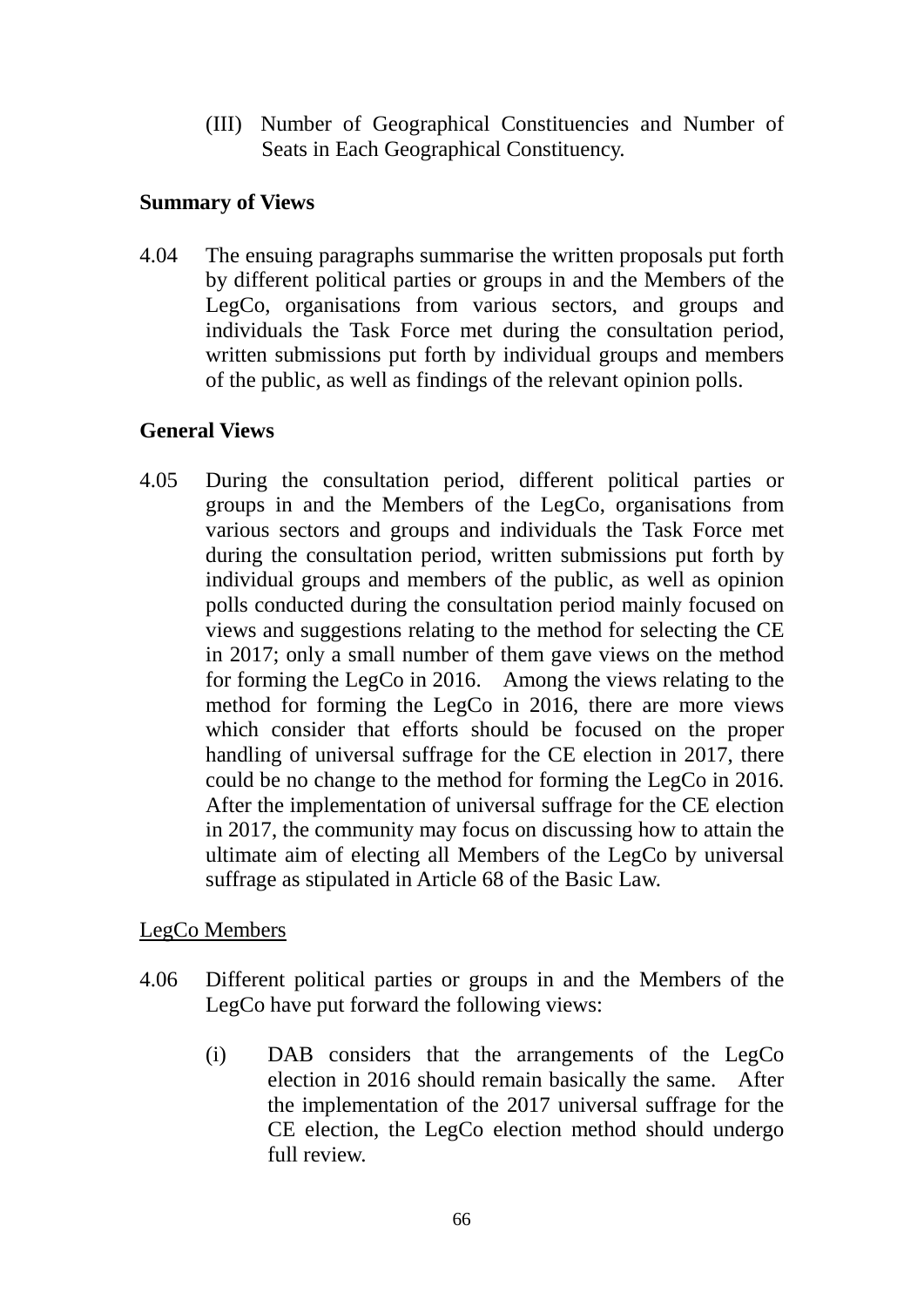(III) Number of Geographical Constituencies and Number of Seats in Each Geographical Constituency.

**Summary of Views**

4.04 The ensuing paragraphs summarise the written proposals put forth by different political parties or groups in and the Members of the LegCo, organisations from various sectors, and groups and individuals the Task Force met during the consultation period, written submissions put forth by individual groups and members of the public, as well as findings of the relevant opinion polls.

**General Views**

4.05 During the consultation period, different political parties or groups in and the Members of the LegCo, organisations from various sectors and groups and individuals the Task Force met during the consultation period, written submissions put forth by individual groups and members of the public, as well as opinion polls conducted during the consultation period mainly focused on views and suggestions relating to the method for selecting the CE in 2017; only a small number of them gave views on the method for forming the LegCo in 2016. Among the views relating to the method for forming the LegCo in 2016, there are more views which consider that efforts should be focused on the proper handling of universal suffrage for the CE election in 2017, there could be no change to the method for forming the LegCo in 2016. After the implementation of universal suffrage for the CE election in 2017, the community may focus on discussing how to attain the ultimate aim of electing all Members of the LegCo by universal suffrage as stipulated in Article 68 of the Basic Law.

<u>LegCo Members</u>

4.06 Different political parties or groups in and the Members of the LegCo have put forward the following views:

(i) DAB considers that the arrangements of the LegCo election in 2016 should remain basically the same. After the implementation of the 2017 universal suffrage for the CE election, the LegCo election method should undergo full review.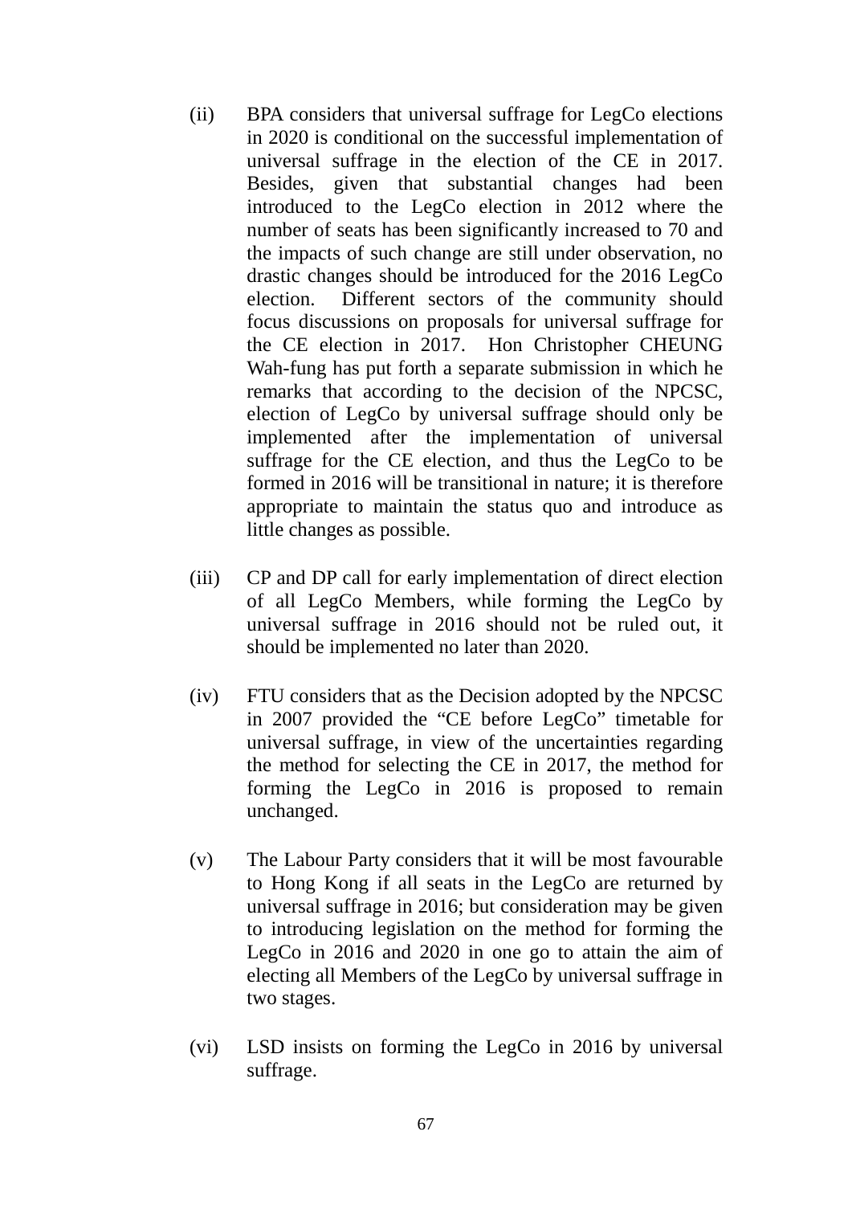(ii) BPA considers that universal suffrage for LegCo elections in 2020 is conditional on the successful implementation of universal suffrage in the election of the CE in 2017. Besides, given that substantial changes had been introduced to the LegCo election in 2012 where the number of seats has been significantly increased to 70 and the impacts of such change are still under observation, no drastic changes should be introduced for the 2016 LegCo election. Different sectors of the community should focus discussions on proposals for universal suffrage for the CE election in 2017. Hon Christopher CHEUNG Wah-fung has put forth a separate submission in which he remarks that according to the decision of the NPCSC, election of LegCo by universal suffrage should only be implemented after the implementation of universal suffrage for the CE election, and thus the LegCo to be formed in 2016 will be transitional in nature; it is therefore appropriate to maintain the status quo and introduce as little changes as possible.

(iii) CP and DP call for early implementation of direct election of all LegCo Members, while forming the LegCo by universal suffrage in 2016 should not be ruled out, it should be implemented no later than 2020.

(iv) FTU considers that as the Decision adopted by the NPCSC in 2007 provided the "CE before LegCo" timetable for universal suffrage, in view of the uncertainties regarding the method for selecting the CE in 2017, the method for forming the LegCo in 2016 is proposed to remain unchanged.

(v) The Labour Party considers that it will be most favourable to Hong Kong if all seats in the LegCo are returned by universal suffrage in 2016; but consideration may be given to introducing legislation on the method for forming the LegCo in 2016 and 2020 in one go to attain the aim of electing all Members of the LegCo by universal suffrage in two stages.

(vi) LSD insists on forming the LegCo in 2016 by universal suffrage.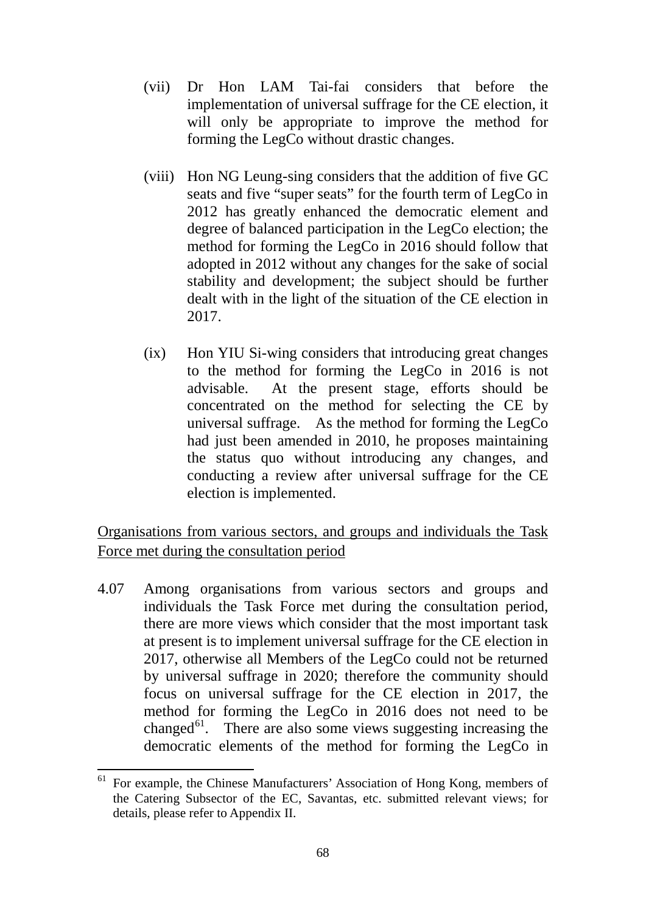(vii) Dr Hon LAM Tai-fai considers that before the implementation of universal suffrage for the CE election, it will only be appropriate to improve the method for forming the LegCo without drastic changes.

(viii) Hon NG Leung-sing considers that the addition of five GC seats and five "super seats" for the fourth term of LegCo in 2012 has greatly enhanced the democratic element and degree of balanced participation in the LegCo election; the method for forming the LegCo in 2016 should follow that adopted in 2012 without any changes for the sake of social stability and development; the subject should be further dealt with in the light of the situation of the CE election in 2017.

(ix) Hon YIU Si-wing considers that introducing great changes to the method for forming the LegCo in 2016 is not advisable. At the present stage, efforts should be concentrated on the method for selecting the CE by universal suffrage. As the method for forming the LegCo had just been amended in 2010, he proposes maintaining the status quo without introducing any changes, and conducting a review after universal suffrage for the CE election is implemented.

<u>Organisations from various sectors, and groups and individuals the Task Force met during the consultation period</u>

4.07 Among organisations from various sectors and groups and individuals the Task Force met during the consultation period, there are more views which consider that the most important task at present is to implement universal suffrage for the CE election in 2017, otherwise all Members of the LegCo could not be returned by universal suffrage in 2020; therefore the community should focus on universal suffrage for the CE election in 2017, the method for forming the LegCo in 2016 does not need to be changed[61]. There are also some views suggesting increasing the democratic elements of the method for forming the LegCo in

[61] For example, the Chinese Manufacturers' Association of Hong Kong, members of the Catering Subsector of the EC, Savantas, etc. submitted relevant views; for details, please refer to Appendix II.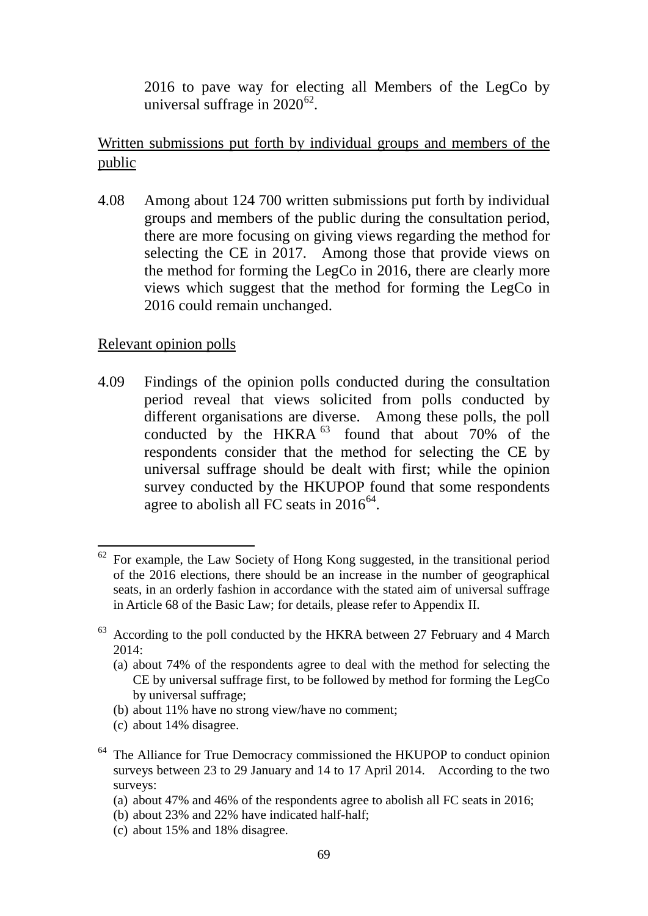2016 to pave way for electing all Members of the LegCo by universal suffrage in 2020[62].

Written submissions put forth by individual groups and members of the public

4.08 Among about 124 700 written submissions put forth by individual groups and members of the public during the consultation period, there are more focusing on giving views regarding the method for selecting the CE in 2017. Among those that provide views on the method for forming the LegCo in 2016, there are clearly more views which suggest that the method for forming the LegCo in 2016 could remain unchanged.

Relevant opinion polls

4.09 Findings of the opinion polls conducted during the consultation period reveal that views solicited from polls conducted by different organisations are diverse. Among these polls, the poll conducted by the HKRA[63] found that about 70% of the respondents consider that the method for selecting the CE by universal suffrage should be dealt with first; while the opinion survey conducted by the HKUPOP found that some respondents agree to abolish all FC seats in 2016[64].

---

[62] For example, the Law Society of Hong Kong suggested, in the transitional period of the 2016 elections, there should be an increase in the number of geographical seats, in an orderly fashion in accordance with the stated aim of universal suffrage in Article 68 of the Basic Law; for details, please refer to Appendix II.

[63] According to the poll conducted by the HKRA between 27 February and 4 March 2014:
(a) about 74% of the respondents agree to deal with the method for selecting the CE by universal suffrage first, to be followed by method for forming the LegCo by universal suffrage;
(b) about 11% have no strong view/have no comment;
(c) about 14% disagree.

[64] The Alliance for True Democracy commissioned the HKUPOP to conduct opinion surveys between 23 to 29 January and 14 to 17 April 2014. According to the two surveys:
(a) about 47% and 46% of the respondents agree to abolish all FC seats in 2016;
(b) about 23% and 22% have indicated half-half;
(c) about 15% and 18% disagree.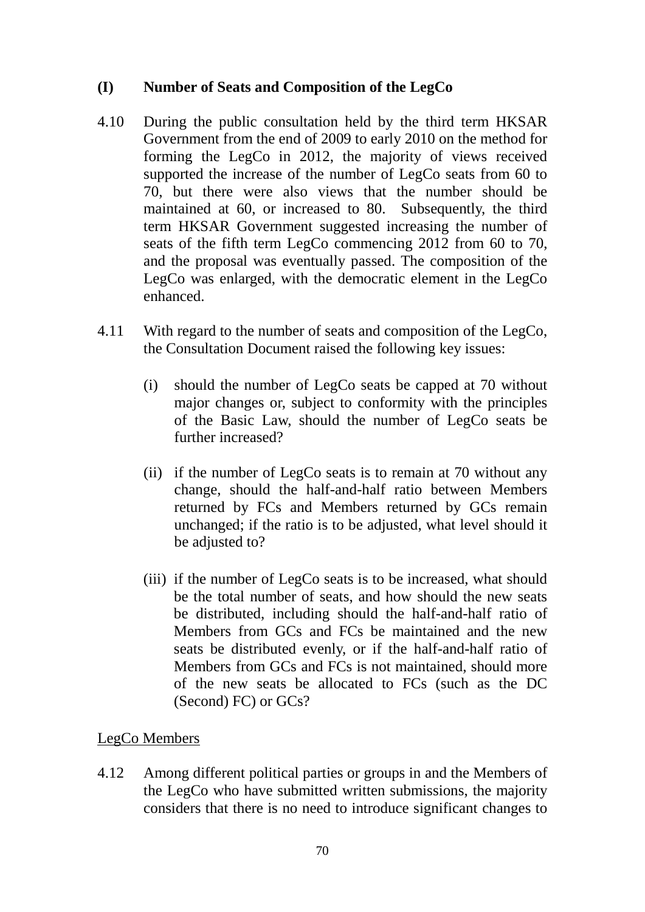## (I) Number of Seats and Composition of the LegCo

4.10 During the public consultation held by the third term HKSAR Government from the end of 2009 to early 2010 on the method for forming the LegCo in 2012, the majority of views received supported the increase of the number of LegCo seats from 60 to 70, but there were also views that the number should be maintained at 60, or increased to 80. Subsequently, the third term HKSAR Government suggested increasing the number of seats of the fifth term LegCo commencing 2012 from 60 to 70, and the proposal was eventually passed. The composition of the LegCo was enlarged, with the democratic element in the LegCo enhanced.

4.11 With regard to the number of seats and composition of the LegCo, the Consultation Document raised the following key issues:

(i) should the number of LegCo seats be capped at 70 without major changes or, subject to conformity with the principles of the Basic Law, should the number of LegCo seats be further increased?

(ii) if the number of LegCo seats is to remain at 70 without any change, should the half-and-half ratio between Members returned by FCs and Members returned by GCs remain unchanged; if the ratio is to be adjusted, what level should it be adjusted to?

(iii) if the number of LegCo seats is to be increased, what should be the total number of seats, and how should the new seats be distributed, including should the half-and-half ratio of Members from GCs and FCs be maintained and the new seats be distributed evenly, or if the half-and-half ratio of Members from GCs and FCs is not maintained, should more of the new seats be allocated to FCs (such as the DC (Second) FC) or GCs?

<u>LegCo Members</u>

4.12 Among different political parties or groups in and the Members of the LegCo who have submitted written submissions, the majority considers that there is no need to introduce significant changes to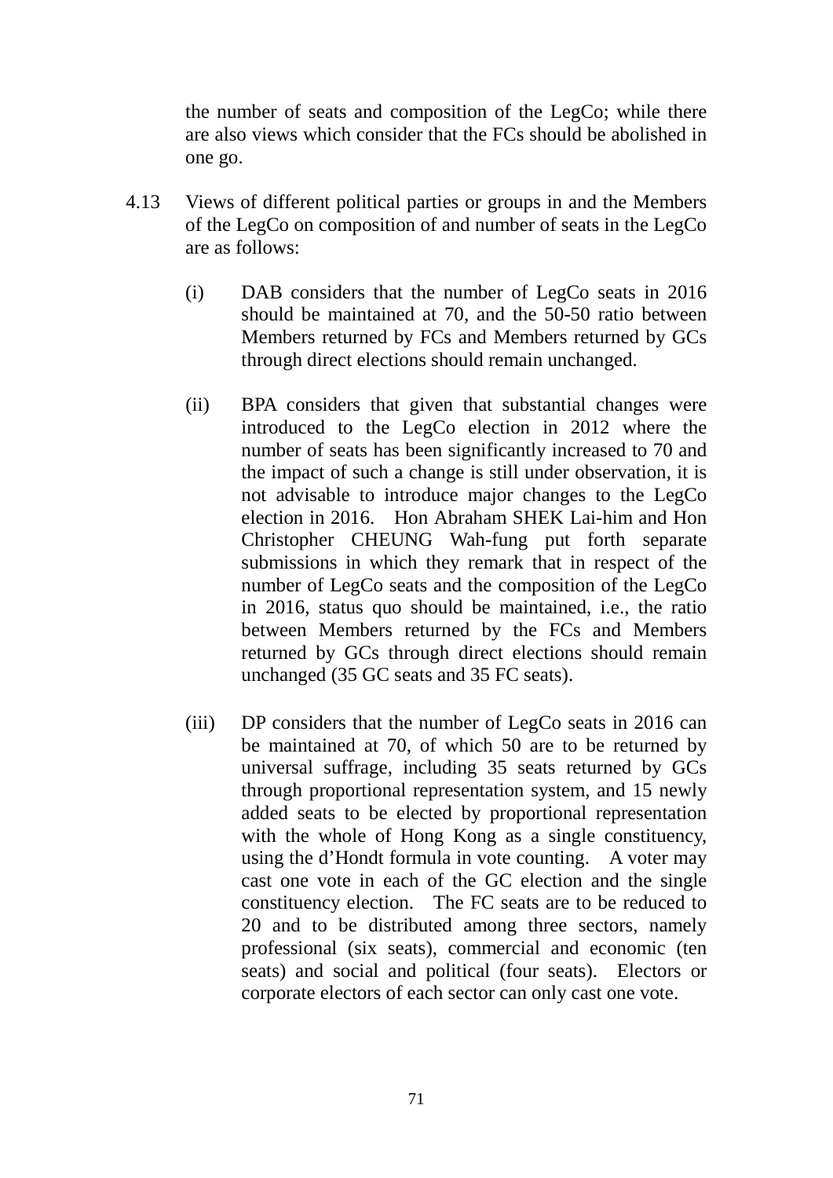the number of seats and composition of the LegCo; while there are also views which consider that the FCs should be abolished in one go.

4.13 Views of different political parties or groups in and the Members of the LegCo on composition of and number of seats in the LegCo are as follows:

(i) DAB considers that the number of LegCo seats in 2016 should be maintained at 70, and the 50-50 ratio between Members returned by FCs and Members returned by GCs through direct elections should remain unchanged.

(ii) BPA considers that given that substantial changes were introduced to the LegCo election in 2012 where the number of seats has been significantly increased to 70 and the impact of such a change is still under observation, it is not advisable to introduce major changes to the LegCo election in 2016. Hon Abraham SHEK Lai-him and Hon Christopher CHEUNG Wah-fung put forth separate submissions in which they remark that in respect of the number of LegCo seats and the composition of the LegCo in 2016, status quo should be maintained, i.e., the ratio between Members returned by the FCs and Members returned by GCs through direct elections should remain unchanged (35 GC seats and 35 FC seats).

(iii) DP considers that the number of LegCo seats in 2016 can be maintained at 70, of which 50 are to be returned by universal suffrage, including 35 seats returned by GCs through proportional representation system, and 15 newly added seats to be elected by proportional representation with the whole of Hong Kong as a single constituency, using the d'Hondt formula in vote counting. A voter may cast one vote in each of the GC election and the single constituency election. The FC seats are to be reduced to 20 and to be distributed among three sectors, namely professional (six seats), commercial and economic (ten seats) and social and political (four seats). Electors or corporate electors of each sector can only cast one vote.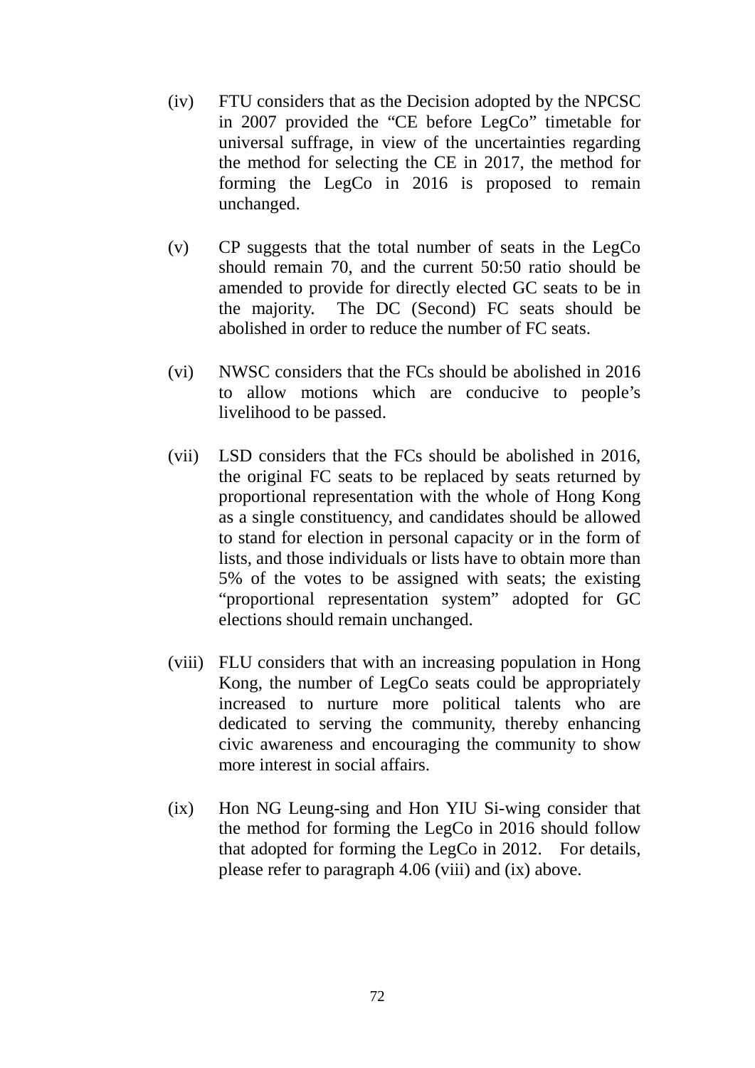(iv) FTU considers that as the Decision adopted by the NPCSC in 2007 provided the "CE before LegCo" timetable for universal suffrage, in view of the uncertainties regarding the method for selecting the CE in 2017, the method for forming the LegCo in 2016 is proposed to remain unchanged.

(v) CP suggests that the total number of seats in the LegCo should remain 70, and the current 50:50 ratio should be amended to provide for directly elected GC seats to be in the majority. The DC (Second) FC seats should be abolished in order to reduce the number of FC seats.

(vi) NWSC considers that the FCs should be abolished in 2016 to allow motions which are conducive to people's livelihood to be passed.

(vii) LSD considers that the FCs should be abolished in 2016, the original FC seats to be replaced by seats returned by proportional representation with the whole of Hong Kong as a single constituency, and candidates should be allowed to stand for election in personal capacity or in the form of lists, and those individuals or lists have to obtain more than 5% of the votes to be assigned with seats; the existing "proportional representation system" adopted for GC elections should remain unchanged.

(viii) FLU considers that with an increasing population in Hong Kong, the number of LegCo seats could be appropriately increased to nurture more political talents who are dedicated to serving the community, thereby enhancing civic awareness and encouraging the community to show more interest in social affairs.

(ix) Hon NG Leung-sing and Hon YIU Si-wing consider that the method for forming the LegCo in 2016 should follow that adopted for forming the LegCo in 2012. For details, please refer to paragraph 4.06 (viii) and (ix) above.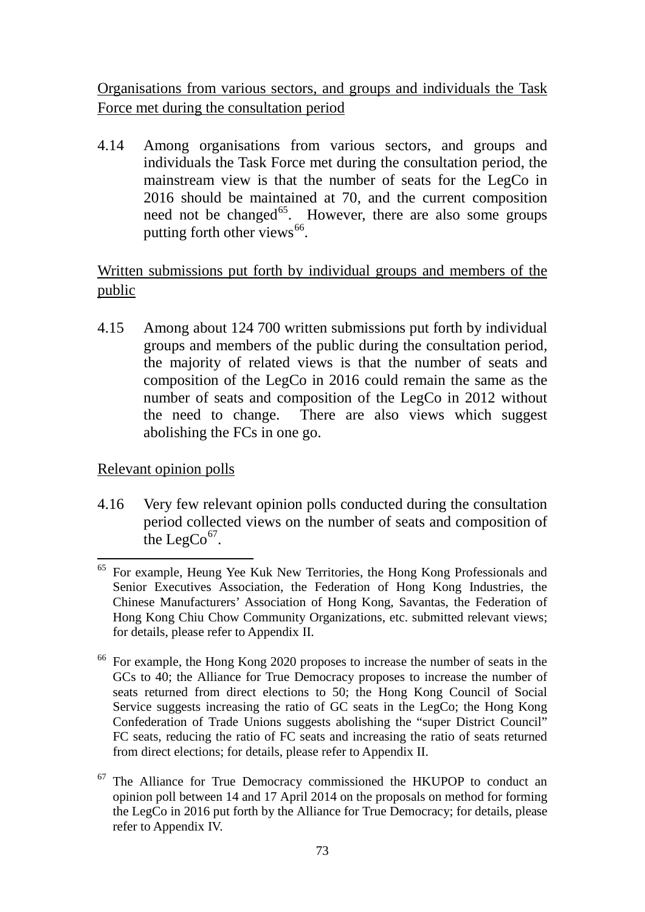Organisations from various sectors, and groups and individuals the Task Force met during the consultation period

4.14 Among organisations from various sectors, and groups and individuals the Task Force met during the consultation period, the mainstream view is that the number of seats for the LegCo in 2016 should be maintained at 70, and the current composition need not be changed[65]. However, there are also some groups putting forth other views[66].

Written submissions put forth by individual groups and members of the public

4.15 Among about 124 700 written submissions put forth by individual groups and members of the public during the consultation period, the majority of related views is that the number of seats and composition of the LegCo in 2016 could remain the same as the number of seats and composition of the LegCo in 2012 without the need to change. There are also views which suggest abolishing the FCs in one go.

Relevant opinion polls

4.16 Very few relevant opinion polls conducted during the consultation period collected views on the number of seats and composition of the LegCo[67].

---

[65] For example, Heung Yee Kuk New Territories, the Hong Kong Professionals and Senior Executives Association, the Federation of Hong Kong Industries, the Chinese Manufacturers' Association of Hong Kong, Savantas, the Federation of Hong Kong Chiu Chow Community Organizations, etc. submitted relevant views; for details, please refer to Appendix II.

[66] For example, the Hong Kong 2020 proposes to increase the number of seats in the GCs to 40; the Alliance for True Democracy proposes to increase the number of seats returned from direct elections to 50; the Hong Kong Council of Social Service suggests increasing the ratio of GC seats in the LegCo; the Hong Kong Confederation of Trade Unions suggests abolishing the "super District Council" FC seats, reducing the ratio of FC seats and increasing the ratio of seats returned from direct elections; for details, please refer to Appendix II.

[67] The Alliance for True Democracy commissioned the HKUPOP to conduct an opinion poll between 14 and 17 April 2014 on the proposals on method for forming the LegCo in 2016 put forth by the Alliance for True Democracy; for details, please refer to Appendix IV.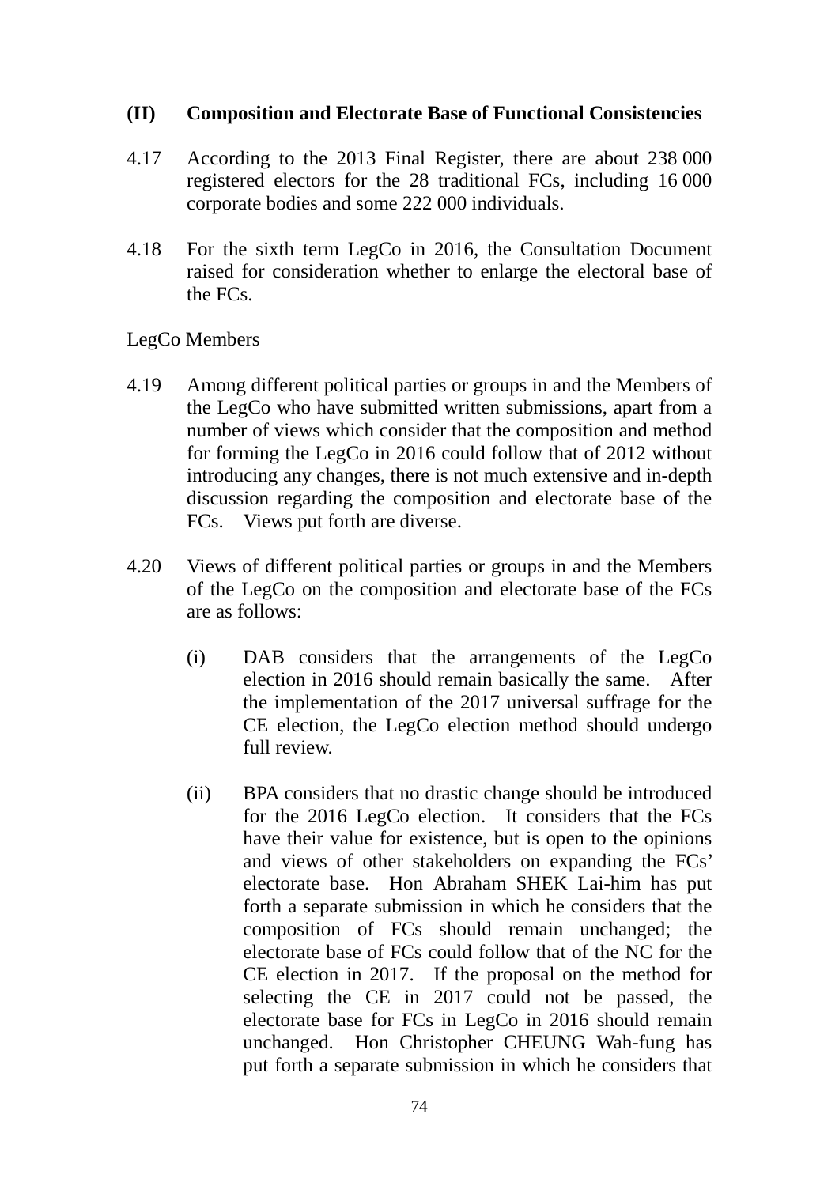### (II) Composition and Electorate Base of Functional Consistencies

4.17 According to the 2013 Final Register, there are about 238 000 registered electors for the 28 traditional FCs, including 16 000 corporate bodies and some 222 000 individuals.

4.18 For the sixth term LegCo in 2016, the Consultation Document raised for consideration whether to enlarge the electoral base of the FCs.

LegCo Members

4.19 Among different political parties or groups in and the Members of the LegCo who have submitted written submissions, apart from a number of views which consider that the composition and method for forming the LegCo in 2016 could follow that of 2012 without introducing any changes, there is not much extensive and in-depth discussion regarding the composition and electorate base of the FCs. Views put forth are diverse.

4.20 Views of different political parties or groups in and the Members of the LegCo on the composition and electorate base of the FCs are as follows:

(i) DAB considers that the arrangements of the LegCo election in 2016 should remain basically the same. After the implementation of the 2017 universal suffrage for the CE election, the LegCo election method should undergo full review.

(ii) BPA considers that no drastic change should be introduced for the 2016 LegCo election. It considers that the FCs have their value for existence, but is open to the opinions and views of other stakeholders on expanding the FCs' electorate base. Hon Abraham SHEK Lai-him has put forth a separate submission in which he considers that the composition of FCs should remain unchanged; the electorate base of FCs could follow that of the NC for the CE election in 2017. If the proposal on the method for selecting the CE in 2017 could not be passed, the electorate base for FCs in LegCo in 2016 should remain unchanged. Hon Christopher CHEUNG Wah-fung has put forth a separate submission in which he considers that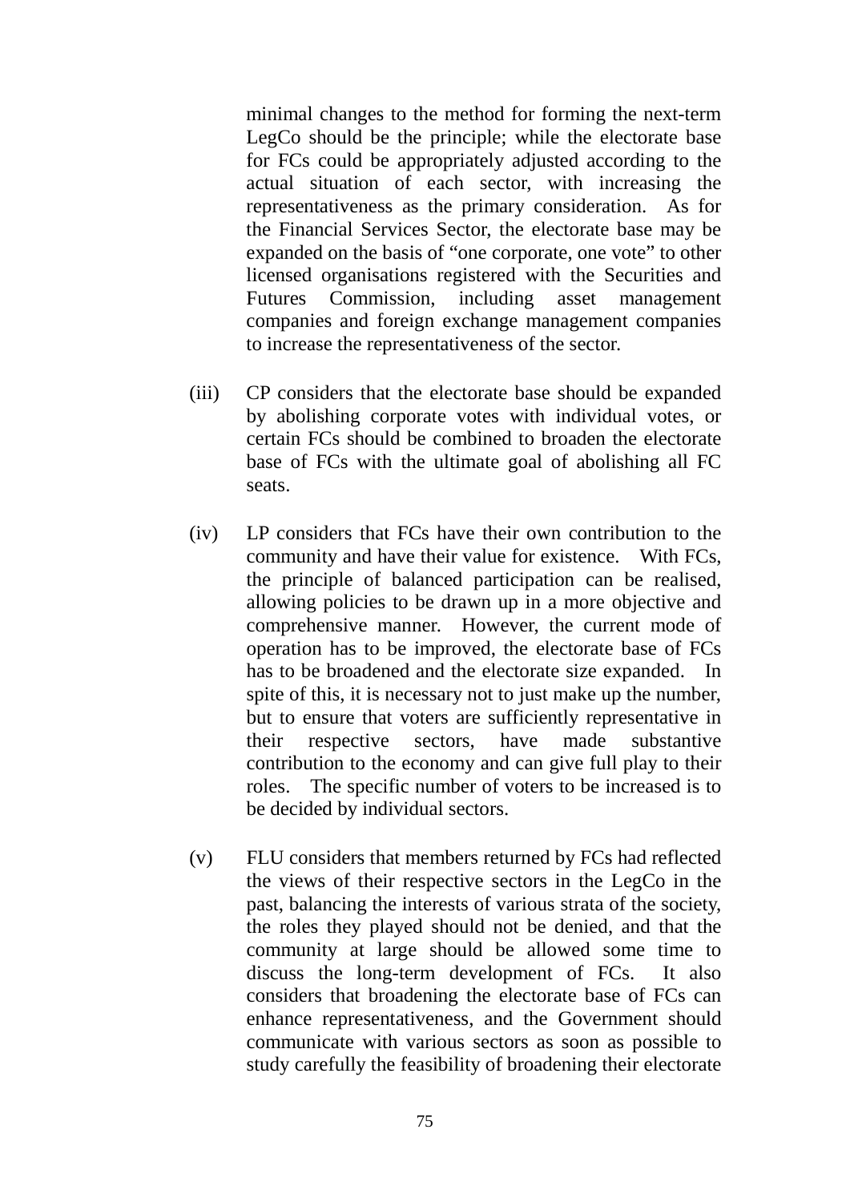minimal changes to the method for forming the next-term LegCo should be the principle; while the electorate base for FCs could be appropriately adjusted according to the actual situation of each sector, with increasing the representativeness as the primary consideration. As for the Financial Services Sector, the electorate base may be expanded on the basis of "one corporate, one vote" to other licensed organisations registered with the Securities and Futures Commission, including asset management companies and foreign exchange management companies to increase the representativeness of the sector.

(iii) CP considers that the electorate base should be expanded by abolishing corporate votes with individual votes, or certain FCs should be combined to broaden the electorate base of FCs with the ultimate goal of abolishing all FC seats.

(iv) LP considers that FCs have their own contribution to the community and have their value for existence. With FCs, the principle of balanced participation can be realised, allowing policies to be drawn up in a more objective and comprehensive manner. However, the current mode of operation has to be improved, the electorate base of FCs has to be broadened and the electorate size expanded. In spite of this, it is necessary not to just make up the number, but to ensure that voters are sufficiently representative in their respective sectors, have made substantive contribution to the economy and can give full play to their roles. The specific number of voters to be increased is to be decided by individual sectors.

(v) FLU considers that members returned by FCs had reflected the views of their respective sectors in the LegCo in the past, balancing the interests of various strata of the society, the roles they played should not be denied, and that the community at large should be allowed some time to discuss the long-term development of FCs. It also considers that broadening the electorate base of FCs can enhance representativeness, and the Government should communicate with various sectors as soon as possible to study carefully the feasibility of broadening their electorate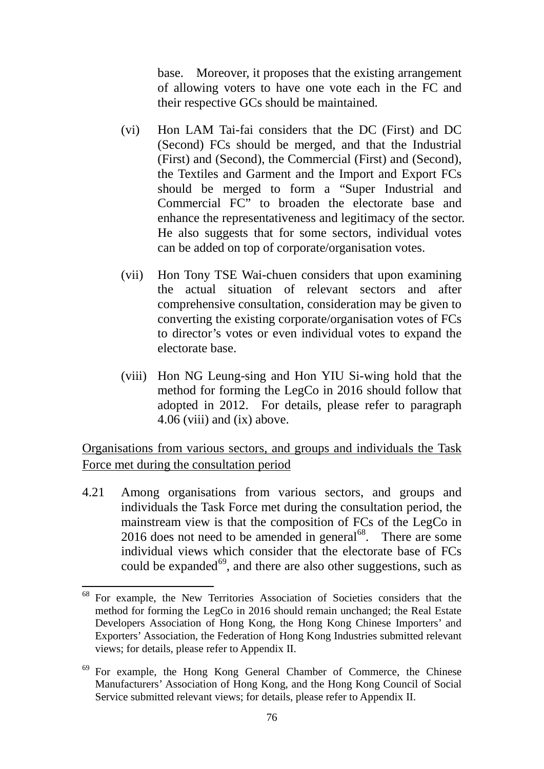base. Moreover, it proposes that the existing arrangement of allowing voters to have one vote each in the FC and their respective GCs should be maintained.

(vi) Hon LAM Tai-fai considers that the DC (First) and DC (Second) FCs should be merged, and that the Industrial (First) and (Second), the Commercial (First) and (Second), the Textiles and Garment and the Import and Export FCs should be merged to form a "Super Industrial and Commercial FC" to broaden the electorate base and enhance the representativeness and legitimacy of the sector. He also suggests that for some sectors, individual votes can be added on top of corporate/organisation votes.

(vii) Hon Tony TSE Wai-chuen considers that upon examining the actual situation of relevant sectors and after comprehensive consultation, consideration may be given to converting the existing corporate/organisation votes of FCs to director's votes or even individual votes to expand the electorate base.

(viii) Hon NG Leung-sing and Hon YIU Si-wing hold that the method for forming the LegCo in 2016 should follow that adopted in 2012. For details, please refer to paragraph 4.06 (viii) and (ix) above.

<u>Organisations from various sectors, and groups and individuals the Task Force met during the consultation period</u>

4.21 Among organisations from various sectors, and groups and individuals the Task Force met during the consultation period, the mainstream view is that the composition of FCs of the LegCo in 2016 does not need to be amended in general[68]. There are some individual views which consider that the electorate base of FCs could be expanded[69], and there are also other suggestions, such as

---

[68] For example, the New Territories Association of Societies considers that the method for forming the LegCo in 2016 should remain unchanged; the Real Estate Developers Association of Hong Kong, the Hong Kong Chinese Importers' and Exporters' Association, the Federation of Hong Kong Industries submitted relevant views; for details, please refer to Appendix II.

[69] For example, the Hong Kong General Chamber of Commerce, the Chinese Manufacturers' Association of Hong Kong, and the Hong Kong Council of Social Service submitted relevant views; for details, please refer to Appendix II.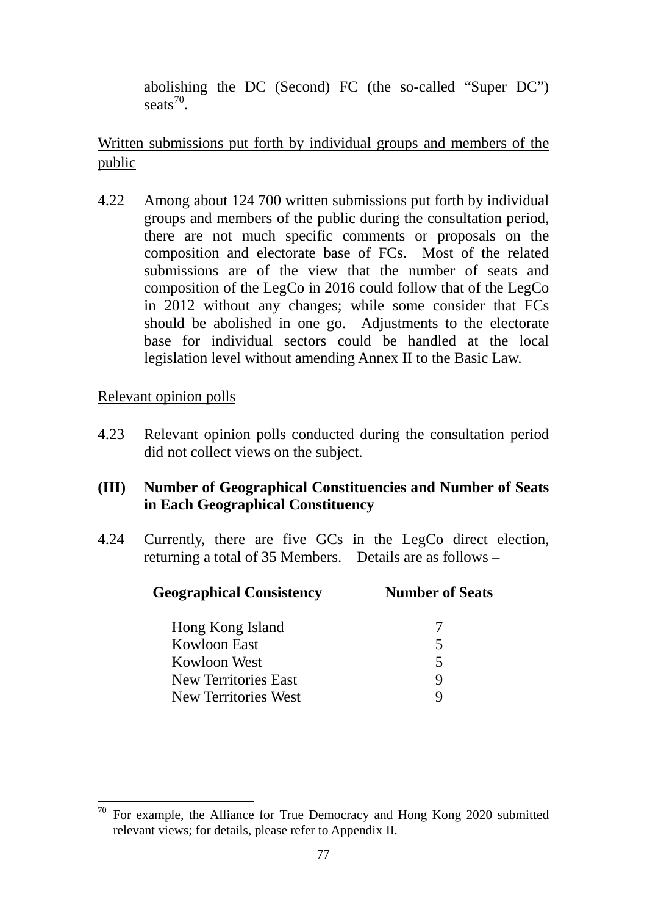abolishing the DC (Second) FC (the so-called "Super DC") seats[70].

Written submissions put forth by individual groups and members of the public

4.22 Among about 124 700 written submissions put forth by individual groups and members of the public during the consultation period, there are not much specific comments or proposals on the composition and electorate base of FCs. Most of the related submissions are of the view that the number of seats and composition of the LegCo in 2016 could follow that of the LegCo in 2012 without any changes; while some consider that FCs should be abolished in one go. Adjustments to the electorate base for individual sectors could be handled at the local legislation level without amending Annex II to the Basic Law.

Relevant opinion polls

4.23 Relevant opinion polls conducted during the consultation period did not collect views on the subject.

### (III) Number of Geographical Constituencies and Number of Seats in Each Geographical Constituency

4.24 Currently, there are five GCs in the LegCo direct election, returning a total of 35 Members. Details are as follows –

| Geographical Consistency | Number of Seats |
|---|---|
| Hong Kong Island | 7 |
| Kowloon East | 5 |
| Kowloon West | 5 |
| New Territories East | 9 |
| New Territories West | 9 |

---

[70] For example, the Alliance for True Democracy and Hong Kong 2020 submitted relevant views; for details, please refer to Appendix II.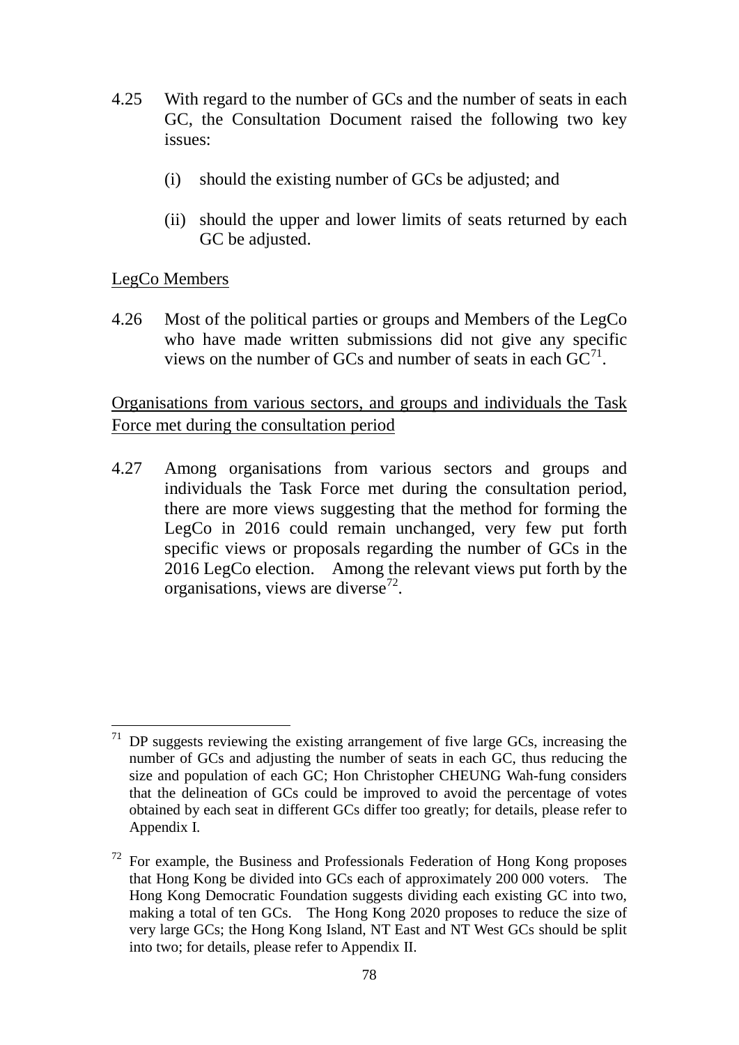4.25 With regard to the number of GCs and the number of seats in each GC, the Consultation Document raised the following two key issues:

(i) should the existing number of GCs be adjusted; and

(ii) should the upper and lower limits of seats returned by each GC be adjusted.

LegCo Members

4.26 Most of the political parties or groups and Members of the LegCo who have made written submissions did not give any specific views on the number of GCs and number of seats in each GC[71].

Organisations from various sectors, and groups and individuals the Task Force met during the consultation period

4.27 Among organisations from various sectors and groups and individuals the Task Force met during the consultation period, there are more views suggesting that the method for forming the LegCo in 2016 could remain unchanged, very few put forth specific views or proposals regarding the number of GCs in the 2016 LegCo election. Among the relevant views put forth by the organisations, views are diverse[72].

---

[71] DP suggests reviewing the existing arrangement of five large GCs, increasing the number of GCs and adjusting the number of seats in each GC, thus reducing the size and population of each GC; Hon Christopher CHEUNG Wah-fung considers that the delineation of GCs could be improved to avoid the percentage of votes obtained by each seat in different GCs differ too greatly; for details, please refer to Appendix I.

[72] For example, the Business and Professionals Federation of Hong Kong proposes that Hong Kong be divided into GCs each of approximately 200 000 voters. The Hong Kong Democratic Foundation suggests dividing each existing GC into two, making a total of ten GCs. The Hong Kong 2020 proposes to reduce the size of very large GCs; the Hong Kong Island, NT East and NT West GCs should be split into two; for details, please refer to Appendix II.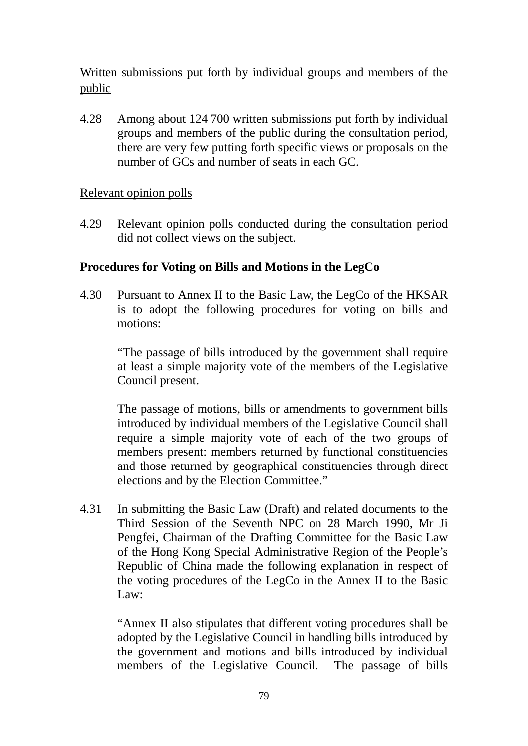Written submissions put forth by individual groups and members of the public

4.28 Among about 124 700 written submissions put forth by individual groups and members of the public during the consultation period, there are very few putting forth specific views or proposals on the number of GCs and number of seats in each GC.

Relevant opinion polls

4.29 Relevant opinion polls conducted during the consultation period did not collect views on the subject.

**Procedures for Voting on Bills and Motions in the LegCo**

4.30 Pursuant to Annex II to the Basic Law, the LegCo of the HKSAR is to adopt the following procedures for voting on bills and motions:

"The passage of bills introduced by the government shall require at least a simple majority vote of the members of the Legislative Council present.

The passage of motions, bills or amendments to government bills introduced by individual members of the Legislative Council shall require a simple majority vote of each of the two groups of members present: members returned by functional constituencies and those returned by geographical constituencies through direct elections and by the Election Committee."

4.31 In submitting the Basic Law (Draft) and related documents to the Third Session of the Seventh NPC on 28 March 1990, Mr Ji Pengfei, Chairman of the Drafting Committee for the Basic Law of the Hong Kong Special Administrative Region of the People's Republic of China made the following explanation in respect of the voting procedures of the LegCo in the Annex II to the Basic Law:

"Annex II also stipulates that different voting procedures shall be adopted by the Legislative Council in handling bills introduced by the government and motions and bills introduced by individual members of the Legislative Council. The passage of bills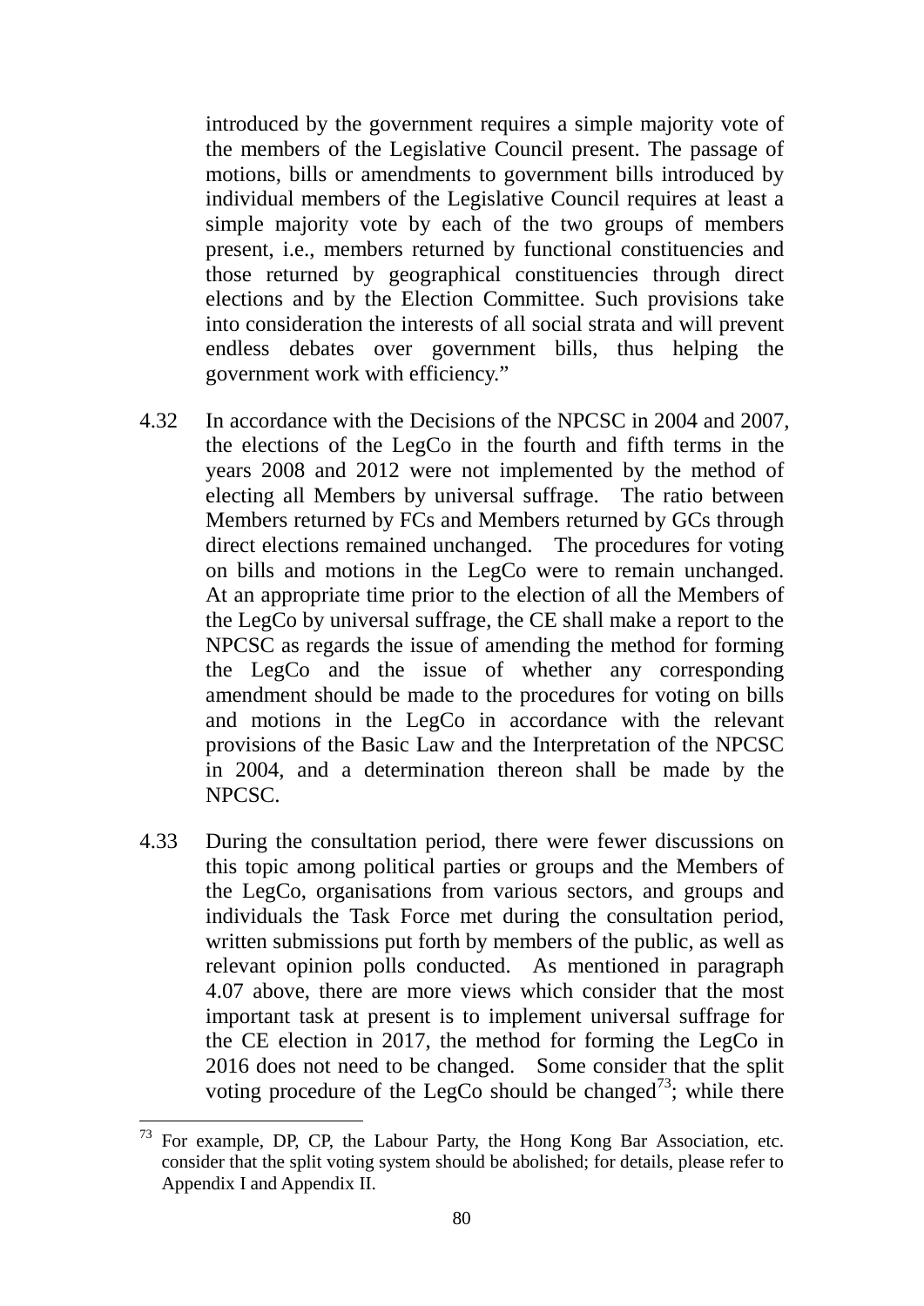introduced by the government requires a simple majority vote of the members of the Legislative Council present. The passage of motions, bills or amendments to government bills introduced by individual members of the Legislative Council requires at least a simple majority vote by each of the two groups of members present, i.e., members returned by functional constituencies and those returned by geographical constituencies through direct elections and by the Election Committee. Such provisions take into consideration the interests of all social strata and will prevent endless debates over government bills, thus helping the government work with efficiency."

4.32 In accordance with the Decisions of the NPCSC in 2004 and 2007, the elections of the LegCo in the fourth and fifth terms in the years 2008 and 2012 were not implemented by the method of electing all Members by universal suffrage. The ratio between Members returned by FCs and Members returned by GCs through direct elections remained unchanged. The procedures for voting on bills and motions in the LegCo were to remain unchanged. At an appropriate time prior to the election of all the Members of the LegCo by universal suffrage, the CE shall make a report to the NPCSC as regards the issue of amending the method for forming the LegCo and the issue of whether any corresponding amendment should be made to the procedures for voting on bills and motions in the LegCo in accordance with the relevant provisions of the Basic Law and the Interpretation of the NPCSC in 2004, and a determination thereon shall be made by the NPCSC.

4.33 During the consultation period, there were fewer discussions on this topic among political parties or groups and the Members of the LegCo, organisations from various sectors, and groups and individuals the Task Force met during the consultation period, written submissions put forth by members of the public, as well as relevant opinion polls conducted. As mentioned in paragraph 4.07 above, there are more views which consider that the most important task at present is to implement universal suffrage for the CE election in 2017, the method for forming the LegCo in 2016 does not need to be changed. Some consider that the split voting procedure of the LegCo should be changed[73]; while there

[73] For example, DP, CP, the Labour Party, the Hong Kong Bar Association, etc. consider that the split voting system should be abolished; for details, please refer to Appendix I and Appendix II.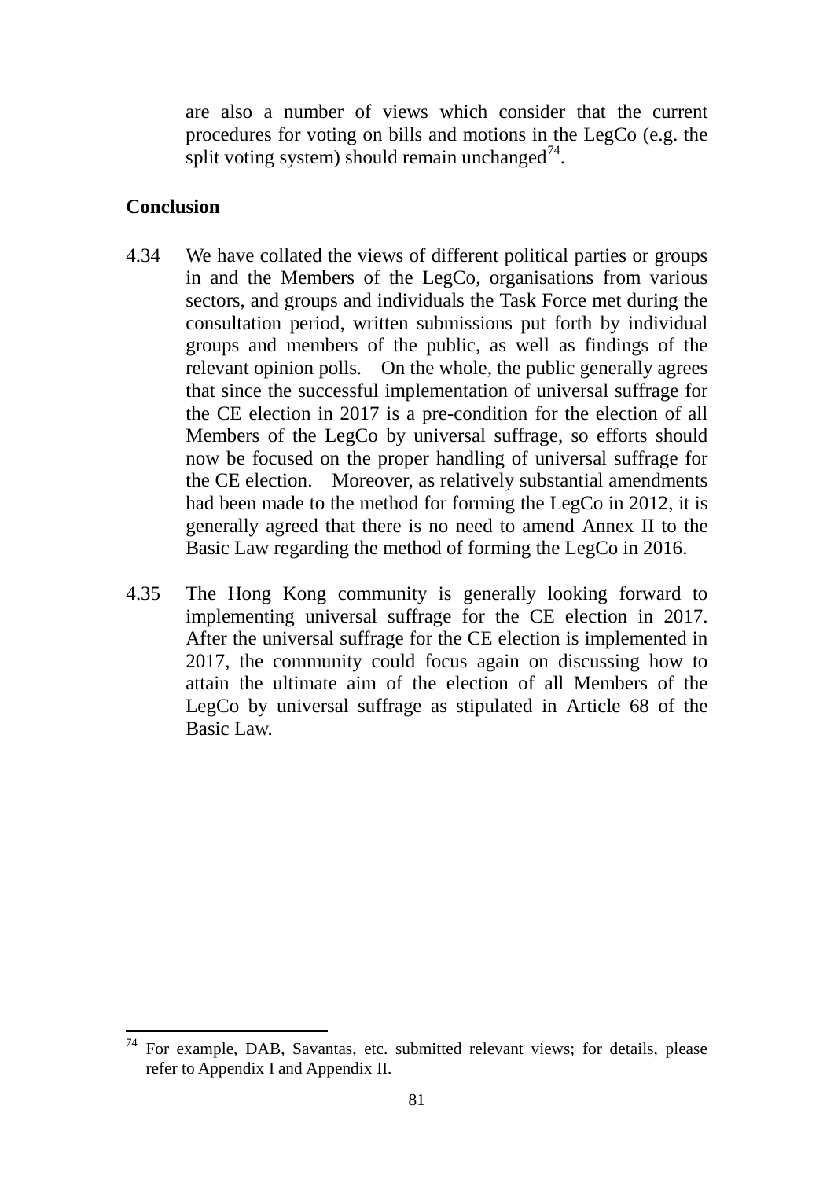are also a number of views which consider that the current procedures for voting on bills and motions in the LegCo (e.g. the split voting system) should remain unchanged[74].

**Conclusion**

4.34 We have collated the views of different political parties or groups in and the Members of the LegCo, organisations from various sectors, and groups and individuals the Task Force met during the consultation period, written submissions put forth by individual groups and members of the public, as well as findings of the relevant opinion polls. On the whole, the public generally agrees that since the successful implementation of universal suffrage for the CE election in 2017 is a pre-condition for the election of all Members of the LegCo by universal suffrage, so efforts should now be focused on the proper handling of universal suffrage for the CE election. Moreover, as relatively substantial amendments had been made to the method for forming the LegCo in 2012, it is generally agreed that there is no need to amend Annex II to the Basic Law regarding the method of forming the LegCo in 2016.

4.35 The Hong Kong community is generally looking forward to implementing universal suffrage for the CE election in 2017. After the universal suffrage for the CE election is implemented in 2017, the community could focus again on discussing how to attain the ultimate aim of the election of all Members of the LegCo by universal suffrage as stipulated in Article 68 of the Basic Law.

---

[74] For example, DAB, Savantas, etc. submitted relevant views; for details, please refer to Appendix I and Appendix II.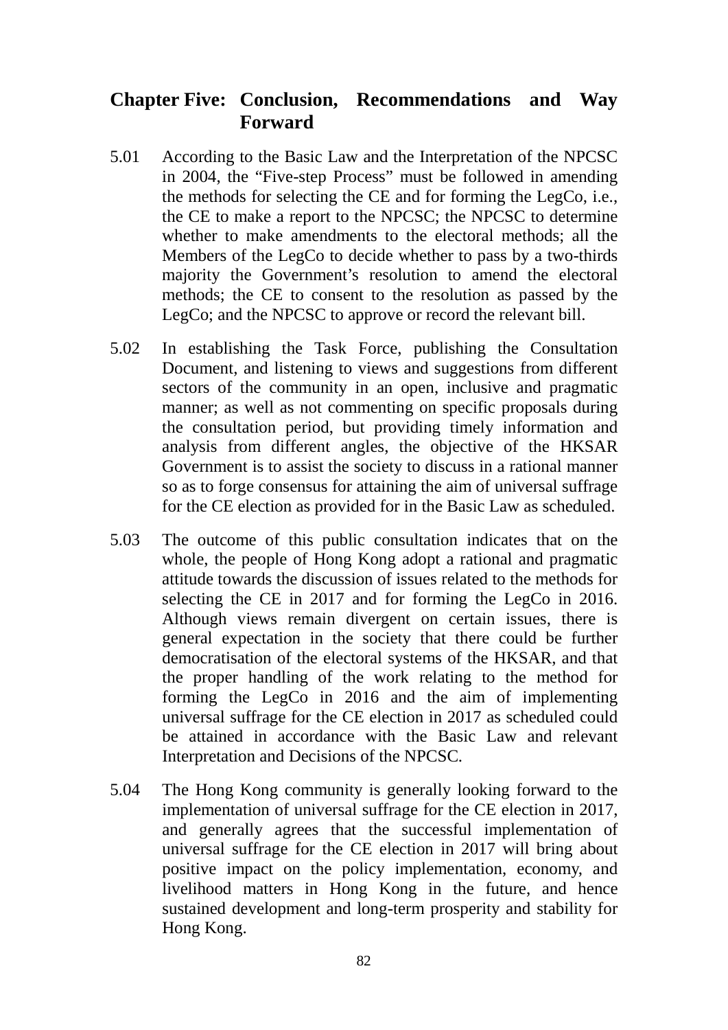## Chapter Five: Conclusion, Recommendations and Way Forward

5.01 According to the Basic Law and the Interpretation of the NPCSC in 2004, the "Five-step Process" must be followed in amending the methods for selecting the CE and for forming the LegCo, i.e., the CE to make a report to the NPCSC; the NPCSC to determine whether to make amendments to the electoral methods; all the Members of the LegCo to decide whether to pass by a two-thirds majority the Government's resolution to amend the electoral methods; the CE to consent to the resolution as passed by the LegCo; and the NPCSC to approve or record the relevant bill.

5.02 In establishing the Task Force, publishing the Consultation Document, and listening to views and suggestions from different sectors of the community in an open, inclusive and pragmatic manner; as well as not commenting on specific proposals during the consultation period, but providing timely information and analysis from different angles, the objective of the HKSAR Government is to assist the society to discuss in a rational manner so as to forge consensus for attaining the aim of universal suffrage for the CE election as provided for in the Basic Law as scheduled.

5.03 The outcome of this public consultation indicates that on the whole, the people of Hong Kong adopt a rational and pragmatic attitude towards the discussion of issues related to the methods for selecting the CE in 2017 and for forming the LegCo in 2016. Although views remain divergent on certain issues, there is general expectation in the society that there could be further democratisation of the electoral systems of the HKSAR, and that the proper handling of the work relating to the method for forming the LegCo in 2016 and the aim of implementing universal suffrage for the CE election in 2017 as scheduled could be attained in accordance with the Basic Law and relevant Interpretation and Decisions of the NPCSC.

5.04 The Hong Kong community is generally looking forward to the implementation of universal suffrage for the CE election in 2017, and generally agrees that the successful implementation of universal suffrage for the CE election in 2017 will bring about positive impact on the policy implementation, economy, and livelihood matters in Hong Kong in the future, and hence sustained development and long-term prosperity and stability for Hong Kong.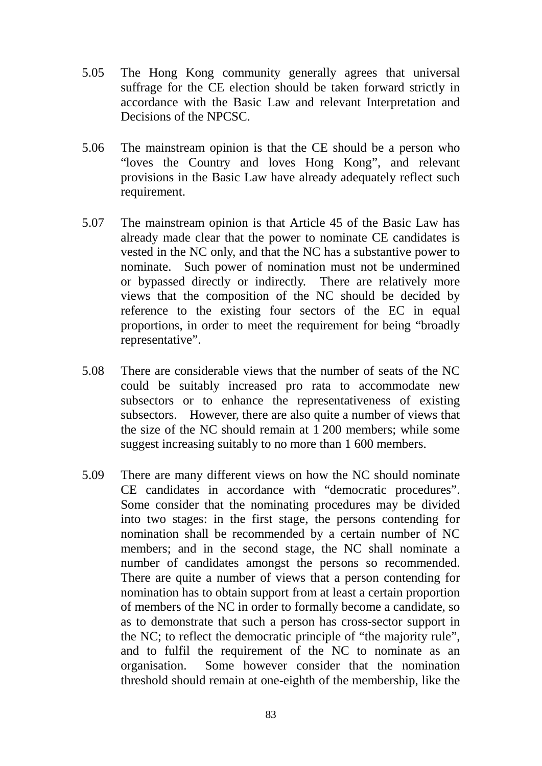5.05 The Hong Kong community generally agrees that universal suffrage for the CE election should be taken forward strictly in accordance with the Basic Law and relevant Interpretation and Decisions of the NPCSC.

5.06 The mainstream opinion is that the CE should be a person who "loves the Country and loves Hong Kong", and relevant provisions in the Basic Law have already adequately reflect such requirement.

5.07 The mainstream opinion is that Article 45 of the Basic Law has already made clear that the power to nominate CE candidates is vested in the NC only, and that the NC has a substantive power to nominate. Such power of nomination must not be undermined or bypassed directly or indirectly. There are relatively more views that the composition of the NC should be decided by reference to the existing four sectors of the EC in equal proportions, in order to meet the requirement for being "broadly representative".

5.08 There are considerable views that the number of seats of the NC could be suitably increased pro rata to accommodate new subsectors or to enhance the representativeness of existing subsectors. However, there are also quite a number of views that the size of the NC should remain at 1 200 members; while some suggest increasing suitably to no more than 1 600 members.

5.09 There are many different views on how the NC should nominate CE candidates in accordance with "democratic procedures". Some consider that the nominating procedures may be divided into two stages: in the first stage, the persons contending for nomination shall be recommended by a certain number of NC members; and in the second stage, the NC shall nominate a number of candidates amongst the persons so recommended. There are quite a number of views that a person contending for nomination has to obtain support from at least a certain proportion of members of the NC in order to formally become a candidate, so as to demonstrate that such a person has cross-sector support in the NC; to reflect the democratic principle of "the majority rule", and to fulfil the requirement of the NC to nominate as an organisation. Some however consider that the nomination threshold should remain at one-eighth of the membership, like the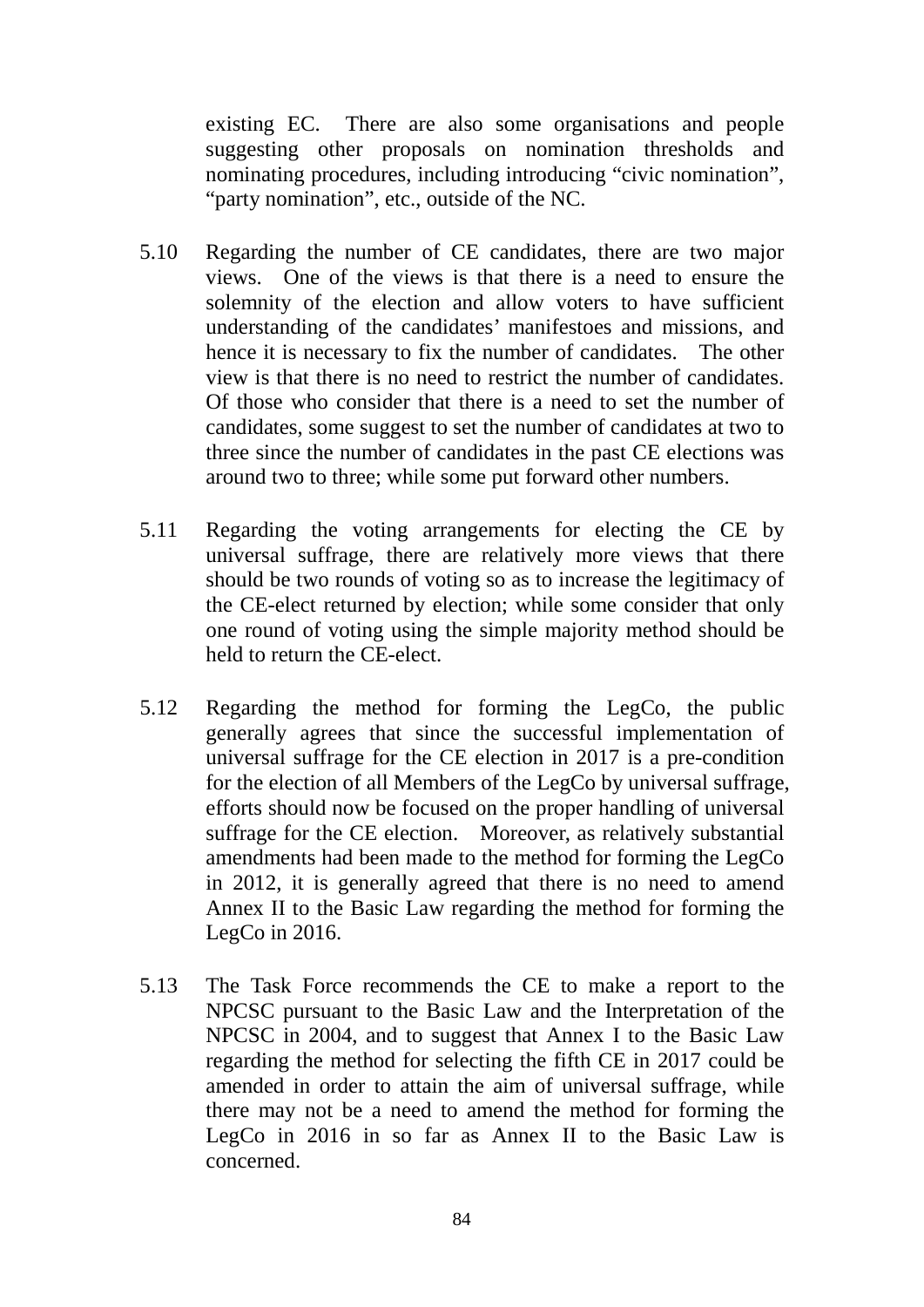existing EC. There are also some organisations and people suggesting other proposals on nomination thresholds and nominating procedures, including introducing "civic nomination", "party nomination", etc., outside of the NC.

5.10 Regarding the number of CE candidates, there are two major views. One of the views is that there is a need to ensure the solemnity of the election and allow voters to have sufficient understanding of the candidates' manifestoes and missions, and hence it is necessary to fix the number of candidates. The other view is that there is no need to restrict the number of candidates. Of those who consider that there is a need to set the number of candidates, some suggest to set the number of candidates at two to three since the number of candidates in the past CE elections was around two to three; while some put forward other numbers.

5.11 Regarding the voting arrangements for electing the CE by universal suffrage, there are relatively more views that there should be two rounds of voting so as to increase the legitimacy of the CE-elect returned by election; while some consider that only one round of voting using the simple majority method should be held to return the CE-elect.

5.12 Regarding the method for forming the LegCo, the public generally agrees that since the successful implementation of universal suffrage for the CE election in 2017 is a pre-condition for the election of all Members of the LegCo by universal suffrage, efforts should now be focused on the proper handling of universal suffrage for the CE election. Moreover, as relatively substantial amendments had been made to the method for forming the LegCo in 2012, it is generally agreed that there is no need to amend Annex II to the Basic Law regarding the method for forming the LegCo in 2016.

5.13 The Task Force recommends the CE to make a report to the NPCSC pursuant to the Basic Law and the Interpretation of the NPCSC in 2004, and to suggest that Annex I to the Basic Law regarding the method for selecting the fifth CE in 2017 could be amended in order to attain the aim of universal suffrage, while there may not be a need to amend the method for forming the LegCo in 2016 in so far as Annex II to the Basic Law is concerned.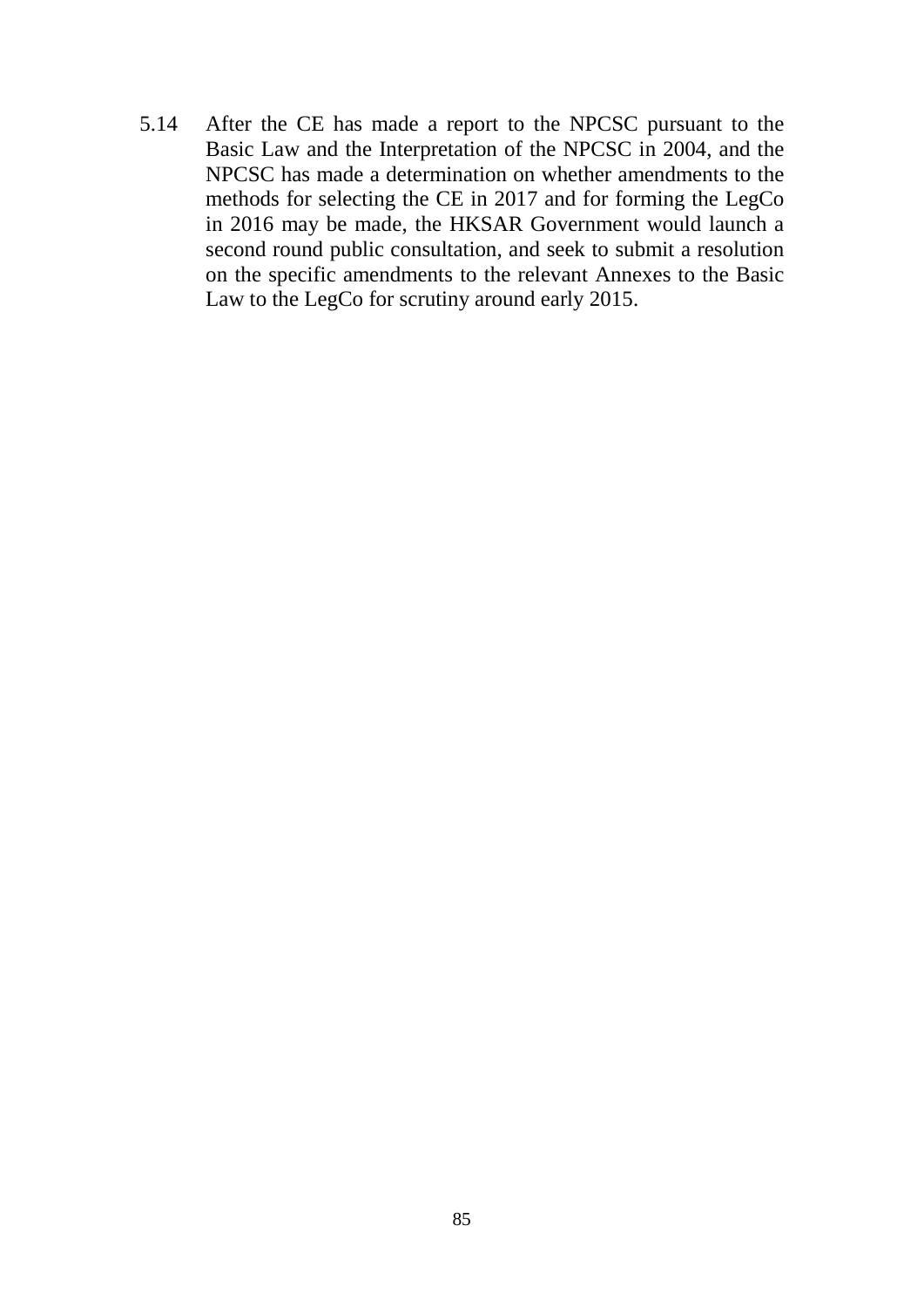5.14 After the CE has made a report to the NPCSC pursuant to the Basic Law and the Interpretation of the NPCSC in 2004, and the NPCSC has made a determination on whether amendments to the methods for selecting the CE in 2017 and for forming the LegCo in 2016 may be made, the HKSAR Government would launch a second round public consultation, and seek to submit a resolution on the specific amendments to the relevant Annexes to the Basic Law to the LegCo for scrutiny around early 2015.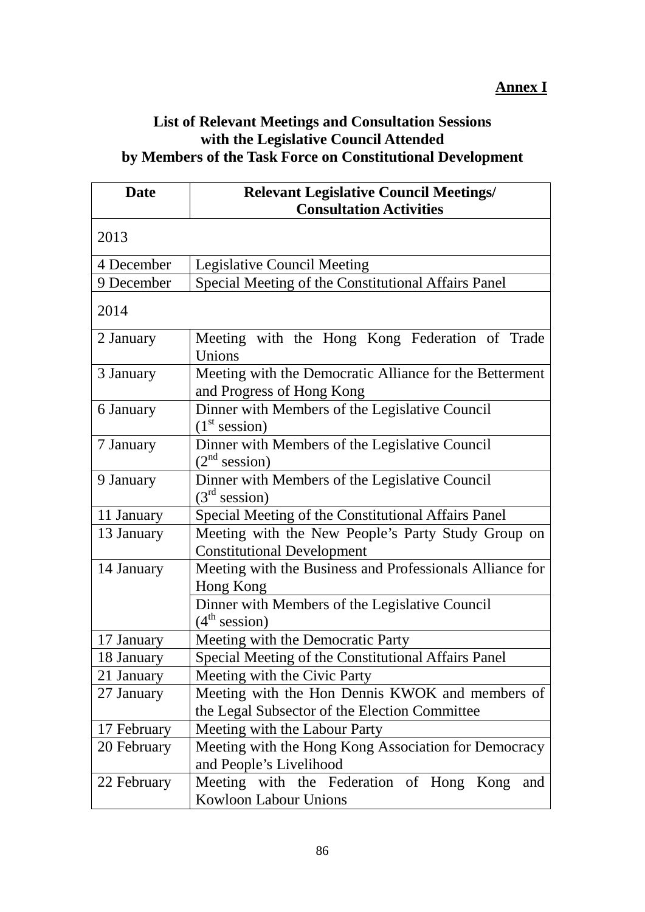**Annex I**

## List of Relevant Meetings and Consultation Sessions with the Legislative Council Attended by Members of the Task Force on Constitutional Development

| Date | Relevant Legislative Council Meetings/ Consultation Activities |
|---|---|
| 2013 | |
| 4 December | Legislative Council Meeting |
| 9 December | Special Meeting of the Constitutional Affairs Panel |
| 2014 | |
| 2 January | Meeting with the Hong Kong Federation of Trade Unions |
| 3 January | Meeting with the Democratic Alliance for the Betterment and Progress of Hong Kong |
| 6 January | Dinner with Members of the Legislative Council (1st session) |
| 7 January | Dinner with Members of the Legislative Council (2nd session) |
| 9 January | Dinner with Members of the Legislative Council (3rd session) |
| 11 January | Special Meeting of the Constitutional Affairs Panel |
| 13 January | Meeting with the New People's Party Study Group on Constitutional Development |
| 14 January | Meeting with the Business and Professionals Alliance for Hong Kong |
| | Dinner with Members of the Legislative Council (4th session) |
| 17 January | Meeting with the Democratic Party |
| 18 January | Special Meeting of the Constitutional Affairs Panel |
| 21 January | Meeting with the Civic Party |
| 27 January | Meeting with the Hon Dennis KWOK and members of the Legal Subsector of the Election Committee |
| 17 February | Meeting with the Labour Party |
| 20 February | Meeting with the Hong Kong Association for Democracy and People's Livelihood |
| 22 February | Meeting with the Federation of Hong Kong and Kowloon Labour Unions |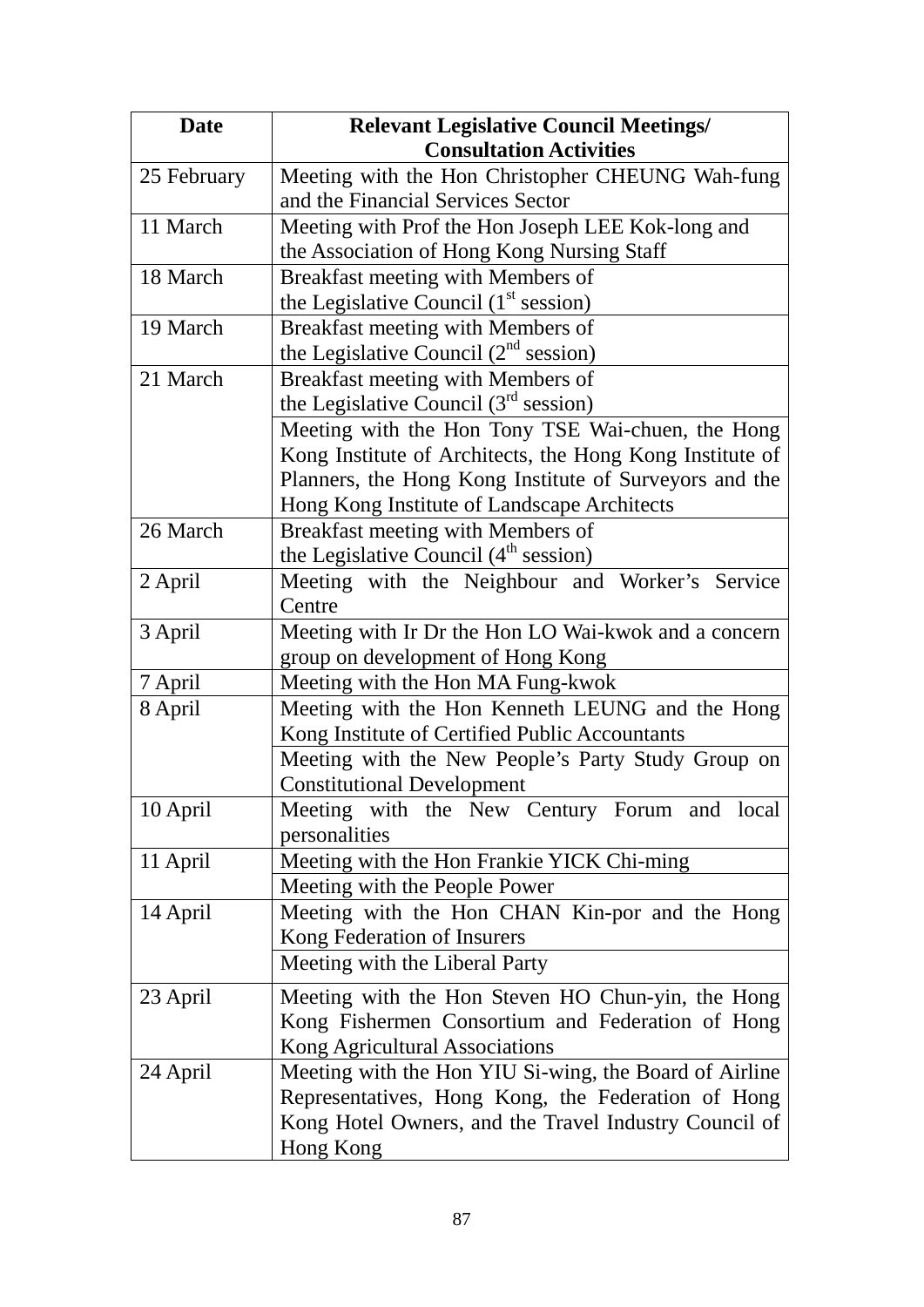| Date | Relevant Legislative Council Meetings/ Consultation Activities |
|---|---|
| 25 February | Meeting with the Hon Christopher CHEUNG Wah-fung and the Financial Services Sector |
| 11 March | Meeting with Prof the Hon Joseph LEE Kok-long and the Association of Hong Kong Nursing Staff |
| 18 March | Breakfast meeting with Members of the Legislative Council (1st session) |
| 19 March | Breakfast meeting with Members of the Legislative Council (2nd session) |
| 21 March | Breakfast meeting with Members of the Legislative Council (3rd session) |
| | Meeting with the Hon Tony TSE Wai-chuen, the Hong Kong Institute of Architects, the Hong Kong Institute of Planners, the Hong Kong Institute of Surveyors and the Hong Kong Institute of Landscape Architects |
| 26 March | Breakfast meeting with Members of the Legislative Council (4th session) |
| 2 April | Meeting with the Neighbour and Worker's Service Centre |
| 3 April | Meeting with Ir Dr the Hon LO Wai-kwok and a concern group on development of Hong Kong |
| 7 April | Meeting with the Hon MA Fung-kwok |
| 8 April | Meeting with the Hon Kenneth LEUNG and the Hong Kong Institute of Certified Public Accountants |
| | Meeting with the New People's Party Study Group on Constitutional Development |
| 10 April | Meeting with the New Century Forum and local personalities |
| 11 April | Meeting with the Hon Frankie YICK Chi-ming |
| | Meeting with the People Power |
| 14 April | Meeting with the Hon CHAN Kin-por and the Hong Kong Federation of Insurers |
| | Meeting with the Liberal Party |
| 23 April | Meeting with the Hon Steven HO Chun-yin, the Hong Kong Fishermen Consortium and Federation of Hong Kong Agricultural Associations |
| 24 April | Meeting with the Hon YIU Si-wing, the Board of Airline Representatives, Hong Kong, the Federation of Hong Kong Hotel Owners, and the Travel Industry Council of Hong Kong |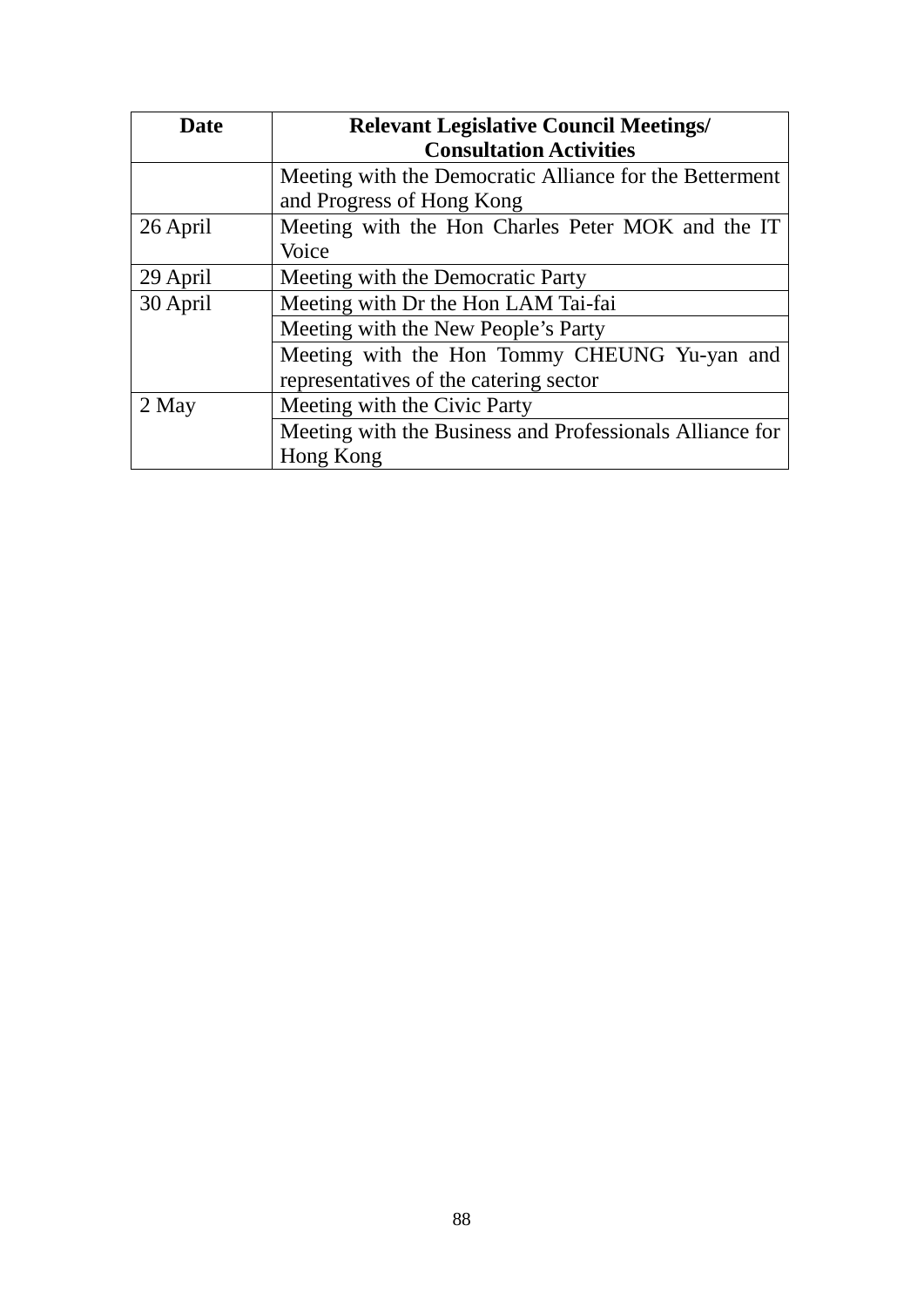| Date | Relevant Legislative Council Meetings/ Consultation Activities |
|---|---|
| | Meeting with the Democratic Alliance for the Betterment and Progress of Hong Kong |
| 26 April | Meeting with the Hon Charles Peter MOK and the IT Voice |
| 29 April | Meeting with the Democratic Party |
| 30 April | Meeting with Dr the Hon LAM Tai-fai |
| | Meeting with the New People's Party |
| | Meeting with the Hon Tommy CHEUNG Yu-yan and representatives of the catering sector |
| 2 May | Meeting with the Civic Party |
| | Meeting with the Business and Professionals Alliance for Hong Kong |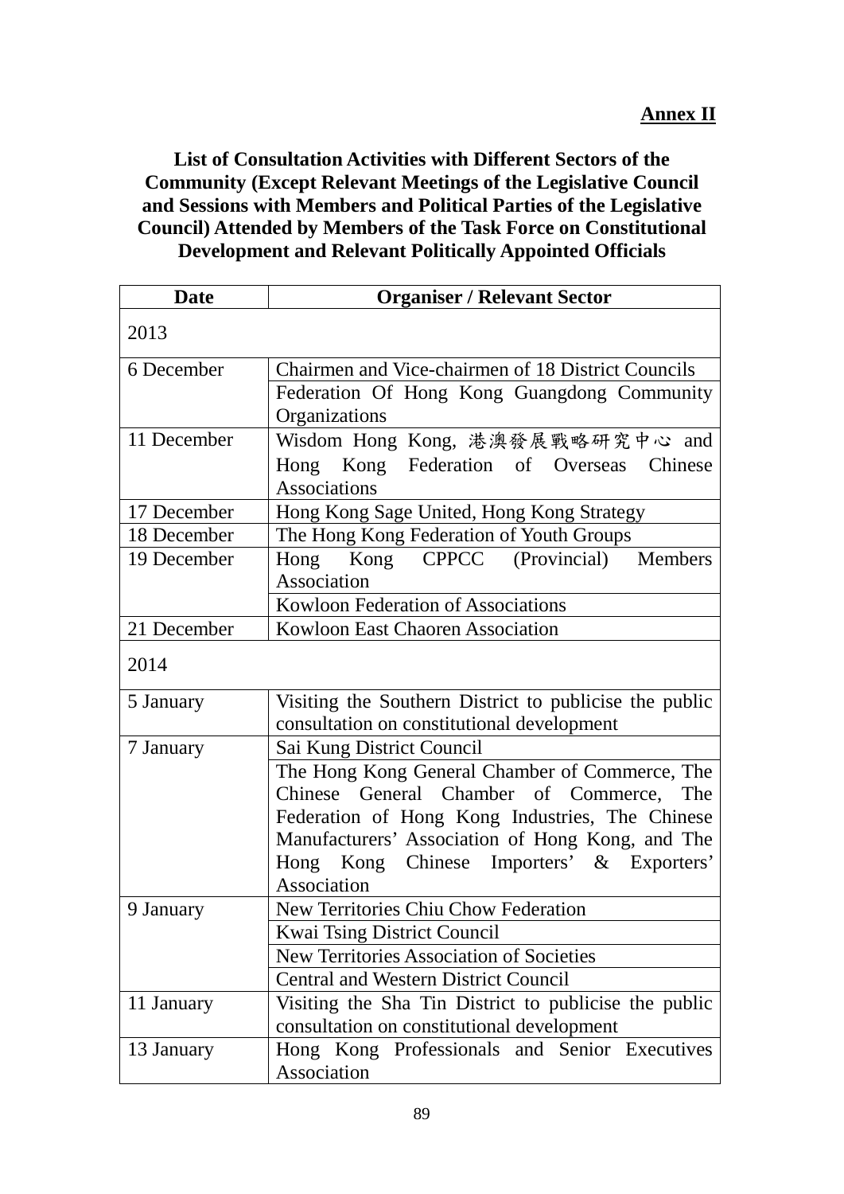**Annex II**

**List of Consultation Activities with Different Sectors of the Community (Except Relevant Meetings of the Legislative Council and Sessions with Members and Political Parties of the Legislative Council) Attended by Members of the Task Force on Constitutional Development and Relevant Politically Appointed Officials**

| Date | Organiser / Relevant Sector |
|---|---|
| 2013 | |
| 6 December | Chairmen and Vice-chairmen of 18 District Councils |
| | Federation Of Hong Kong Guangdong Community Organizations |
| 11 December | Wisdom Hong Kong, 港澳發展戰略研究中心 and Hong Kong Federation of Overseas Chinese Associations |
| 17 December | Hong Kong Sage United, Hong Kong Strategy |
| 18 December | The Hong Kong Federation of Youth Groups |
| 19 December | Hong Kong CPPCC (Provincial) Members Association |
| | Kowloon Federation of Associations |
| 21 December | Kowloon East Chaoren Association |
| 2014 | |
| 5 January | Visiting the Southern District to publicise the public consultation on constitutional development |
| 7 January | Sai Kung District Council |
| | The Hong Kong General Chamber of Commerce, The Chinese General Chamber of Commerce, The Federation of Hong Kong Industries, The Chinese Manufacturers' Association of Hong Kong, and The Hong Kong Chinese Importers' & Exporters' Association |
| 9 January | New Territories Chiu Chow Federation |
| | Kwai Tsing District Council |
| | New Territories Association of Societies |
| | Central and Western District Council |
| 11 January | Visiting the Sha Tin District to publicise the public consultation on constitutional development |
| 13 January | Hong Kong Professionals and Senior Executives Association |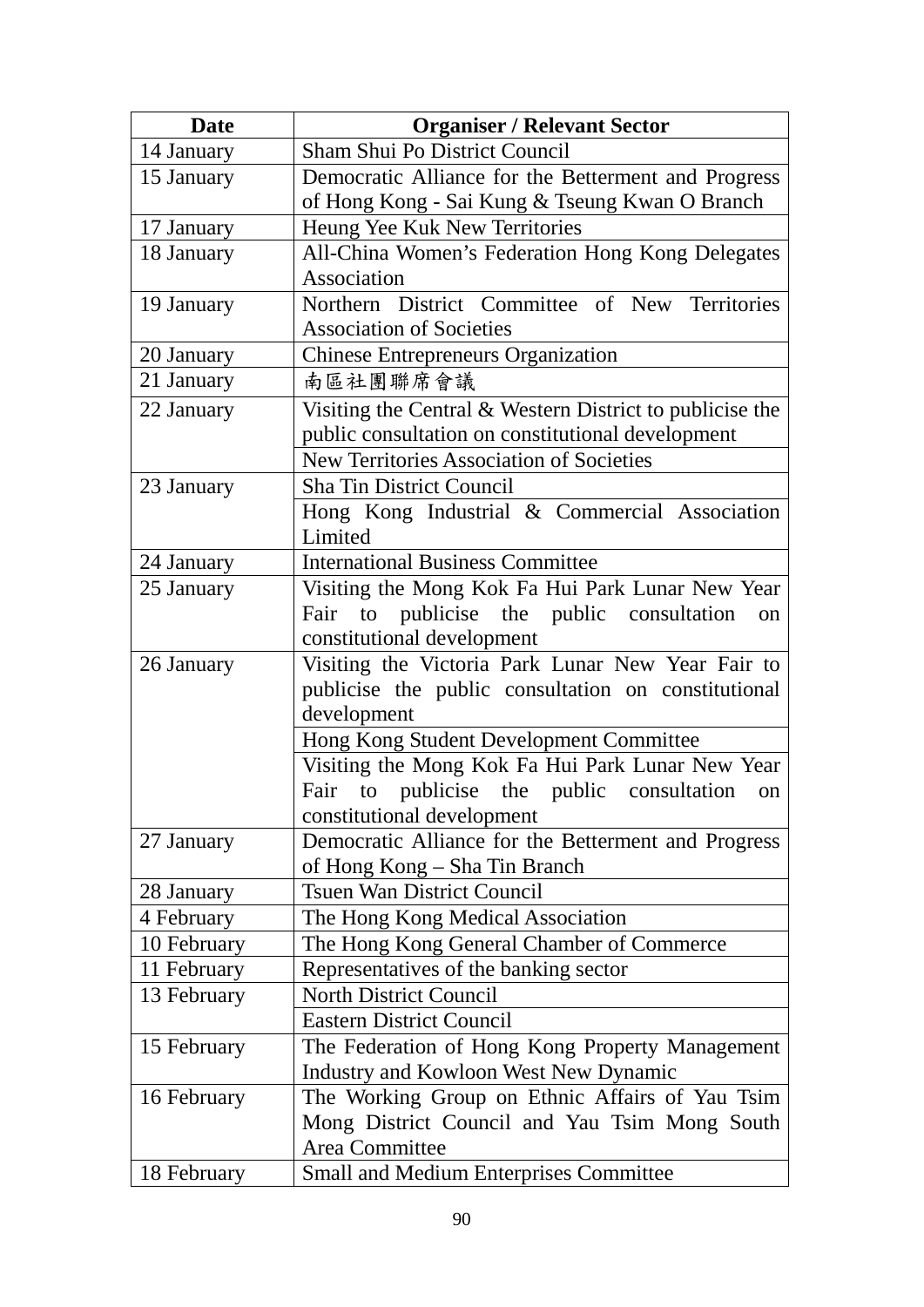| Date | Organiser / Relevant Sector |
|---|---|
| 14 January | Sham Shui Po District Council |
| 15 January | Democratic Alliance for the Betterment and Progress of Hong Kong - Sai Kung & Tseung Kwan O Branch |
| 17 January | Heung Yee Kuk New Territories |
| 18 January | All-China Women's Federation Hong Kong Delegates Association |
| 19 January | Northern District Committee of New Territories Association of Societies |
| 20 January | Chinese Entrepreneurs Organization |
| 21 January | 南區社團聯席會議 |
| 22 January | Visiting the Central & Western District to publicise the public consultation on constitutional development |
| | New Territories Association of Societies |
| 23 January | Sha Tin District Council |
| | Hong Kong Industrial & Commercial Association Limited |
| 24 January | International Business Committee |
| 25 January | Visiting the Mong Kok Fa Hui Park Lunar New Year Fair to publicise the public consultation on constitutional development |
| 26 January | Visiting the Victoria Park Lunar New Year Fair to publicise the public consultation on constitutional development |
| | Hong Kong Student Development Committee |
| | Visiting the Mong Kok Fa Hui Park Lunar New Year Fair to publicise the public consultation on constitutional development |
| 27 January | Democratic Alliance for the Betterment and Progress of Hong Kong – Sha Tin Branch |
| 28 January | Tsuen Wan District Council |
| 4 February | The Hong Kong Medical Association |
| 10 February | The Hong Kong General Chamber of Commerce |
| 11 February | Representatives of the banking sector |
| 13 February | North District Council |
| | Eastern District Council |
| 15 February | The Federation of Hong Kong Property Management Industry and Kowloon West New Dynamic |
| 16 February | The Working Group on Ethnic Affairs of Yau Tsim Mong District Council and Yau Tsim Mong South Area Committee |
| 18 February | Small and Medium Enterprises Committee |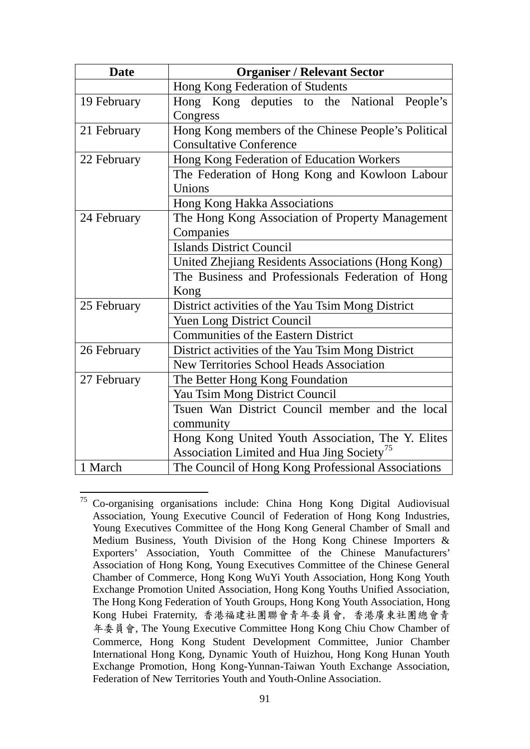| Date | Organiser / Relevant Sector |
|---|---|
| | Hong Kong Federation of Students |
| 19 February | Hong Kong deputies to the National People's Congress |
| 21 February | Hong Kong members of the Chinese People's Political Consultative Conference |
| 22 February | Hong Kong Federation of Education Workers |
| | The Federation of Hong Kong and Kowloon Labour Unions |
| | Hong Kong Hakka Associations |
| 24 February | The Hong Kong Association of Property Management Companies |
| | Islands District Council |
| | United Zhejiang Residents Associations (Hong Kong) |
| | The Business and Professionals Federation of Hong Kong |
| 25 February | District activities of the Yau Tsim Mong District |
| | Yuen Long District Council |
| | Communities of the Eastern District |
| 26 February | District activities of the Yau Tsim Mong District |
| | New Territories School Heads Association |
| 27 February | The Better Hong Kong Foundation |
| | Yau Tsim Mong District Council |
| | Tsuen Wan District Council member and the local community |
| | Hong Kong United Youth Association, The Y. Elites Association Limited and Hua Jing Society[75] |
| 1 March | The Council of Hong Kong Professional Associations |

[75] Co-organising organisations include: China Hong Kong Digital Audiovisual Association, Young Executive Council of Federation of Hong Kong Industries, Young Executives Committee of the Hong Kong General Chamber of Small and Medium Business, Youth Division of the Hong Kong Chinese Importers & Exporters' Association, Youth Committee of the Chinese Manufacturers' Association of Hong Kong, Young Executives Committee of the Chinese General Chamber of Commerce, Hong Kong WuYi Youth Association, Hong Kong Youth Exchange Promotion United Association, Hong Kong Youths Unified Association, The Hong Kong Federation of Youth Groups, Hong Kong Youth Association, Hong Kong Hubei Fraternity, 香港福建社團聯會青年委員會, 香港廣東社團總會青年委員會, The Young Executive Committee Hong Kong Chiu Chow Chamber of Commerce, Hong Kong Student Development Committee, Junior Chamber International Hong Kong, Dynamic Youth of Huizhou, Hong Kong Hunan Youth Exchange Promotion, Hong Kong-Yunnan-Taiwan Youth Exchange Association, Federation of New Territories Youth and Youth-Online Association.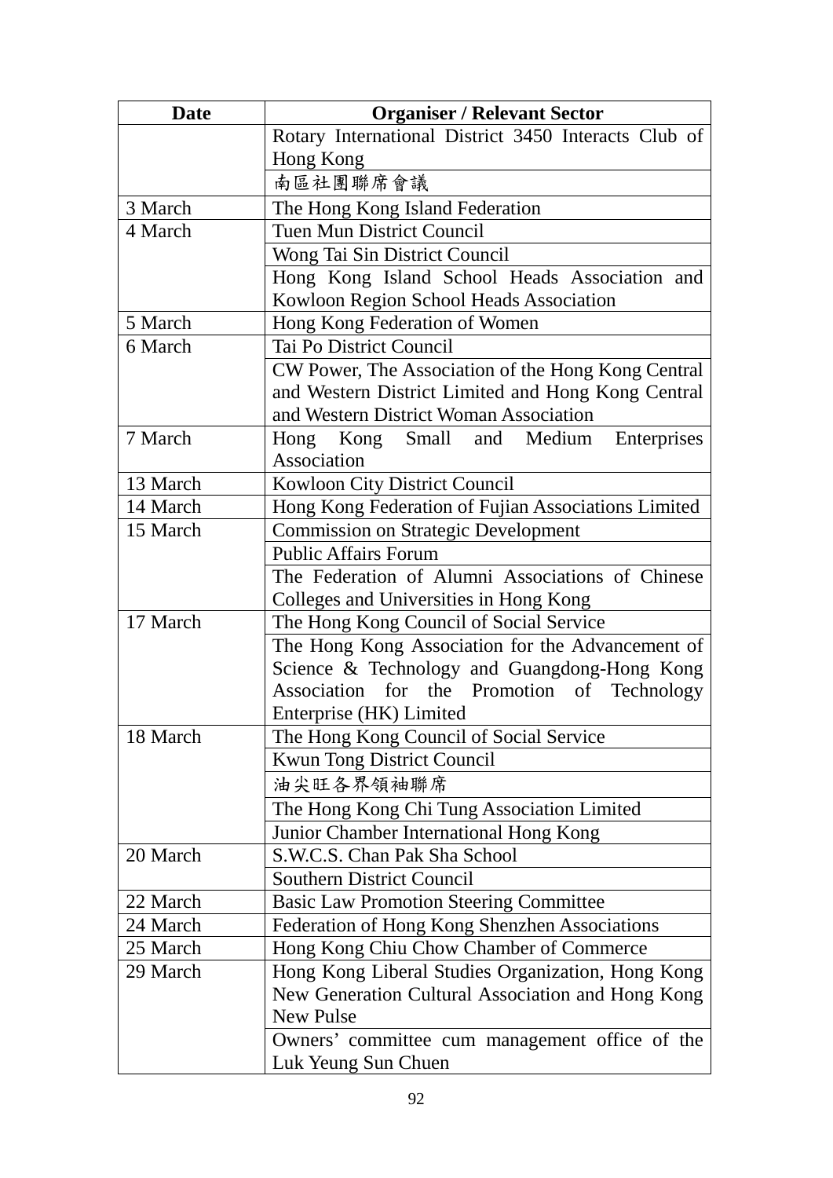| Date | Organiser / Relevant Sector |
|---|---|
| | Rotary International District 3450 Interacts Club of Hong Kong |
| | 南區社團聯席會議 |
| 3 March | The Hong Kong Island Federation |
| 4 March | Tuen Mun District Council |
| | Wong Tai Sin District Council |
| | Hong Kong Island School Heads Association and Kowloon Region School Heads Association |
| 5 March | Hong Kong Federation of Women |
| 6 March | Tai Po District Council |
| | CW Power, The Association of the Hong Kong Central and Western District Limited and Hong Kong Central and Western District Woman Association |
| 7 March | Hong Kong Small and Medium Enterprises Association |
| 13 March | Kowloon City District Council |
| 14 March | Hong Kong Federation of Fujian Associations Limited |
| 15 March | Commission on Strategic Development |
| | Public Affairs Forum |
| | The Federation of Alumni Associations of Chinese Colleges and Universities in Hong Kong |
| 17 March | The Hong Kong Council of Social Service |
| | The Hong Kong Association for the Advancement of Science & Technology and Guangdong-Hong Kong Association for the Promotion of Technology Enterprise (HK) Limited |
| 18 March | The Hong Kong Council of Social Service |
| | Kwun Tong District Council |
| | 油尖旺各界領袖聯席 |
| | The Hong Kong Chi Tung Association Limited |
| | Junior Chamber International Hong Kong |
| 20 March | S.W.C.S. Chan Pak Sha School |
| | Southern District Council |
| 22 March | Basic Law Promotion Steering Committee |
| 24 March | Federation of Hong Kong Shenzhen Associations |
| 25 March | Hong Kong Chiu Chow Chamber of Commerce |
| 29 March | Hong Kong Liberal Studies Organization, Hong Kong New Generation Cultural Association and Hong Kong New Pulse |
| | Owners' committee cum management office of the Luk Yeung Sun Chuen |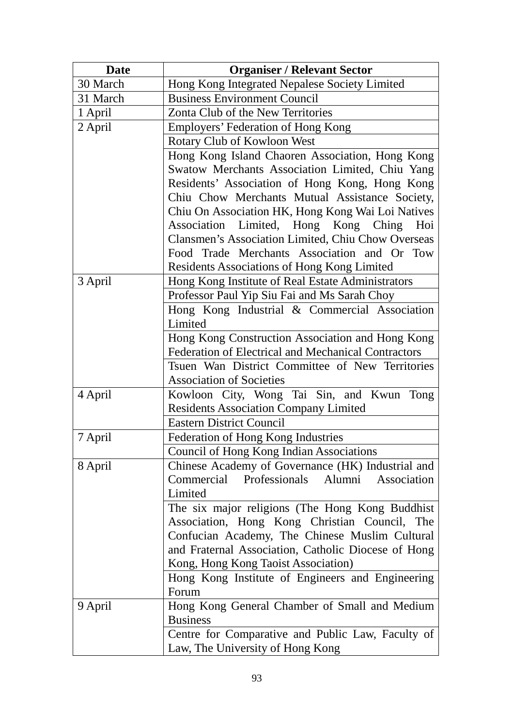| Date | Organiser / Relevant Sector |
|---|---|
| 30 March | Hong Kong Integrated Nepalese Society Limited |
| 31 March | Business Environment Council |
| 1 April | Zonta Club of the New Territories |
| 2 April | Employers' Federation of Hong Kong |
| | Rotary Club of Kowloon West |
| | Hong Kong Island Chaoren Association, Hong Kong Swatow Merchants Association Limited, Chiu Yang Residents' Association of Hong Kong, Hong Kong Chiu Chow Merchants Mutual Assistance Society, Chiu On Association HK, Hong Kong Wai Loi Natives Association Limited, Hong Kong Ching Hoi Clansmen's Association Limited, Chiu Chow Overseas Food Trade Merchants Association and Or Tow Residents Associations of Hong Kong Limited |
| 3 April | Hong Kong Institute of Real Estate Administrators |
| | Professor Paul Yip Siu Fai and Ms Sarah Choy |
| | Hong Kong Industrial & Commercial Association Limited |
| | Hong Kong Construction Association and Hong Kong Federation of Electrical and Mechanical Contractors |
| | Tsuen Wan District Committee of New Territories Association of Societies |
| 4 April | Kowloon City, Wong Tai Sin, and Kwun Tong Residents Association Company Limited |
| | Eastern District Council |
| 7 April | Federation of Hong Kong Industries |
| | Council of Hong Kong Indian Associations |
| 8 April | Chinese Academy of Governance (HK) Industrial and Commercial Professionals Alumni Association Limited |
| | The six major religions (The Hong Kong Buddhist Association, Hong Kong Christian Council, The Confucian Academy, The Chinese Muslim Cultural and Fraternal Association, Catholic Diocese of Hong Kong, Hong Kong Taoist Association) |
| | Hong Kong Institute of Engineers and Engineering Forum |
| 9 April | Hong Kong General Chamber of Small and Medium Business |
| | Centre for Comparative and Public Law, Faculty of Law, The University of Hong Kong |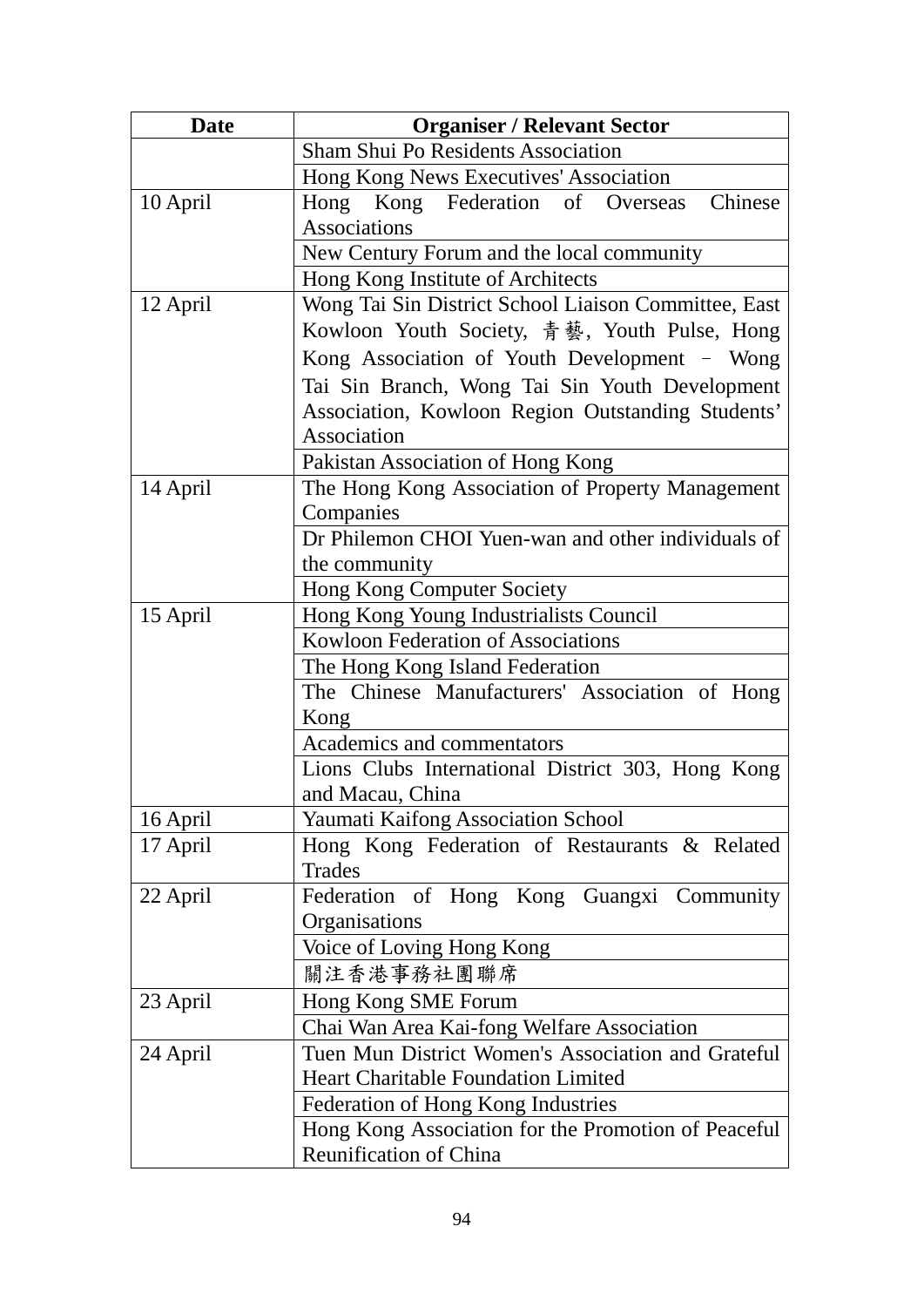| Date | Organiser / Relevant Sector |
|---|---|
| | Sham Shui Po Residents Association |
| | Hong Kong News Executives' Association |
| 10 April | Hong Kong Federation of Overseas Chinese Associations |
| | New Century Forum and the local community |
| | Hong Kong Institute of Architects |
| 12 April | Wong Tai Sin District School Liaison Committee, East Kowloon Youth Society, 青藝, Youth Pulse, Hong Kong Association of Youth Development – Wong Tai Sin Branch, Wong Tai Sin Youth Development Association, Kowloon Region Outstanding Students' Association |
| | Pakistan Association of Hong Kong |
| 14 April | The Hong Kong Association of Property Management Companies |
| | Dr Philemon CHOI Yuen-wan and other individuals of the community |
| | Hong Kong Computer Society |
| 15 April | Hong Kong Young Industrialists Council |
| | Kowloon Federation of Associations |
| | The Hong Kong Island Federation |
| | The Chinese Manufacturers' Association of Hong Kong |
| | Academics and commentators |
| | Lions Clubs International District 303, Hong Kong and Macau, China |
| 16 April | Yaumati Kaifong Association School |
| 17 April | Hong Kong Federation of Restaurants & Related Trades |
| 22 April | Federation of Hong Kong Guangxi Community Organisations |
| | Voice of Loving Hong Kong |
| | 關注香港事務社團聯席 |
| 23 April | Hong Kong SME Forum |
| | Chai Wan Area Kai-fong Welfare Association |
| 24 April | Tuen Mun District Women's Association and Grateful Heart Charitable Foundation Limited |
| | Federation of Hong Kong Industries |
| | Hong Kong Association for the Promotion of Peaceful Reunification of China |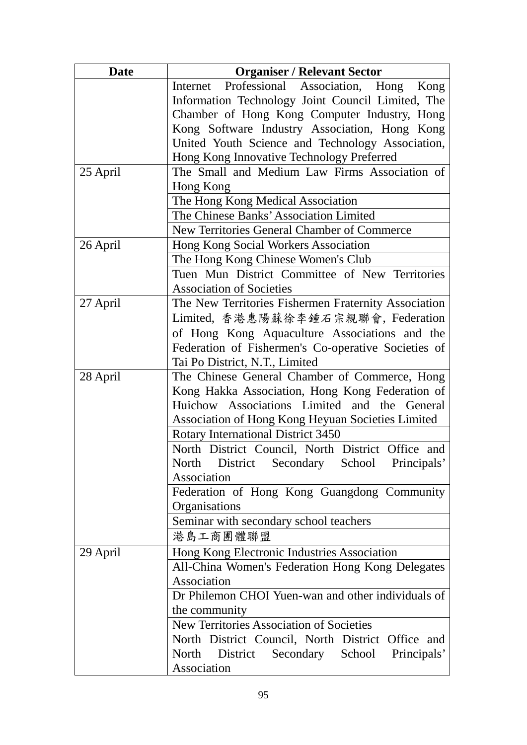| Date | Organiser / Relevant Sector |
| --- | --- |
| | Internet Professional Association, Hong Kong Information Technology Joint Council Limited, The Chamber of Hong Kong Computer Industry, Hong Kong Software Industry Association, Hong Kong United Youth Science and Technology Association, Hong Kong Innovative Technology Preferred |
| 25 April | The Small and Medium Law Firms Association of Hong Kong |
| | The Hong Kong Medical Association |
| | The Chinese Banks' Association Limited |
| | New Territories General Chamber of Commerce |
| 26 April | Hong Kong Social Workers Association |
| | The Hong Kong Chinese Women's Club |
| | Tuen Mun District Committee of New Territories Association of Societies |
| 27 April | The New Territories Fishermen Fraternity Association Limited, 香港惠陽蘇徐李鍾石宗親聯會, Federation of Hong Kong Aquaculture Associations and the Federation of Fishermen's Co-operative Societies of Tai Po District, N.T., Limited |
| 28 April | The Chinese General Chamber of Commerce, Hong Kong Hakka Association, Hong Kong Federation of Huichow Associations Limited and the General Association of Hong Kong Heyuan Societies Limited |
| | Rotary International District 3450 |
| | North District Council, North District Office and North District Secondary School Principals' Association |
| | Federation of Hong Kong Guangdong Community Organisations |
| | Seminar with secondary school teachers |
| | 港島工商團體聯盟 |
| 29 April | Hong Kong Electronic Industries Association |
| | All-China Women's Federation Hong Kong Delegates Association |
| | Dr Philemon CHOI Yuen-wan and other individuals of the community |
| | New Territories Association of Societies |
| | North District Council, North District Office and North District Secondary School Principals' Association |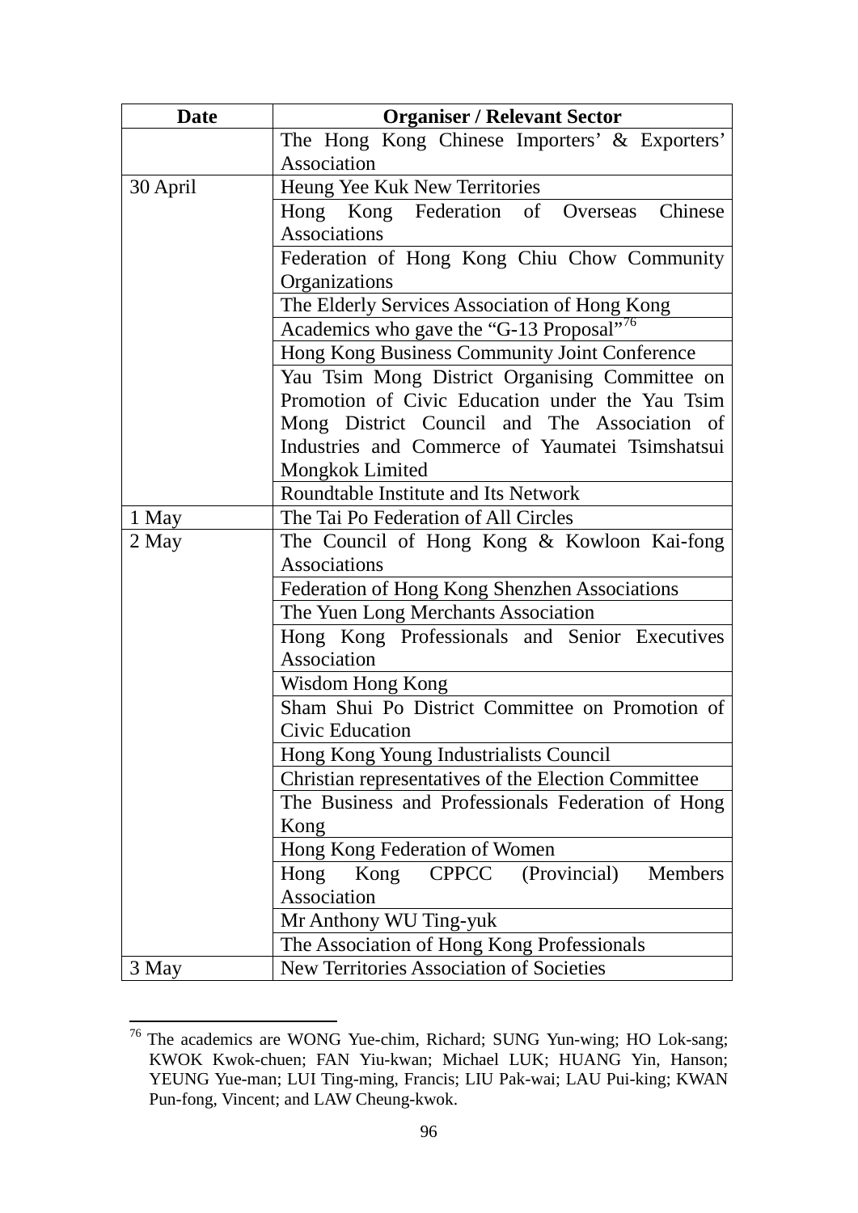| Date | Organiser / Relevant Sector |
|---|---|
| | The Hong Kong Chinese Importers' & Exporters' Association |
| 30 April | Heung Yee Kuk New Territories |
| | Hong Kong Federation of Overseas Chinese Associations |
| | Federation of Hong Kong Chiu Chow Community Organizations |
| | The Elderly Services Association of Hong Kong |
| | Academics who gave the "G-13 Proposal"[76] |
| | Hong Kong Business Community Joint Conference |
| | Yau Tsim Mong District Organising Committee on Promotion of Civic Education under the Yau Tsim Mong District Council and The Association of Industries and Commerce of Yaumatei Tsimshatsui Mongkok Limited |
| | Roundtable Institute and Its Network |
| 1 May | The Tai Po Federation of All Circles |
| 2 May | The Council of Hong Kong & Kowloon Kai-fong Associations |
| | Federation of Hong Kong Shenzhen Associations |
| | The Yuen Long Merchants Association |
| | Hong Kong Professionals and Senior Executives Association |
| | Wisdom Hong Kong |
| | Sham Shui Po District Committee on Promotion of Civic Education |
| | Hong Kong Young Industrialists Council |
| | Christian representatives of the Election Committee |
| | The Business and Professionals Federation of Hong Kong |
| | Hong Kong Federation of Women |
| | Hong Kong CPPCC (Provincial) Members Association |
| | Mr Anthony WU Ting-yuk |
| | The Association of Hong Kong Professionals |
| 3 May | New Territories Association of Societies |

[76] The academics are WONG Yue-chim, Richard; SUNG Yun-wing; HO Lok-sang; KWOK Kwok-chuen; FAN Yiu-kwan; Michael LUK; HUANG Yin, Hanson; YEUNG Yue-man; LUI Ting-ming, Francis; LIU Pak-wai; LAU Pui-king; KWAN Pun-fong, Vincent; and LAW Cheung-kwok.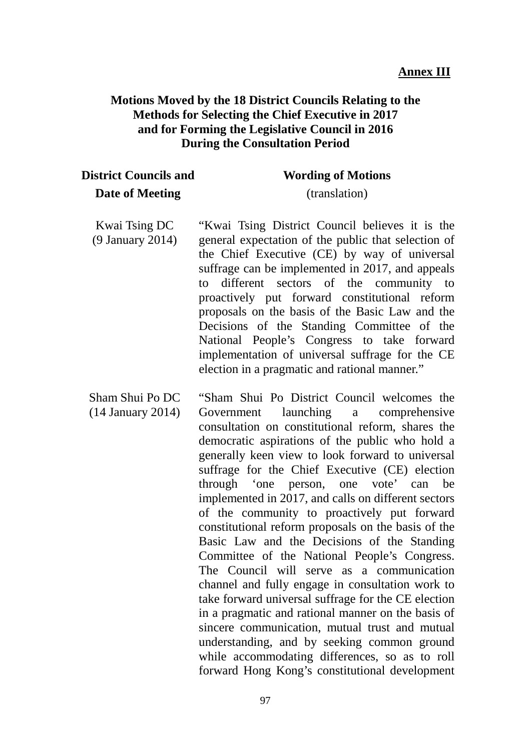**Annex III**

## Motions Moved by the 18 District Councils Relating to the Methods for Selecting the Chief Executive in 2017 and for Forming the Legislative Council in 2016 During the Consultation Period

| District Councils and Date of Meeting | Wording of Motions (translation) |
| --- | --- |
| Kwai Tsing DC (9 January 2014) | "Kwai Tsing District Council believes it is the general expectation of the public that selection of the Chief Executive (CE) by way of universal suffrage can be implemented in 2017, and appeals to different sectors of the community to proactively put forward constitutional reform proposals on the basis of the Basic Law and the Decisions of the Standing Committee of the National People's Congress to take forward implementation of universal suffrage for the CE election in a pragmatic and rational manner." |
| Sham Shui Po DC (14 January 2014) | "Sham Shui Po District Council welcomes the Government launching a comprehensive consultation on constitutional reform, shares the democratic aspirations of the public who hold a generally keen view to look forward to universal suffrage for the Chief Executive (CE) election through 'one person, one vote' can be implemented in 2017, and calls on different sectors of the community to proactively put forward constitutional reform proposals on the basis of the Basic Law and the Decisions of the Standing Committee of the National People's Congress. The Council will serve as a communication channel and fully engage in consultation work to take forward universal suffrage for the CE election in a pragmatic and rational manner on the basis of sincere communication, mutual trust and mutual understanding, and by seeking common ground while accommodating differences, so as to roll forward Hong Kong's constitutional development |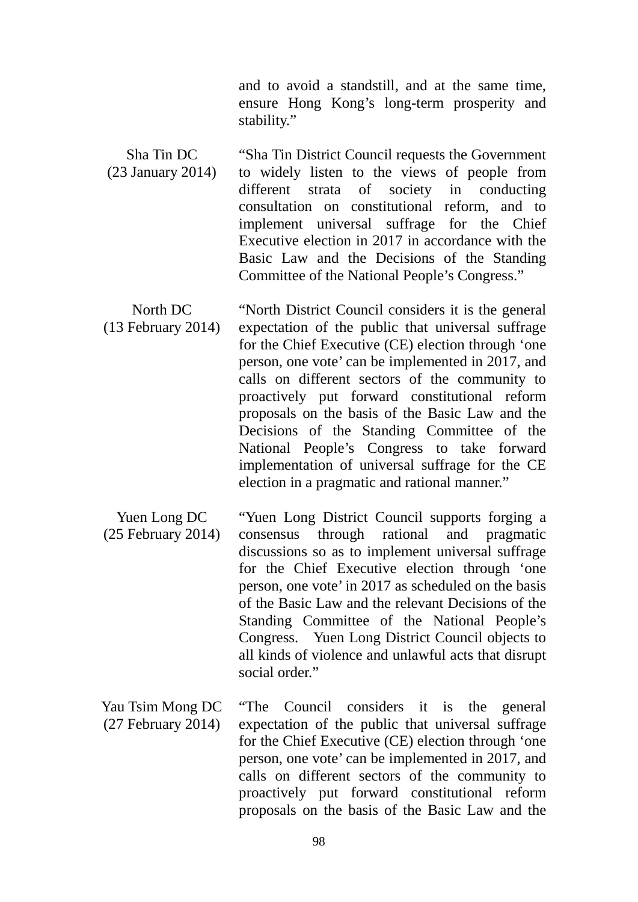| | |
|---|---|
| | and to avoid a standstill, and at the same time, ensure Hong Kong's long-term prosperity and stability." |
| Sha Tin DC (23 January 2014) | "Sha Tin District Council requests the Government to widely listen to the views of people from different strata of society in conducting consultation on constitutional reform, and to implement universal suffrage for the Chief Executive election in 2017 in accordance with the Basic Law and the Decisions of the Standing Committee of the National People's Congress." |
| North DC (13 February 2014) | "North District Council considers it is the general expectation of the public that universal suffrage for the Chief Executive (CE) election through 'one person, one vote' can be implemented in 2017, and calls on different sectors of the community to proactively put forward constitutional reform proposals on the basis of the Basic Law and the Decisions of the Standing Committee of the National People's Congress to take forward implementation of universal suffrage for the CE election in a pragmatic and rational manner." |
| Yuen Long DC (25 February 2014) | "Yuen Long District Council supports forging a consensus through rational and pragmatic discussions so as to implement universal suffrage for the Chief Executive election through 'one person, one vote' in 2017 as scheduled on the basis of the Basic Law and the relevant Decisions of the Standing Committee of the National People's Congress. Yuen Long District Council objects to all kinds of violence and unlawful acts that disrupt social order." |
| Yau Tsim Mong DC (27 February 2014) | "The Council considers it is the general expectation of the public that universal suffrage for the Chief Executive (CE) election through 'one person, one vote' can be implemented in 2017, and calls on different sectors of the community to proactively put forward constitutional reform proposals on the basis of the Basic Law and the |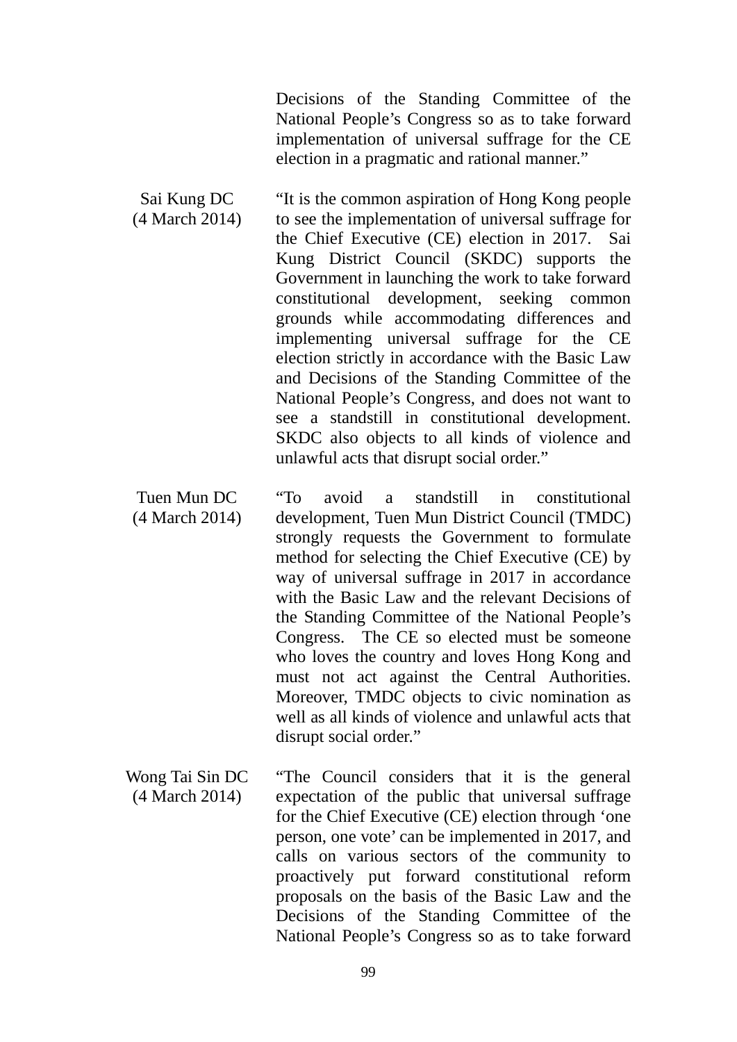| | |
|---|---|
| | Decisions of the Standing Committee of the National People's Congress so as to take forward implementation of universal suffrage for the CE election in a pragmatic and rational manner." |
| Sai Kung DC (4 March 2014) | "It is the common aspiration of Hong Kong people to see the implementation of universal suffrage for the Chief Executive (CE) election in 2017. Sai Kung District Council (SKDC) supports the Government in launching the work to take forward constitutional development, seeking common grounds while accommodating differences and implementing universal suffrage for the CE election strictly in accordance with the Basic Law and Decisions of the Standing Committee of the National People's Congress, and does not want to see a standstill in constitutional development. SKDC also objects to all kinds of violence and unlawful acts that disrupt social order." |
| Tuen Mun DC (4 March 2014) | "To avoid a standstill in constitutional development, Tuen Mun District Council (TMDC) strongly requests the Government to formulate method for selecting the Chief Executive (CE) by way of universal suffrage in 2017 in accordance with the Basic Law and the relevant Decisions of the Standing Committee of the National People's Congress. The CE so elected must be someone who loves the country and loves Hong Kong and must not act against the Central Authorities. Moreover, TMDC objects to civic nomination as well as all kinds of violence and unlawful acts that disrupt social order." |
| Wong Tai Sin DC (4 March 2014) | "The Council considers that it is the general expectation of the public that universal suffrage for the Chief Executive (CE) election through 'one person, one vote' can be implemented in 2017, and calls on various sectors of the community to proactively put forward constitutional reform proposals on the basis of the Basic Law and the Decisions of the Standing Committee of the National People's Congress so as to take forward |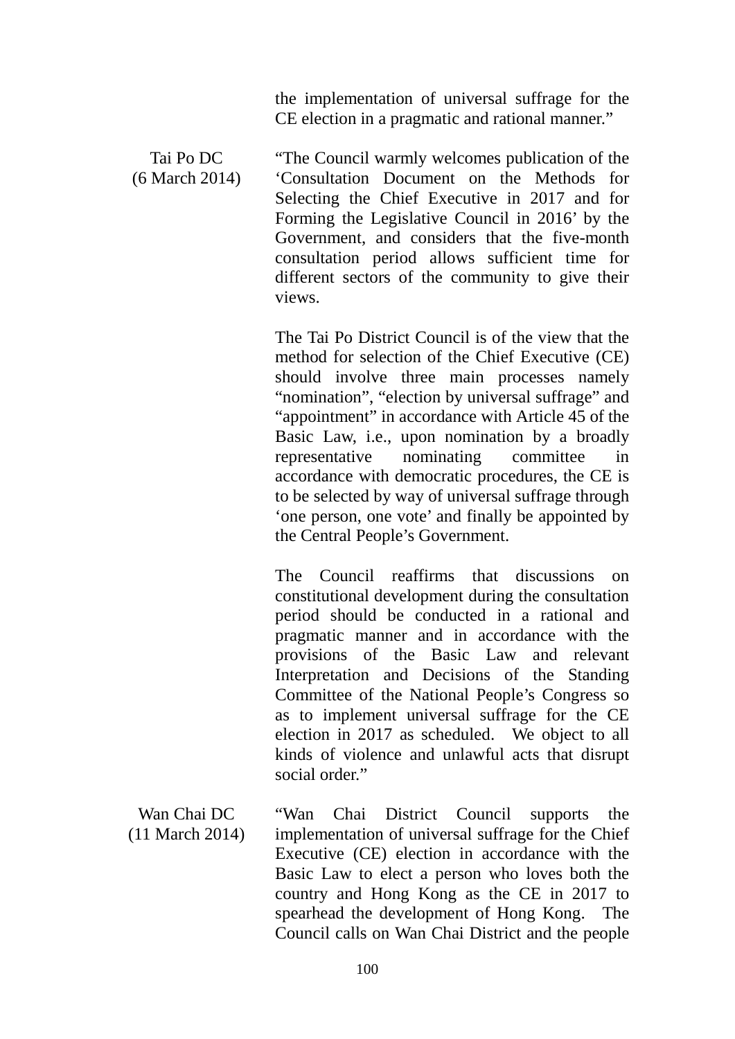the implementation of universal suffrage for the CE election in a pragmatic and rational manner."

| | |
|---|---|
| Tai Po DC (6 March 2014) | "The Council warmly welcomes publication of the 'Consultation Document on the Methods for Selecting the Chief Executive in 2017 and for Forming the Legislative Council in 2016' by the Government, and considers that the five-month consultation period allows sufficient time for different sectors of the community to give their views.<br><br>The Tai Po District Council is of the view that the method for selection of the Chief Executive (CE) should involve three main processes namely "nomination", "election by universal suffrage" and "appointment" in accordance with Article 45 of the Basic Law, i.e., upon nomination by a broadly representative nominating committee in accordance with democratic procedures, the CE is to be selected by way of universal suffrage through 'one person, one vote' and finally be appointed by the Central People's Government.<br><br>The Council reaffirms that discussions on constitutional development during the consultation period should be conducted in a rational and pragmatic manner and in accordance with the provisions of the Basic Law and relevant Interpretation and Decisions of the Standing Committee of the National People's Congress so as to implement universal suffrage for the CE election in 2017 as scheduled. We object to all kinds of violence and unlawful acts that disrupt social order." |
| Wan Chai DC (11 March 2014) | "Wan Chai District Council supports the implementation of universal suffrage for the Chief Executive (CE) election in accordance with the Basic Law to elect a person who loves both the country and Hong Kong as the CE in 2017 to spearhead the development of Hong Kong. The Council calls on Wan Chai District and the people |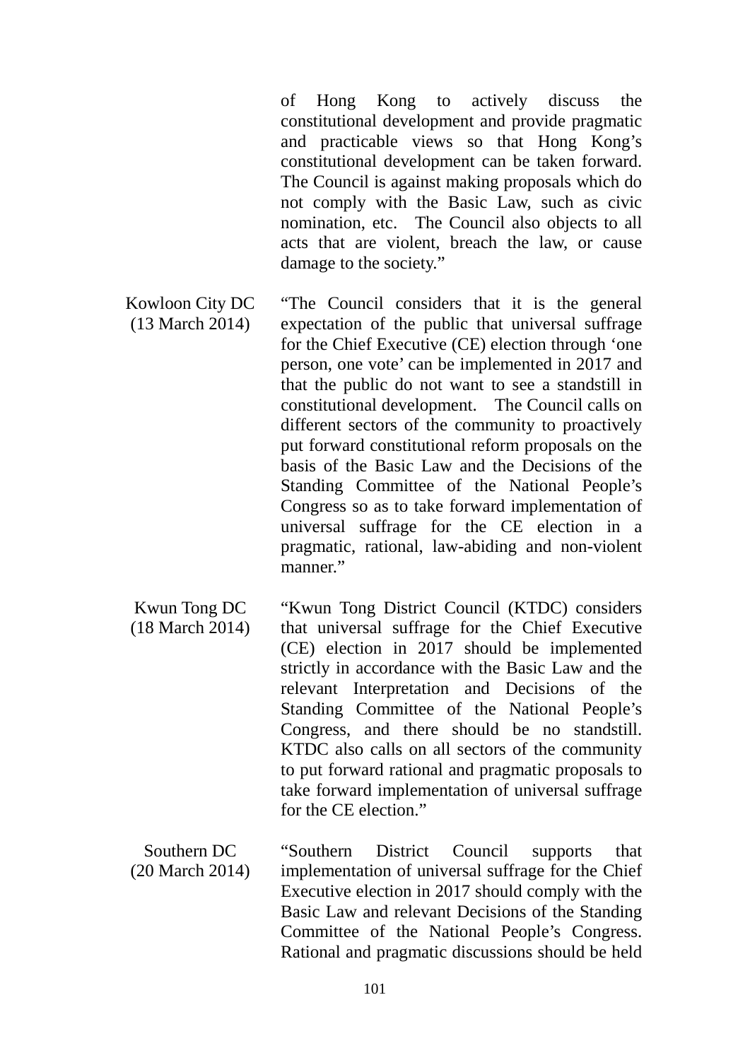| | |
|---|---|
| | of Hong Kong to actively discuss the constitutional development and provide pragmatic and practicable views so that Hong Kong's constitutional development can be taken forward. The Council is against making proposals which do not comply with the Basic Law, such as civic nomination, etc. The Council also objects to all acts that are violent, breach the law, or cause damage to the society." |
| Kowloon City DC (13 March 2014) | "The Council considers that it is the general expectation of the public that universal suffrage for the Chief Executive (CE) election through 'one person, one vote' can be implemented in 2017 and that the public do not want to see a standstill in constitutional development. The Council calls on different sectors of the community to proactively put forward constitutional reform proposals on the basis of the Basic Law and the Decisions of the Standing Committee of the National People's Congress so as to take forward implementation of universal suffrage for the CE election in a pragmatic, rational, law-abiding and non-violent manner." |
| Kwun Tong DC (18 March 2014) | "Kwun Tong District Council (KTDC) considers that universal suffrage for the Chief Executive (CE) election in 2017 should be implemented strictly in accordance with the Basic Law and the relevant Interpretation and Decisions of the Standing Committee of the National People's Congress, and there should be no standstill. KTDC also calls on all sectors of the community to put forward rational and pragmatic proposals to take forward implementation of universal suffrage for the CE election." |
| Southern DC (20 March 2014) | "Southern District Council supports that implementation of universal suffrage for the Chief Executive election in 2017 should comply with the Basic Law and relevant Decisions of the Standing Committee of the National People's Congress. Rational and pragmatic discussions should be held |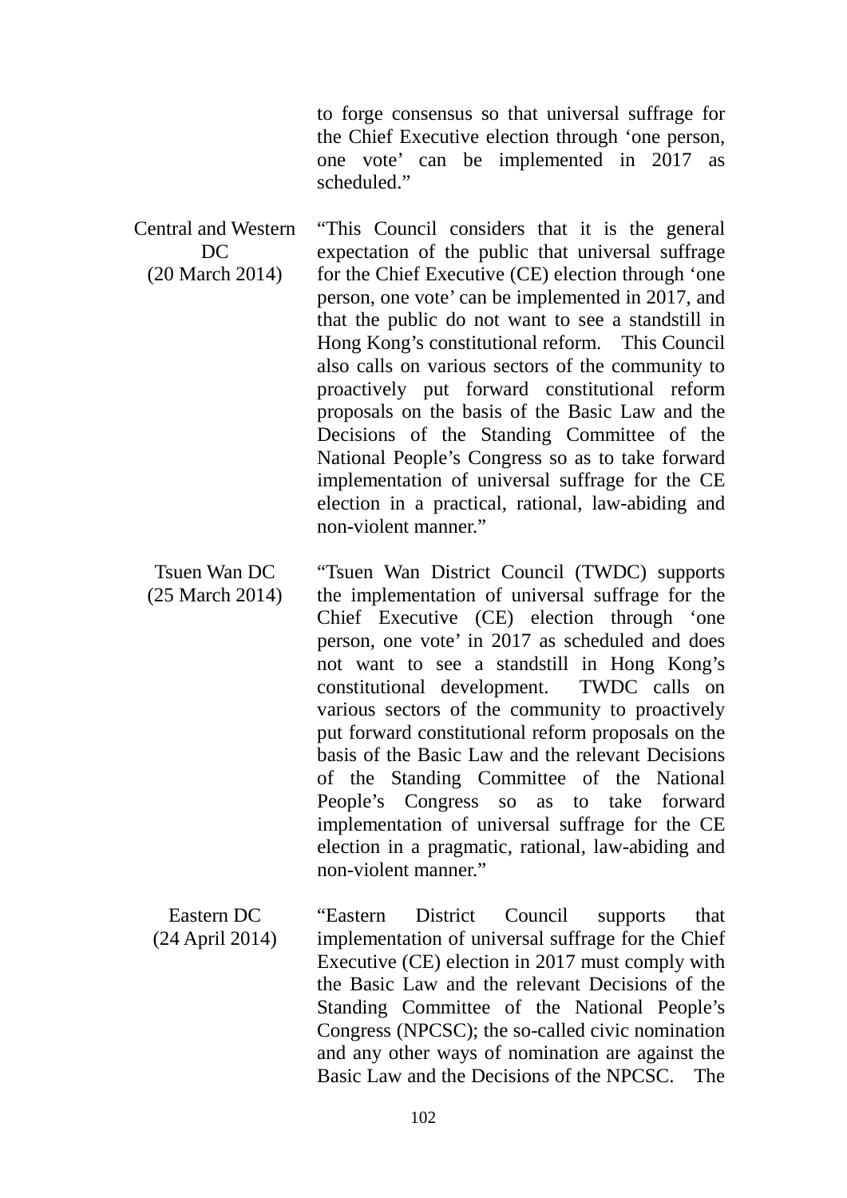| | |
|---|---|
| | to forge consensus so that universal suffrage for the Chief Executive election through 'one person, one vote' can be implemented in 2017 as scheduled." |
| Central and Western DC (20 March 2014) | "This Council considers that it is the general expectation of the public that universal suffrage for the Chief Executive (CE) election through 'one person, one vote' can be implemented in 2017, and that the public do not want to see a standstill in Hong Kong's constitutional reform. This Council also calls on various sectors of the community to proactively put forward constitutional reform proposals on the basis of the Basic Law and the Decisions of the Standing Committee of the National People's Congress so as to take forward implementation of universal suffrage for the CE election in a practical, rational, law-abiding and non-violent manner." |
| Tsuen Wan DC (25 March 2014) | "Tsuen Wan District Council (TWDC) supports the implementation of universal suffrage for the Chief Executive (CE) election through 'one person, one vote' in 2017 as scheduled and does not want to see a standstill in Hong Kong's constitutional development. TWDC calls on various sectors of the community to proactively put forward constitutional reform proposals on the basis of the Basic Law and the relevant Decisions of the Standing Committee of the National People's Congress so as to take forward implementation of universal suffrage for the CE election in a pragmatic, rational, law-abiding and non-violent manner." |
| Eastern DC (24 April 2014) | "Eastern District Council supports that implementation of universal suffrage for the Chief Executive (CE) election in 2017 must comply with the Basic Law and the relevant Decisions of the Standing Committee of the National People's Congress (NPCSC); the so-called civic nomination and any other ways of nomination are against the Basic Law and the Decisions of the NPCSC. The |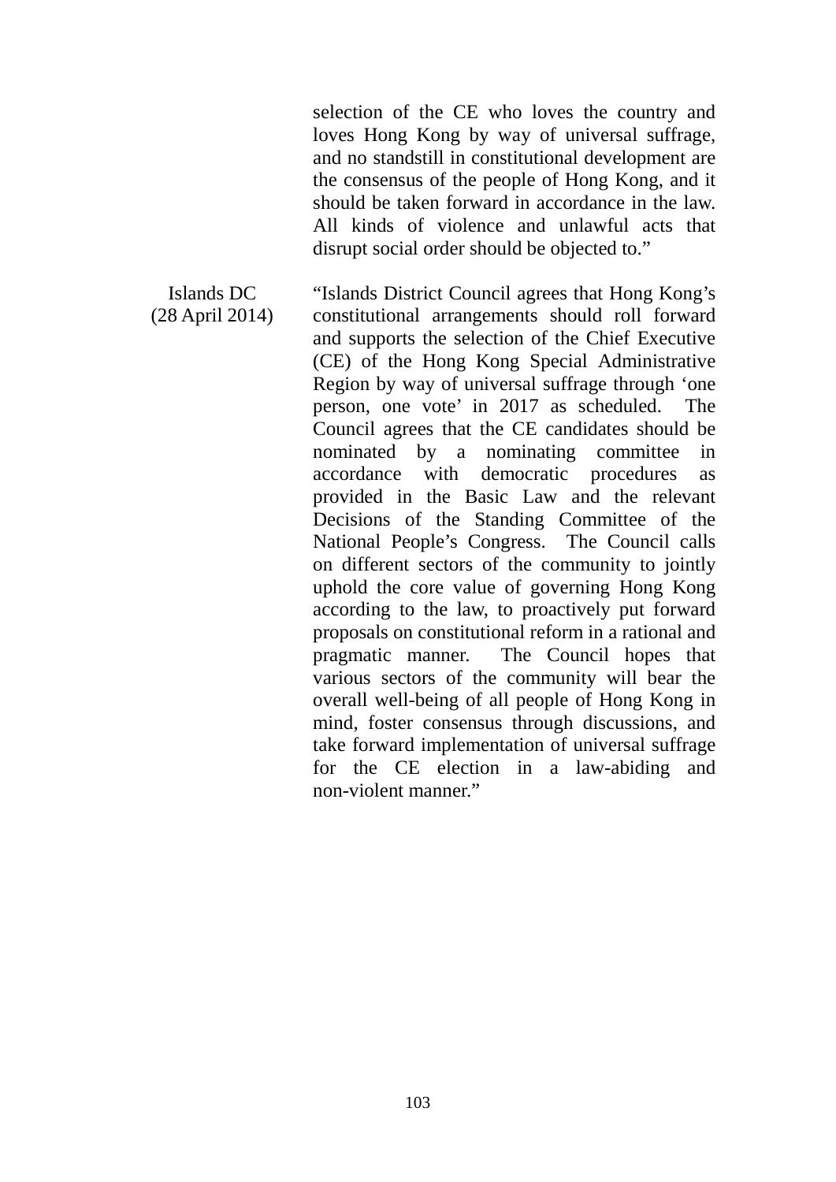| | |
|---|---|
| | selection of the CE who loves the country and loves Hong Kong by way of universal suffrage, and no standstill in constitutional development are the consensus of the people of Hong Kong, and it should be taken forward in accordance in the law. All kinds of violence and unlawful acts that disrupt social order should be objected to." |
| Islands DC (28 April 2014) | "Islands District Council agrees that Hong Kong's constitutional arrangements should roll forward and supports the selection of the Chief Executive (CE) of the Hong Kong Special Administrative Region by way of universal suffrage through 'one person, one vote' in 2017 as scheduled. The Council agrees that the CE candidates should be nominated by a nominating committee in accordance with democratic procedures as provided in the Basic Law and the relevant Decisions of the Standing Committee of the National People's Congress. The Council calls on different sectors of the community to jointly uphold the core value of governing Hong Kong according to the law, to proactively put forward proposals on constitutional reform in a rational and pragmatic manner. The Council hopes that various sectors of the community will bear the overall well-being of all people of Hong Kong in mind, foster consensus through discussions, and take forward implementation of universal suffrage for the CE election in a law-abiding and non-violent manner." |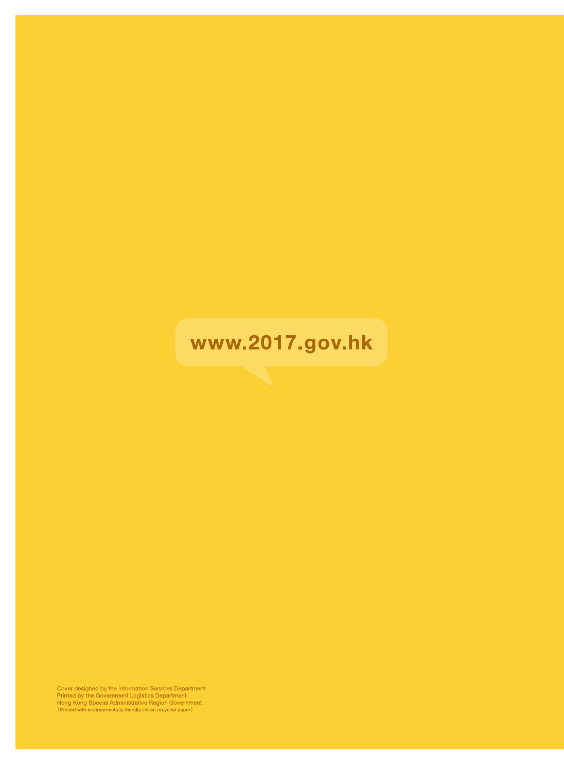www.2017.gov.hk

Cover designed by the Information Services Department
Printed by the Government Logistics Department
Hong Kong Special Administrative Region Government
(Printed with environmentally friendly ink on recycled paper)